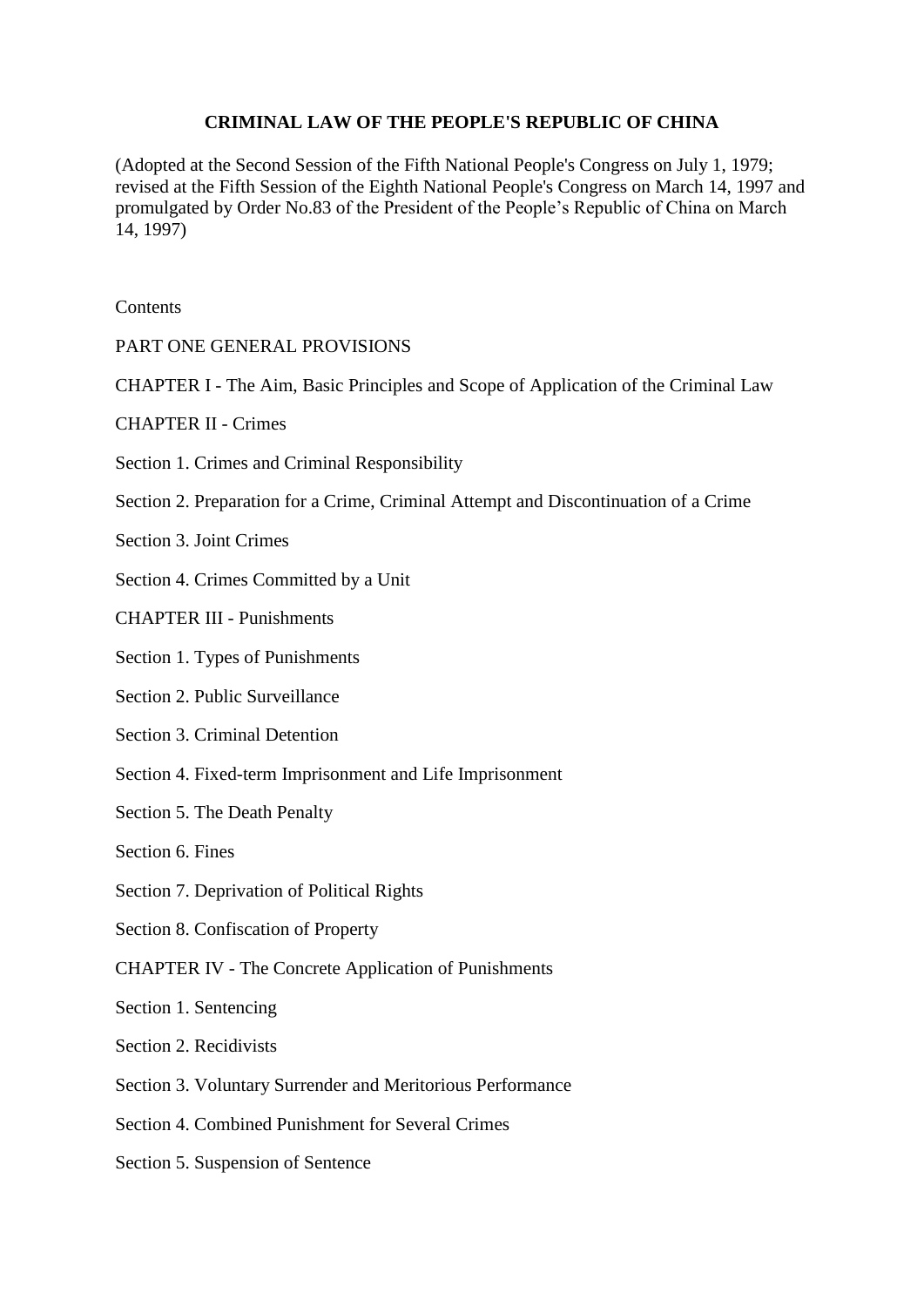# CRIMINAL LAW OF THE PEOPLE'S REPUBLIC OF CHINA

(Adopted at the Second Session of the Fifth National People's Congress on July 1, 1979; revised at the Fifth Session of the Eighth National People's Congress on March 14, 1997 and promulgated by Order No.83 of the President of the People's Republic of China on March 14, 1997)

Contents

PART ONE GENERAL PROVISIONS

CHAPTER I - The Aim, Basic Principles and Scope of Application of the Criminal Law

CHAPTER II - Crimes

Section 1. Crimes and Criminal Responsibility

Section 2. Preparation for a Crime, Criminal Attempt and Discontinuation of a Crime

Section 3. Joint Crimes

Section 4. Crimes Committed by a Unit

CHAPTER III - Punishments

Section 1. Types of Punishments

Section 2. Public Surveillance

Section 3. Criminal Detention

Section 4. Fixed-term Imprisonment and Life Imprisonment

Section 5. The Death Penalty

Section 6. Fines

Section 7. Deprivation of Political Rights

Section 8. Confiscation of Property

CHAPTER IV - The Concrete Application of Punishments

Section 1. Sentencing

Section 2. Recidivists

Section 3. Voluntary Surrender and Meritorious Performance

Section 4. Combined Punishment for Several Crimes

Section 5. Suspension of Sentence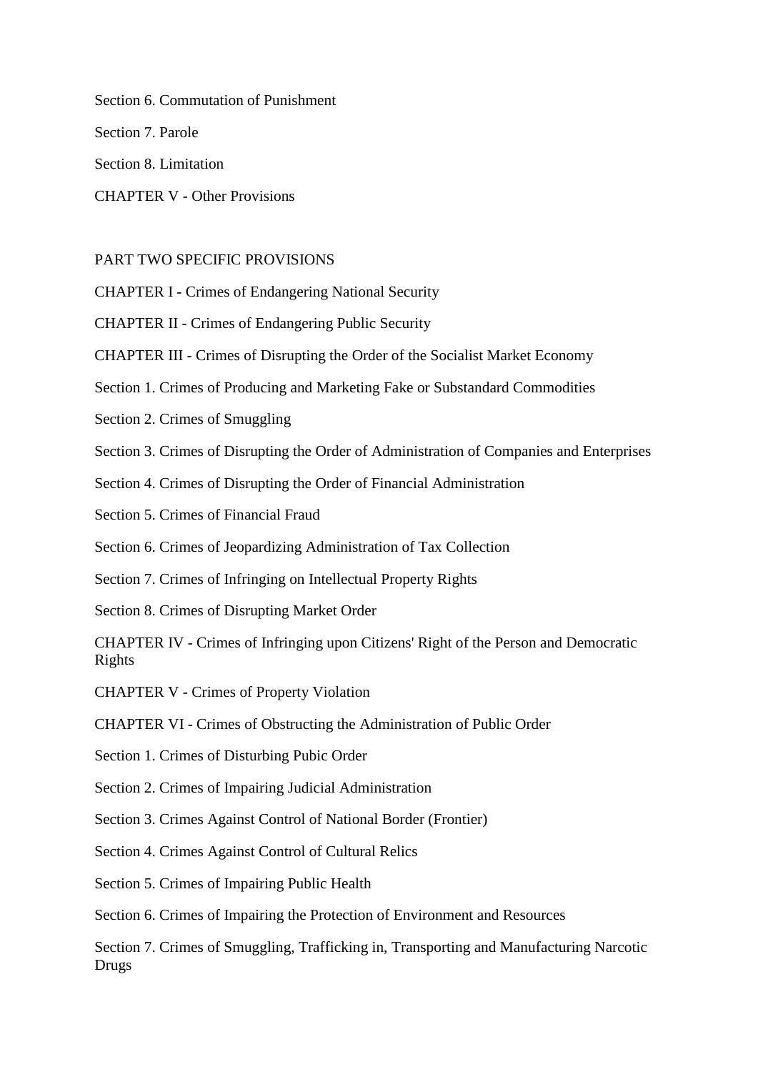Section 6. Commutation of Punishment

Section 7. Parole

Section 8. Limitation

CHAPTER V - Other Provisions

PART TWO SPECIFIC PROVISIONS

CHAPTER I - Crimes of Endangering National Security

CHAPTER II - Crimes of Endangering Public Security

CHAPTER III - Crimes of Disrupting the Order of the Socialist Market Economy

Section 1. Crimes of Producing and Marketing Fake or Substandard Commodities

Section 2. Crimes of Smuggling

Section 3. Crimes of Disrupting the Order of Administration of Companies and Enterprises

Section 4. Crimes of Disrupting the Order of Financial Administration

Section 5. Crimes of Financial Fraud

Section 6. Crimes of Jeopardizing Administration of Tax Collection

Section 7. Crimes of Infringing on Intellectual Property Rights

Section 8. Crimes of Disrupting Market Order

CHAPTER IV - Crimes of Infringing upon Citizens' Right of the Person and Democratic Rights

CHAPTER V - Crimes of Property Violation

CHAPTER VI - Crimes of Obstructing the Administration of Public Order

Section 1. Crimes of Disturbing Pubic Order

Section 2. Crimes of Impairing Judicial Administration

Section 3. Crimes Against Control of National Border (Frontier)

Section 4. Crimes Against Control of Cultural Relics

Section 5. Crimes of Impairing Public Health

Section 6. Crimes of Impairing the Protection of Environment and Resources

Section 7. Crimes of Smuggling, Trafficking in, Transporting and Manufacturing Narcotic Drugs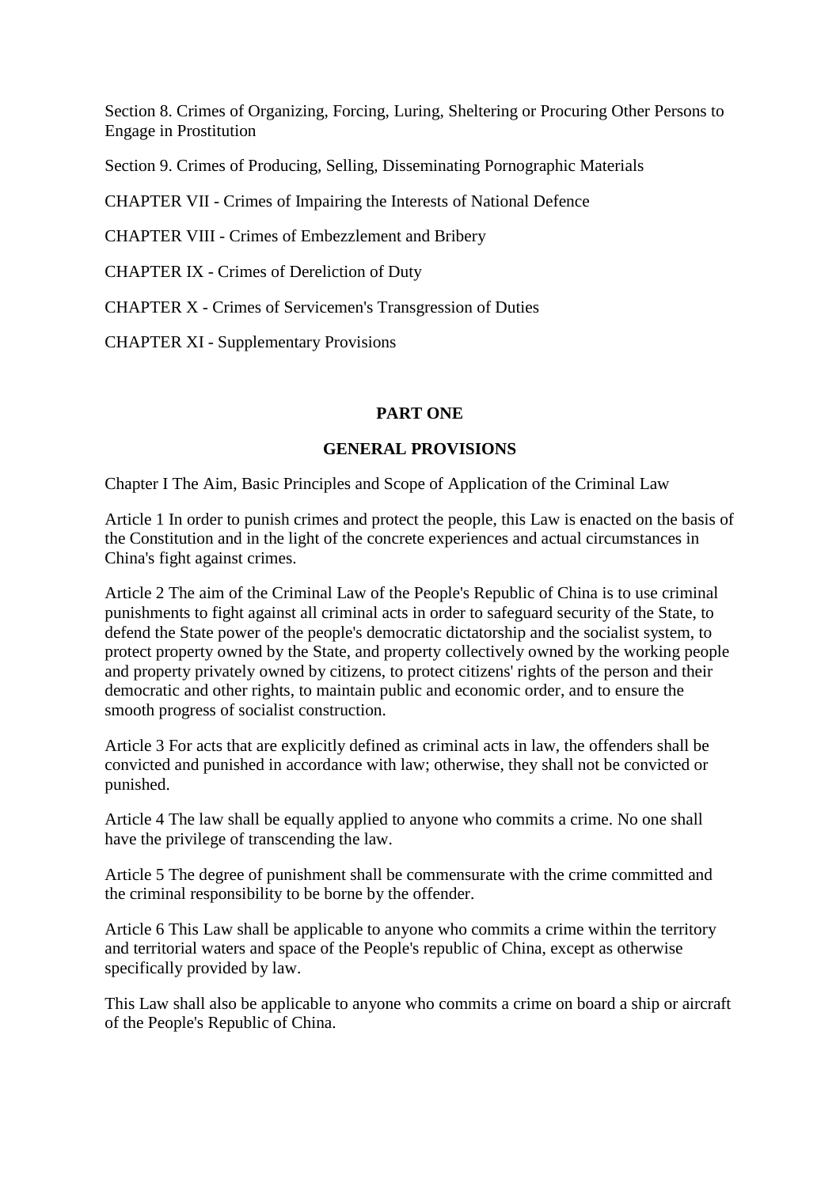Section 8. Crimes of Organizing, Forcing, Luring, Sheltering or Procuring Other Persons to Engage in Prostitution

Section 9. Crimes of Producing, Selling, Disseminating Pornographic Materials

CHAPTER VII - Crimes of Impairing the Interests of National Defence

CHAPTER VIII - Crimes of Embezzlement and Bribery

CHAPTER IX - Crimes of Dereliction of Duty

CHAPTER X - Crimes of Servicemen's Transgression of Duties

CHAPTER XI - Supplementary Provisions

# PART ONE

## GENERAL PROVISIONS

### Chapter I The Aim, Basic Principles and Scope of Application of the Criminal Law

Article 1 In order to punish crimes and protect the people, this Law is enacted on the basis of the Constitution and in the light of the concrete experiences and actual circumstances in China's fight against crimes.

Article 2 The aim of the Criminal Law of the People's Republic of China is to use criminal punishments to fight against all criminal acts in order to safeguard security of the State, to defend the State power of the people's democratic dictatorship and the socialist system, to protect property owned by the State, and property collectively owned by the working people and property privately owned by citizens, to protect citizens' rights of the person and their democratic and other rights, to maintain public and economic order, and to ensure the smooth progress of socialist construction.

Article 3 For acts that are explicitly defined as criminal acts in law, the offenders shall be convicted and punished in accordance with law; otherwise, they shall not be convicted or punished.

Article 4 The law shall be equally applied to anyone who commits a crime. No one shall have the privilege of transcending the law.

Article 5 The degree of punishment shall be commensurate with the crime committed and the criminal responsibility to be borne by the offender.

Article 6 This Law shall be applicable to anyone who commits a crime within the territory and territorial waters and space of the People's republic of China, except as otherwise specifically provided by law.

This Law shall also be applicable to anyone who commits a crime on board a ship or aircraft of the People's Republic of China.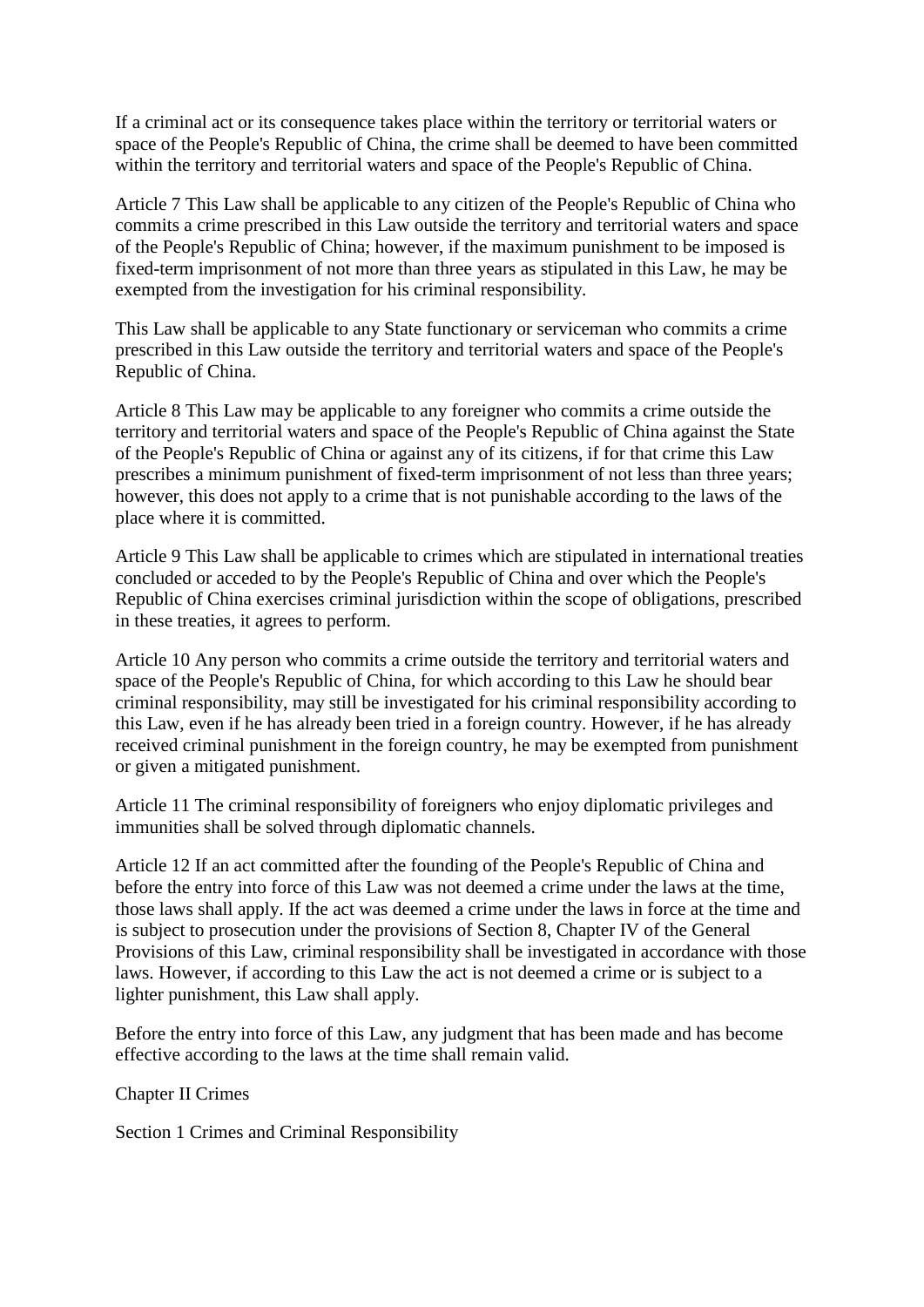If a criminal act or its consequence takes place within the territory or territorial waters or space of the People's Republic of China, the crime shall be deemed to have been committed within the territory and territorial waters and space of the People's Republic of China.

Article 7 This Law shall be applicable to any citizen of the People's Republic of China who commits a crime prescribed in this Law outside the territory and territorial waters and space of the People's Republic of China; however, if the maximum punishment to be imposed is fixed-term imprisonment of not more than three years as stipulated in this Law, he may be exempted from the investigation for his criminal responsibility.

This Law shall be applicable to any State functionary or serviceman who commits a crime prescribed in this Law outside the territory and territorial waters and space of the People's Republic of China.

Article 8 This Law may be applicable to any foreigner who commits a crime outside the territory and territorial waters and space of the People's Republic of China against the State of the People's Republic of China or against any of its citizens, if for that crime this Law prescribes a minimum punishment of fixed-term imprisonment of not less than three years; however, this does not apply to a crime that is not punishable according to the laws of the place where it is committed.

Article 9 This Law shall be applicable to crimes which are stipulated in international treaties concluded or acceded to by the People's Republic of China and over which the People's Republic of China exercises criminal jurisdiction within the scope of obligations, prescribed in these treaties, it agrees to perform.

Article 10 Any person who commits a crime outside the territory and territorial waters and space of the People's Republic of China, for which according to this Law he should bear criminal responsibility, may still be investigated for his criminal responsibility according to this Law, even if he has already been tried in a foreign country. However, if he has already received criminal punishment in the foreign country, he may be exempted from punishment or given a mitigated punishment.

Article 11 The criminal responsibility of foreigners who enjoy diplomatic privileges and immunities shall be solved through diplomatic channels.

Article 12 If an act committed after the founding of the People's Republic of China and before the entry into force of this Law was not deemed a crime under the laws at the time, those laws shall apply. If the act was deemed a crime under the laws in force at the time and is subject to prosecution under the provisions of Section 8, Chapter IV of the General Provisions of this Law, criminal responsibility shall be investigated in accordance with those laws. However, if according to this Law the act is not deemed a crime or is subject to a lighter punishment, this Law shall apply.

Before the entry into force of this Law, any judgment that has been made and has become effective according to the laws at the time shall remain valid.

## Chapter II Crimes

### Section 1 Crimes and Criminal Responsibility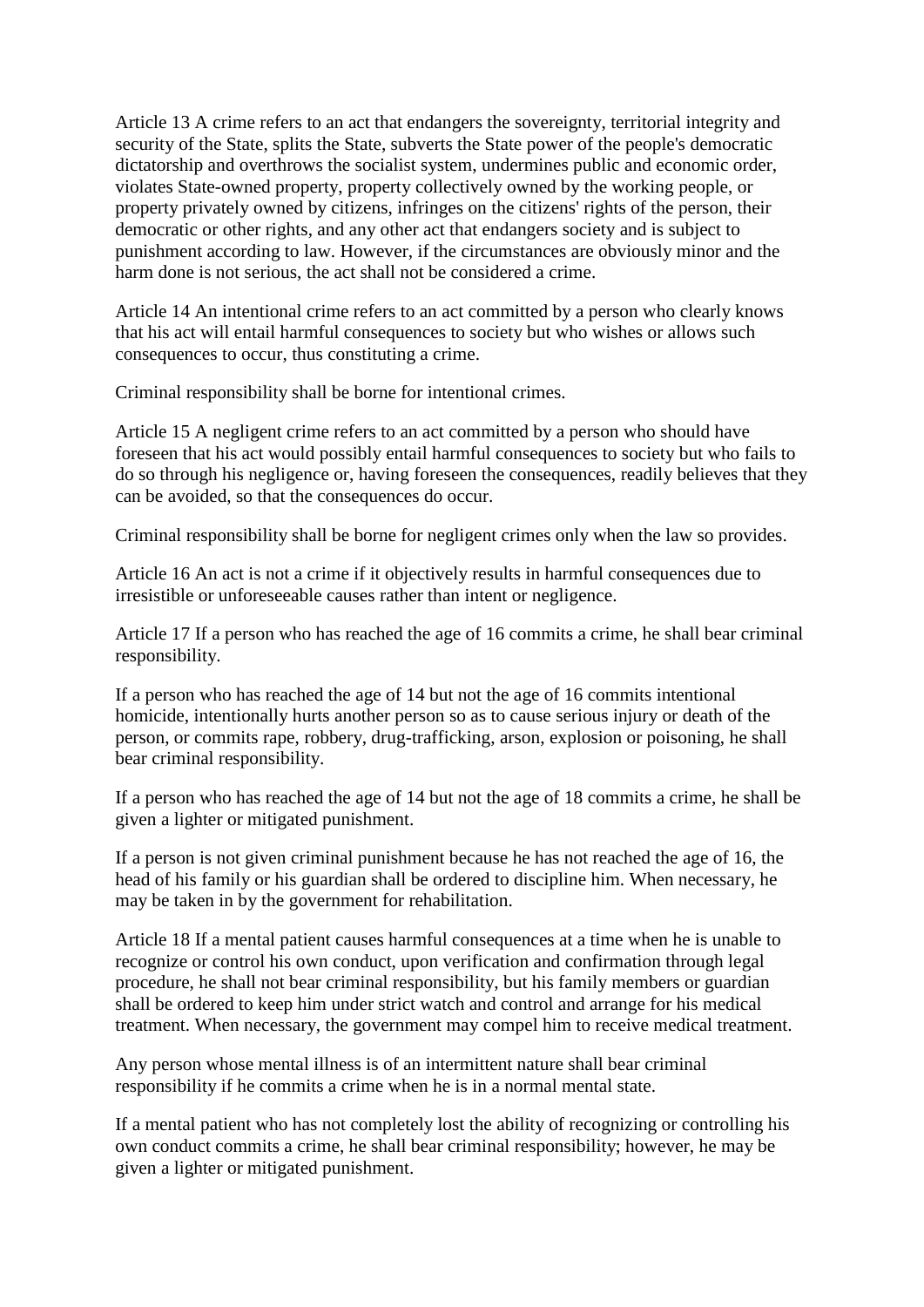Article 13 A crime refers to an act that endangers the sovereignty, territorial integrity and security of the State, splits the State, subverts the State power of the people's democratic dictatorship and overthrows the socialist system, undermines public and economic order, violates State-owned property, property collectively owned by the working people, or property privately owned by citizens, infringes on the citizens' rights of the person, their democratic or other rights, and any other act that endangers society and is subject to punishment according to law. However, if the circumstances are obviously minor and the harm done is not serious, the act shall not be considered a crime.

Article 14 An intentional crime refers to an act committed by a person who clearly knows that his act will entail harmful consequences to society but who wishes or allows such consequences to occur, thus constituting a crime.

Criminal responsibility shall be borne for intentional crimes.

Article 15 A negligent crime refers to an act committed by a person who should have foreseen that his act would possibly entail harmful consequences to society but who fails to do so through his negligence or, having foreseen the consequences, readily believes that they can be avoided, so that the consequences do occur.

Criminal responsibility shall be borne for negligent crimes only when the law so provides.

Article 16 An act is not a crime if it objectively results in harmful consequences due to irresistible or unforeseeable causes rather than intent or negligence.

Article 17 If a person who has reached the age of 16 commits a crime, he shall bear criminal responsibility.

If a person who has reached the age of 14 but not the age of 16 commits intentional homicide, intentionally hurts another person so as to cause serious injury or death of the person, or commits rape, robbery, drug-trafficking, arson, explosion or poisoning, he shall bear criminal responsibility.

If a person who has reached the age of 14 but not the age of 18 commits a crime, he shall be given a lighter or mitigated punishment.

If a person is not given criminal punishment because he has not reached the age of 16, the head of his family or his guardian shall be ordered to discipline him. When necessary, he may be taken in by the government for rehabilitation.

Article 18 If a mental patient causes harmful consequences at a time when he is unable to recognize or control his own conduct, upon verification and confirmation through legal procedure, he shall not bear criminal responsibility, but his family members or guardian shall be ordered to keep him under strict watch and control and arrange for his medical treatment. When necessary, the government may compel him to receive medical treatment.

Any person whose mental illness is of an intermittent nature shall bear criminal responsibility if he commits a crime when he is in a normal mental state.

If a mental patient who has not completely lost the ability of recognizing or controlling his own conduct commits a crime, he shall bear criminal responsibility; however, he may be given a lighter or mitigated punishment.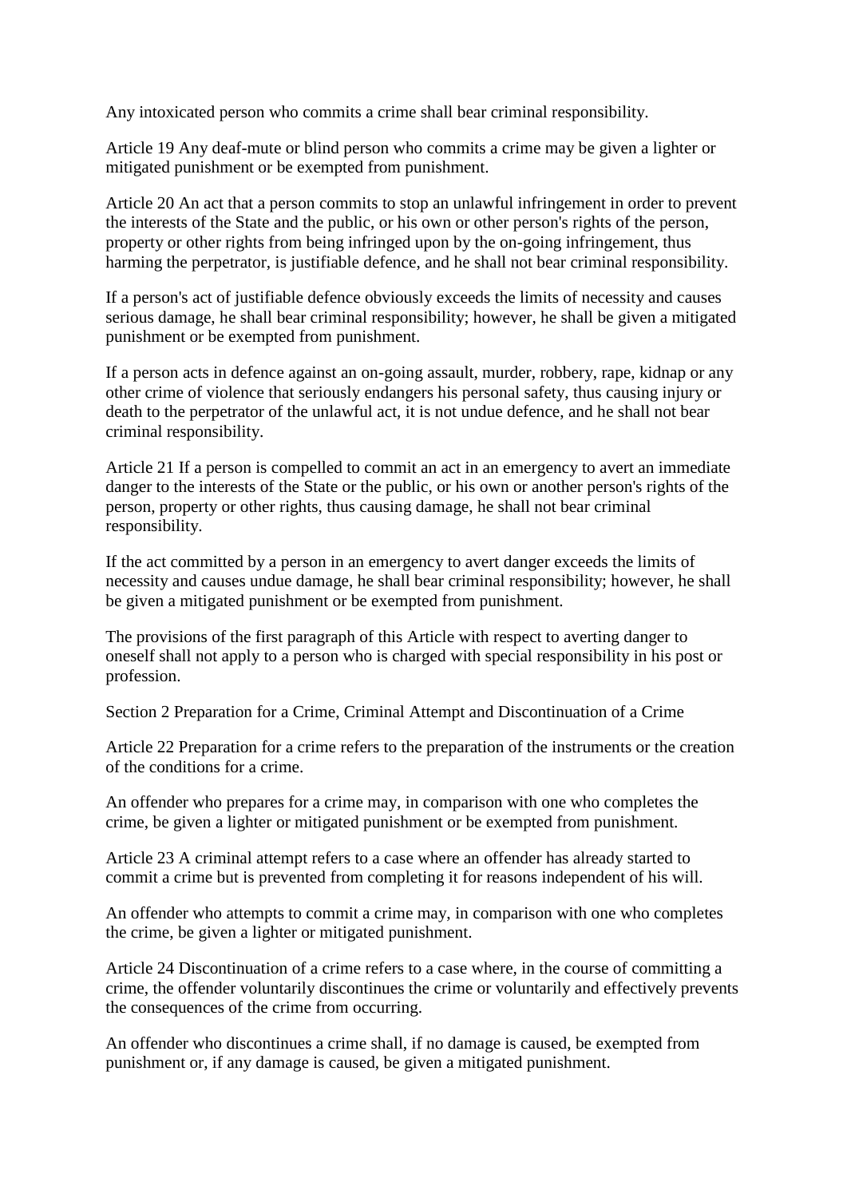Any intoxicated person who commits a crime shall bear criminal responsibility.

Article 19 Any deaf-mute or blind person who commits a crime may be given a lighter or mitigated punishment or be exempted from punishment.

Article 20 An act that a person commits to stop an unlawful infringement in order to prevent the interests of the State and the public, or his own or other person's rights of the person, property or other rights from being infringed upon by the on-going infringement, thus harming the perpetrator, is justifiable defence, and he shall not bear criminal responsibility.

If a person's act of justifiable defence obviously exceeds the limits of necessity and causes serious damage, he shall bear criminal responsibility; however, he shall be given a mitigated punishment or be exempted from punishment.

If a person acts in defence against an on-going assault, murder, robbery, rape, kidnap or any other crime of violence that seriously endangers his personal safety, thus causing injury or death to the perpetrator of the unlawful act, it is not undue defence, and he shall not bear criminal responsibility.

Article 21 If a person is compelled to commit an act in an emergency to avert an immediate danger to the interests of the State or the public, or his own or another person's rights of the person, property or other rights, thus causing damage, he shall not bear criminal responsibility.

If the act committed by a person in an emergency to avert danger exceeds the limits of necessity and causes undue damage, he shall bear criminal responsibility; however, he shall be given a mitigated punishment or be exempted from punishment.

The provisions of the first paragraph of this Article with respect to averting danger to oneself shall not apply to a person who is charged with special responsibility in his post or profession.

## Section 2 Preparation for a Crime, Criminal Attempt and Discontinuation of a Crime

Article 22 Preparation for a crime refers to the preparation of the instruments or the creation of the conditions for a crime.

An offender who prepares for a crime may, in comparison with one who completes the crime, be given a lighter or mitigated punishment or be exempted from punishment.

Article 23 A criminal attempt refers to a case where an offender has already started to commit a crime but is prevented from completing it for reasons independent of his will.

An offender who attempts to commit a crime may, in comparison with one who completes the crime, be given a lighter or mitigated punishment.

Article 24 Discontinuation of a crime refers to a case where, in the course of committing a crime, the offender voluntarily discontinues the crime or voluntarily and effectively prevents the consequences of the crime from occurring.

An offender who discontinues a crime shall, if no damage is caused, be exempted from punishment or, if any damage is caused, be given a mitigated punishment.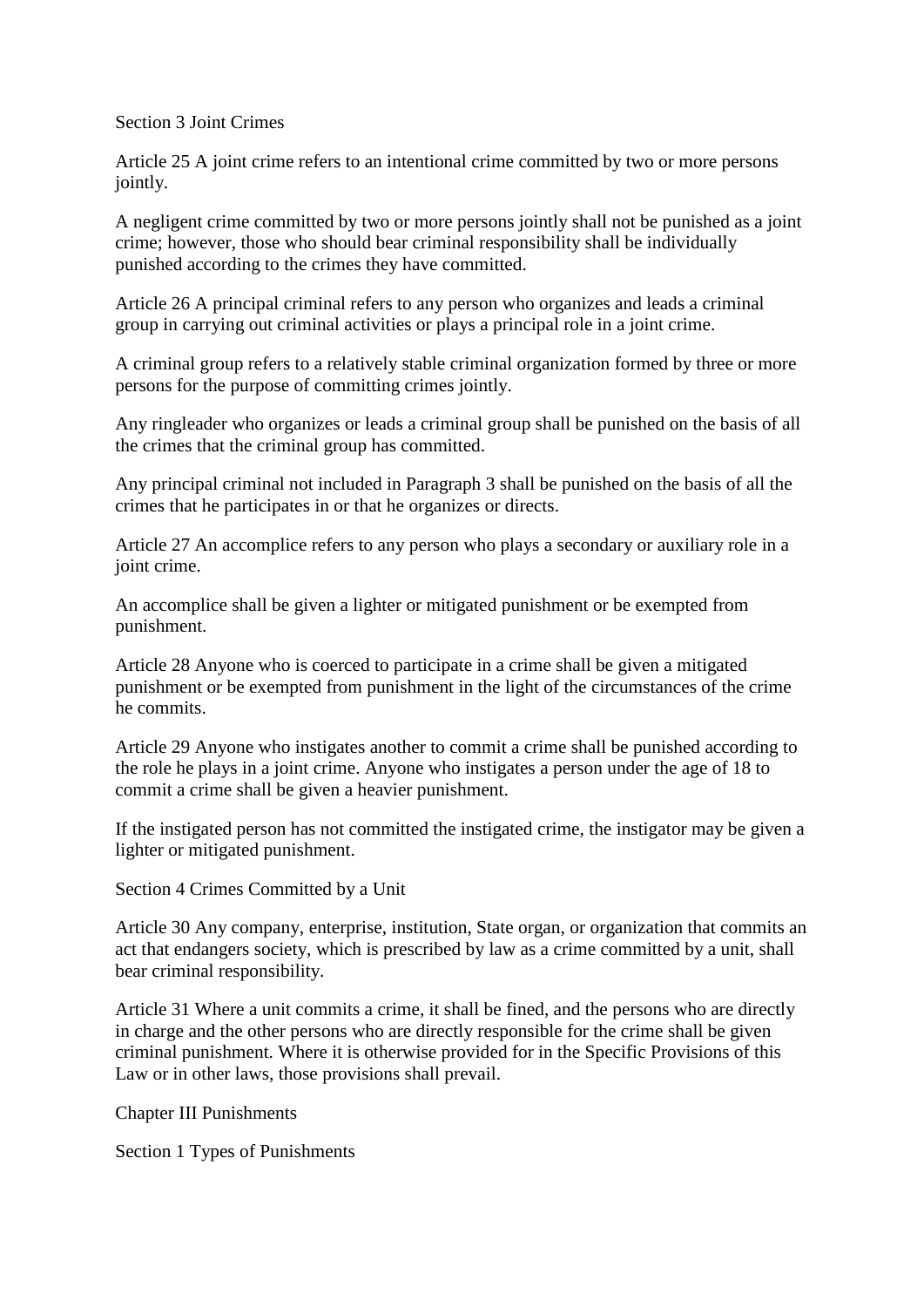## Section 3 Joint Crimes

Article 25 A joint crime refers to an intentional crime committed by two or more persons jointly.

A negligent crime committed by two or more persons jointly shall not be punished as a joint crime; however, those who should bear criminal responsibility shall be individually punished according to the crimes they have committed.

Article 26 A principal criminal refers to any person who organizes and leads a criminal group in carrying out criminal activities or plays a principal role in a joint crime.

A criminal group refers to a relatively stable criminal organization formed by three or more persons for the purpose of committing crimes jointly.

Any ringleader who organizes or leads a criminal group shall be punished on the basis of all the crimes that the criminal group has committed.

Any principal criminal not included in Paragraph 3 shall be punished on the basis of all the crimes that he participates in or that he organizes or directs.

Article 27 An accomplice refers to any person who plays a secondary or auxiliary role in a joint crime.

An accomplice shall be given a lighter or mitigated punishment or be exempted from punishment.

Article 28 Anyone who is coerced to participate in a crime shall be given a mitigated punishment or be exempted from punishment in the light of the circumstances of the crime he commits.

Article 29 Anyone who instigates another to commit a crime shall be punished according to the role he plays in a joint crime. Anyone who instigates a person under the age of 18 to commit a crime shall be given a heavier punishment.

If the instigated person has not committed the instigated crime, the instigator may be given a lighter or mitigated punishment.

## Section 4 Crimes Committed by a Unit

Article 30 Any company, enterprise, institution, State organ, or organization that commits an act that endangers society, which is prescribed by law as a crime committed by a unit, shall bear criminal responsibility.

Article 31 Where a unit commits a crime, it shall be fined, and the persons who are directly in charge and the other persons who are directly responsible for the crime shall be given criminal punishment. Where it is otherwise provided for in the Specific Provisions of this Law or in other laws, those provisions shall prevail.

# Chapter III Punishments

## Section 1 Types of Punishments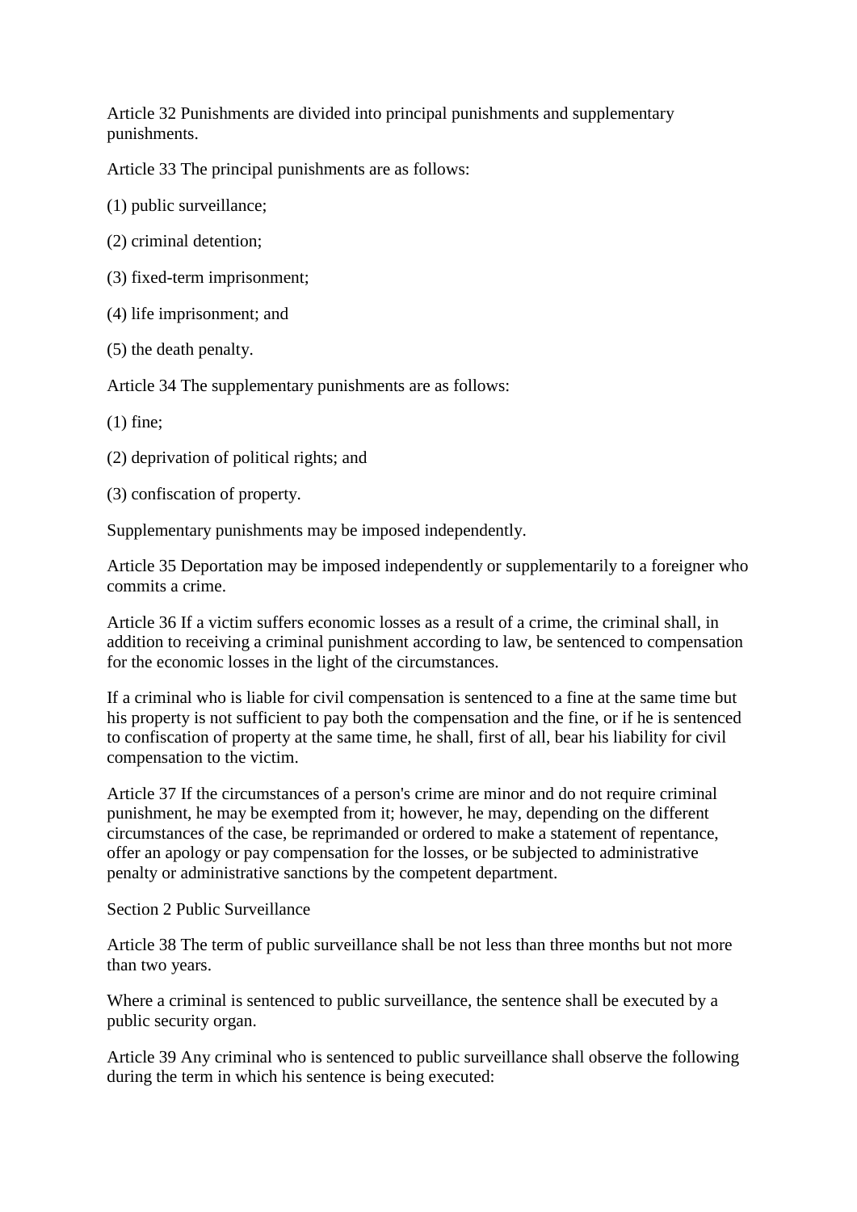Article 32 Punishments are divided into principal punishments and supplementary punishments.

Article 33 The principal punishments are as follows:

(1) public surveillance;

(2) criminal detention;

(3) fixed-term imprisonment;

(4) life imprisonment; and

(5) the death penalty.

Article 34 The supplementary punishments are as follows:

(1) fine;

(2) deprivation of political rights; and

(3) confiscation of property.

Supplementary punishments may be imposed independently.

Article 35 Deportation may be imposed independently or supplementarily to a foreigner who commits a crime.

Article 36 If a victim suffers economic losses as a result of a crime, the criminal shall, in addition to receiving a criminal punishment according to law, be sentenced to compensation for the economic losses in the light of the circumstances.

If a criminal who is liable for civil compensation is sentenced to a fine at the same time but his property is not sufficient to pay both the compensation and the fine, or if he is sentenced to confiscation of property at the same time, he shall, first of all, bear his liability for civil compensation to the victim.

Article 37 If the circumstances of a person's crime are minor and do not require criminal punishment, he may be exempted from it; however, he may, depending on the different circumstances of the case, be reprimanded or ordered to make a statement of repentance, offer an apology or pay compensation for the losses, or be subjected to administrative penalty or administrative sanctions by the competent department.

## Section 2 Public Surveillance

Article 38 The term of public surveillance shall be not less than three months but not more than two years.

Where a criminal is sentenced to public surveillance, the sentence shall be executed by a public security organ.

Article 39 Any criminal who is sentenced to public surveillance shall observe the following during the term in which his sentence is being executed: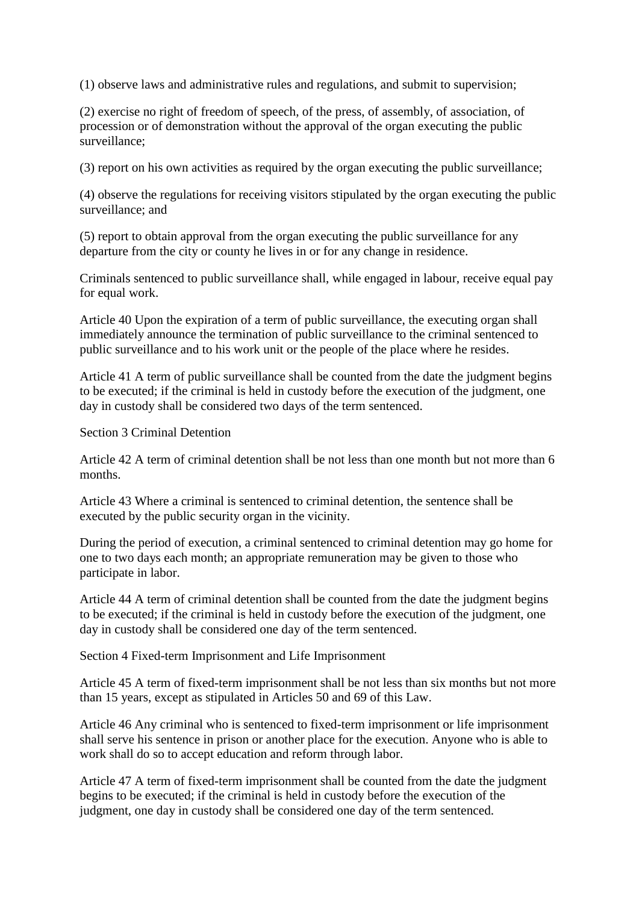(1) observe laws and administrative rules and regulations, and submit to supervision;

(2) exercise no right of freedom of speech, of the press, of assembly, of association, of procession or of demonstration without the approval of the organ executing the public surveillance;

(3) report on his own activities as required by the organ executing the public surveillance;

(4) observe the regulations for receiving visitors stipulated by the organ executing the public surveillance; and

(5) report to obtain approval from the organ executing the public surveillance for any departure from the city or county he lives in or for any change in residence.

Criminals sentenced to public surveillance shall, while engaged in labour, receive equal pay for equal work.

Article 40 Upon the expiration of a term of public surveillance, the executing organ shall immediately announce the termination of public surveillance to the criminal sentenced to public surveillance and to his work unit or the people of the place where he resides.

Article 41 A term of public surveillance shall be counted from the date the judgment begins to be executed; if the criminal is held in custody before the execution of the judgment, one day in custody shall be considered two days of the term sentenced.

## Section 3 Criminal Detention

Article 42 A term of criminal detention shall be not less than one month but not more than 6 months.

Article 43 Where a criminal is sentenced to criminal detention, the sentence shall be executed by the public security organ in the vicinity.

During the period of execution, a criminal sentenced to criminal detention may go home for one to two days each month; an appropriate remuneration may be given to those who participate in labor.

Article 44 A term of criminal detention shall be counted from the date the judgment begins to be executed; if the criminal is held in custody before the execution of the judgment, one day in custody shall be considered one day of the term sentenced.

## Section 4 Fixed-term Imprisonment and Life Imprisonment

Article 45 A term of fixed-term imprisonment shall be not less than six months but not more than 15 years, except as stipulated in Articles 50 and 69 of this Law.

Article 46 Any criminal who is sentenced to fixed-term imprisonment or life imprisonment shall serve his sentence in prison or another place for the execution. Anyone who is able to work shall do so to accept education and reform through labor.

Article 47 A term of fixed-term imprisonment shall be counted from the date the judgment begins to be executed; if the criminal is held in custody before the execution of the judgment, one day in custody shall be considered one day of the term sentenced.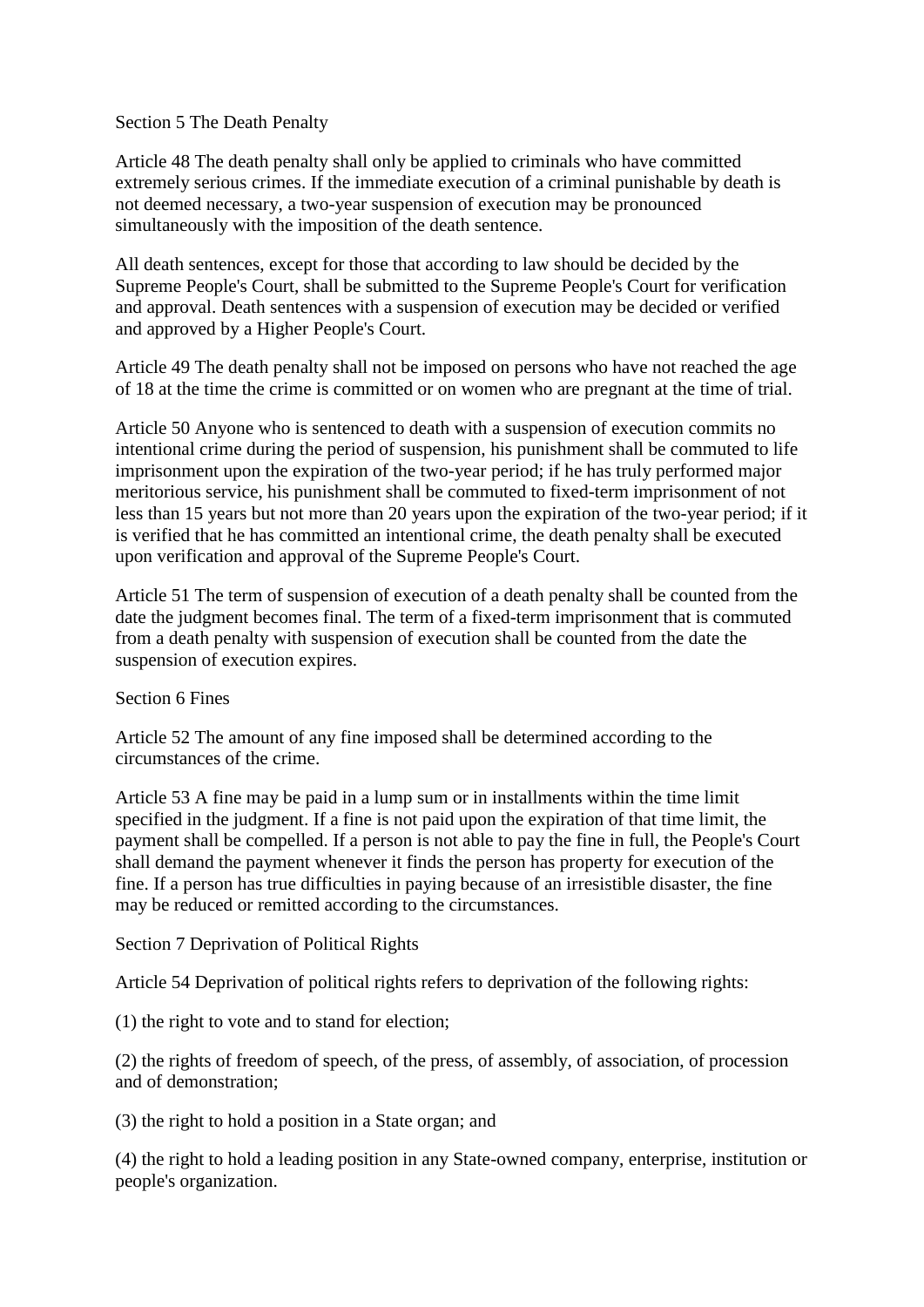## Section 5 The Death Penalty

Article 48 The death penalty shall only be applied to criminals who have committed extremely serious crimes. If the immediate execution of a criminal punishable by death is not deemed necessary, a two-year suspension of execution may be pronounced simultaneously with the imposition of the death sentence.

All death sentences, except for those that according to law should be decided by the Supreme People's Court, shall be submitted to the Supreme People's Court for verification and approval. Death sentences with a suspension of execution may be decided or verified and approved by a Higher People's Court.

Article 49 The death penalty shall not be imposed on persons who have not reached the age of 18 at the time the crime is committed or on women who are pregnant at the time of trial.

Article 50 Anyone who is sentenced to death with a suspension of execution commits no intentional crime during the period of suspension, his punishment shall be commuted to life imprisonment upon the expiration of the two-year period; if he has truly performed major meritorious service, his punishment shall be commuted to fixed-term imprisonment of not less than 15 years but not more than 20 years upon the expiration of the two-year period; if it is verified that he has committed an intentional crime, the death penalty shall be executed upon verification and approval of the Supreme People's Court.

Article 51 The term of suspension of execution of a death penalty shall be counted from the date the judgment becomes final. The term of a fixed-term imprisonment that is commuted from a death penalty with suspension of execution shall be counted from the date the suspension of execution expires.

## Section 6 Fines

Article 52 The amount of any fine imposed shall be determined according to the circumstances of the crime.

Article 53 A fine may be paid in a lump sum or in installments within the time limit specified in the judgment. If a fine is not paid upon the expiration of that time limit, the payment shall be compelled. If a person is not able to pay the fine in full, the People's Court shall demand the payment whenever it finds the person has property for execution of the fine. If a person has true difficulties in paying because of an irresistible disaster, the fine may be reduced or remitted according to the circumstances.

## Section 7 Deprivation of Political Rights

Article 54 Deprivation of political rights refers to deprivation of the following rights:

(1) the right to vote and to stand for election;

(2) the rights of freedom of speech, of the press, of assembly, of association, of procession and of demonstration;

(3) the right to hold a position in a State organ; and

(4) the right to hold a leading position in any State-owned company, enterprise, institution or people's organization.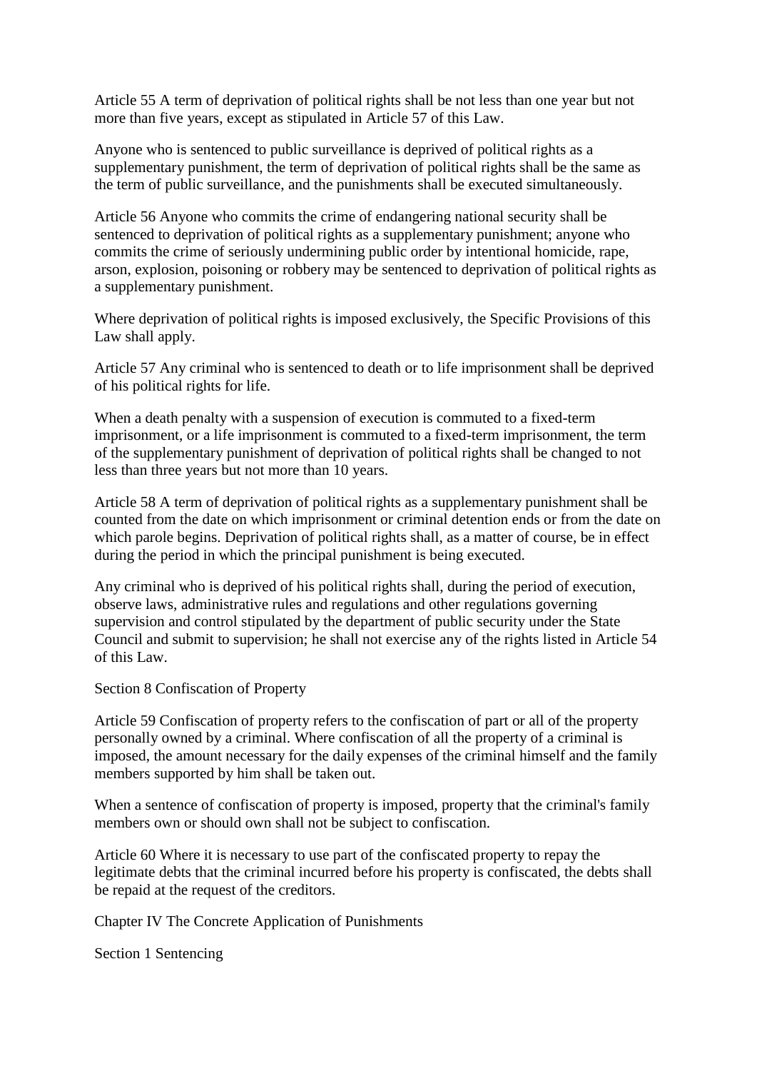Article 55 A term of deprivation of political rights shall be not less than one year but not more than five years, except as stipulated in Article 57 of this Law.

Anyone who is sentenced to public surveillance is deprived of political rights as a supplementary punishment, the term of deprivation of political rights shall be the same as the term of public surveillance, and the punishments shall be executed simultaneously.

Article 56 Anyone who commits the crime of endangering national security shall be sentenced to deprivation of political rights as a supplementary punishment; anyone who commits the crime of seriously undermining public order by intentional homicide, rape, arson, explosion, poisoning or robbery may be sentenced to deprivation of political rights as a supplementary punishment.

Where deprivation of political rights is imposed exclusively, the Specific Provisions of this Law shall apply.

Article 57 Any criminal who is sentenced to death or to life imprisonment shall be deprived of his political rights for life.

When a death penalty with a suspension of execution is commuted to a fixed-term imprisonment, or a life imprisonment is commuted to a fixed-term imprisonment, the term of the supplementary punishment of deprivation of political rights shall be changed to not less than three years but not more than 10 years.

Article 58 A term of deprivation of political rights as a supplementary punishment shall be counted from the date on which imprisonment or criminal detention ends or from the date on which parole begins. Deprivation of political rights shall, as a matter of course, be in effect during the period in which the principal punishment is being executed.

Any criminal who is deprived of his political rights shall, during the period of execution, observe laws, administrative rules and regulations and other regulations governing supervision and control stipulated by the department of public security under the State Council and submit to supervision; he shall not exercise any of the rights listed in Article 54 of this Law.

## Section 8 Confiscation of Property

Article 59 Confiscation of property refers to the confiscation of part or all of the property personally owned by a criminal. Where confiscation of all the property of a criminal is imposed, the amount necessary for the daily expenses of the criminal himself and the family members supported by him shall be taken out.

When a sentence of confiscation of property is imposed, property that the criminal's family members own or should own shall not be subject to confiscation.

Article 60 Where it is necessary to use part of the confiscated property to repay the legitimate debts that the criminal incurred before his property is confiscated, the debts shall be repaid at the request of the creditors.

# Chapter IV The Concrete Application of Punishments

## Section 1 Sentencing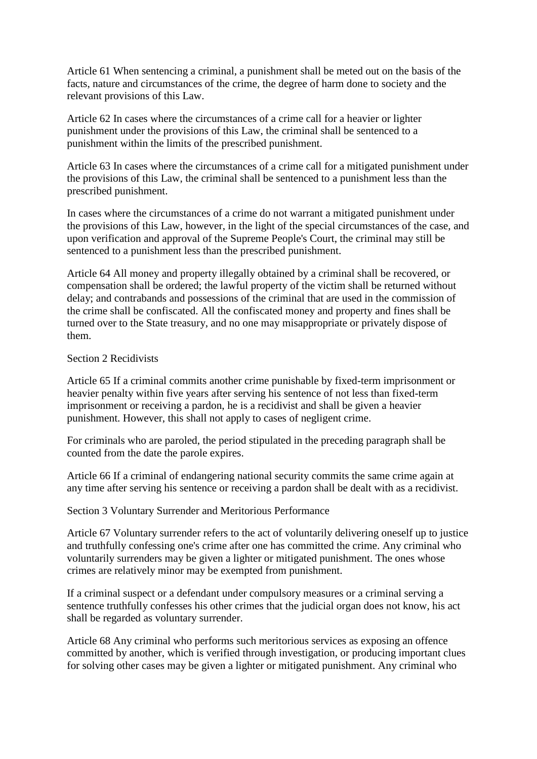Article 61 When sentencing a criminal, a punishment shall be meted out on the basis of the facts, nature and circumstances of the crime, the degree of harm done to society and the relevant provisions of this Law.

Article 62 In cases where the circumstances of a crime call for a heavier or lighter punishment under the provisions of this Law, the criminal shall be sentenced to a punishment within the limits of the prescribed punishment.

Article 63 In cases where the circumstances of a crime call for a mitigated punishment under the provisions of this Law, the criminal shall be sentenced to a punishment less than the prescribed punishment.

In cases where the circumstances of a crime do not warrant a mitigated punishment under the provisions of this Law, however, in the light of the special circumstances of the case, and upon verification and approval of the Supreme People's Court, the criminal may still be sentenced to a punishment less than the prescribed punishment.

Article 64 All money and property illegally obtained by a criminal shall be recovered, or compensation shall be ordered; the lawful property of the victim shall be returned without delay; and contrabands and possessions of the criminal that are used in the commission of the crime shall be confiscated. All the confiscated money and property and fines shall be turned over to the State treasury, and no one may misappropriate or privately dispose of them.

## Section 2 Recidivists

Article 65 If a criminal commits another crime punishable by fixed-term imprisonment or heavier penalty within five years after serving his sentence of not less than fixed-term imprisonment or receiving a pardon, he is a recidivist and shall be given a heavier punishment. However, this shall not apply to cases of negligent crime.

For criminals who are paroled, the period stipulated in the preceding paragraph shall be counted from the date the parole expires.

Article 66 If a criminal of endangering national security commits the same crime again at any time after serving his sentence or receiving a pardon shall be dealt with as a recidivist.

## Section 3 Voluntary Surrender and Meritorious Performance

Article 67 Voluntary surrender refers to the act of voluntarily delivering oneself up to justice and truthfully confessing one's crime after one has committed the crime. Any criminal who voluntarily surrenders may be given a lighter or mitigated punishment. The ones whose crimes are relatively minor may be exempted from punishment.

If a criminal suspect or a defendant under compulsory measures or a criminal serving a sentence truthfully confesses his other crimes that the judicial organ does not know, his act shall be regarded as voluntary surrender.

Article 68 Any criminal who performs such meritorious services as exposing an offence committed by another, which is verified through investigation, or producing important clues for solving other cases may be given a lighter or mitigated punishment. Any criminal who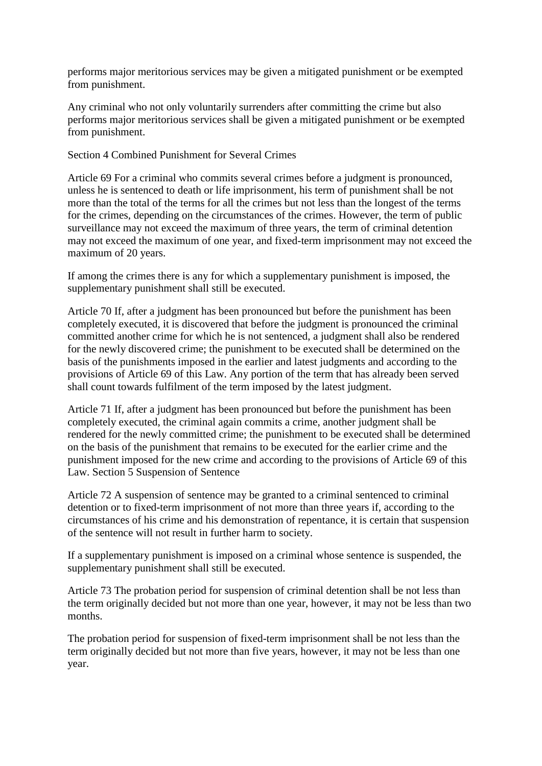performs major meritorious services may be given a mitigated punishment or be exempted from punishment.

Any criminal who not only voluntarily surrenders after committing the crime but also performs major meritorious services shall be given a mitigated punishment or be exempted from punishment.

Section 4 Combined Punishment for Several Crimes

Article 69 For a criminal who commits several crimes before a judgment is pronounced, unless he is sentenced to death or life imprisonment, his term of punishment shall be not more than the total of the terms for all the crimes but not less than the longest of the terms for the crimes, depending on the circumstances of the crimes. However, the term of public surveillance may not exceed the maximum of three years, the term of criminal detention may not exceed the maximum of one year, and fixed-term imprisonment may not exceed the maximum of 20 years.

If among the crimes there is any for which a supplementary punishment is imposed, the supplementary punishment shall still be executed.

Article 70 If, after a judgment has been pronounced but before the punishment has been completely executed, it is discovered that before the judgment is pronounced the criminal committed another crime for which he is not sentenced, a judgment shall also be rendered for the newly discovered crime; the punishment to be executed shall be determined on the basis of the punishments imposed in the earlier and latest judgments and according to the provisions of Article 69 of this Law. Any portion of the term that has already been served shall count towards fulfilment of the term imposed by the latest judgment.

Article 71 If, after a judgment has been pronounced but before the punishment has been completely executed, the criminal again commits a crime, another judgment shall be rendered for the newly committed crime; the punishment to be executed shall be determined on the basis of the punishment that remains to be executed for the earlier crime and the punishment imposed for the new crime and according to the provisions of Article 69 of this Law. Section 5 Suspension of Sentence

Article 72 A suspension of sentence may be granted to a criminal sentenced to criminal detention or to fixed-term imprisonment of not more than three years if, according to the circumstances of his crime and his demonstration of repentance, it is certain that suspension of the sentence will not result in further harm to society.

If a supplementary punishment is imposed on a criminal whose sentence is suspended, the supplementary punishment shall still be executed.

Article 73 The probation period for suspension of criminal detention shall be not less than the term originally decided but not more than one year, however, it may not be less than two months.

The probation period for suspension of fixed-term imprisonment shall be not less than the term originally decided but not more than five years, however, it may not be less than one year.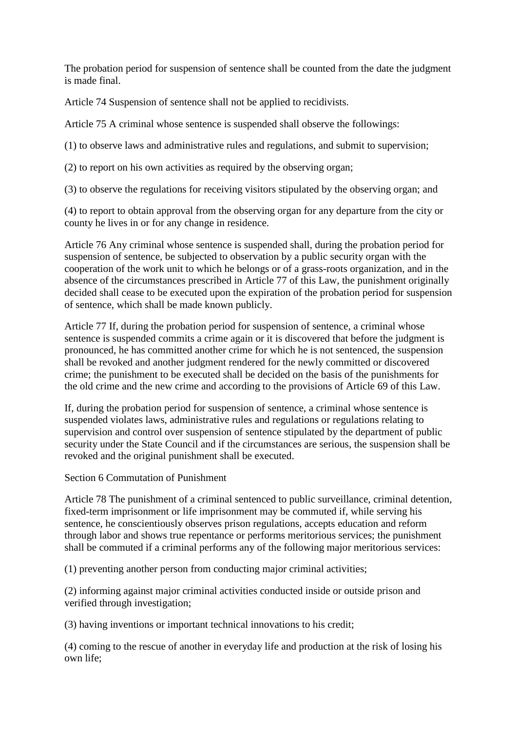The probation period for suspension of sentence shall be counted from the date the judgment is made final.

Article 74 Suspension of sentence shall not be applied to recidivists.

Article 75 A criminal whose sentence is suspended shall observe the followings:

(1) to observe laws and administrative rules and regulations, and submit to supervision;

(2) to report on his own activities as required by the observing organ;

(3) to observe the regulations for receiving visitors stipulated by the observing organ; and

(4) to report to obtain approval from the observing organ for any departure from the city or county he lives in or for any change in residence.

Article 76 Any criminal whose sentence is suspended shall, during the probation period for suspension of sentence, be subjected to observation by a public security organ with the cooperation of the work unit to which he belongs or of a grass-roots organization, and in the absence of the circumstances prescribed in Article 77 of this Law, the punishment originally decided shall cease to be executed upon the expiration of the probation period for suspension of sentence, which shall be made known publicly.

Article 77 If, during the probation period for suspension of sentence, a criminal whose sentence is suspended commits a crime again or it is discovered that before the judgment is pronounced, he has committed another crime for which he is not sentenced, the suspension shall be revoked and another judgment rendered for the newly committed or discovered crime; the punishment to be executed shall be decided on the basis of the punishments for the old crime and the new crime and according to the provisions of Article 69 of this Law.

If, during the probation period for suspension of sentence, a criminal whose sentence is suspended violates laws, administrative rules and regulations or regulations relating to supervision and control over suspension of sentence stipulated by the department of public security under the State Council and if the circumstances are serious, the suspension shall be revoked and the original punishment shall be executed.

Section 6 Commutation of Punishment

Article 78 The punishment of a criminal sentenced to public surveillance, criminal detention, fixed-term imprisonment or life imprisonment may be commuted if, while serving his sentence, he conscientiously observes prison regulations, accepts education and reform through labor and shows true repentance or performs meritorious services; the punishment shall be commuted if a criminal performs any of the following major meritorious services:

(1) preventing another person from conducting major criminal activities;

(2) informing against major criminal activities conducted inside or outside prison and verified through investigation;

(3) having inventions or important technical innovations to his credit;

(4) coming to the rescue of another in everyday life and production at the risk of losing his own life;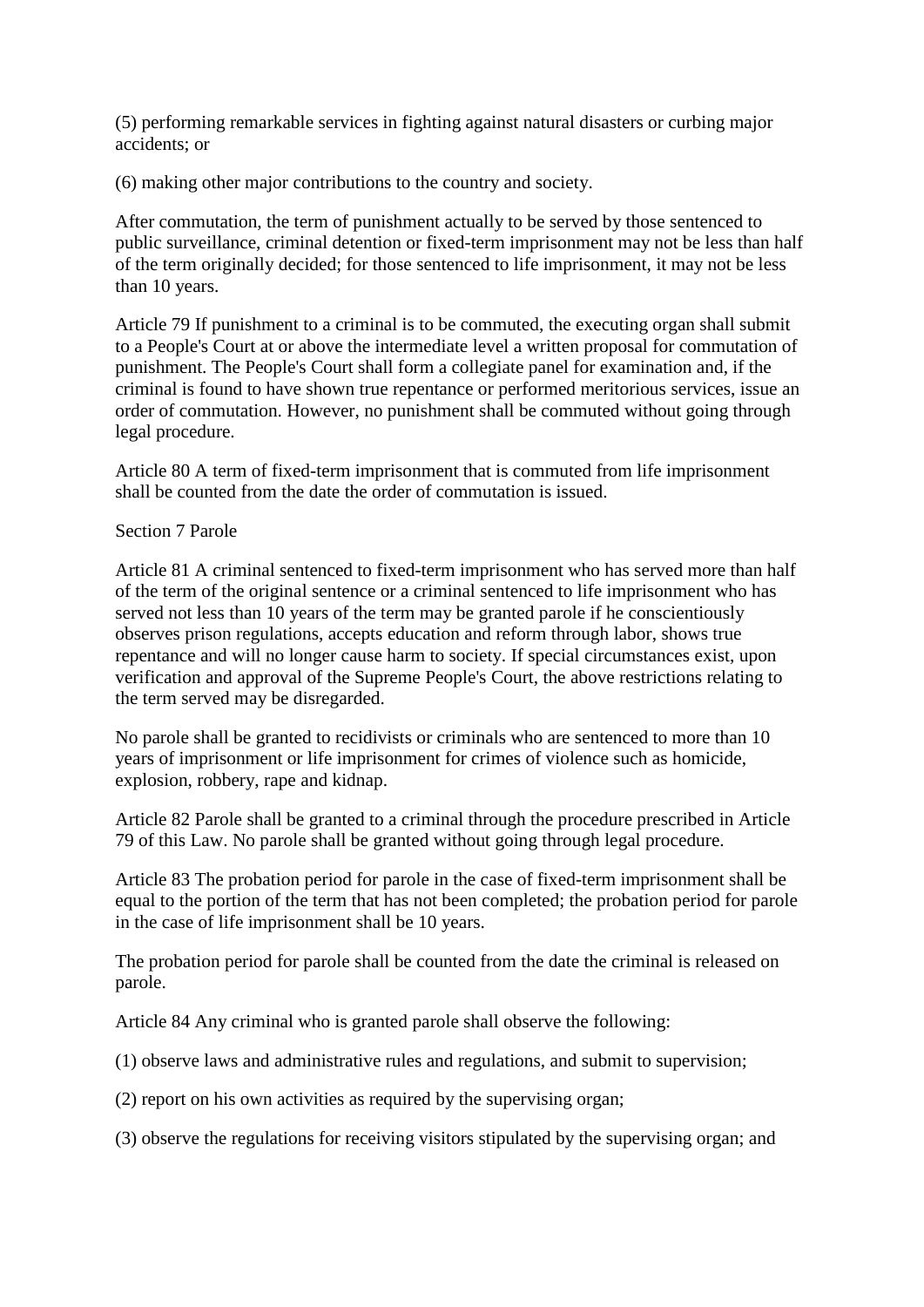(5) performing remarkable services in fighting against natural disasters or curbing major accidents; or

(6) making other major contributions to the country and society.

After commutation, the term of punishment actually to be served by those sentenced to public surveillance, criminal detention or fixed-term imprisonment may not be less than half of the term originally decided; for those sentenced to life imprisonment, it may not be less than 10 years.

Article 79 If punishment to a criminal is to be commuted, the executing organ shall submit to a People's Court at or above the intermediate level a written proposal for commutation of punishment. The People's Court shall form a collegiate panel for examination and, if the criminal is found to have shown true repentance or performed meritorious services, issue an order of commutation. However, no punishment shall be commuted without going through legal procedure.

Article 80 A term of fixed-term imprisonment that is commuted from life imprisonment shall be counted from the date the order of commutation is issued.

## Section 7 Parole

Article 81 A criminal sentenced to fixed-term imprisonment who has served more than half of the term of the original sentence or a criminal sentenced to life imprisonment who has served not less than 10 years of the term may be granted parole if he conscientiously observes prison regulations, accepts education and reform through labor, shows true repentance and will no longer cause harm to society. If special circumstances exist, upon verification and approval of the Supreme People's Court, the above restrictions relating to the term served may be disregarded.

No parole shall be granted to recidivists or criminals who are sentenced to more than 10 years of imprisonment or life imprisonment for crimes of violence such as homicide, explosion, robbery, rape and kidnap.

Article 82 Parole shall be granted to a criminal through the procedure prescribed in Article 79 of this Law. No parole shall be granted without going through legal procedure.

Article 83 The probation period for parole in the case of fixed-term imprisonment shall be equal to the portion of the term that has not been completed; the probation period for parole in the case of life imprisonment shall be 10 years.

The probation period for parole shall be counted from the date the criminal is released on parole.

Article 84 Any criminal who is granted parole shall observe the following:

(1) observe laws and administrative rules and regulations, and submit to supervision;

(2) report on his own activities as required by the supervising organ;

(3) observe the regulations for receiving visitors stipulated by the supervising organ; and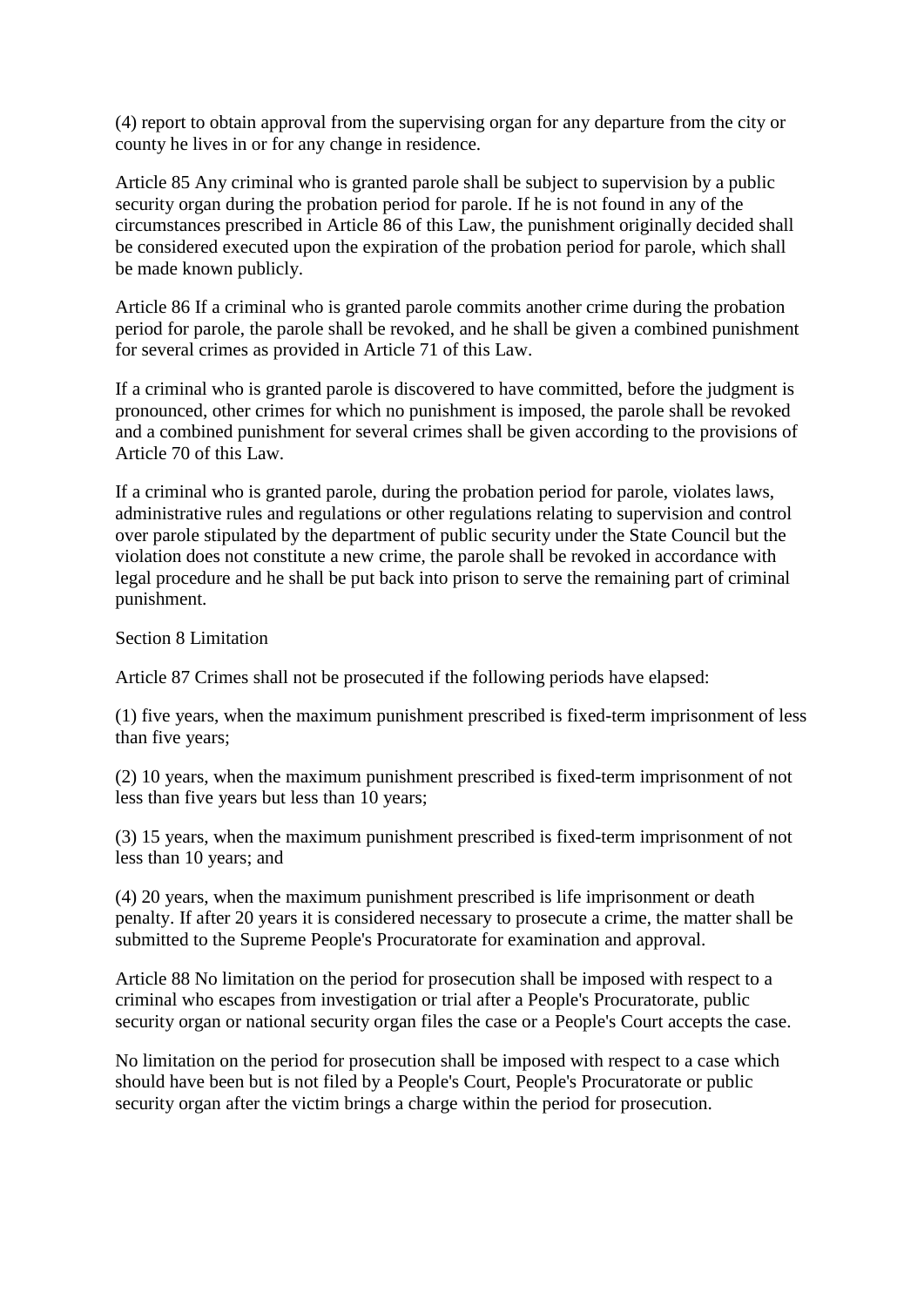(4) report to obtain approval from the supervising organ for any departure from the city or county he lives in or for any change in residence.

Article 85 Any criminal who is granted parole shall be subject to supervision by a public security organ during the probation period for parole. If he is not found in any of the circumstances prescribed in Article 86 of this Law, the punishment originally decided shall be considered executed upon the expiration of the probation period for parole, which shall be made known publicly.

Article 86 If a criminal who is granted parole commits another crime during the probation period for parole, the parole shall be revoked, and he shall be given a combined punishment for several crimes as provided in Article 71 of this Law.

If a criminal who is granted parole is discovered to have committed, before the judgment is pronounced, other crimes for which no punishment is imposed, the parole shall be revoked and a combined punishment for several crimes shall be given according to the provisions of Article 70 of this Law.

If a criminal who is granted parole, during the probation period for parole, violates laws, administrative rules and regulations or other regulations relating to supervision and control over parole stipulated by the department of public security under the State Council but the violation does not constitute a new crime, the parole shall be revoked in accordance with legal procedure and he shall be put back into prison to serve the remaining part of criminal punishment.

## Section 8 Limitation

Article 87 Crimes shall not be prosecuted if the following periods have elapsed:

(1) five years, when the maximum punishment prescribed is fixed-term imprisonment of less than five years;

(2) 10 years, when the maximum punishment prescribed is fixed-term imprisonment of not less than five years but less than 10 years;

(3) 15 years, when the maximum punishment prescribed is fixed-term imprisonment of not less than 10 years; and

(4) 20 years, when the maximum punishment prescribed is life imprisonment or death penalty. If after 20 years it is considered necessary to prosecute a crime, the matter shall be submitted to the Supreme People's Procuratorate for examination and approval.

Article 88 No limitation on the period for prosecution shall be imposed with respect to a criminal who escapes from investigation or trial after a People's Procuratorate, public security organ or national security organ files the case or a People's Court accepts the case.

No limitation on the period for prosecution shall be imposed with respect to a case which should have been but is not filed by a People's Court, People's Procuratorate or public security organ after the victim brings a charge within the period for prosecution.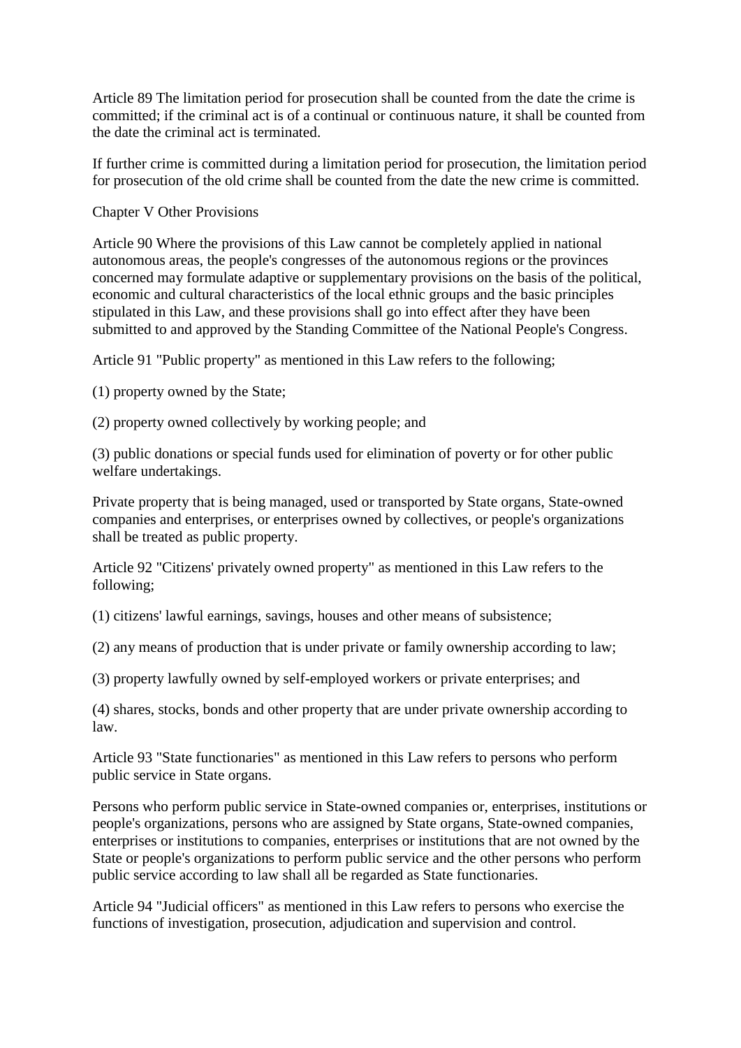Article 89 The limitation period for prosecution shall be counted from the date the crime is committed; if the criminal act is of a continual or continuous nature, it shall be counted from the date the criminal act is terminated.

If further crime is committed during a limitation period for prosecution, the limitation period for prosecution of the old crime shall be counted from the date the new crime is committed.

## Chapter V Other Provisions

Article 90 Where the provisions of this Law cannot be completely applied in national autonomous areas, the people's congresses of the autonomous regions or the provinces concerned may formulate adaptive or supplementary provisions on the basis of the political, economic and cultural characteristics of the local ethnic groups and the basic principles stipulated in this Law, and these provisions shall go into effect after they have been submitted to and approved by the Standing Committee of the National People's Congress.

Article 91 "Public property" as mentioned in this Law refers to the following;

(1) property owned by the State;

(2) property owned collectively by working people; and

(3) public donations or special funds used for elimination of poverty or for other public welfare undertakings.

Private property that is being managed, used or transported by State organs, State-owned companies and enterprises, or enterprises owned by collectives, or people's organizations shall be treated as public property.

Article 92 "Citizens' privately owned property" as mentioned in this Law refers to the following;

(1) citizens' lawful earnings, savings, houses and other means of subsistence;

(2) any means of production that is under private or family ownership according to law;

(3) property lawfully owned by self-employed workers or private enterprises; and

(4) shares, stocks, bonds and other property that are under private ownership according to law.

Article 93 "State functionaries" as mentioned in this Law refers to persons who perform public service in State organs.

Persons who perform public service in State-owned companies or, enterprises, institutions or people's organizations, persons who are assigned by State organs, State-owned companies, enterprises or institutions to companies, enterprises or institutions that are not owned by the State or people's organizations to perform public service and the other persons who perform public service according to law shall all be regarded as State functionaries.

Article 94 "Judicial officers" as mentioned in this Law refers to persons who exercise the functions of investigation, prosecution, adjudication and supervision and control.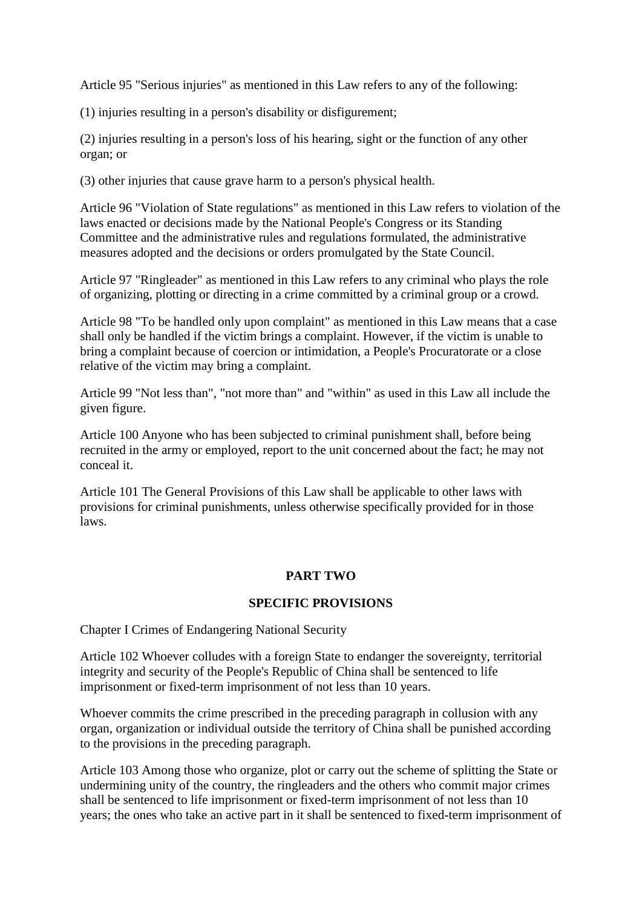Article 95 "Serious injuries" as mentioned in this Law refers to any of the following:

(1) injuries resulting in a person's disability or disfigurement;

(2) injuries resulting in a person's loss of his hearing, sight or the function of any other organ; or

(3) other injuries that cause grave harm to a person's physical health.

Article 96 "Violation of State regulations" as mentioned in this Law refers to violation of the laws enacted or decisions made by the National People's Congress or its Standing Committee and the administrative rules and regulations formulated, the administrative measures adopted and the decisions or orders promulgated by the State Council.

Article 97 "Ringleader" as mentioned in this Law refers to any criminal who plays the role of organizing, plotting or directing in a crime committed by a criminal group or a crowd.

Article 98 "To be handled only upon complaint" as mentioned in this Law means that a case shall only be handled if the victim brings a complaint. However, if the victim is unable to bring a complaint because of coercion or intimidation, a People's Procuratorate or a close relative of the victim may bring a complaint.

Article 99 "Not less than", "not more than" and "within" as used in this Law all include the given figure.

Article 100 Anyone who has been subjected to criminal punishment shall, before being recruited in the army or employed, report to the unit concerned about the fact; he may not conceal it.

Article 101 The General Provisions of this Law shall be applicable to other laws with provisions for criminal punishments, unless otherwise specifically provided for in those laws.

## PART TWO

## SPECIFIC PROVISIONS

### Chapter I Crimes of Endangering National Security

Article 102 Whoever colludes with a foreign State to endanger the sovereignty, territorial integrity and security of the People's Republic of China shall be sentenced to life imprisonment or fixed-term imprisonment of not less than 10 years.

Whoever commits the crime prescribed in the preceding paragraph in collusion with any organ, organization or individual outside the territory of China shall be punished according to the provisions in the preceding paragraph.

Article 103 Among those who organize, plot or carry out the scheme of splitting the State or undermining unity of the country, the ringleaders and the others who commit major crimes shall be sentenced to life imprisonment or fixed-term imprisonment of not less than 10 years; the ones who take an active part in it shall be sentenced to fixed-term imprisonment of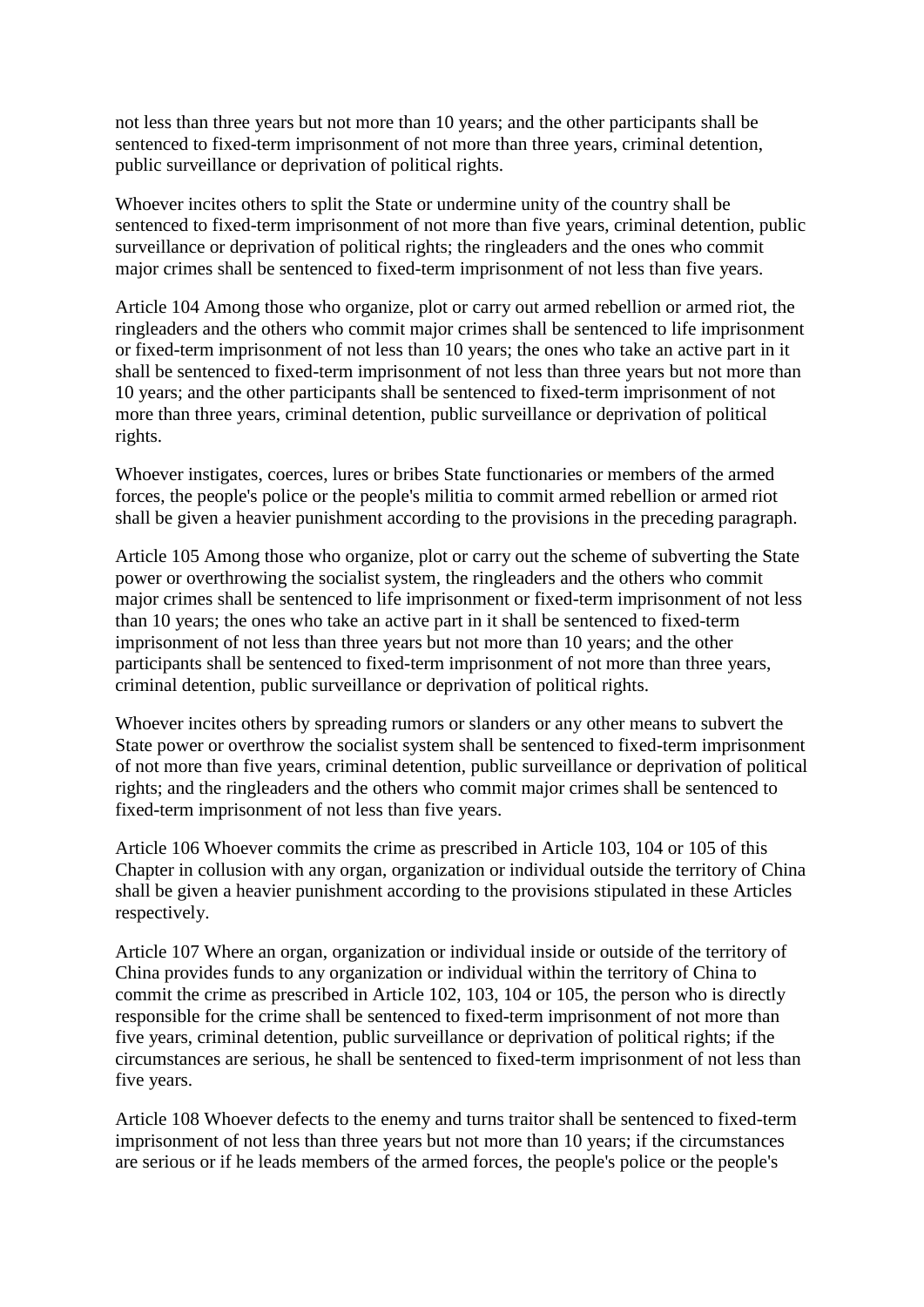not less than three years but not more than 10 years; and the other participants shall be sentenced to fixed-term imprisonment of not more than three years, criminal detention, public surveillance or deprivation of political rights.

Whoever incites others to split the State or undermine unity of the country shall be sentenced to fixed-term imprisonment of not more than five years, criminal detention, public surveillance or deprivation of political rights; the ringleaders and the ones who commit major crimes shall be sentenced to fixed-term imprisonment of not less than five years.

Article 104 Among those who organize, plot or carry out armed rebellion or armed riot, the ringleaders and the others who commit major crimes shall be sentenced to life imprisonment or fixed-term imprisonment of not less than 10 years; the ones who take an active part in it shall be sentenced to fixed-term imprisonment of not less than three years but not more than 10 years; and the other participants shall be sentenced to fixed-term imprisonment of not more than three years, criminal detention, public surveillance or deprivation of political rights.

Whoever instigates, coerces, lures or bribes State functionaries or members of the armed forces, the people's police or the people's militia to commit armed rebellion or armed riot shall be given a heavier punishment according to the provisions in the preceding paragraph.

Article 105 Among those who organize, plot or carry out the scheme of subverting the State power or overthrowing the socialist system, the ringleaders and the others who commit major crimes shall be sentenced to life imprisonment or fixed-term imprisonment of not less than 10 years; the ones who take an active part in it shall be sentenced to fixed-term imprisonment of not less than three years but not more than 10 years; and the other participants shall be sentenced to fixed-term imprisonment of not more than three years, criminal detention, public surveillance or deprivation of political rights.

Whoever incites others by spreading rumors or slanders or any other means to subvert the State power or overthrow the socialist system shall be sentenced to fixed-term imprisonment of not more than five years, criminal detention, public surveillance or deprivation of political rights; and the ringleaders and the others who commit major crimes shall be sentenced to fixed-term imprisonment of not less than five years.

Article 106 Whoever commits the crime as prescribed in Article 103, 104 or 105 of this Chapter in collusion with any organ, organization or individual outside the territory of China shall be given a heavier punishment according to the provisions stipulated in these Articles respectively.

Article 107 Where an organ, organization or individual inside or outside of the territory of China provides funds to any organization or individual within the territory of China to commit the crime as prescribed in Article 102, 103, 104 or 105, the person who is directly responsible for the crime shall be sentenced to fixed-term imprisonment of not more than five years, criminal detention, public surveillance or deprivation of political rights; if the circumstances are serious, he shall be sentenced to fixed-term imprisonment of not less than five years.

Article 108 Whoever defects to the enemy and turns traitor shall be sentenced to fixed-term imprisonment of not less than three years but not more than 10 years; if the circumstances are serious or if he leads members of the armed forces, the people's police or the people's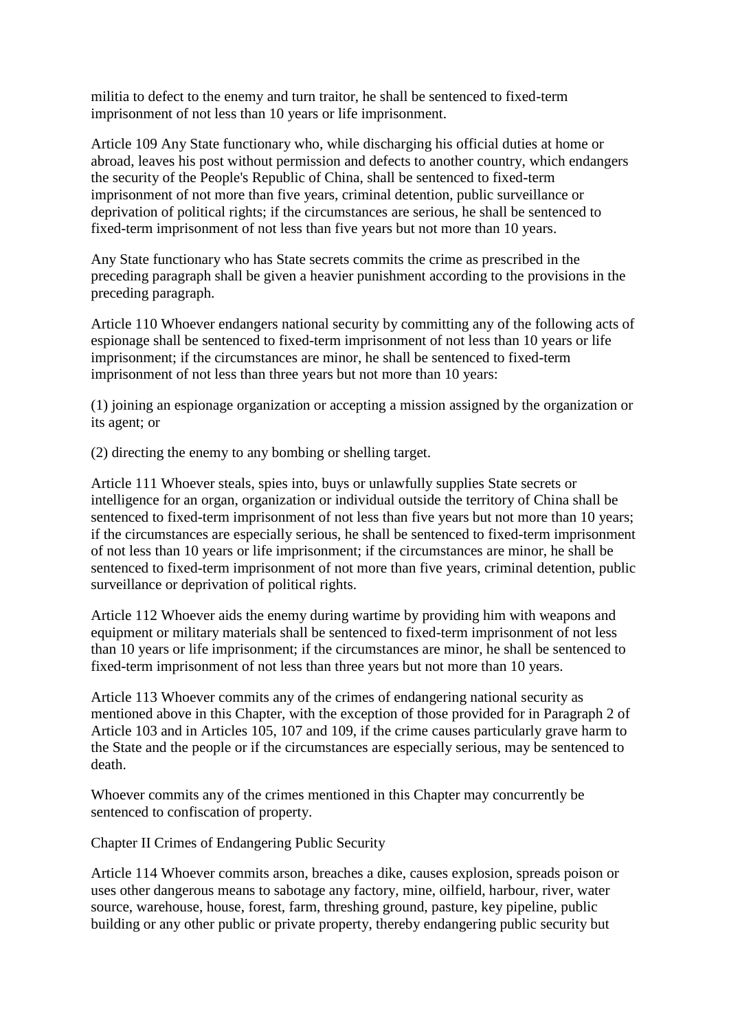militia to defect to the enemy and turn traitor, he shall be sentenced to fixed-term imprisonment of not less than 10 years or life imprisonment.

Article 109 Any State functionary who, while discharging his official duties at home or abroad, leaves his post without permission and defects to another country, which endangers the security of the People's Republic of China, shall be sentenced to fixed-term imprisonment of not more than five years, criminal detention, public surveillance or deprivation of political rights; if the circumstances are serious, he shall be sentenced to fixed-term imprisonment of not less than five years but not more than 10 years.

Any State functionary who has State secrets commits the crime as prescribed in the preceding paragraph shall be given a heavier punishment according to the provisions in the preceding paragraph.

Article 110 Whoever endangers national security by committing any of the following acts of espionage shall be sentenced to fixed-term imprisonment of not less than 10 years or life imprisonment; if the circumstances are minor, he shall be sentenced to fixed-term imprisonment of not less than three years but not more than 10 years:

(1) joining an espionage organization or accepting a mission assigned by the organization or its agent; or

(2) directing the enemy to any bombing or shelling target.

Article 111 Whoever steals, spies into, buys or unlawfully supplies State secrets or intelligence for an organ, organization or individual outside the territory of China shall be sentenced to fixed-term imprisonment of not less than five years but not more than 10 years; if the circumstances are especially serious, he shall be sentenced to fixed-term imprisonment of not less than 10 years or life imprisonment; if the circumstances are minor, he shall be sentenced to fixed-term imprisonment of not more than five years, criminal detention, public surveillance or deprivation of political rights.

Article 112 Whoever aids the enemy during wartime by providing him with weapons and equipment or military materials shall be sentenced to fixed-term imprisonment of not less than 10 years or life imprisonment; if the circumstances are minor, he shall be sentenced to fixed-term imprisonment of not less than three years but not more than 10 years.

Article 113 Whoever commits any of the crimes of endangering national security as mentioned above in this Chapter, with the exception of those provided for in Paragraph 2 of Article 103 and in Articles 105, 107 and 109, if the crime causes particularly grave harm to the State and the people or if the circumstances are especially serious, may be sentenced to death.

Whoever commits any of the crimes mentioned in this Chapter may concurrently be sentenced to confiscation of property.

## Chapter II Crimes of Endangering Public Security

Article 114 Whoever commits arson, breaches a dike, causes explosion, spreads poison or uses other dangerous means to sabotage any factory, mine, oilfield, harbour, river, water source, warehouse, house, forest, farm, threshing ground, pasture, key pipeline, public building or any other public or private property, thereby endangering public security but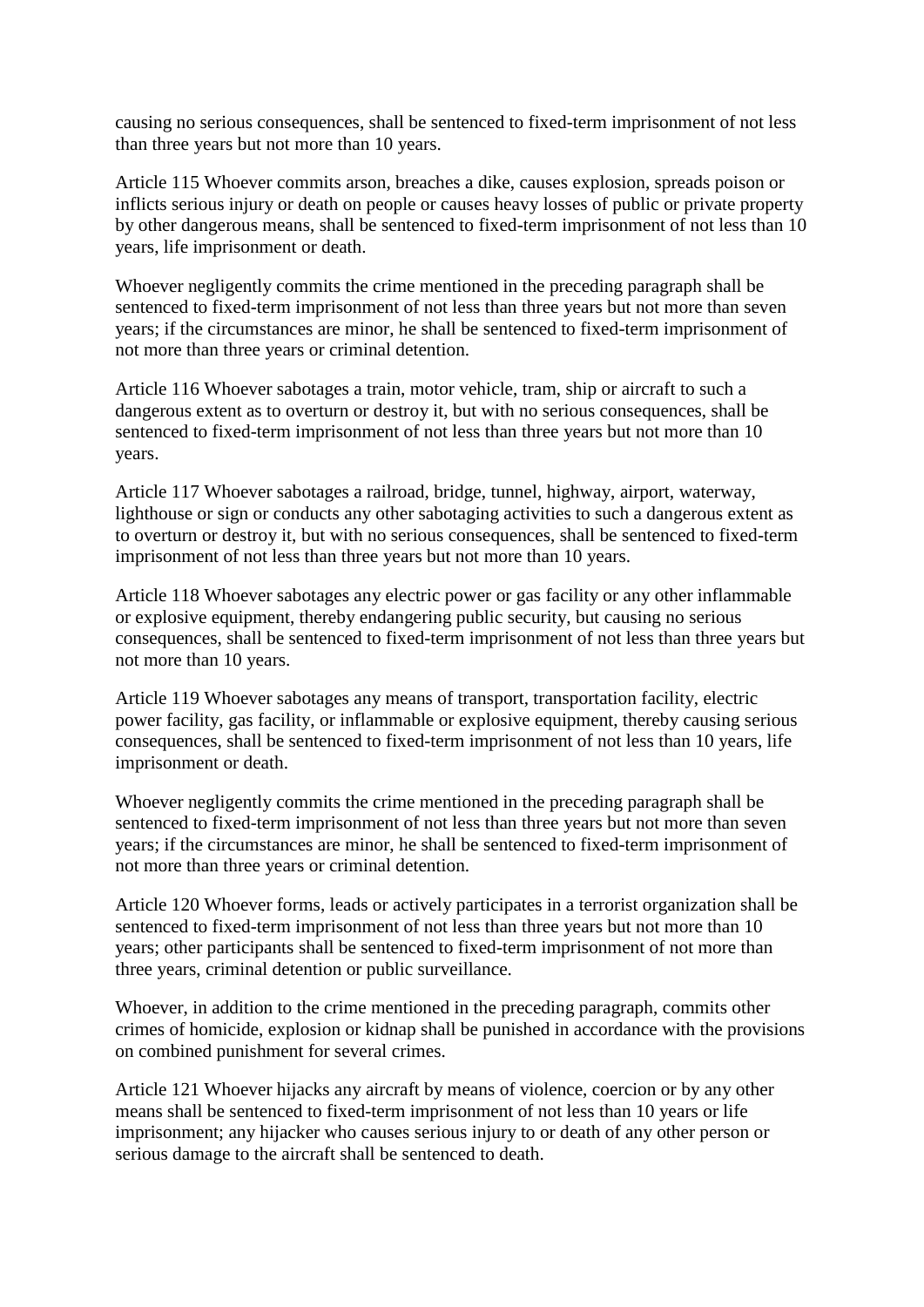causing no serious consequences, shall be sentenced to fixed-term imprisonment of not less than three years but not more than 10 years.

Article 115 Whoever commits arson, breaches a dike, causes explosion, spreads poison or inflicts serious injury or death on people or causes heavy losses of public or private property by other dangerous means, shall be sentenced to fixed-term imprisonment of not less than 10 years, life imprisonment or death.

Whoever negligently commits the crime mentioned in the preceding paragraph shall be sentenced to fixed-term imprisonment of not less than three years but not more than seven years; if the circumstances are minor, he shall be sentenced to fixed-term imprisonment of not more than three years or criminal detention.

Article 116 Whoever sabotages a train, motor vehicle, tram, ship or aircraft to such a dangerous extent as to overturn or destroy it, but with no serious consequences, shall be sentenced to fixed-term imprisonment of not less than three years but not more than 10 years.

Article 117 Whoever sabotages a railroad, bridge, tunnel, highway, airport, waterway, lighthouse or sign or conducts any other sabotaging activities to such a dangerous extent as to overturn or destroy it, but with no serious consequences, shall be sentenced to fixed-term imprisonment of not less than three years but not more than 10 years.

Article 118 Whoever sabotages any electric power or gas facility or any other inflammable or explosive equipment, thereby endangering public security, but causing no serious consequences, shall be sentenced to fixed-term imprisonment of not less than three years but not more than 10 years.

Article 119 Whoever sabotages any means of transport, transportation facility, electric power facility, gas facility, or inflammable or explosive equipment, thereby causing serious consequences, shall be sentenced to fixed-term imprisonment of not less than 10 years, life imprisonment or death.

Whoever negligently commits the crime mentioned in the preceding paragraph shall be sentenced to fixed-term imprisonment of not less than three years but not more than seven years; if the circumstances are minor, he shall be sentenced to fixed-term imprisonment of not more than three years or criminal detention.

Article 120 Whoever forms, leads or actively participates in a terrorist organization shall be sentenced to fixed-term imprisonment of not less than three years but not more than 10 years; other participants shall be sentenced to fixed-term imprisonment of not more than three years, criminal detention or public surveillance.

Whoever, in addition to the crime mentioned in the preceding paragraph, commits other crimes of homicide, explosion or kidnap shall be punished in accordance with the provisions on combined punishment for several crimes.

Article 121 Whoever hijacks any aircraft by means of violence, coercion or by any other means shall be sentenced to fixed-term imprisonment of not less than 10 years or life imprisonment; any hijacker who causes serious injury to or death of any other person or serious damage to the aircraft shall be sentenced to death.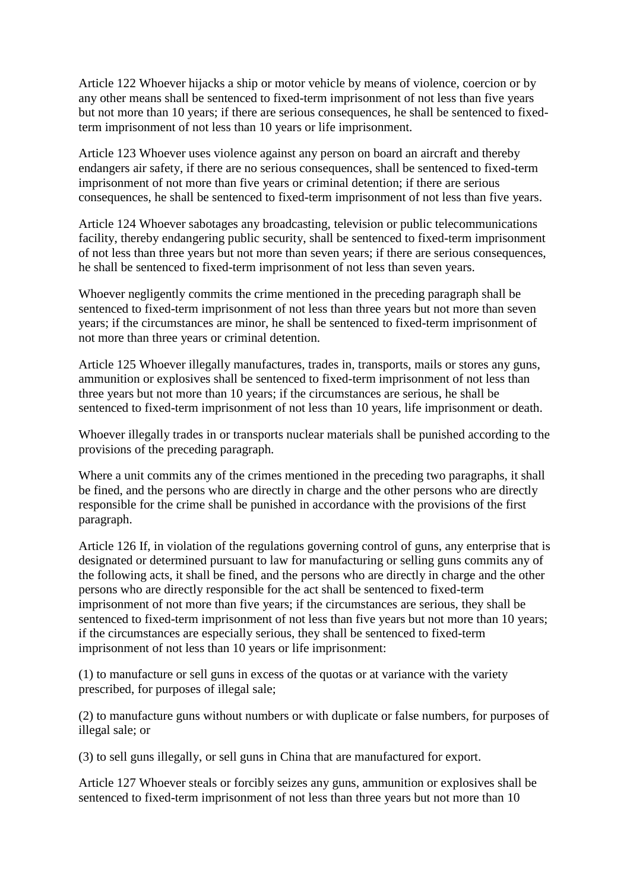Article 122 Whoever hijacks a ship or motor vehicle by means of violence, coercion or by any other means shall be sentenced to fixed-term imprisonment of not less than five years but not more than 10 years; if there are serious consequences, he shall be sentenced to fixed-term imprisonment of not less than 10 years or life imprisonment.

Article 123 Whoever uses violence against any person on board an aircraft and thereby endangers air safety, if there are no serious consequences, shall be sentenced to fixed-term imprisonment of not more than five years or criminal detention; if there are serious consequences, he shall be sentenced to fixed-term imprisonment of not less than five years.

Article 124 Whoever sabotages any broadcasting, television or public telecommunications facility, thereby endangering public security, shall be sentenced to fixed-term imprisonment of not less than three years but not more than seven years; if there are serious consequences, he shall be sentenced to fixed-term imprisonment of not less than seven years.

Whoever negligently commits the crime mentioned in the preceding paragraph shall be sentenced to fixed-term imprisonment of not less than three years but not more than seven years; if the circumstances are minor, he shall be sentenced to fixed-term imprisonment of not more than three years or criminal detention.

Article 125 Whoever illegally manufactures, trades in, transports, mails or stores any guns, ammunition or explosives shall be sentenced to fixed-term imprisonment of not less than three years but not more than 10 years; if the circumstances are serious, he shall be sentenced to fixed-term imprisonment of not less than 10 years, life imprisonment or death.

Whoever illegally trades in or transports nuclear materials shall be punished according to the provisions of the preceding paragraph.

Where a unit commits any of the crimes mentioned in the preceding two paragraphs, it shall be fined, and the persons who are directly in charge and the other persons who are directly responsible for the crime shall be punished in accordance with the provisions of the first paragraph.

Article 126 If, in violation of the regulations governing control of guns, any enterprise that is designated or determined pursuant to law for manufacturing or selling guns commits any of the following acts, it shall be fined, and the persons who are directly in charge and the other persons who are directly responsible for the act shall be sentenced to fixed-term imprisonment of not more than five years; if the circumstances are serious, they shall be sentenced to fixed-term imprisonment of not less than five years but not more than 10 years; if the circumstances are especially serious, they shall be sentenced to fixed-term imprisonment of not less than 10 years or life imprisonment:

(1) to manufacture or sell guns in excess of the quotas or at variance with the variety prescribed, for purposes of illegal sale;

(2) to manufacture guns without numbers or with duplicate or false numbers, for purposes of illegal sale; or

(3) to sell guns illegally, or sell guns in China that are manufactured for export.

Article 127 Whoever steals or forcibly seizes any guns, ammunition or explosives shall be sentenced to fixed-term imprisonment of not less than three years but not more than 10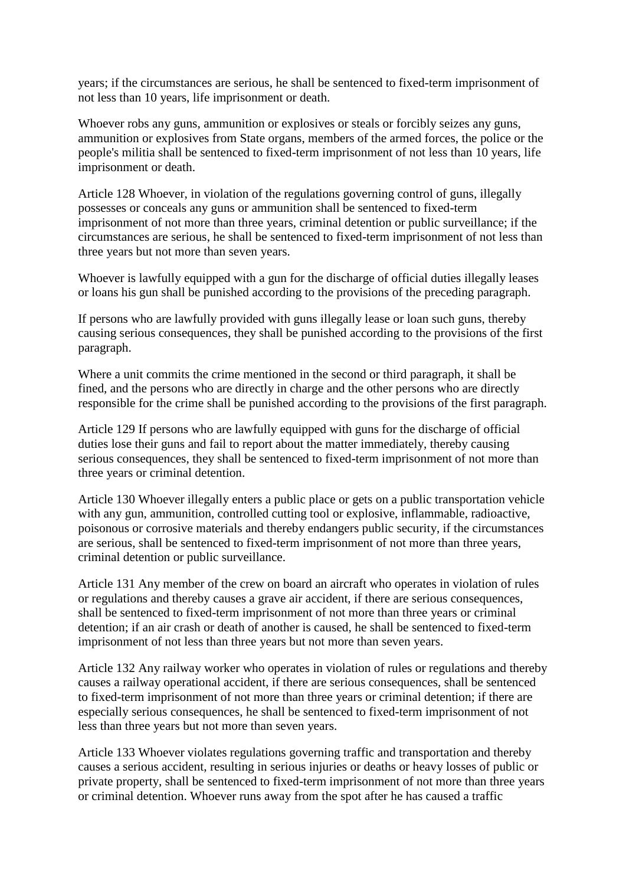years; if the circumstances are serious, he shall be sentenced to fixed-term imprisonment of not less than 10 years, life imprisonment or death.

Whoever robs any guns, ammunition or explosives or steals or forcibly seizes any guns, ammunition or explosives from State organs, members of the armed forces, the police or the people's militia shall be sentenced to fixed-term imprisonment of not less than 10 years, life imprisonment or death.

Article 128 Whoever, in violation of the regulations governing control of guns, illegally possesses or conceals any guns or ammunition shall be sentenced to fixed-term imprisonment of not more than three years, criminal detention or public surveillance; if the circumstances are serious, he shall be sentenced to fixed-term imprisonment of not less than three years but not more than seven years.

Whoever is lawfully equipped with a gun for the discharge of official duties illegally leases or loans his gun shall be punished according to the provisions of the preceding paragraph.

If persons who are lawfully provided with guns illegally lease or loan such guns, thereby causing serious consequences, they shall be punished according to the provisions of the first paragraph.

Where a unit commits the crime mentioned in the second or third paragraph, it shall be fined, and the persons who are directly in charge and the other persons who are directly responsible for the crime shall be punished according to the provisions of the first paragraph.

Article 129 If persons who are lawfully equipped with guns for the discharge of official duties lose their guns and fail to report about the matter immediately, thereby causing serious consequences, they shall be sentenced to fixed-term imprisonment of not more than three years or criminal detention.

Article 130 Whoever illegally enters a public place or gets on a public transportation vehicle with any gun, ammunition, controlled cutting tool or explosive, inflammable, radioactive, poisonous or corrosive materials and thereby endangers public security, if the circumstances are serious, shall be sentenced to fixed-term imprisonment of not more than three years, criminal detention or public surveillance.

Article 131 Any member of the crew on board an aircraft who operates in violation of rules or regulations and thereby causes a grave air accident, if there are serious consequences, shall be sentenced to fixed-term imprisonment of not more than three years or criminal detention; if an air crash or death of another is caused, he shall be sentenced to fixed-term imprisonment of not less than three years but not more than seven years.

Article 132 Any railway worker who operates in violation of rules or regulations and thereby causes a railway operational accident, if there are serious consequences, shall be sentenced to fixed-term imprisonment of not more than three years or criminal detention; if there are especially serious consequences, he shall be sentenced to fixed-term imprisonment of not less than three years but not more than seven years.

Article 133 Whoever violates regulations governing traffic and transportation and thereby causes a serious accident, resulting in serious injuries or deaths or heavy losses of public or private property, shall be sentenced to fixed-term imprisonment of not more than three years or criminal detention. Whoever runs away from the spot after he has caused a traffic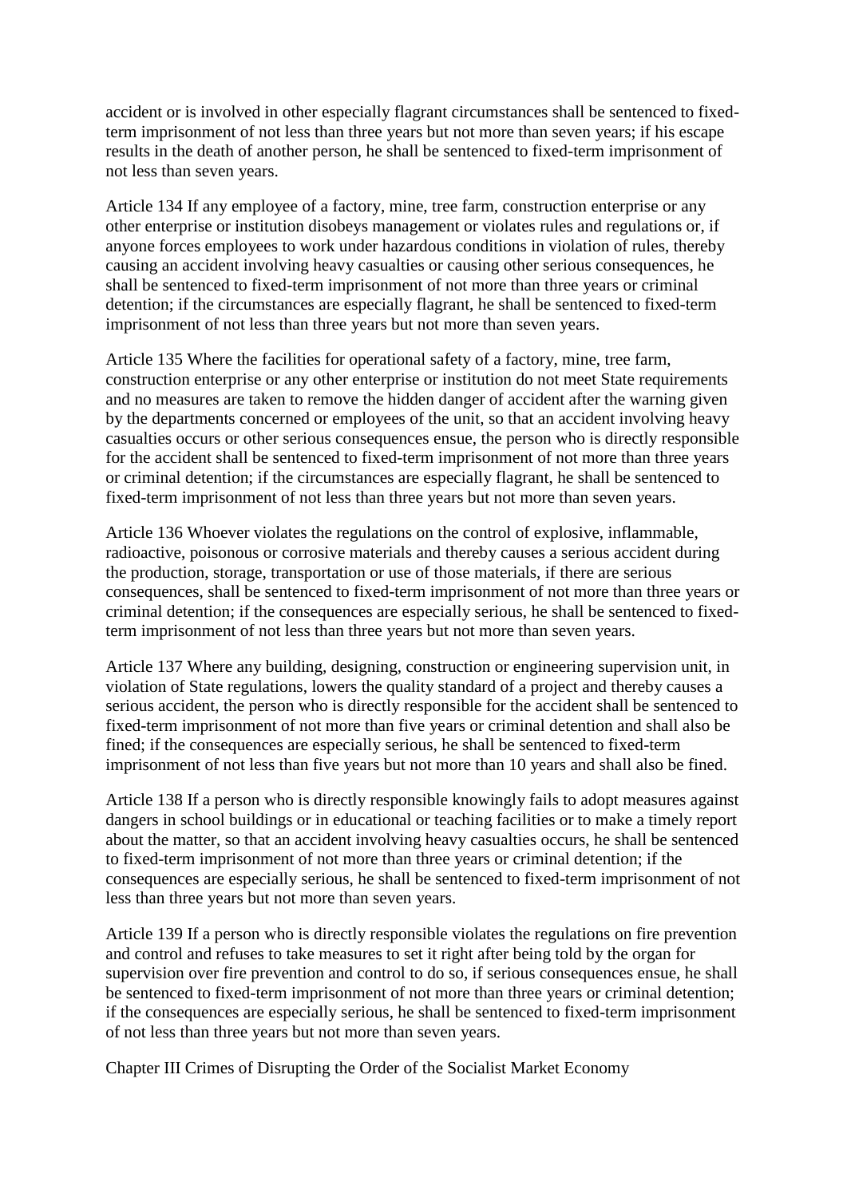accident or is involved in other especially flagrant circumstances shall be sentenced to fixed-term imprisonment of not less than three years but not more than seven years; if his escape results in the death of another person, he shall be sentenced to fixed-term imprisonment of not less than seven years.

Article 134 If any employee of a factory, mine, tree farm, construction enterprise or any other enterprise or institution disobeys management or violates rules and regulations or, if anyone forces employees to work under hazardous conditions in violation of rules, thereby causing an accident involving heavy casualties or causing other serious consequences, he shall be sentenced to fixed-term imprisonment of not more than three years or criminal detention; if the circumstances are especially flagrant, he shall be sentenced to fixed-term imprisonment of not less than three years but not more than seven years.

Article 135 Where the facilities for operational safety of a factory, mine, tree farm, construction enterprise or any other enterprise or institution do not meet State requirements and no measures are taken to remove the hidden danger of accident after the warning given by the departments concerned or employees of the unit, so that an accident involving heavy casualties occurs or other serious consequences ensue, the person who is directly responsible for the accident shall be sentenced to fixed-term imprisonment of not more than three years or criminal detention; if the circumstances are especially flagrant, he shall be sentenced to fixed-term imprisonment of not less than three years but not more than seven years.

Article 136 Whoever violates the regulations on the control of explosive, inflammable, radioactive, poisonous or corrosive materials and thereby causes a serious accident during the production, storage, transportation or use of those materials, if there are serious consequences, shall be sentenced to fixed-term imprisonment of not more than three years or criminal detention; if the consequences are especially serious, he shall be sentenced to fixed-term imprisonment of not less than three years but not more than seven years.

Article 137 Where any building, designing, construction or engineering supervision unit, in violation of State regulations, lowers the quality standard of a project and thereby causes a serious accident, the person who is directly responsible for the accident shall be sentenced to fixed-term imprisonment of not more than five years or criminal detention and shall also be fined; if the consequences are especially serious, he shall be sentenced to fixed-term imprisonment of not less than five years but not more than 10 years and shall also be fined.

Article 138 If a person who is directly responsible knowingly fails to adopt measures against dangers in school buildings or in educational or teaching facilities or to make a timely report about the matter, so that an accident involving heavy casualties occurs, he shall be sentenced to fixed-term imprisonment of not more than three years or criminal detention; if the consequences are especially serious, he shall be sentenced to fixed-term imprisonment of not less than three years but not more than seven years.

Article 139 If a person who is directly responsible violates the regulations on fire prevention and control and refuses to take measures to set it right after being told by the organ for supervision over fire prevention and control to do so, if serious consequences ensue, he shall be sentenced to fixed-term imprisonment of not more than three years or criminal detention; if the consequences are especially serious, he shall be sentenced to fixed-term imprisonment of not less than three years but not more than seven years.

## Chapter III Crimes of Disrupting the Order of the Socialist Market Economy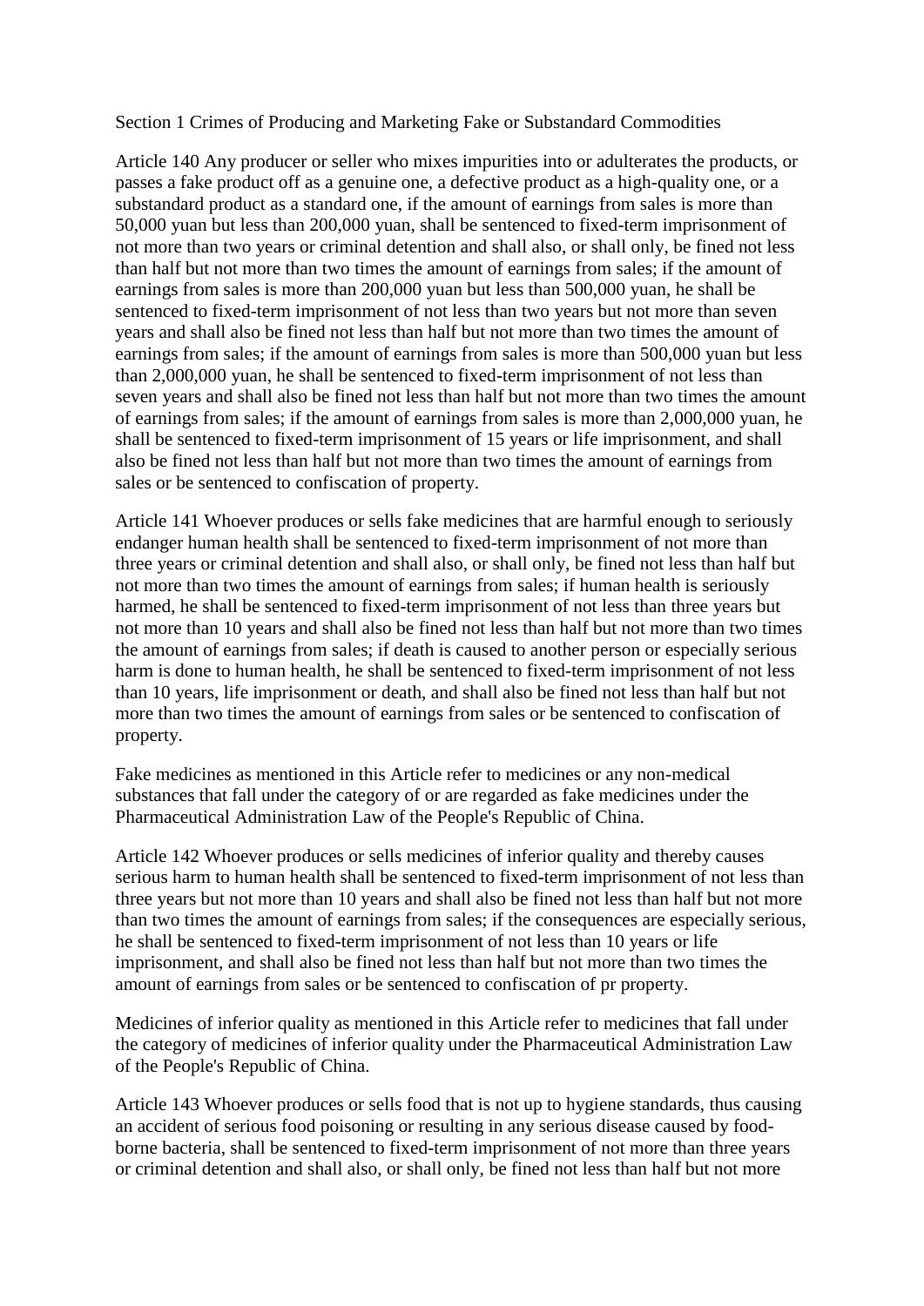Section 1 Crimes of Producing and Marketing Fake or Substandard Commodities

Article 140 Any producer or seller who mixes impurities into or adulterates the products, or passes a fake product off as a genuine one, a defective product as a high-quality one, or a substandard product as a standard one, if the amount of earnings from sales is more than 50,000 yuan but less than 200,000 yuan, shall be sentenced to fixed-term imprisonment of not more than two years or criminal detention and shall also, or shall only, be fined not less than half but not more than two times the amount of earnings from sales; if the amount of earnings from sales is more than 200,000 yuan but less than 500,000 yuan, he shall be sentenced to fixed-term imprisonment of not less than two years but not more than seven years and shall also be fined not less than half but not more than two times the amount of earnings from sales; if the amount of earnings from sales is more than 500,000 yuan but less than 2,000,000 yuan, he shall be sentenced to fixed-term imprisonment of not less than seven years and shall also be fined not less than half but not more than two times the amount of earnings from sales; if the amount of earnings from sales is more than 2,000,000 yuan, he shall be sentenced to fixed-term imprisonment of 15 years or life imprisonment, and shall also be fined not less than half but not more than two times the amount of earnings from sales or be sentenced to confiscation of property.

Article 141 Whoever produces or sells fake medicines that are harmful enough to seriously endanger human health shall be sentenced to fixed-term imprisonment of not more than three years or criminal detention and shall also, or shall only, be fined not less than half but not more than two times the amount of earnings from sales; if human health is seriously harmed, he shall be sentenced to fixed-term imprisonment of not less than three years but not more than 10 years and shall also be fined not less than half but not more than two times the amount of earnings from sales; if death is caused to another person or especially serious harm is done to human health, he shall be sentenced to fixed-term imprisonment of not less than 10 years, life imprisonment or death, and shall also be fined not less than half but not more than two times the amount of earnings from sales or be sentenced to confiscation of property.

Fake medicines as mentioned in this Article refer to medicines or any non-medical substances that fall under the category of or are regarded as fake medicines under the Pharmaceutical Administration Law of the People's Republic of China.

Article 142 Whoever produces or sells medicines of inferior quality and thereby causes serious harm to human health shall be sentenced to fixed-term imprisonment of not less than three years but not more than 10 years and shall also be fined not less than half but not more than two times the amount of earnings from sales; if the consequences are especially serious, he shall be sentenced to fixed-term imprisonment of not less than 10 years or life imprisonment, and shall also be fined not less than half but not more than two times the amount of earnings from sales or be sentenced to confiscation of pr property.

Medicines of inferior quality as mentioned in this Article refer to medicines that fall under the category of medicines of inferior quality under the Pharmaceutical Administration Law of the People's Republic of China.

Article 143 Whoever produces or sells food that is not up to hygiene standards, thus causing an accident of serious food poisoning or resulting in any serious disease caused by food-borne bacteria, shall be sentenced to fixed-term imprisonment of not more than three years or criminal detention and shall also, or shall only, be fined not less than half but not more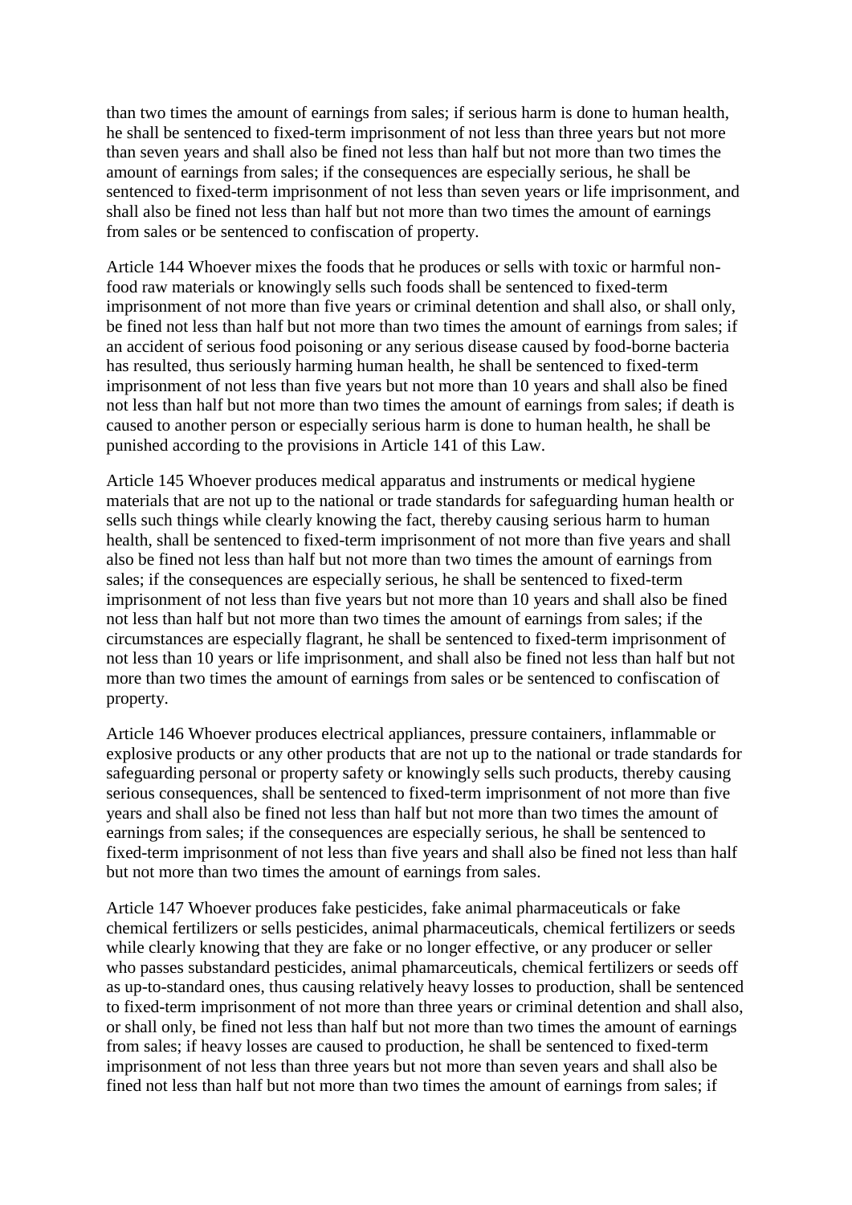than two times the amount of earnings from sales; if serious harm is done to human health, he shall be sentenced to fixed-term imprisonment of not less than three years but not more than seven years and shall also be fined not less than half but not more than two times the amount of earnings from sales; if the consequences are especially serious, he shall be sentenced to fixed-term imprisonment of not less than seven years or life imprisonment, and shall also be fined not less than half but not more than two times the amount of earnings from sales or be sentenced to confiscation of property.

Article 144 Whoever mixes the foods that he produces or sells with toxic or harmful non-food raw materials or knowingly sells such foods shall be sentenced to fixed-term imprisonment of not more than five years or criminal detention and shall also, or shall only, be fined not less than half but not more than two times the amount of earnings from sales; if an accident of serious food poisoning or any serious disease caused by food-borne bacteria has resulted, thus seriously harming human health, he shall be sentenced to fixed-term imprisonment of not less than five years but not more than 10 years and shall also be fined not less than half but not more than two times the amount of earnings from sales; if death is caused to another person or especially serious harm is done to human health, he shall be punished according to the provisions in Article 141 of this Law.

Article 145 Whoever produces medical apparatus and instruments or medical hygiene materials that are not up to the national or trade standards for safeguarding human health or sells such things while clearly knowing the fact, thereby causing serious harm to human health, shall be sentenced to fixed-term imprisonment of not more than five years and shall also be fined not less than half but not more than two times the amount of earnings from sales; if the consequences are especially serious, he shall be sentenced to fixed-term imprisonment of not less than five years but not more than 10 years and shall also be fined not less than half but not more than two times the amount of earnings from sales; if the circumstances are especially flagrant, he shall be sentenced to fixed-term imprisonment of not less than 10 years or life imprisonment, and shall also be fined not less than half but not more than two times the amount of earnings from sales or be sentenced to confiscation of property.

Article 146 Whoever produces electrical appliances, pressure containers, inflammable or explosive products or any other products that are not up to the national or trade standards for safeguarding personal or property safety or knowingly sells such products, thereby causing serious consequences, shall be sentenced to fixed-term imprisonment of not more than five years and shall also be fined not less than half but not more than two times the amount of earnings from sales; if the consequences are especially serious, he shall be sentenced to fixed-term imprisonment of not less than five years and shall also be fined not less than half but not more than two times the amount of earnings from sales.

Article 147 Whoever produces fake pesticides, fake animal pharmaceuticals or fake chemical fertilizers or sells pesticides, animal pharmaceuticals, chemical fertilizers or seeds while clearly knowing that they are fake or no longer effective, or any producer or seller who passes substandard pesticides, animal phamarceuticals, chemical fertilizers or seeds off as up-to-standard ones, thus causing relatively heavy losses to production, shall be sentenced to fixed-term imprisonment of not more than three years or criminal detention and shall also, or shall only, be fined not less than half but not more than two times the amount of earnings from sales; if heavy losses are caused to production, he shall be sentenced to fixed-term imprisonment of not less than three years but not more than seven years and shall also be fined not less than half but not more than two times the amount of earnings from sales; if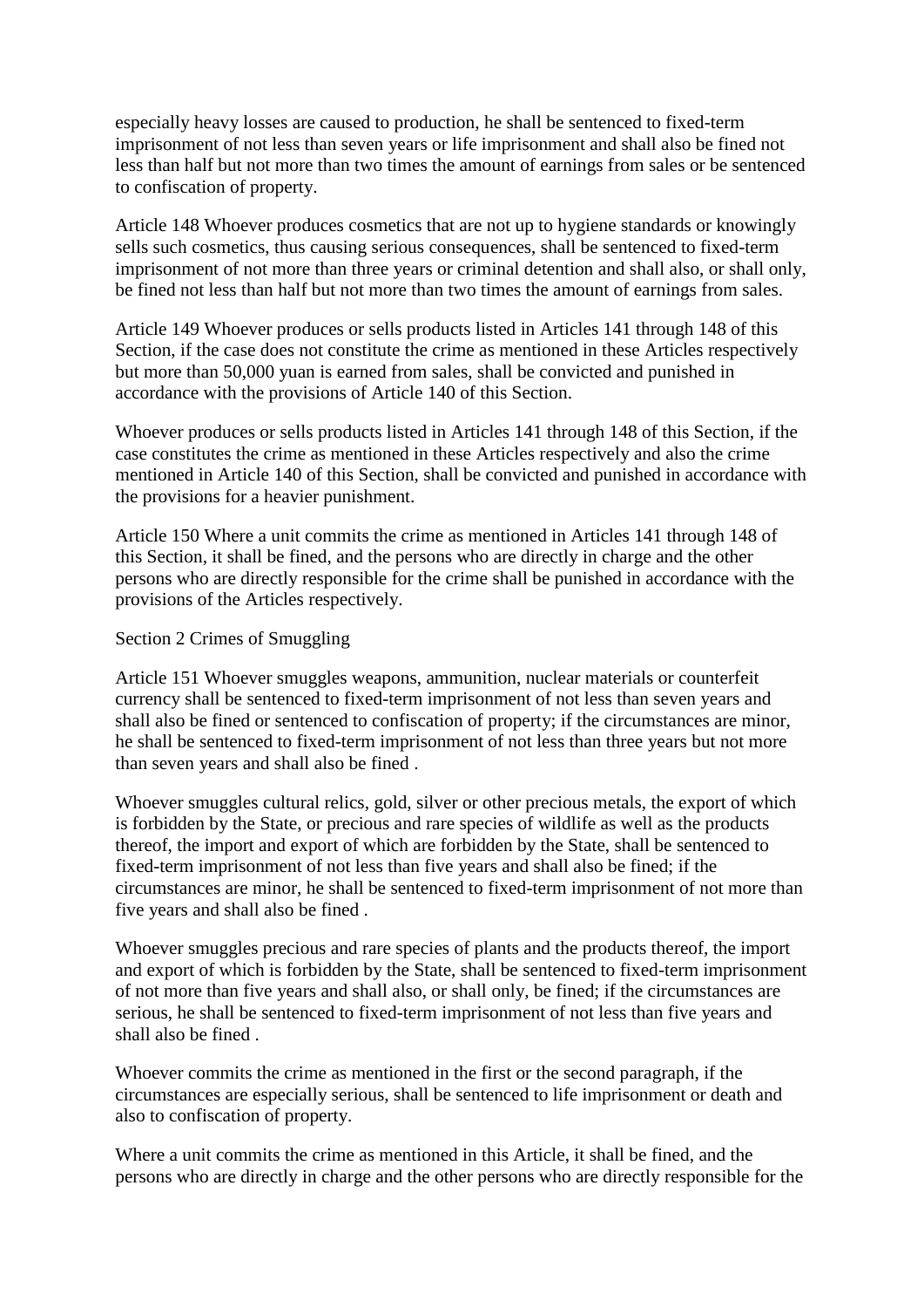especially heavy losses are caused to production, he shall be sentenced to fixed-term imprisonment of not less than seven years or life imprisonment and shall also be fined not less than half but not more than two times the amount of earnings from sales or be sentenced to confiscation of property.

Article 148 Whoever produces cosmetics that are not up to hygiene standards or knowingly sells such cosmetics, thus causing serious consequences, shall be sentenced to fixed-term imprisonment of not more than three years or criminal detention and shall also, or shall only, be fined not less than half but not more than two times the amount of earnings from sales.

Article 149 Whoever produces or sells products listed in Articles 141 through 148 of this Section, if the case does not constitute the crime as mentioned in these Articles respectively but more than 50,000 yuan is earned from sales, shall be convicted and punished in accordance with the provisions of Article 140 of this Section.

Whoever produces or sells products listed in Articles 141 through 148 of this Section, if the case constitutes the crime as mentioned in these Articles respectively and also the crime mentioned in Article 140 of this Section, shall be convicted and punished in accordance with the provisions for a heavier punishment.

Article 150 Where a unit commits the crime as mentioned in Articles 141 through 148 of this Section, it shall be fined, and the persons who are directly in charge and the other persons who are directly responsible for the crime shall be punished in accordance with the provisions of the Articles respectively.

## Section 2 Crimes of Smuggling

Article 151 Whoever smuggles weapons, ammunition, nuclear materials or counterfeit currency shall be sentenced to fixed-term imprisonment of not less than seven years and shall also be fined or sentenced to confiscation of property; if the circumstances are minor, he shall be sentenced to fixed-term imprisonment of not less than three years but not more than seven years and shall also be fined .

Whoever smuggles cultural relics, gold, silver or other precious metals, the export of which is forbidden by the State, or precious and rare species of wildlife as well as the products thereof, the import and export of which are forbidden by the State, shall be sentenced to fixed-term imprisonment of not less than five years and shall also be fined; if the circumstances are minor, he shall be sentenced to fixed-term imprisonment of not more than five years and shall also be fined .

Whoever smuggles precious and rare species of plants and the products thereof, the import and export of which is forbidden by the State, shall be sentenced to fixed-term imprisonment of not more than five years and shall also, or shall only, be fined; if the circumstances are serious, he shall be sentenced to fixed-term imprisonment of not less than five years and shall also be fined .

Whoever commits the crime as mentioned in the first or the second paragraph, if the circumstances are especially serious, shall be sentenced to life imprisonment or death and also to confiscation of property.

Where a unit commits the crime as mentioned in this Article, it shall be fined, and the persons who are directly in charge and the other persons who are directly responsible for the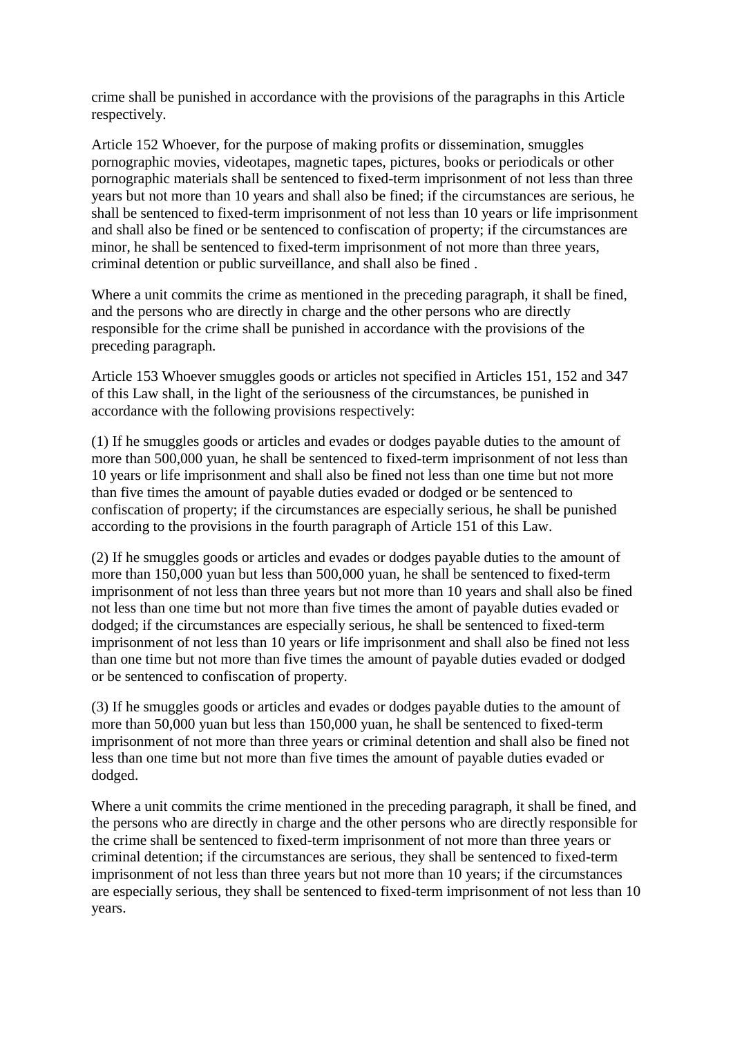crime shall be punished in accordance with the provisions of the paragraphs in this Article respectively.

Article 152 Whoever, for the purpose of making profits or dissemination, smuggles pornographic movies, videotapes, magnetic tapes, pictures, books or periodicals or other pornographic materials shall be sentenced to fixed-term imprisonment of not less than three years but not more than 10 years and shall also be fined; if the circumstances are serious, he shall be sentenced to fixed-term imprisonment of not less than 10 years or life imprisonment and shall also be fined or be sentenced to confiscation of property; if the circumstances are minor, he shall be sentenced to fixed-term imprisonment of not more than three years, criminal detention or public surveillance, and shall also be fined .

Where a unit commits the crime as mentioned in the preceding paragraph, it shall be fined, and the persons who are directly in charge and the other persons who are directly responsible for the crime shall be punished in accordance with the provisions of the preceding paragraph.

Article 153 Whoever smuggles goods or articles not specified in Articles 151, 152 and 347 of this Law shall, in the light of the seriousness of the circumstances, be punished in accordance with the following provisions respectively:

(1) If he smuggles goods or articles and evades or dodges payable duties to the amount of more than 500,000 yuan, he shall be sentenced to fixed-term imprisonment of not less than 10 years or life imprisonment and shall also be fined not less than one time but not more than five times the amount of payable duties evaded or dodged or be sentenced to confiscation of property; if the circumstances are especially serious, he shall be punished according to the provisions in the fourth paragraph of Article 151 of this Law.

(2) If he smuggles goods or articles and evades or dodges payable duties to the amount of more than 150,000 yuan but less than 500,000 yuan, he shall be sentenced to fixed-term imprisonment of not less than three years but not more than 10 years and shall also be fined not less than one time but not more than five times the amont of payable duties evaded or dodged; if the circumstances are especially serious, he shall be sentenced to fixed-term imprisonment of not less than 10 years or life imprisonment and shall also be fined not less than one time but not more than five times the amount of payable duties evaded or dodged or be sentenced to confiscation of property.

(3) If he smuggles goods or articles and evades or dodges payable duties to the amount of more than 50,000 yuan but less than 150,000 yuan, he shall be sentenced to fixed-term imprisonment of not more than three years or criminal detention and shall also be fined not less than one time but not more than five times the amount of payable duties evaded or dodged.

Where a unit commits the crime mentioned in the preceding paragraph, it shall be fined, and the persons who are directly in charge and the other persons who are directly responsible for the crime shall be sentenced to fixed-term imprisonment of not more than three years or criminal detention; if the circumstances are serious, they shall be sentenced to fixed-term imprisonment of not less than three years but not more than 10 years; if the circumstances are especially serious, they shall be sentenced to fixed-term imprisonment of not less than 10 years.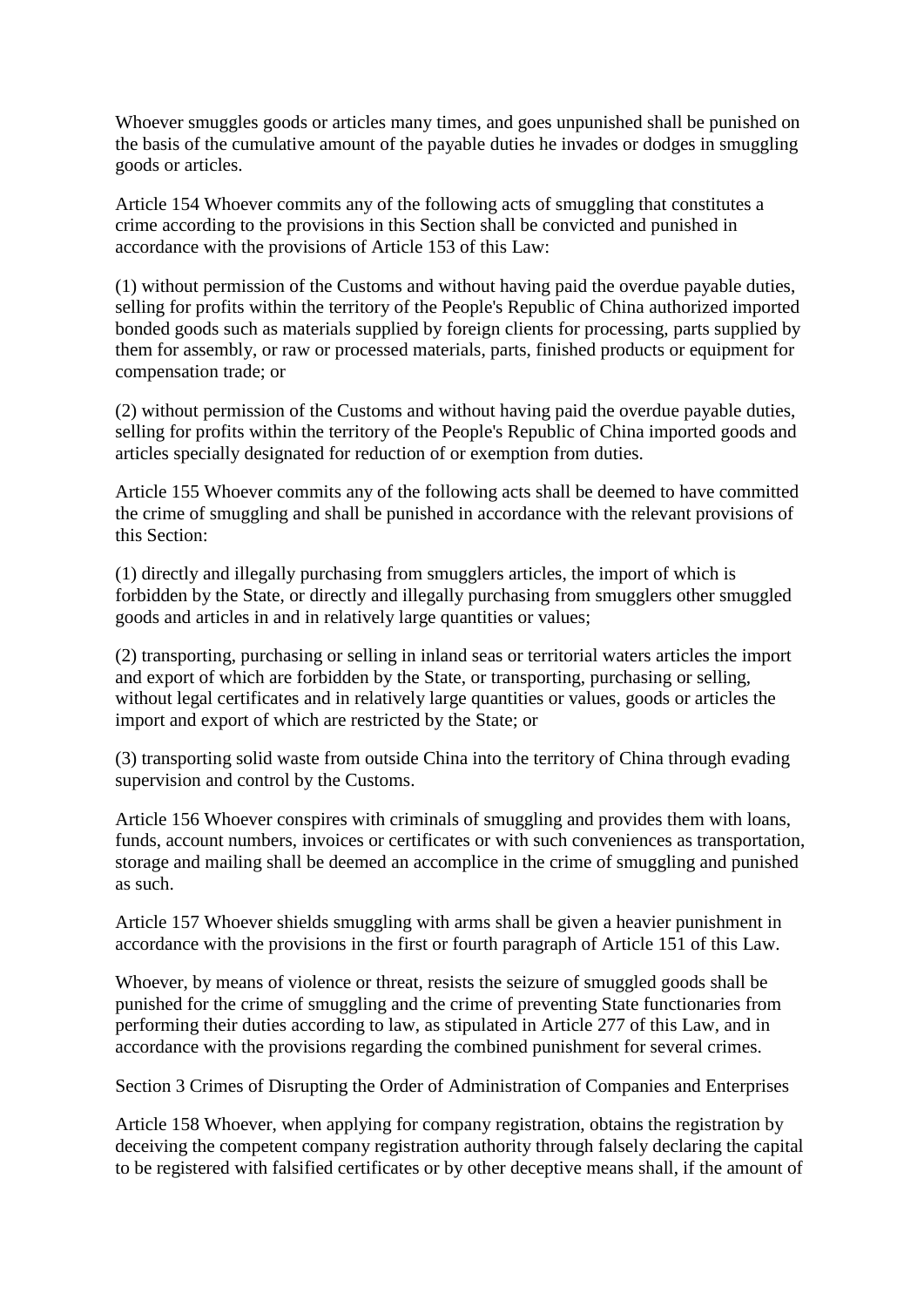Whoever smuggles goods or articles many times, and goes unpunished shall be punished on the basis of the cumulative amount of the payable duties he invades or dodges in smuggling goods or articles.

Article 154 Whoever commits any of the following acts of smuggling that constitutes a crime according to the provisions in this Section shall be convicted and punished in accordance with the provisions of Article 153 of this Law:

(1) without permission of the Customs and without having paid the overdue payable duties, selling for profits within the territory of the People's Republic of China authorized imported bonded goods such as materials supplied by foreign clients for processing, parts supplied by them for assembly, or raw or processed materials, parts, finished products or equipment for compensation trade; or

(2) without permission of the Customs and without having paid the overdue payable duties, selling for profits within the territory of the People's Republic of China imported goods and articles specially designated for reduction of or exemption from duties.

Article 155 Whoever commits any of the following acts shall be deemed to have committed the crime of smuggling and shall be punished in accordance with the relevant provisions of this Section:

(1) directly and illegally purchasing from smugglers articles, the import of which is forbidden by the State, or directly and illegally purchasing from smugglers other smuggled goods and articles in and in relatively large quantities or values;

(2) transporting, purchasing or selling in inland seas or territorial waters articles the import and export of which are forbidden by the State, or transporting, purchasing or selling, without legal certificates and in relatively large quantities or values, goods or articles the import and export of which are restricted by the State; or

(3) transporting solid waste from outside China into the territory of China through evading supervision and control by the Customs.

Article 156 Whoever conspires with criminals of smuggling and provides them with loans, funds, account numbers, invoices or certificates or with such conveniences as transportation, storage and mailing shall be deemed an accomplice in the crime of smuggling and punished as such.

Article 157 Whoever shields smuggling with arms shall be given a heavier punishment in accordance with the provisions in the first or fourth paragraph of Article 151 of this Law.

Whoever, by means of violence or threat, resists the seizure of smuggled goods shall be punished for the crime of smuggling and the crime of preventing State functionaries from performing their duties according to law, as stipulated in Article 277 of this Law, and in accordance with the provisions regarding the combined punishment for several crimes.

Section 3 Crimes of Disrupting the Order of Administration of Companies and Enterprises

Article 158 Whoever, when applying for company registration, obtains the registration by deceiving the competent company registration authority through falsely declaring the capital to be registered with falsified certificates or by other deceptive means shall, if the amount of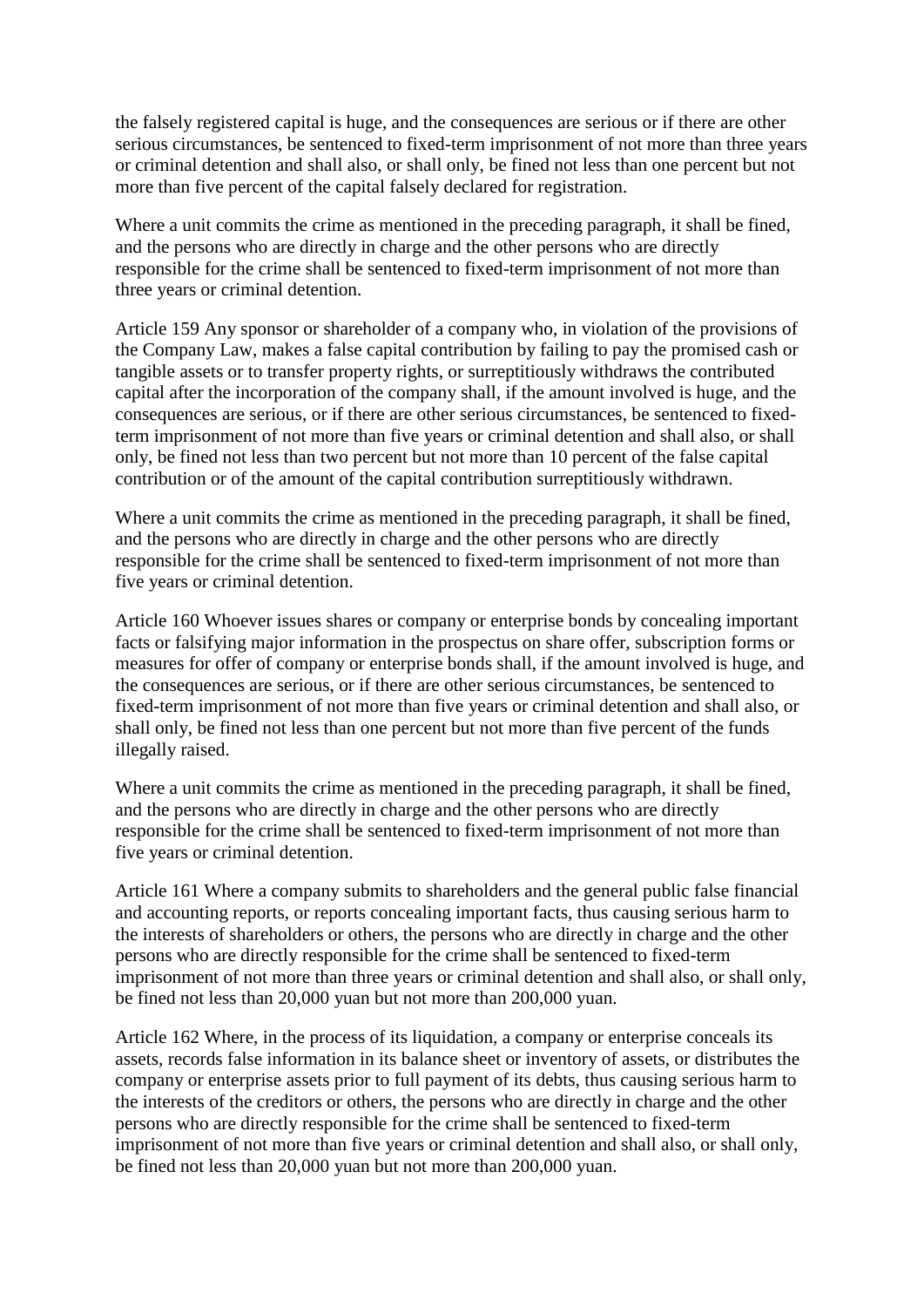the falsely registered capital is huge, and the consequences are serious or if there are other serious circumstances, be sentenced to fixed-term imprisonment of not more than three years or criminal detention and shall also, or shall only, be fined not less than one percent but not more than five percent of the capital falsely declared for registration.

Where a unit commits the crime as mentioned in the preceding paragraph, it shall be fined, and the persons who are directly in charge and the other persons who are directly responsible for the crime shall be sentenced to fixed-term imprisonment of not more than three years or criminal detention.

Article 159 Any sponsor or shareholder of a company who, in violation of the provisions of the Company Law, makes a false capital contribution by failing to pay the promised cash or tangible assets or to transfer property rights, or surreptitiously withdraws the contributed capital after the incorporation of the company shall, if the amount involved is huge, and the consequences are serious, or if there are other serious circumstances, be sentenced to fixed-term imprisonment of not more than five years or criminal detention and shall also, or shall only, be fined not less than two percent but not more than 10 percent of the false capital contribution or of the amount of the capital contribution surreptitiously withdrawn.

Where a unit commits the crime as mentioned in the preceding paragraph, it shall be fined, and the persons who are directly in charge and the other persons who are directly responsible for the crime shall be sentenced to fixed-term imprisonment of not more than five years or criminal detention.

Article 160 Whoever issues shares or company or enterprise bonds by concealing important facts or falsifying major information in the prospectus on share offer, subscription forms or measures for offer of company or enterprise bonds shall, if the amount involved is huge, and the consequences are serious, or if there are other serious circumstances, be sentenced to fixed-term imprisonment of not more than five years or criminal detention and shall also, or shall only, be fined not less than one percent but not more than five percent of the funds illegally raised.

Where a unit commits the crime as mentioned in the preceding paragraph, it shall be fined, and the persons who are directly in charge and the other persons who are directly responsible for the crime shall be sentenced to fixed-term imprisonment of not more than five years or criminal detention.

Article 161 Where a company submits to shareholders and the general public false financial and accounting reports, or reports concealing important facts, thus causing serious harm to the interests of shareholders or others, the persons who are directly in charge and the other persons who are directly responsible for the crime shall be sentenced to fixed-term imprisonment of not more than three years or criminal detention and shall also, or shall only, be fined not less than 20,000 yuan but not more than 200,000 yuan.

Article 162 Where, in the process of its liquidation, a company or enterprise conceals its assets, records false information in its balance sheet or inventory of assets, or distributes the company or enterprise assets prior to full payment of its debts, thus causing serious harm to the interests of the creditors or others, the persons who are directly in charge and the other persons who are directly responsible for the crime shall be sentenced to fixed-term imprisonment of not more than five years or criminal detention and shall also, or shall only, be fined not less than 20,000 yuan but not more than 200,000 yuan.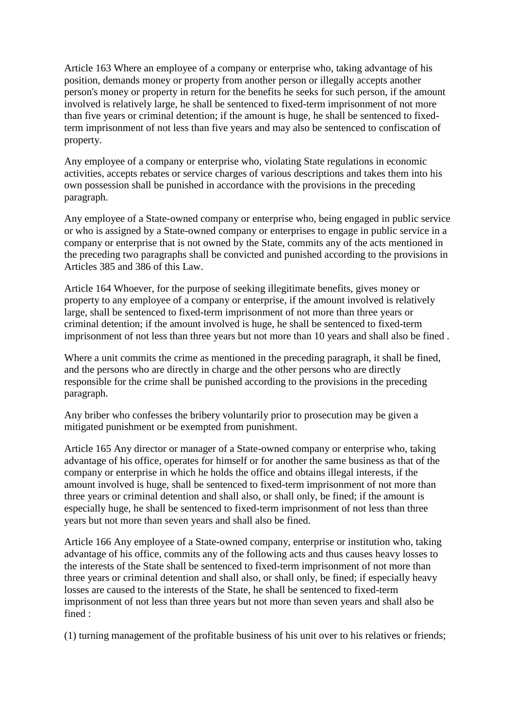Article 163 Where an employee of a company or enterprise who, taking advantage of his position, demands money or property from another person or illegally accepts another person's money or property in return for the benefits he seeks for such person, if the amount involved is relatively large, he shall be sentenced to fixed-term imprisonment of not more than five years or criminal detention; if the amount is huge, he shall be sentenced to fixed-term imprisonment of not less than five years and may also be sentenced to confiscation of property.

Any employee of a company or enterprise who, violating State regulations in economic activities, accepts rebates or service charges of various descriptions and takes them into his own possession shall be punished in accordance with the provisions in the preceding paragraph.

Any employee of a State-owned company or enterprise who, being engaged in public service or who is assigned by a State-owned company or enterprises to engage in public service in a company or enterprise that is not owned by the State, commits any of the acts mentioned in the preceding two paragraphs shall be convicted and punished according to the provisions in Articles 385 and 386 of this Law.

Article 164 Whoever, for the purpose of seeking illegitimate benefits, gives money or property to any employee of a company or enterprise, if the amount involved is relatively large, shall be sentenced to fixed-term imprisonment of not more than three years or criminal detention; if the amount involved is huge, he shall be sentenced to fixed-term imprisonment of not less than three years but not more than 10 years and shall also be fined .

Where a unit commits the crime as mentioned in the preceding paragraph, it shall be fined, and the persons who are directly in charge and the other persons who are directly responsible for the crime shall be punished according to the provisions in the preceding paragraph.

Any briber who confesses the bribery voluntarily prior to prosecution may be given a mitigated punishment or be exempted from punishment.

Article 165 Any director or manager of a State-owned company or enterprise who, taking advantage of his office, operates for himself or for another the same business as that of the company or enterprise in which he holds the office and obtains illegal interests, if the amount involved is huge, shall be sentenced to fixed-term imprisonment of not more than three years or criminal detention and shall also, or shall only, be fined; if the amount is especially huge, he shall be sentenced to fixed-term imprisonment of not less than three years but not more than seven years and shall also be fined.

Article 166 Any employee of a State-owned company, enterprise or institution who, taking advantage of his office, commits any of the following acts and thus causes heavy losses to the interests of the State shall be sentenced to fixed-term imprisonment of not more than three years or criminal detention and shall also, or shall only, be fined; if especially heavy losses are caused to the interests of the State, he shall be sentenced to fixed-term imprisonment of not less than three years but not more than seven years and shall also be fined :

(1) turning management of the profitable business of his unit over to his relatives or friends;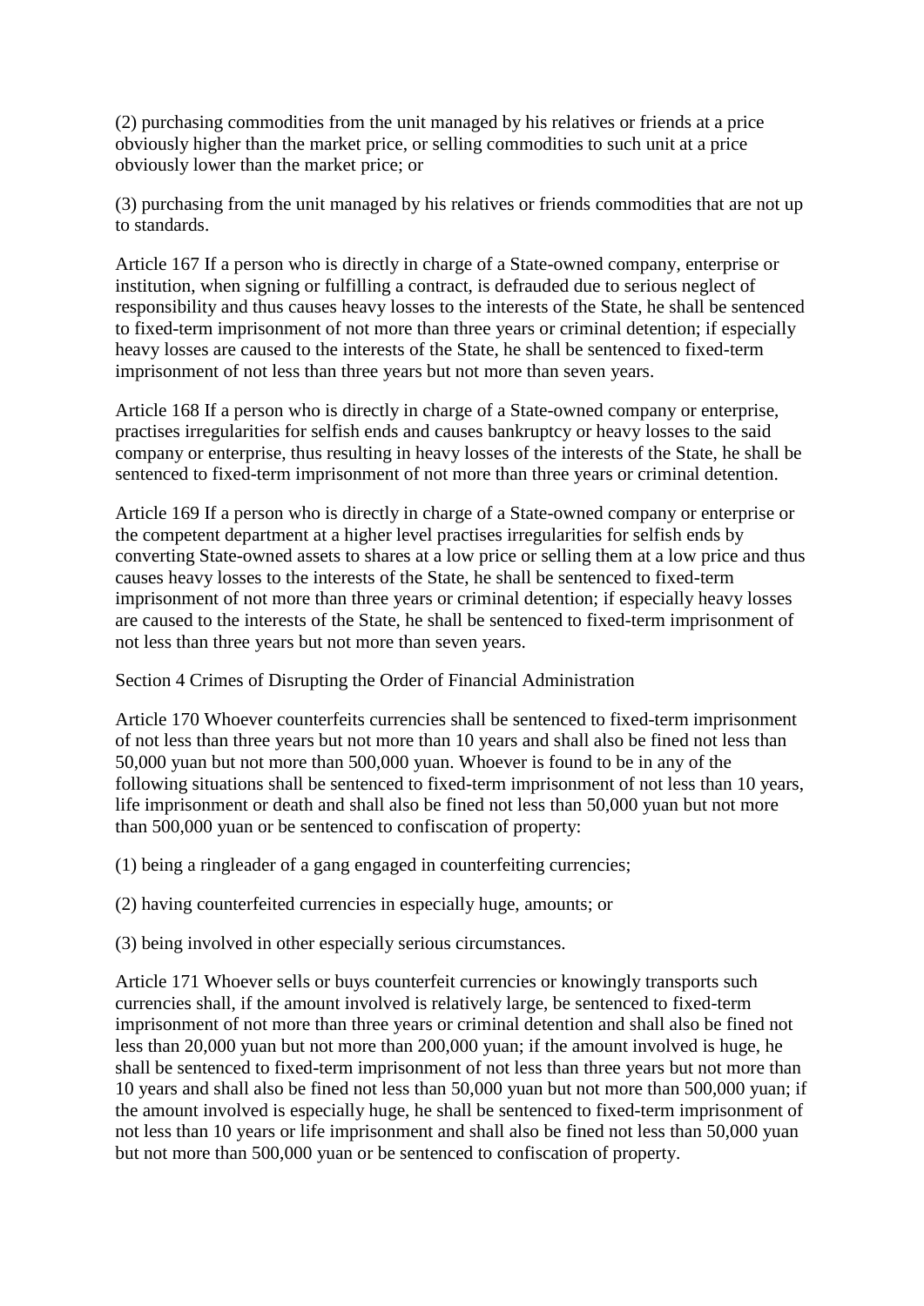(2) purchasing commodities from the unit managed by his relatives or friends at a price obviously higher than the market price, or selling commodities to such unit at a price obviously lower than the market price; or

(3) purchasing from the unit managed by his relatives or friends commodities that are not up to standards.

Article 167 If a person who is directly in charge of a State-owned company, enterprise or institution, when signing or fulfilling a contract, is defrauded due to serious neglect of responsibility and thus causes heavy losses to the interests of the State, he shall be sentenced to fixed-term imprisonment of not more than three years or criminal detention; if especially heavy losses are caused to the interests of the State, he shall be sentenced to fixed-term imprisonment of not less than three years but not more than seven years.

Article 168 If a person who is directly in charge of a State-owned company or enterprise, practises irregularities for selfish ends and causes bankruptcy or heavy losses to the said company or enterprise, thus resulting in heavy losses of the interests of the State, he shall be sentenced to fixed-term imprisonment of not more than three years or criminal detention.

Article 169 If a person who is directly in charge of a State-owned company or enterprise or the competent department at a higher level practises irregularities for selfish ends by converting State-owned assets to shares at a low price or selling them at a low price and thus causes heavy losses to the interests of the State, he shall be sentenced to fixed-term imprisonment of not more than three years or criminal detention; if especially heavy losses are caused to the interests of the State, he shall be sentenced to fixed-term imprisonment of not less than three years but not more than seven years.

Section 4 Crimes of Disrupting the Order of Financial Administration

Article 170 Whoever counterfeits currencies shall be sentenced to fixed-term imprisonment of not less than three years but not more than 10 years and shall also be fined not less than 50,000 yuan but not more than 500,000 yuan. Whoever is found to be in any of the following situations shall be sentenced to fixed-term imprisonment of not less than 10 years, life imprisonment or death and shall also be fined not less than 50,000 yuan but not more than 500,000 yuan or be sentenced to confiscation of property:

(1) being a ringleader of a gang engaged in counterfeiting currencies;

(2) having counterfeited currencies in especially huge, amounts; or

(3) being involved in other especially serious circumstances.

Article 171 Whoever sells or buys counterfeit currencies or knowingly transports such currencies shall, if the amount involved is relatively large, be sentenced to fixed-term imprisonment of not more than three years or criminal detention and shall also be fined not less than 20,000 yuan but not more than 200,000 yuan; if the amount involved is huge, he shall be sentenced to fixed-term imprisonment of not less than three years but not more than 10 years and shall also be fined not less than 50,000 yuan but not more than 500,000 yuan; if the amount involved is especially huge, he shall be sentenced to fixed-term imprisonment of not less than 10 years or life imprisonment and shall also be fined not less than 50,000 yuan but not more than 500,000 yuan or be sentenced to confiscation of property.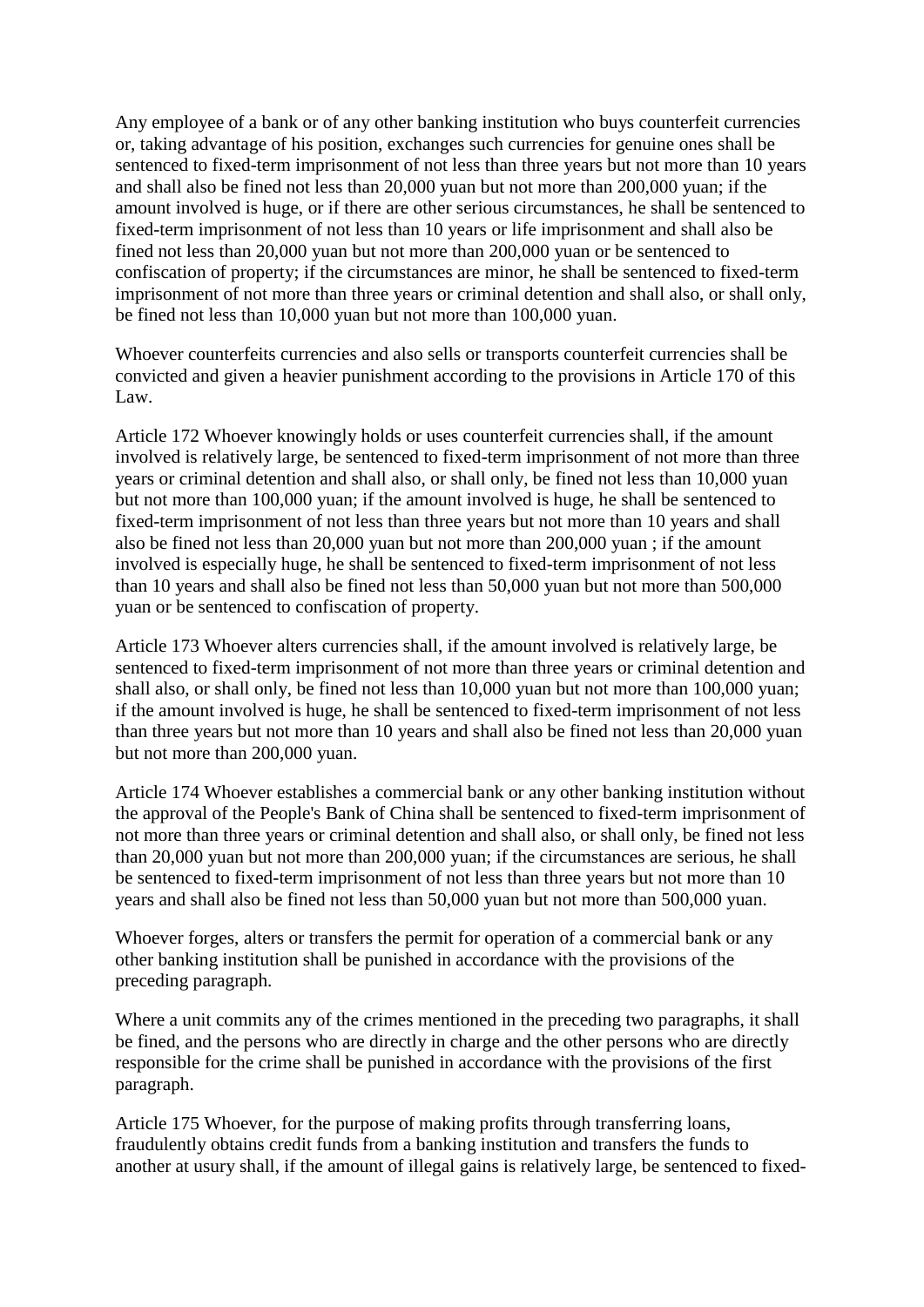Any employee of a bank or of any other banking institution who buys counterfeit currencies or, taking advantage of his position, exchanges such currencies for genuine ones shall be sentenced to fixed-term imprisonment of not less than three years but not more than 10 years and shall also be fined not less than 20,000 yuan but not more than 200,000 yuan; if the amount involved is huge, or if there are other serious circumstances, he shall be sentenced to fixed-term imprisonment of not less than 10 years or life imprisonment and shall also be fined not less than 20,000 yuan but not more than 200,000 yuan or be sentenced to confiscation of property; if the circumstances are minor, he shall be sentenced to fixed-term imprisonment of not more than three years or criminal detention and shall also, or shall only, be fined not less than 10,000 yuan but not more than 100,000 yuan.

Whoever counterfeits currencies and also sells or transports counterfeit currencies shall be convicted and given a heavier punishment according to the provisions in Article 170 of this Law.

Article 172 Whoever knowingly holds or uses counterfeit currencies shall, if the amount involved is relatively large, be sentenced to fixed-term imprisonment of not more than three years or criminal detention and shall also, or shall only, be fined not less than 10,000 yuan but not more than 100,000 yuan; if the amount involved is huge, he shall be sentenced to fixed-term imprisonment of not less than three years but not more than 10 years and shall also be fined not less than 20,000 yuan but not more than 200,000 yuan ; if the amount involved is especially huge, he shall be sentenced to fixed-term imprisonment of not less than 10 years and shall also be fined not less than 50,000 yuan but not more than 500,000 yuan or be sentenced to confiscation of property.

Article 173 Whoever alters currencies shall, if the amount involved is relatively large, be sentenced to fixed-term imprisonment of not more than three years or criminal detention and shall also, or shall only, be fined not less than 10,000 yuan but not more than 100,000 yuan; if the amount involved is huge, he shall be sentenced to fixed-term imprisonment of not less than three years but not more than 10 years and shall also be fined not less than 20,000 yuan but not more than 200,000 yuan.

Article 174 Whoever establishes a commercial bank or any other banking institution without the approval of the People's Bank of China shall be sentenced to fixed-term imprisonment of not more than three years or criminal detention and shall also, or shall only, be fined not less than 20,000 yuan but not more than 200,000 yuan; if the circumstances are serious, he shall be sentenced to fixed-term imprisonment of not less than three years but not more than 10 years and shall also be fined not less than 50,000 yuan but not more than 500,000 yuan.

Whoever forges, alters or transfers the permit for operation of a commercial bank or any other banking institution shall be punished in accordance with the provisions of the preceding paragraph.

Where a unit commits any of the crimes mentioned in the preceding two paragraphs, it shall be fined, and the persons who are directly in charge and the other persons who are directly responsible for the crime shall be punished in accordance with the provisions of the first paragraph.

Article 175 Whoever, for the purpose of making profits through transferring loans, fraudulently obtains credit funds from a banking institution and transfers the funds to another at usury shall, if the amount of illegal gains is relatively large, be sentenced to fixed-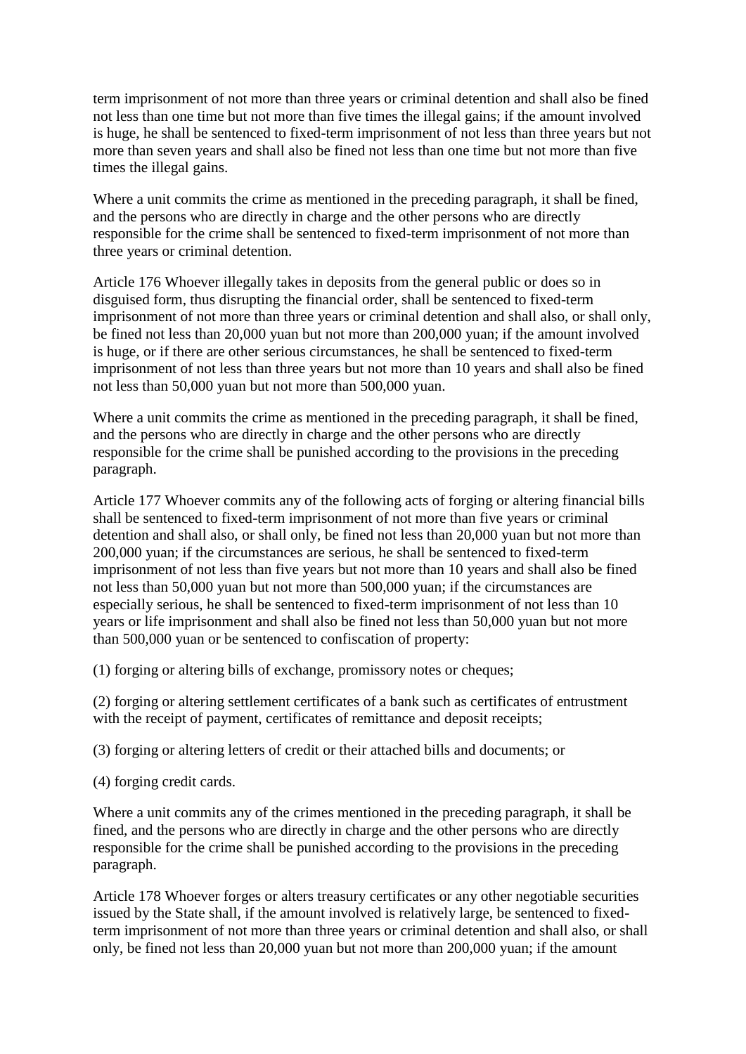term imprisonment of not more than three years or criminal detention and shall also be fined not less than one time but not more than five times the illegal gains; if the amount involved is huge, he shall be sentenced to fixed-term imprisonment of not less than three years but not more than seven years and shall also be fined not less than one time but not more than five times the illegal gains.

Where a unit commits the crime as mentioned in the preceding paragraph, it shall be fined, and the persons who are directly in charge and the other persons who are directly responsible for the crime shall be sentenced to fixed-term imprisonment of not more than three years or criminal detention.

Article 176 Whoever illegally takes in deposits from the general public or does so in disguised form, thus disrupting the financial order, shall be sentenced to fixed-term imprisonment of not more than three years or criminal detention and shall also, or shall only, be fined not less than 20,000 yuan but not more than 200,000 yuan; if the amount involved is huge, or if there are other serious circumstances, he shall be sentenced to fixed-term imprisonment of not less than three years but not more than 10 years and shall also be fined not less than 50,000 yuan but not more than 500,000 yuan.

Where a unit commits the crime as mentioned in the preceding paragraph, it shall be fined, and the persons who are directly in charge and the other persons who are directly responsible for the crime shall be punished according to the provisions in the preceding paragraph.

Article 177 Whoever commits any of the following acts of forging or altering financial bills shall be sentenced to fixed-term imprisonment of not more than five years or criminal detention and shall also, or shall only, be fined not less than 20,000 yuan but not more than 200,000 yuan; if the circumstances are serious, he shall be sentenced to fixed-term imprisonment of not less than five years but not more than 10 years and shall also be fined not less than 50,000 yuan but not more than 500,000 yuan; if the circumstances are especially serious, he shall be sentenced to fixed-term imprisonment of not less than 10 years or life imprisonment and shall also be fined not less than 50,000 yuan but not more than 500,000 yuan or be sentenced to confiscation of property:

(1) forging or altering bills of exchange, promissory notes or cheques;

(2) forging or altering settlement certificates of a bank such as certificates of entrustment with the receipt of payment, certificates of remittance and deposit receipts;

(3) forging or altering letters of credit or their attached bills and documents; or

(4) forging credit cards.

Where a unit commits any of the crimes mentioned in the preceding paragraph, it shall be fined, and the persons who are directly in charge and the other persons who are directly responsible for the crime shall be punished according to the provisions in the preceding paragraph.

Article 178 Whoever forges or alters treasury certificates or any other negotiable securities issued by the State shall, if the amount involved is relatively large, be sentenced to fixed-term imprisonment of not more than three years or criminal detention and shall also, or shall only, be fined not less than 20,000 yuan but not more than 200,000 yuan; if the amount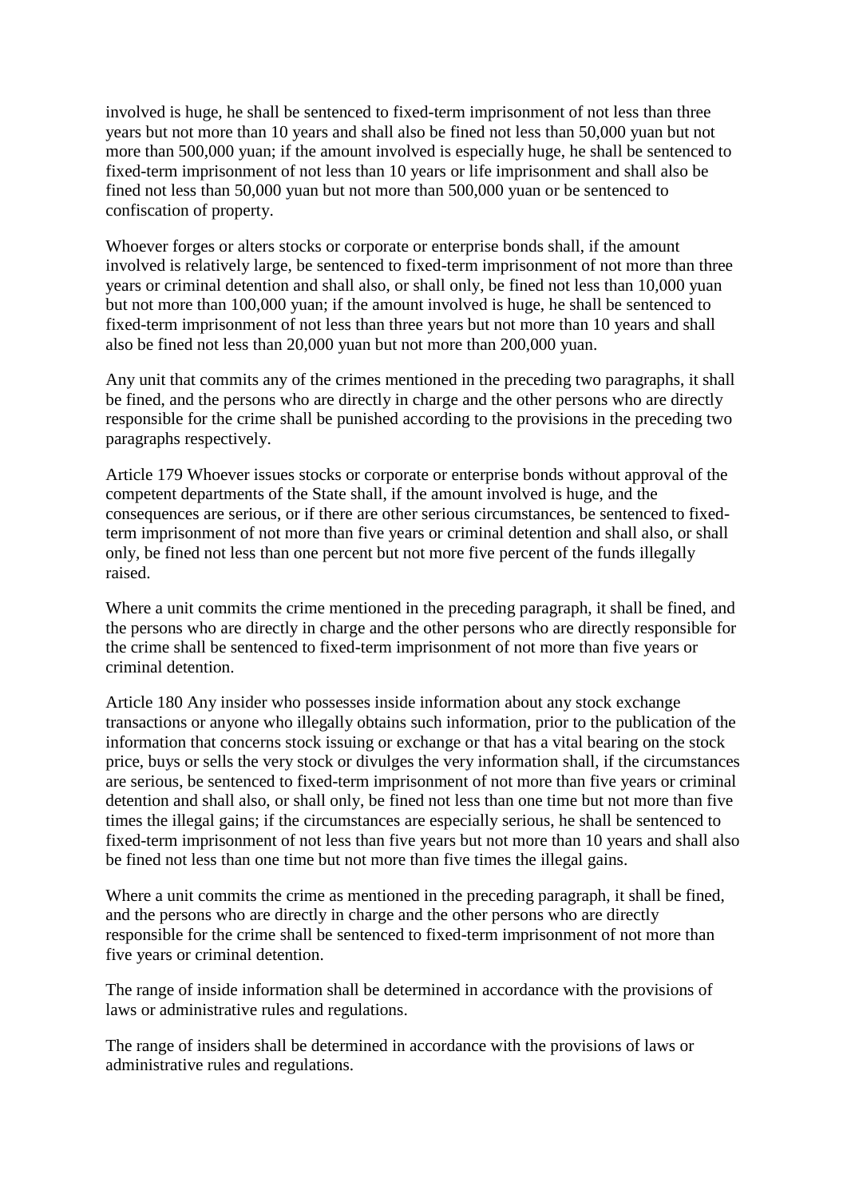involved is huge, he shall be sentenced to fixed-term imprisonment of not less than three years but not more than 10 years and shall also be fined not less than 50,000 yuan but not more than 500,000 yuan; if the amount involved is especially huge, he shall be sentenced to fixed-term imprisonment of not less than 10 years or life imprisonment and shall also be fined not less than 50,000 yuan but not more than 500,000 yuan or be sentenced to confiscation of property.

Whoever forges or alters stocks or corporate or enterprise bonds shall, if the amount involved is relatively large, be sentenced to fixed-term imprisonment of not more than three years or criminal detention and shall also, or shall only, be fined not less than 10,000 yuan but not more than 100,000 yuan; if the amount involved is huge, he shall be sentenced to fixed-term imprisonment of not less than three years but not more than 10 years and shall also be fined not less than 20,000 yuan but not more than 200,000 yuan.

Any unit that commits any of the crimes mentioned in the preceding two paragraphs, it shall be fined, and the persons who are directly in charge and the other persons who are directly responsible for the crime shall be punished according to the provisions in the preceding two paragraphs respectively.

Article 179 Whoever issues stocks or corporate or enterprise bonds without approval of the competent departments of the State shall, if the amount involved is huge, and the consequences are serious, or if there are other serious circumstances, be sentenced to fixed-term imprisonment of not more than five years or criminal detention and shall also, or shall only, be fined not less than one percent but not more five percent of the funds illegally raised.

Where a unit commits the crime mentioned in the preceding paragraph, it shall be fined, and the persons who are directly in charge and the other persons who are directly responsible for the crime shall be sentenced to fixed-term imprisonment of not more than five years or criminal detention.

Article 180 Any insider who possesses inside information about any stock exchange transactions or anyone who illegally obtains such information, prior to the publication of the information that concerns stock issuing or exchange or that has a vital bearing on the stock price, buys or sells the very stock or divulges the very information shall, if the circumstances are serious, be sentenced to fixed-term imprisonment of not more than five years or criminal detention and shall also, or shall only, be fined not less than one time but not more than five times the illegal gains; if the circumstances are especially serious, he shall be sentenced to fixed-term imprisonment of not less than five years but not more than 10 years and shall also be fined not less than one time but not more than five times the illegal gains.

Where a unit commits the crime as mentioned in the preceding paragraph, it shall be fined, and the persons who are directly in charge and the other persons who are directly responsible for the crime shall be sentenced to fixed-term imprisonment of not more than five years or criminal detention.

The range of inside information shall be determined in accordance with the provisions of laws or administrative rules and regulations.

The range of insiders shall be determined in accordance with the provisions of laws or administrative rules and regulations.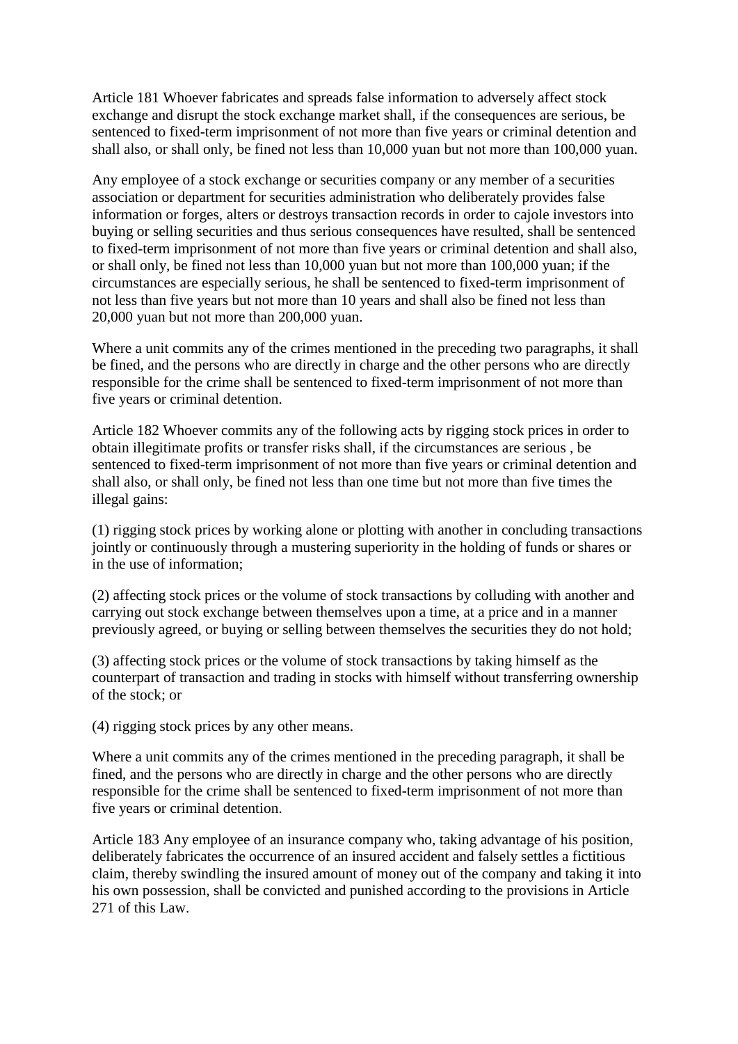Article 181 Whoever fabricates and spreads false information to adversely affect stock exchange and disrupt the stock exchange market shall, if the consequences are serious, be sentenced to fixed-term imprisonment of not more than five years or criminal detention and shall also, or shall only, be fined not less than 10,000 yuan but not more than 100,000 yuan.

Any employee of a stock exchange or securities company or any member of a securities association or department for securities administration who deliberately provides false information or forges, alters or destroys transaction records in order to cajole investors into buying or selling securities and thus serious consequences have resulted, shall be sentenced to fixed-term imprisonment of not more than five years or criminal detention and shall also, or shall only, be fined not less than 10,000 yuan but not more than 100,000 yuan; if the circumstances are especially serious, he shall be sentenced to fixed-term imprisonment of not less than five years but not more than 10 years and shall also be fined not less than 20,000 yuan but not more than 200,000 yuan.

Where a unit commits any of the crimes mentioned in the preceding two paragraphs, it shall be fined, and the persons who are directly in charge and the other persons who are directly responsible for the crime shall be sentenced to fixed-term imprisonment of not more than five years or criminal detention.

Article 182 Whoever commits any of the following acts by rigging stock prices in order to obtain illegitimate profits or transfer risks shall, if the circumstances are serious , be sentenced to fixed-term imprisonment of not more than five years or criminal detention and shall also, or shall only, be fined not less than one time but not more than five times the illegal gains:

(1) rigging stock prices by working alone or plotting with another in concluding transactions jointly or continuously through a mustering superiority in the holding of funds or shares or in the use of information;

(2) affecting stock prices or the volume of stock transactions by colluding with another and carrying out stock exchange between themselves upon a time, at a price and in a manner previously agreed, or buying or selling between themselves the securities they do not hold;

(3) affecting stock prices or the volume of stock transactions by taking himself as the counterpart of transaction and trading in stocks with himself without transferring ownership of the stock; or

(4) rigging stock prices by any other means.

Where a unit commits any of the crimes mentioned in the preceding paragraph, it shall be fined, and the persons who are directly in charge and the other persons who are directly responsible for the crime shall be sentenced to fixed-term imprisonment of not more than five years or criminal detention.

Article 183 Any employee of an insurance company who, taking advantage of his position, deliberately fabricates the occurrence of an insured accident and falsely settles a fictitious claim, thereby swindling the insured amount of money out of the company and taking it into his own possession, shall be convicted and punished according to the provisions in Article 271 of this Law.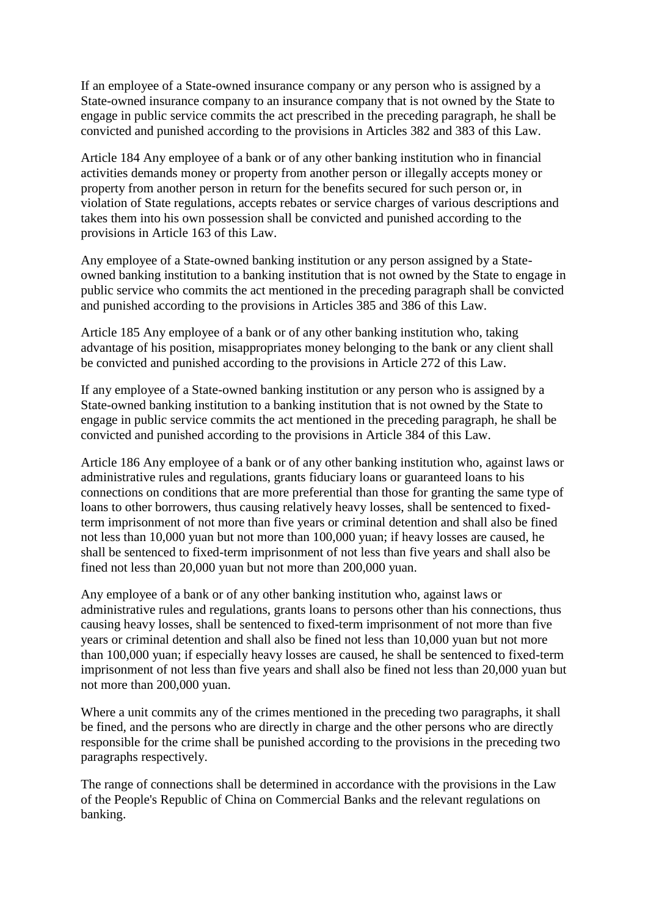If an employee of a State-owned insurance company or any person who is assigned by a State-owned insurance company to an insurance company that is not owned by the State to engage in public service commits the act prescribed in the preceding paragraph, he shall be convicted and punished according to the provisions in Articles 382 and 383 of this Law.

Article 184 Any employee of a bank or of any other banking institution who in financial activities demands money or property from another person or illegally accepts money or property from another person in return for the benefits secured for such person or, in violation of State regulations, accepts rebates or service charges of various descriptions and takes them into his own possession shall be convicted and punished according to the provisions in Article 163 of this Law.

Any employee of a State-owned banking institution or any person assigned by a State-owned banking institution to a banking institution that is not owned by the State to engage in public service who commits the act mentioned in the preceding paragraph shall be convicted and punished according to the provisions in Articles 385 and 386 of this Law.

Article 185 Any employee of a bank or of any other banking institution who, taking advantage of his position, misappropriates money belonging to the bank or any client shall be convicted and punished according to the provisions in Article 272 of this Law.

If any employee of a State-owned banking institution or any person who is assigned by a State-owned banking institution to a banking institution that is not owned by the State to engage in public service commits the act mentioned in the preceding paragraph, he shall be convicted and punished according to the provisions in Article 384 of this Law.

Article 186 Any employee of a bank or of any other banking institution who, against laws or administrative rules and regulations, grants fiduciary loans or guaranteed loans to his connections on conditions that are more preferential than those for granting the same type of loans to other borrowers, thus causing relatively heavy losses, shall be sentenced to fixed-term imprisonment of not more than five years or criminal detention and shall also be fined not less than 10,000 yuan but not more than 100,000 yuan; if heavy losses are caused, he shall be sentenced to fixed-term imprisonment of not less than five years and shall also be fined not less than 20,000 yuan but not more than 200,000 yuan.

Any employee of a bank or of any other banking institution who, against laws or administrative rules and regulations, grants loans to persons other than his connections, thus causing heavy losses, shall be sentenced to fixed-term imprisonment of not more than five years or criminal detention and shall also be fined not less than 10,000 yuan but not more than 100,000 yuan; if especially heavy losses are caused, he shall be sentenced to fixed-term imprisonment of not less than five years and shall also be fined not less than 20,000 yuan but not more than 200,000 yuan.

Where a unit commits any of the crimes mentioned in the preceding two paragraphs, it shall be fined, and the persons who are directly in charge and the other persons who are directly responsible for the crime shall be punished according to the provisions in the preceding two paragraphs respectively.

The range of connections shall be determined in accordance with the provisions in the Law of the People's Republic of China on Commercial Banks and the relevant regulations on banking.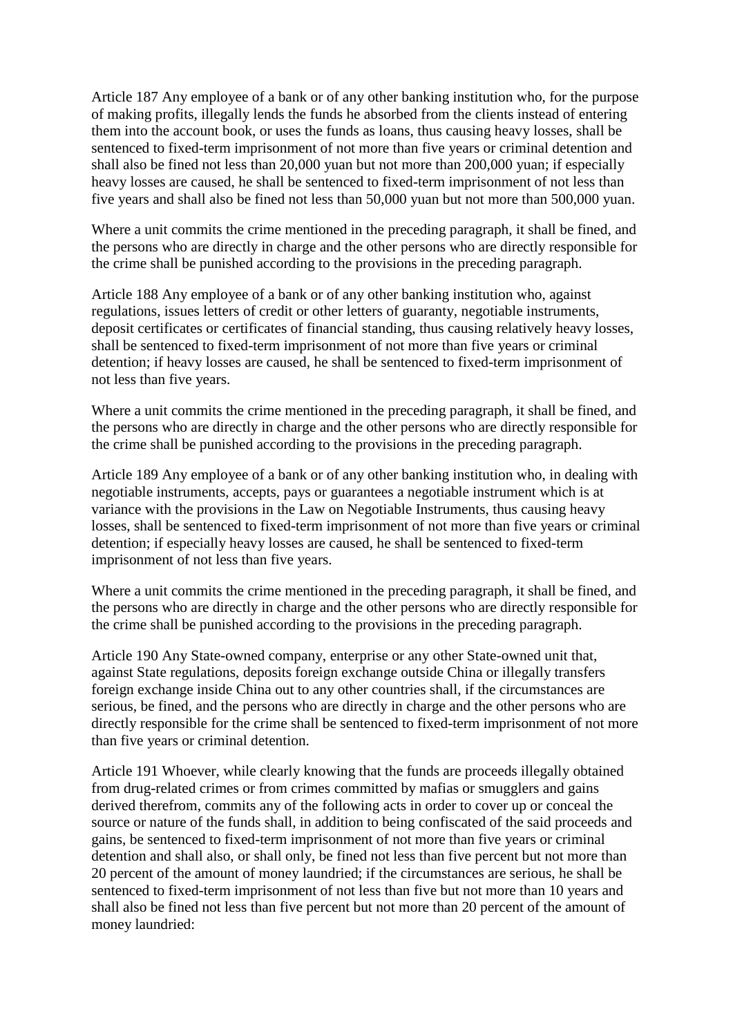Article 187 Any employee of a bank or of any other banking institution who, for the purpose of making profits, illegally lends the funds he absorbed from the clients instead of entering them into the account book, or uses the funds as loans, thus causing heavy losses, shall be sentenced to fixed-term imprisonment of not more than five years or criminal detention and shall also be fined not less than 20,000 yuan but not more than 200,000 yuan; if especially heavy losses are caused, he shall be sentenced to fixed-term imprisonment of not less than five years and shall also be fined not less than 50,000 yuan but not more than 500,000 yuan.

Where a unit commits the crime mentioned in the preceding paragraph, it shall be fined, and the persons who are directly in charge and the other persons who are directly responsible for the crime shall be punished according to the provisions in the preceding paragraph.

Article 188 Any employee of a bank or of any other banking institution who, against regulations, issues letters of credit or other letters of guaranty, negotiable instruments, deposit certificates or certificates of financial standing, thus causing relatively heavy losses, shall be sentenced to fixed-term imprisonment of not more than five years or criminal detention; if heavy losses are caused, he shall be sentenced to fixed-term imprisonment of not less than five years.

Where a unit commits the crime mentioned in the preceding paragraph, it shall be fined, and the persons who are directly in charge and the other persons who are directly responsible for the crime shall be punished according to the provisions in the preceding paragraph.

Article 189 Any employee of a bank or of any other banking institution who, in dealing with negotiable instruments, accepts, pays or guarantees a negotiable instrument which is at variance with the provisions in the Law on Negotiable Instruments, thus causing heavy losses, shall be sentenced to fixed-term imprisonment of not more than five years or criminal detention; if especially heavy losses are caused, he shall be sentenced to fixed-term imprisonment of not less than five years.

Where a unit commits the crime mentioned in the preceding paragraph, it shall be fined, and the persons who are directly in charge and the other persons who are directly responsible for the crime shall be punished according to the provisions in the preceding paragraph.

Article 190 Any State-owned company, enterprise or any other State-owned unit that, against State regulations, deposits foreign exchange outside China or illegally transfers foreign exchange inside China out to any other countries shall, if the circumstances are serious, be fined, and the persons who are directly in charge and the other persons who are directly responsible for the crime shall be sentenced to fixed-term imprisonment of not more than five years or criminal detention.

Article 191 Whoever, while clearly knowing that the funds are proceeds illegally obtained from drug-related crimes or from crimes committed by mafias or smugglers and gains derived therefrom, commits any of the following acts in order to cover up or conceal the source or nature of the funds shall, in addition to being confiscated of the said proceeds and gains, be sentenced to fixed-term imprisonment of not more than five years or criminal detention and shall also, or shall only, be fined not less than five percent but not more than 20 percent of the amount of money laundried; if the circumstances are serious, he shall be sentenced to fixed-term imprisonment of not less than five but not more than 10 years and shall also be fined not less than five percent but not more than 20 percent of the amount of money laundried: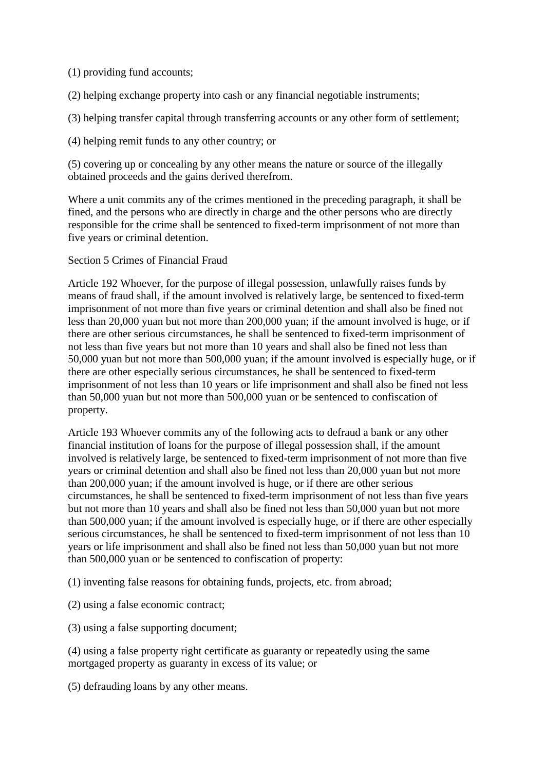(1) providing fund accounts;

(2) helping exchange property into cash or any financial negotiable instruments;

(3) helping transfer capital through transferring accounts or any other form of settlement;

(4) helping remit funds to any other country; or

(5) covering up or concealing by any other means the nature or source of the illegally obtained proceeds and the gains derived therefrom.

Where a unit commits any of the crimes mentioned in the preceding paragraph, it shall be fined, and the persons who are directly in charge and the other persons who are directly responsible for the crime shall be sentenced to fixed-term imprisonment of not more than five years or criminal detention.

Section 5 Crimes of Financial Fraud

Article 192 Whoever, for the purpose of illegal possession, unlawfully raises funds by means of fraud shall, if the amount involved is relatively large, be sentenced to fixed-term imprisonment of not more than five years or criminal detention and shall also be fined not less than 20,000 yuan but not more than 200,000 yuan; if the amount involved is huge, or if there are other serious circumstances, he shall be sentenced to fixed-term imprisonment of not less than five years but not more than 10 years and shall also be fined not less than 50,000 yuan but not more than 500,000 yuan; if the amount involved is especially huge, or if there are other especially serious circumstances, he shall be sentenced to fixed-term imprisonment of not less than 10 years or life imprisonment and shall also be fined not less than 50,000 yuan but not more than 500,000 yuan or be sentenced to confiscation of property.

Article 193 Whoever commits any of the following acts to defraud a bank or any other financial institution of loans for the purpose of illegal possession shall, if the amount involved is relatively large, be sentenced to fixed-term imprisonment of not more than five years or criminal detention and shall also be fined not less than 20,000 yuan but not more than 200,000 yuan; if the amount involved is huge, or if there are other serious circumstances, he shall be sentenced to fixed-term imprisonment of not less than five years but not more than 10 years and shall also be fined not less than 50,000 yuan but not more than 500,000 yuan; if the amount involved is especially huge, or if there are other especially serious circumstances, he shall be sentenced to fixed-term imprisonment of not less than 10 years or life imprisonment and shall also be fined not less than 50,000 yuan but not more than 500,000 yuan or be sentenced to confiscation of property:

(1) inventing false reasons for obtaining funds, projects, etc. from abroad;

(2) using a false economic contract;

(3) using a false supporting document;

(4) using a false property right certificate as guaranty or repeatedly using the same mortgaged property as guaranty in excess of its value; or

(5) defrauding loans by any other means.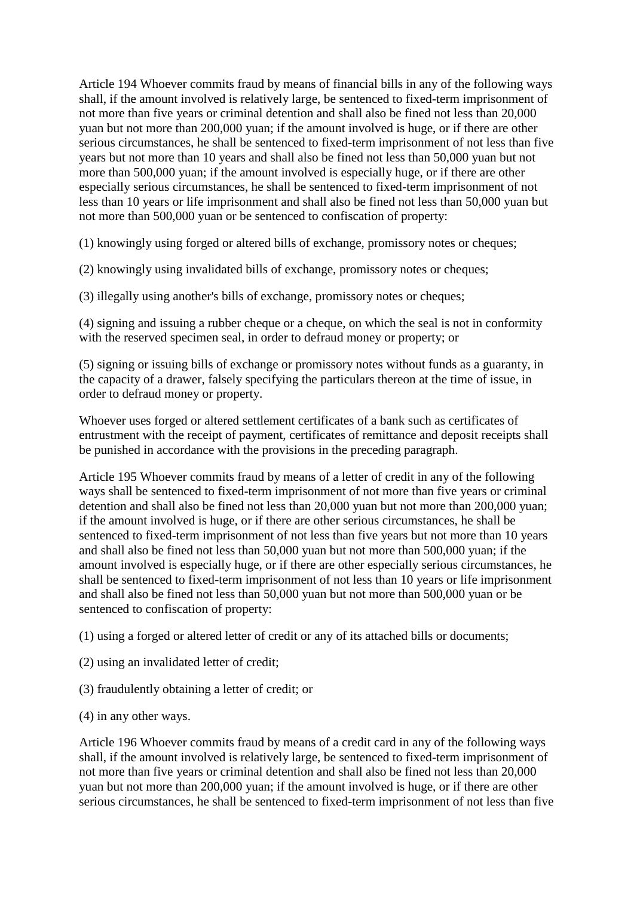Article 194 Whoever commits fraud by means of financial bills in any of the following ways shall, if the amount involved is relatively large, be sentenced to fixed-term imprisonment of not more than five years or criminal detention and shall also be fined not less than 20,000 yuan but not more than 200,000 yuan; if the amount involved is huge, or if there are other serious circumstances, he shall be sentenced to fixed-term imprisonment of not less than five years but not more than 10 years and shall also be fined not less than 50,000 yuan but not more than 500,000 yuan; if the amount involved is especially huge, or if there are other especially serious circumstances, he shall be sentenced to fixed-term imprisonment of not less than 10 years or life imprisonment and shall also be fined not less than 50,000 yuan but not more than 500,000 yuan or be sentenced to confiscation of property:

(1) knowingly using forged or altered bills of exchange, promissory notes or cheques;

(2) knowingly using invalidated bills of exchange, promissory notes or cheques;

(3) illegally using another's bills of exchange, promissory notes or cheques;

(4) signing and issuing a rubber cheque or a cheque, on which the seal is not in conformity with the reserved specimen seal, in order to defraud money or property; or

(5) signing or issuing bills of exchange or promissory notes without funds as a guaranty, in the capacity of a drawer, falsely specifying the particulars thereon at the time of issue, in order to defraud money or property.

Whoever uses forged or altered settlement certificates of a bank such as certificates of entrustment with the receipt of payment, certificates of remittance and deposit receipts shall be punished in accordance with the provisions in the preceding paragraph.

Article 195 Whoever commits fraud by means of a letter of credit in any of the following ways shall be sentenced to fixed-term imprisonment of not more than five years or criminal detention and shall also be fined not less than 20,000 yuan but not more than 200,000 yuan; if the amount involved is huge, or if there are other serious circumstances, he shall be sentenced to fixed-term imprisonment of not less than five years but not more than 10 years and shall also be fined not less than 50,000 yuan but not more than 500,000 yuan; if the amount involved is especially huge, or if there are other especially serious circumstances, he shall be sentenced to fixed-term imprisonment of not less than 10 years or life imprisonment and shall also be fined not less than 50,000 yuan but not more than 500,000 yuan or be sentenced to confiscation of property:

(1) using a forged or altered letter of credit or any of its attached bills or documents;

(2) using an invalidated letter of credit;

(3) fraudulently obtaining a letter of credit; or

(4) in any other ways.

Article 196 Whoever commits fraud by means of a credit card in any of the following ways shall, if the amount involved is relatively large, be sentenced to fixed-term imprisonment of not more than five years or criminal detention and shall also be fined not less than 20,000 yuan but not more than 200,000 yuan; if the amount involved is huge, or if there are other serious circumstances, he shall be sentenced to fixed-term imprisonment of not less than five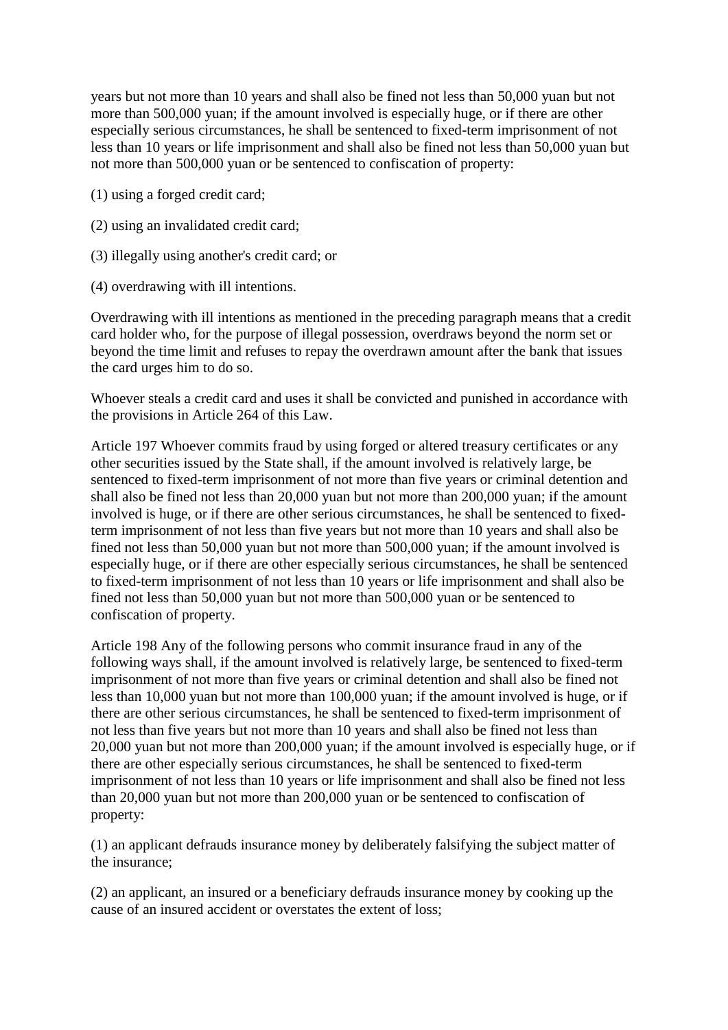years but not more than 10 years and shall also be fined not less than 50,000 yuan but not more than 500,000 yuan; if the amount involved is especially huge, or if there are other especially serious circumstances, he shall be sentenced to fixed-term imprisonment of not less than 10 years or life imprisonment and shall also be fined not less than 50,000 yuan but not more than 500,000 yuan or be sentenced to confiscation of property:

(1) using a forged credit card;

(2) using an invalidated credit card;

(3) illegally using another's credit card; or

(4) overdrawing with ill intentions.

Overdrawing with ill intentions as mentioned in the preceding paragraph means that a credit card holder who, for the purpose of illegal possession, overdraws beyond the norm set or beyond the time limit and refuses to repay the overdrawn amount after the bank that issues the card urges him to do so.

Whoever steals a credit card and uses it shall be convicted and punished in accordance with the provisions in Article 264 of this Law.

Article 197 Whoever commits fraud by using forged or altered treasury certificates or any other securities issued by the State shall, if the amount involved is relatively large, be sentenced to fixed-term imprisonment of not more than five years or criminal detention and shall also be fined not less than 20,000 yuan but not more than 200,000 yuan; if the amount involved is huge, or if there are other serious circumstances, he shall be sentenced to fixed-term imprisonment of not less than five years but not more than 10 years and shall also be fined not less than 50,000 yuan but not more than 500,000 yuan; if the amount involved is especially huge, or if there are other especially serious circumstances, he shall be sentenced to fixed-term imprisonment of not less than 10 years or life imprisonment and shall also be fined not less than 50,000 yuan but not more than 500,000 yuan or be sentenced to confiscation of property.

Article 198 Any of the following persons who commit insurance fraud in any of the following ways shall, if the amount involved is relatively large, be sentenced to fixed-term imprisonment of not more than five years or criminal detention and shall also be fined not less than 10,000 yuan but not more than 100,000 yuan; if the amount involved is huge, or if there are other serious circumstances, he shall be sentenced to fixed-term imprisonment of not less than five years but not more than 10 years and shall also be fined not less than 20,000 yuan but not more than 200,000 yuan; if the amount involved is especially huge, or if there are other especially serious circumstances, he shall be sentenced to fixed-term imprisonment of not less than 10 years or life imprisonment and shall also be fined not less than 20,000 yuan but not more than 200,000 yuan or be sentenced to confiscation of property:

(1) an applicant defrauds insurance money by deliberately falsifying the subject matter of the insurance;

(2) an applicant, an insured or a beneficiary defrauds insurance money by cooking up the cause of an insured accident or overstates the extent of loss;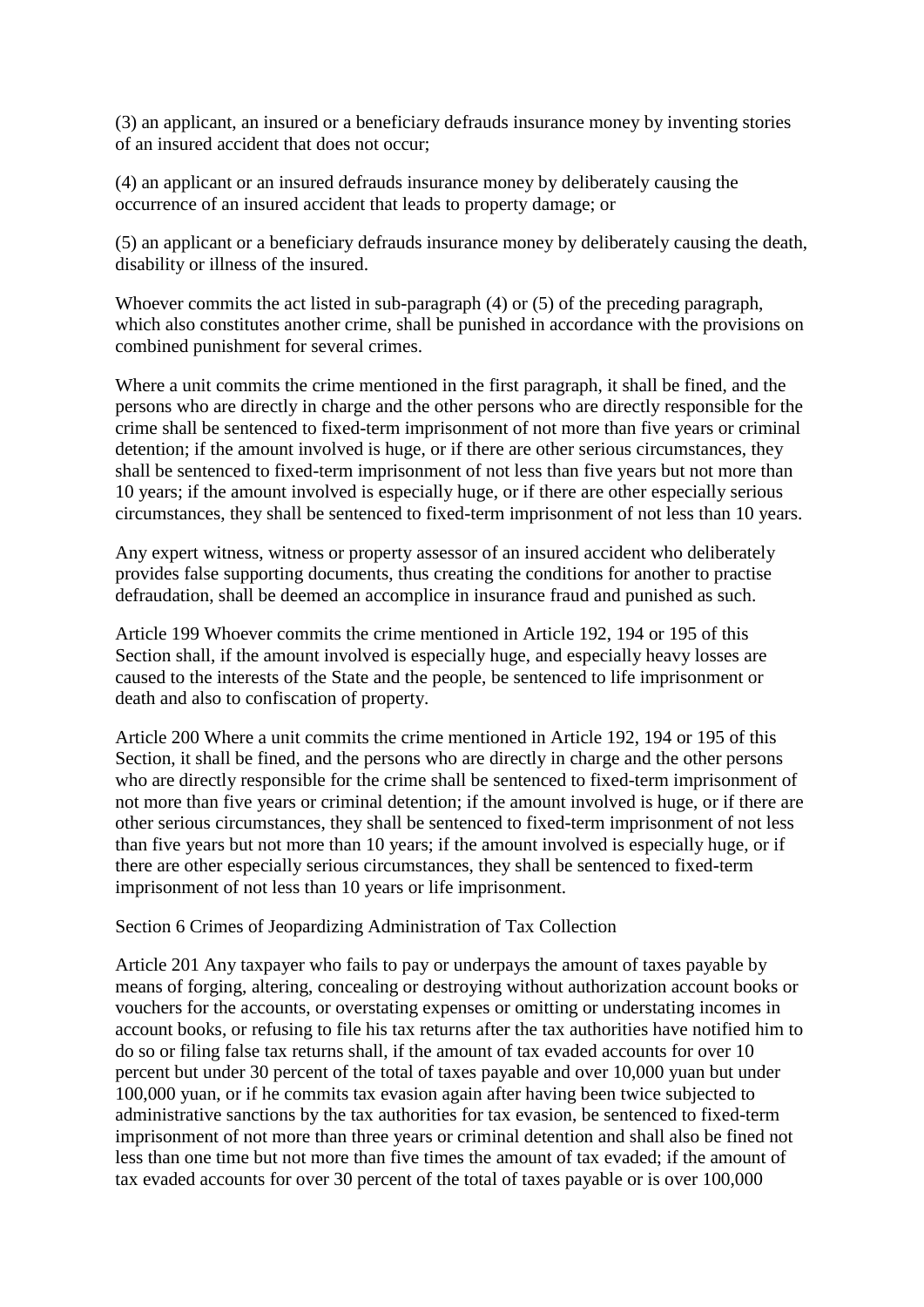(3) an applicant, an insured or a beneficiary defrauds insurance money by inventing stories of an insured accident that does not occur;

(4) an applicant or an insured defrauds insurance money by deliberately causing the occurrence of an insured accident that leads to property damage; or

(5) an applicant or a beneficiary defrauds insurance money by deliberately causing the death, disability or illness of the insured.

Whoever commits the act listed in sub-paragraph (4) or (5) of the preceding paragraph, which also constitutes another crime, shall be punished in accordance with the provisions on combined punishment for several crimes.

Where a unit commits the crime mentioned in the first paragraph, it shall be fined, and the persons who are directly in charge and the other persons who are directly responsible for the crime shall be sentenced to fixed-term imprisonment of not more than five years or criminal detention; if the amount involved is huge, or if there are other serious circumstances, they shall be sentenced to fixed-term imprisonment of not less than five years but not more than 10 years; if the amount involved is especially huge, or if there are other especially serious circumstances, they shall be sentenced to fixed-term imprisonment of not less than 10 years.

Any expert witness, witness or property assessor of an insured accident who deliberately provides false supporting documents, thus creating the conditions for another to practise defraudation, shall be deemed an accomplice in insurance fraud and punished as such.

Article 199 Whoever commits the crime mentioned in Article 192, 194 or 195 of this Section shall, if the amount involved is especially huge, and especially heavy losses are caused to the interests of the State and the people, be sentenced to life imprisonment or death and also to confiscation of property.

Article 200 Where a unit commits the crime mentioned in Article 192, 194 or 195 of this Section, it shall be fined, and the persons who are directly in charge and the other persons who are directly responsible for the crime shall be sentenced to fixed-term imprisonment of not more than five years or criminal detention; if the amount involved is huge, or if there are other serious circumstances, they shall be sentenced to fixed-term imprisonment of not less than five years but not more than 10 years; if the amount involved is especially huge, or if there are other especially serious circumstances, they shall be sentenced to fixed-term imprisonment of not less than 10 years or life imprisonment.

## Section 6 Crimes of Jeopardizing Administration of Tax Collection

Article 201 Any taxpayer who fails to pay or underpays the amount of taxes payable by means of forging, altering, concealing or destroying without authorization account books or vouchers for the accounts, or overstating expenses or omitting or understating incomes in account books, or refusing to file his tax returns after the tax authorities have notified him to do so or filing false tax returns shall, if the amount of tax evaded accounts for over 10 percent but under 30 percent of the total of taxes payable and over 10,000 yuan but under 100,000 yuan, or if he commits tax evasion again after having been twice subjected to administrative sanctions by the tax authorities for tax evasion, be sentenced to fixed-term imprisonment of not more than three years or criminal detention and shall also be fined not less than one time but not more than five times the amount of tax evaded; if the amount of tax evaded accounts for over 30 percent of the total of taxes payable or is over 100,000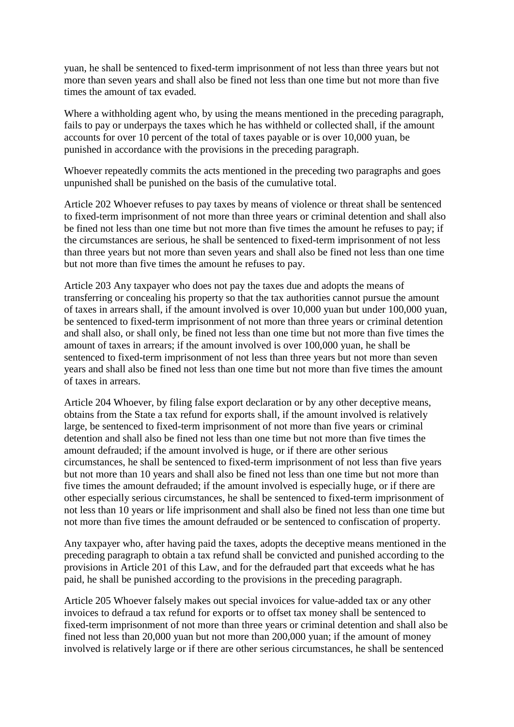yuan, he shall be sentenced to fixed-term imprisonment of not less than three years but not more than seven years and shall also be fined not less than one time but not more than five times the amount of tax evaded.

Where a withholding agent who, by using the means mentioned in the preceding paragraph, fails to pay or underpays the taxes which he has withheld or collected shall, if the amount accounts for over 10 percent of the total of taxes payable or is over 10,000 yuan, be punished in accordance with the provisions in the preceding paragraph.

Whoever repeatedly commits the acts mentioned in the preceding two paragraphs and goes unpunished shall be punished on the basis of the cumulative total.

Article 202 Whoever refuses to pay taxes by means of violence or threat shall be sentenced to fixed-term imprisonment of not more than three years or criminal detention and shall also be fined not less than one time but not more than five times the amount he refuses to pay; if the circumstances are serious, he shall be sentenced to fixed-term imprisonment of not less than three years but not more than seven years and shall also be fined not less than one time but not more than five times the amount he refuses to pay.

Article 203 Any taxpayer who does not pay the taxes due and adopts the means of transferring or concealing his property so that the tax authorities cannot pursue the amount of taxes in arrears shall, if the amount involved is over 10,000 yuan but under 100,000 yuan, be sentenced to fixed-term imprisonment of not more than three years or criminal detention and shall also, or shall only, be fined not less than one time but not more than five times the amount of taxes in arrears; if the amount involved is over 100,000 yuan, he shall be sentenced to fixed-term imprisonment of not less than three years but not more than seven years and shall also be fined not less than one time but not more than five times the amount of taxes in arrears.

Article 204 Whoever, by filing false export declaration or by any other deceptive means, obtains from the State a tax refund for exports shall, if the amount involved is relatively large, be sentenced to fixed-term imprisonment of not more than five years or criminal detention and shall also be fined not less than one time but not more than five times the amount defrauded; if the amount involved is huge, or if there are other serious circumstances, he shall be sentenced to fixed-term imprisonment of not less than five years but not more than 10 years and shall also be fined not less than one time but not more than five times the amount defrauded; if the amount involved is especially huge, or if there are other especially serious circumstances, he shall be sentenced to fixed-term imprisonment of not less than 10 years or life imprisonment and shall also be fined not less than one time but not more than five times the amount defrauded or be sentenced to confiscation of property.

Any taxpayer who, after having paid the taxes, adopts the deceptive means mentioned in the preceding paragraph to obtain a tax refund shall be convicted and punished according to the provisions in Article 201 of this Law, and for the defrauded part that exceeds what he has paid, he shall be punished according to the provisions in the preceding paragraph.

Article 205 Whoever falsely makes out special invoices for value-added tax or any other invoices to defraud a tax refund for exports or to offset tax money shall be sentenced to fixed-term imprisonment of not more than three years or criminal detention and shall also be fined not less than 20,000 yuan but not more than 200,000 yuan; if the amount of money involved is relatively large or if there are other serious circumstances, he shall be sentenced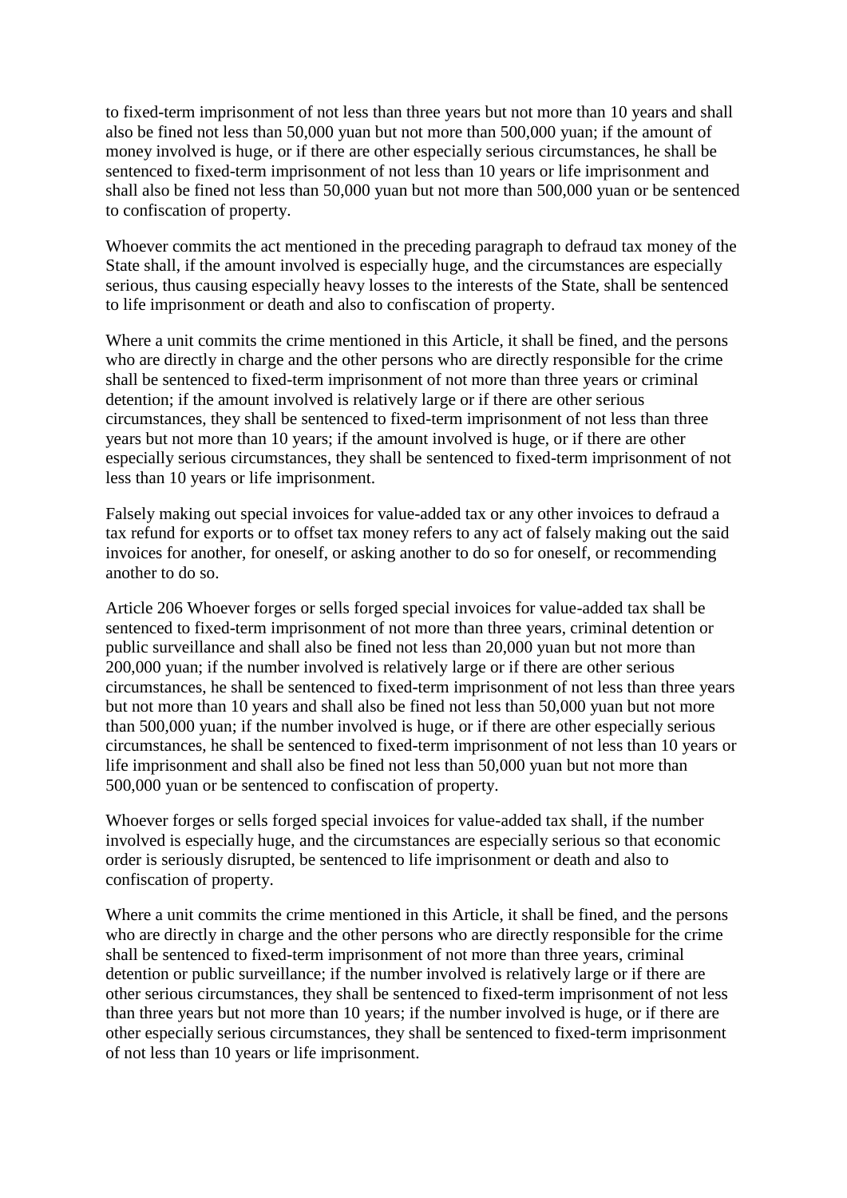to fixed-term imprisonment of not less than three years but not more than 10 years and shall also be fined not less than 50,000 yuan but not more than 500,000 yuan; if the amount of money involved is huge, or if there are other especially serious circumstances, he shall be sentenced to fixed-term imprisonment of not less than 10 years or life imprisonment and shall also be fined not less than 50,000 yuan but not more than 500,000 yuan or be sentenced to confiscation of property.

Whoever commits the act mentioned in the preceding paragraph to defraud tax money of the State shall, if the amount involved is especially huge, and the circumstances are especially serious, thus causing especially heavy losses to the interests of the State, shall be sentenced to life imprisonment or death and also to confiscation of property.

Where a unit commits the crime mentioned in this Article, it shall be fined, and the persons who are directly in charge and the other persons who are directly responsible for the crime shall be sentenced to fixed-term imprisonment of not more than three years or criminal detention; if the amount involved is relatively large or if there are other serious circumstances, they shall be sentenced to fixed-term imprisonment of not less than three years but not more than 10 years; if the amount involved is huge, or if there are other especially serious circumstances, they shall be sentenced to fixed-term imprisonment of not less than 10 years or life imprisonment.

Falsely making out special invoices for value-added tax or any other invoices to defraud a tax refund for exports or to offset tax money refers to any act of falsely making out the said invoices for another, for oneself, or asking another to do so for oneself, or recommending another to do so.

Article 206 Whoever forges or sells forged special invoices for value-added tax shall be sentenced to fixed-term imprisonment of not more than three years, criminal detention or public surveillance and shall also be fined not less than 20,000 yuan but not more than 200,000 yuan; if the number involved is relatively large or if there are other serious circumstances, he shall be sentenced to fixed-term imprisonment of not less than three years but not more than 10 years and shall also be fined not less than 50,000 yuan but not more than 500,000 yuan; if the number involved is huge, or if there are other especially serious circumstances, he shall be sentenced to fixed-term imprisonment of not less than 10 years or life imprisonment and shall also be fined not less than 50,000 yuan but not more than 500,000 yuan or be sentenced to confiscation of property.

Whoever forges or sells forged special invoices for value-added tax shall, if the number involved is especially huge, and the circumstances are especially serious so that economic order is seriously disrupted, be sentenced to life imprisonment or death and also to confiscation of property.

Where a unit commits the crime mentioned in this Article, it shall be fined, and the persons who are directly in charge and the other persons who are directly responsible for the crime shall be sentenced to fixed-term imprisonment of not more than three years, criminal detention or public surveillance; if the number involved is relatively large or if there are other serious circumstances, they shall be sentenced to fixed-term imprisonment of not less than three years but not more than 10 years; if the number involved is huge, or if there are other especially serious circumstances, they shall be sentenced to fixed-term imprisonment of not less than 10 years or life imprisonment.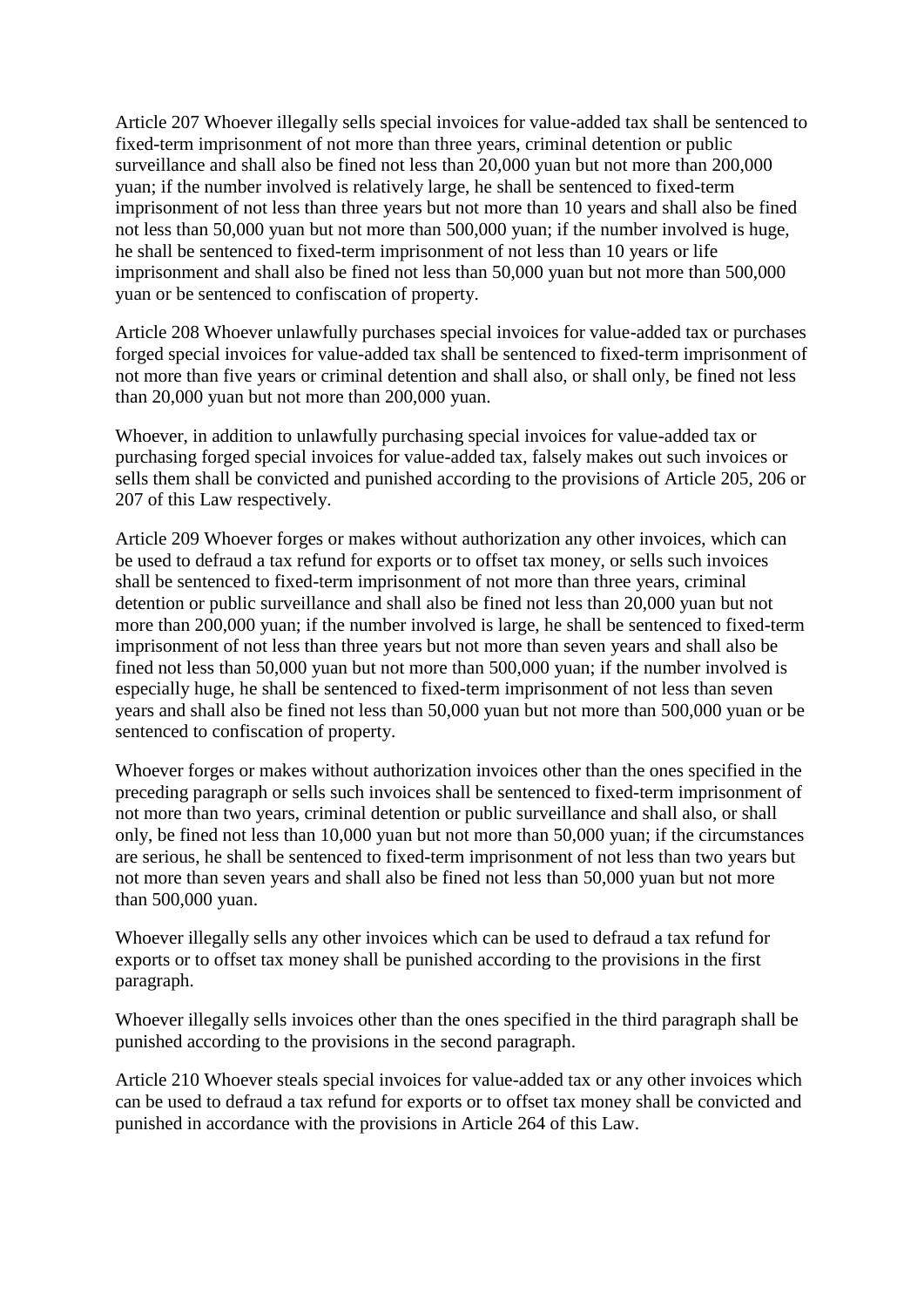Article 207 Whoever illegally sells special invoices for value-added tax shall be sentenced to fixed-term imprisonment of not more than three years, criminal detention or public surveillance and shall also be fined not less than 20,000 yuan but not more than 200,000 yuan; if the number involved is relatively large, he shall be sentenced to fixed-term imprisonment of not less than three years but not more than 10 years and shall also be fined not less than 50,000 yuan but not more than 500,000 yuan; if the number involved is huge, he shall be sentenced to fixed-term imprisonment of not less than 10 years or life imprisonment and shall also be fined not less than 50,000 yuan but not more than 500,000 yuan or be sentenced to confiscation of property.

Article 208 Whoever unlawfully purchases special invoices for value-added tax or purchases forged special invoices for value-added tax shall be sentenced to fixed-term imprisonment of not more than five years or criminal detention and shall also, or shall only, be fined not less than 20,000 yuan but not more than 200,000 yuan.

Whoever, in addition to unlawfully purchasing special invoices for value-added tax or purchasing forged special invoices for value-added tax, falsely makes out such invoices or sells them shall be convicted and punished according to the provisions of Article 205, 206 or 207 of this Law respectively.

Article 209 Whoever forges or makes without authorization any other invoices, which can be used to defraud a tax refund for exports or to offset tax money, or sells such invoices shall be sentenced to fixed-term imprisonment of not more than three years, criminal detention or public surveillance and shall also be fined not less than 20,000 yuan but not more than 200,000 yuan; if the number involved is large, he shall be sentenced to fixed-term imprisonment of not less than three years but not more than seven years and shall also be fined not less than 50,000 yuan but not more than 500,000 yuan; if the number involved is especially huge, he shall be sentenced to fixed-term imprisonment of not less than seven years and shall also be fined not less than 50,000 yuan but not more than 500,000 yuan or be sentenced to confiscation of property.

Whoever forges or makes without authorization invoices other than the ones specified in the preceding paragraph or sells such invoices shall be sentenced to fixed-term imprisonment of not more than two years, criminal detention or public surveillance and shall also, or shall only, be fined not less than 10,000 yuan but not more than 50,000 yuan; if the circumstances are serious, he shall be sentenced to fixed-term imprisonment of not less than two years but not more than seven years and shall also be fined not less than 50,000 yuan but not more than 500,000 yuan.

Whoever illegally sells any other invoices which can be used to defraud a tax refund for exports or to offset tax money shall be punished according to the provisions in the first paragraph.

Whoever illegally sells invoices other than the ones specified in the third paragraph shall be punished according to the provisions in the second paragraph.

Article 210 Whoever steals special invoices for value-added tax or any other invoices which can be used to defraud a tax refund for exports or to offset tax money shall be convicted and punished in accordance with the provisions in Article 264 of this Law.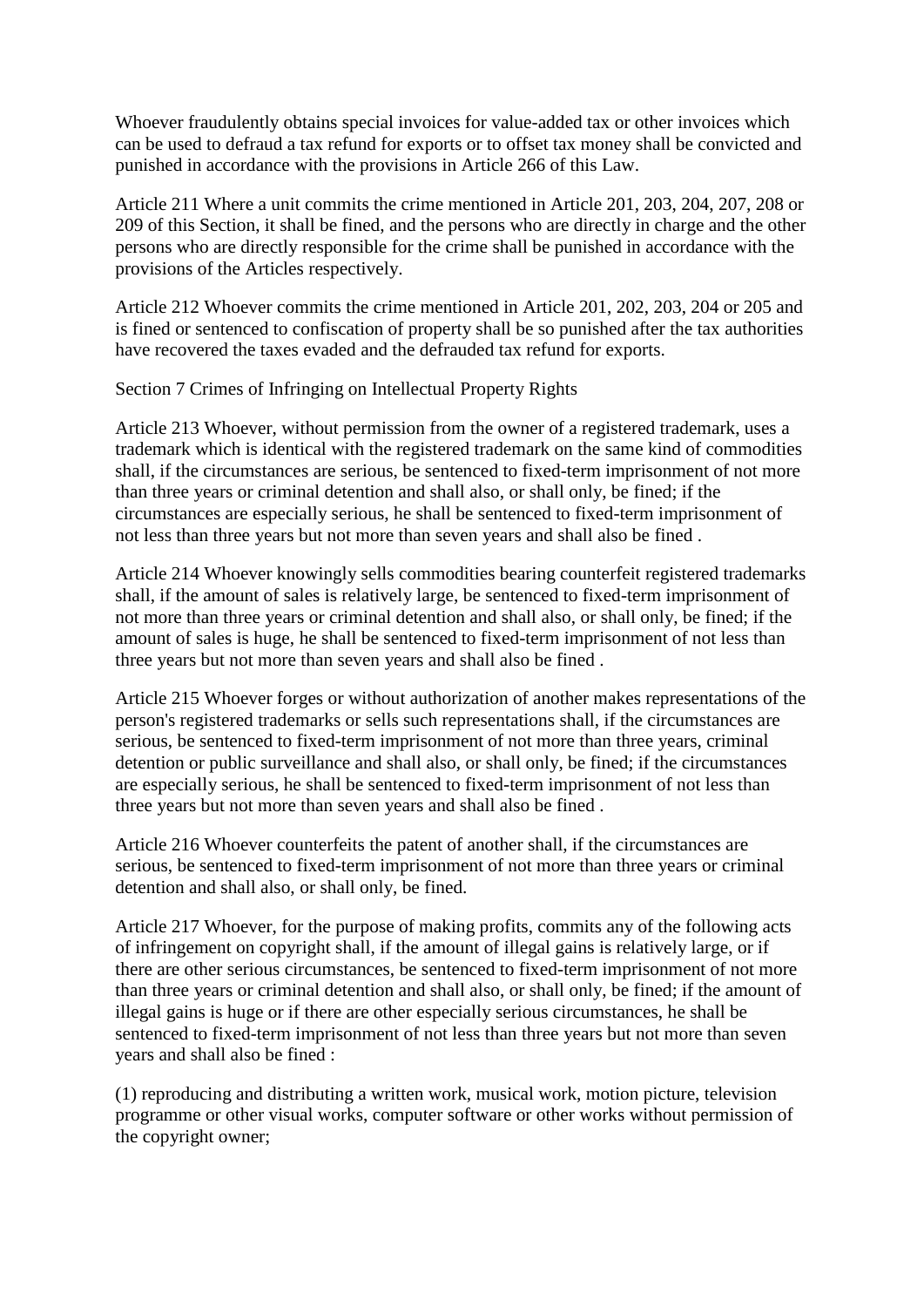Whoever fraudulently obtains special invoices for value-added tax or other invoices which can be used to defraud a tax refund for exports or to offset tax money shall be convicted and punished in accordance with the provisions in Article 266 of this Law.

Article 211 Where a unit commits the crime mentioned in Article 201, 203, 204, 207, 208 or 209 of this Section, it shall be fined, and the persons who are directly in charge and the other persons who are directly responsible for the crime shall be punished in accordance with the provisions of the Articles respectively.

Article 212 Whoever commits the crime mentioned in Article 201, 202, 203, 204 or 205 and is fined or sentenced to confiscation of property shall be so punished after the tax authorities have recovered the taxes evaded and the defrauded tax refund for exports.

## Section 7 Crimes of Infringing on Intellectual Property Rights

Article 213 Whoever, without permission from the owner of a registered trademark, uses a trademark which is identical with the registered trademark on the same kind of commodities shall, if the circumstances are serious, be sentenced to fixed-term imprisonment of not more than three years or criminal detention and shall also, or shall only, be fined; if the circumstances are especially serious, he shall be sentenced to fixed-term imprisonment of not less than three years but not more than seven years and shall also be fined .

Article 214 Whoever knowingly sells commodities bearing counterfeit registered trademarks shall, if the amount of sales is relatively large, be sentenced to fixed-term imprisonment of not more than three years or criminal detention and shall also, or shall only, be fined; if the amount of sales is huge, he shall be sentenced to fixed-term imprisonment of not less than three years but not more than seven years and shall also be fined .

Article 215 Whoever forges or without authorization of another makes representations of the person's registered trademarks or sells such representations shall, if the circumstances are serious, be sentenced to fixed-term imprisonment of not more than three years, criminal detention or public surveillance and shall also, or shall only, be fined; if the circumstances are especially serious, he shall be sentenced to fixed-term imprisonment of not less than three years but not more than seven years and shall also be fined .

Article 216 Whoever counterfeits the patent of another shall, if the circumstances are serious, be sentenced to fixed-term imprisonment of not more than three years or criminal detention and shall also, or shall only, be fined.

Article 217 Whoever, for the purpose of making profits, commits any of the following acts of infringement on copyright shall, if the amount of illegal gains is relatively large, or if there are other serious circumstances, be sentenced to fixed-term imprisonment of not more than three years or criminal detention and shall also, or shall only, be fined; if the amount of illegal gains is huge or if there are other especially serious circumstances, he shall be sentenced to fixed-term imprisonment of not less than three years but not more than seven years and shall also be fined :

(1) reproducing and distributing a written work, musical work, motion picture, television programme or other visual works, computer software or other works without permission of the copyright owner;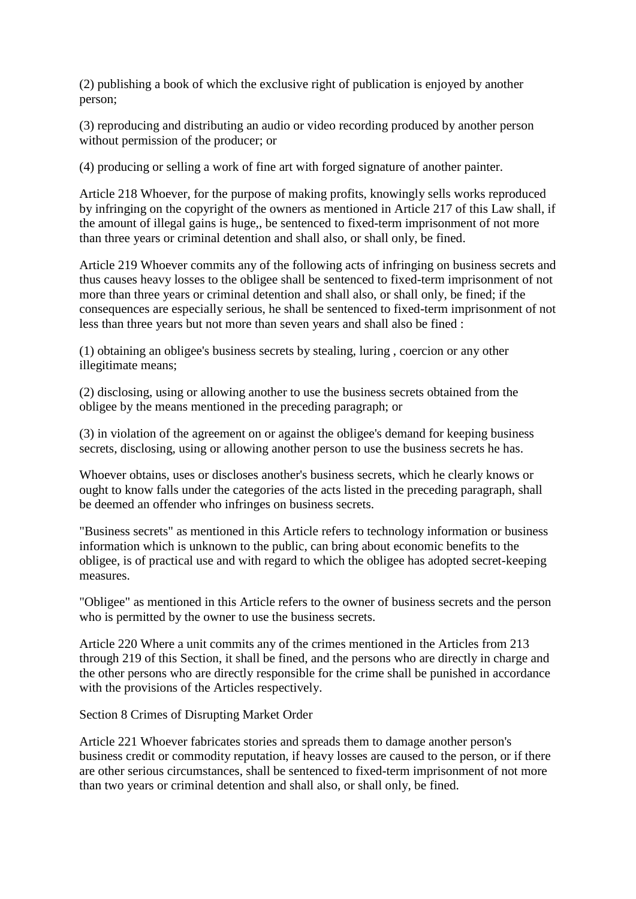(2) publishing a book of which the exclusive right of publication is enjoyed by another person;

(3) reproducing and distributing an audio or video recording produced by another person without permission of the producer; or

(4) producing or selling a work of fine art with forged signature of another painter.

Article 218 Whoever, for the purpose of making profits, knowingly sells works reproduced by infringing on the copyright of the owners as mentioned in Article 217 of this Law shall, if the amount of illegal gains is huge,, be sentenced to fixed-term imprisonment of not more than three years or criminal detention and shall also, or shall only, be fined.

Article 219 Whoever commits any of the following acts of infringing on business secrets and thus causes heavy losses to the obligee shall be sentenced to fixed-term imprisonment of not more than three years or criminal detention and shall also, or shall only, be fined; if the consequences are especially serious, he shall be sentenced to fixed-term imprisonment of not less than three years but not more than seven years and shall also be fined :

(1) obtaining an obligee's business secrets by stealing, luring , coercion or any other illegitimate means;

(2) disclosing, using or allowing another to use the business secrets obtained from the obligee by the means mentioned in the preceding paragraph; or

(3) in violation of the agreement on or against the obligee's demand for keeping business secrets, disclosing, using or allowing another person to use the business secrets he has.

Whoever obtains, uses or discloses another's business secrets, which he clearly knows or ought to know falls under the categories of the acts listed in the preceding paragraph, shall be deemed an offender who infringes on business secrets.

"Business secrets" as mentioned in this Article refers to technology information or business information which is unknown to the public, can bring about economic benefits to the obligee, is of practical use and with regard to which the obligee has adopted secret-keeping measures.

"Obligee" as mentioned in this Article refers to the owner of business secrets and the person who is permitted by the owner to use the business secrets.

Article 220 Where a unit commits any of the crimes mentioned in the Articles from 213 through 219 of this Section, it shall be fined, and the persons who are directly in charge and the other persons who are directly responsible for the crime shall be punished in accordance with the provisions of the Articles respectively.

Section 8 Crimes of Disrupting Market Order

Article 221 Whoever fabricates stories and spreads them to damage another person's business credit or commodity reputation, if heavy losses are caused to the person, or if there are other serious circumstances, shall be sentenced to fixed-term imprisonment of not more than two years or criminal detention and shall also, or shall only, be fined.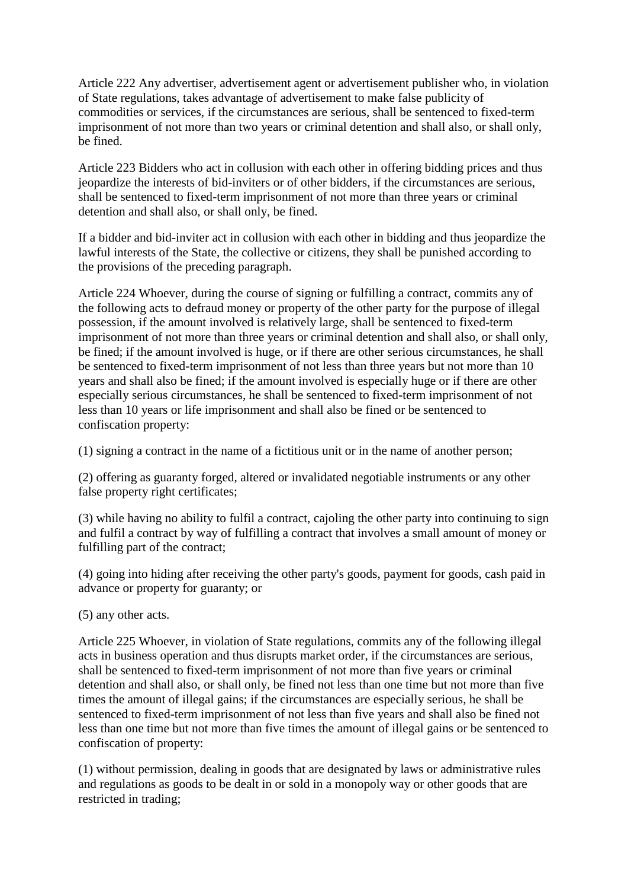Article 222 Any advertiser, advertisement agent or advertisement publisher who, in violation of State regulations, takes advantage of advertisement to make false publicity of commodities or services, if the circumstances are serious, shall be sentenced to fixed-term imprisonment of not more than two years or criminal detention and shall also, or shall only, be fined.

Article 223 Bidders who act in collusion with each other in offering bidding prices and thus jeopardize the interests of bid-inviters or of other bidders, if the circumstances are serious, shall be sentenced to fixed-term imprisonment of not more than three years or criminal detention and shall also, or shall only, be fined.

If a bidder and bid-inviter act in collusion with each other in bidding and thus jeopardize the lawful interests of the State, the collective or citizens, they shall be punished according to the provisions of the preceding paragraph.

Article 224 Whoever, during the course of signing or fulfilling a contract, commits any of the following acts to defraud money or property of the other party for the purpose of illegal possession, if the amount involved is relatively large, shall be sentenced to fixed-term imprisonment of not more than three years or criminal detention and shall also, or shall only, be fined; if the amount involved is huge, or if there are other serious circumstances, he shall be sentenced to fixed-term imprisonment of not less than three years but not more than 10 years and shall also be fined; if the amount involved is especially huge or if there are other especially serious circumstances, he shall be sentenced to fixed-term imprisonment of not less than 10 years or life imprisonment and shall also be fined or be sentenced to confiscation property:

(1) signing a contract in the name of a fictitious unit or in the name of another person;

(2) offering as guaranty forged, altered or invalidated negotiable instruments or any other false property right certificates;

(3) while having no ability to fulfil a contract, cajoling the other party into continuing to sign and fulfil a contract by way of fulfilling a contract that involves a small amount of money or fulfilling part of the contract;

(4) going into hiding after receiving the other party's goods, payment for goods, cash paid in advance or property for guaranty; or

(5) any other acts.

Article 225 Whoever, in violation of State regulations, commits any of the following illegal acts in business operation and thus disrupts market order, if the circumstances are serious, shall be sentenced to fixed-term imprisonment of not more than five years or criminal detention and shall also, or shall only, be fined not less than one time but not more than five times the amount of illegal gains; if the circumstances are especially serious, he shall be sentenced to fixed-term imprisonment of not less than five years and shall also be fined not less than one time but not more than five times the amount of illegal gains or be sentenced to confiscation of property:

(1) without permission, dealing in goods that are designated by laws or administrative rules and regulations as goods to be dealt in or sold in a monopoly way or other goods that are restricted in trading;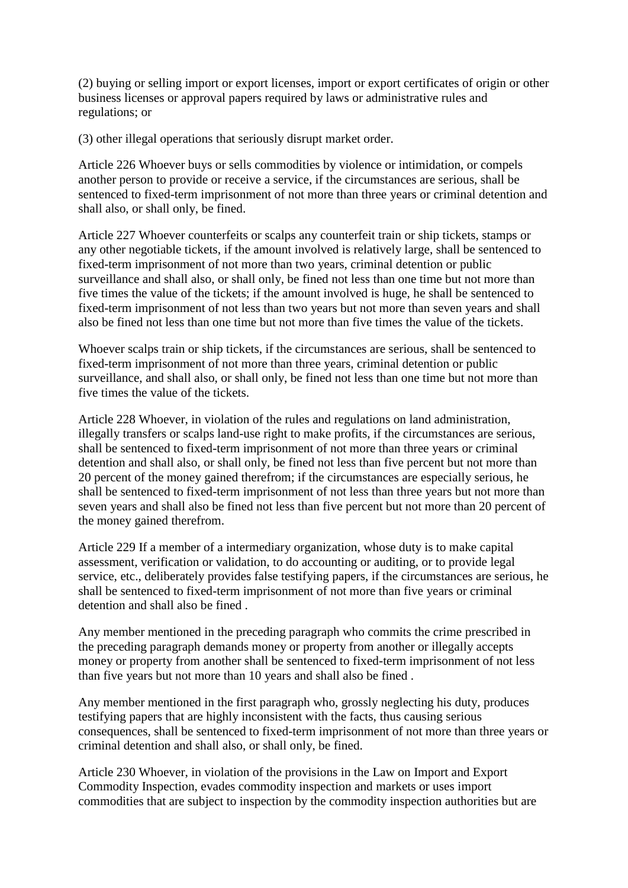(2) buying or selling import or export licenses, import or export certificates of origin or other business licenses or approval papers required by laws or administrative rules and regulations; or

(3) other illegal operations that seriously disrupt market order.

Article 226 Whoever buys or sells commodities by violence or intimidation, or compels another person to provide or receive a service, if the circumstances are serious, shall be sentenced to fixed-term imprisonment of not more than three years or criminal detention and shall also, or shall only, be fined.

Article 227 Whoever counterfeits or scalps any counterfeit train or ship tickets, stamps or any other negotiable tickets, if the amount involved is relatively large, shall be sentenced to fixed-term imprisonment of not more than two years, criminal detention or public surveillance and shall also, or shall only, be fined not less than one time but not more than five times the value of the tickets; if the amount involved is huge, he shall be sentenced to fixed-term imprisonment of not less than two years but not more than seven years and shall also be fined not less than one time but not more than five times the value of the tickets.

Whoever scalps train or ship tickets, if the circumstances are serious, shall be sentenced to fixed-term imprisonment of not more than three years, criminal detention or public surveillance, and shall also, or shall only, be fined not less than one time but not more than five times the value of the tickets.

Article 228 Whoever, in violation of the rules and regulations on land administration, illegally transfers or scalps land-use right to make profits, if the circumstances are serious, shall be sentenced to fixed-term imprisonment of not more than three years or criminal detention and shall also, or shall only, be fined not less than five percent but not more than 20 percent of the money gained therefrom; if the circumstances are especially serious, he shall be sentenced to fixed-term imprisonment of not less than three years but not more than seven years and shall also be fined not less than five percent but not more than 20 percent of the money gained therefrom.

Article 229 If a member of a intermediary organization, whose duty is to make capital assessment, verification or validation, to do accounting or auditing, or to provide legal service, etc., deliberately provides false testifying papers, if the circumstances are serious, he shall be sentenced to fixed-term imprisonment of not more than five years or criminal detention and shall also be fined .

Any member mentioned in the preceding paragraph who commits the crime prescribed in the preceding paragraph demands money or property from another or illegally accepts money or property from another shall be sentenced to fixed-term imprisonment of not less than five years but not more than 10 years and shall also be fined .

Any member mentioned in the first paragraph who, grossly neglecting his duty, produces testifying papers that are highly inconsistent with the facts, thus causing serious consequences, shall be sentenced to fixed-term imprisonment of not more than three years or criminal detention and shall also, or shall only, be fined.

Article 230 Whoever, in violation of the provisions in the Law on Import and Export Commodity Inspection, evades commodity inspection and markets or uses import commodities that are subject to inspection by the commodity inspection authorities but are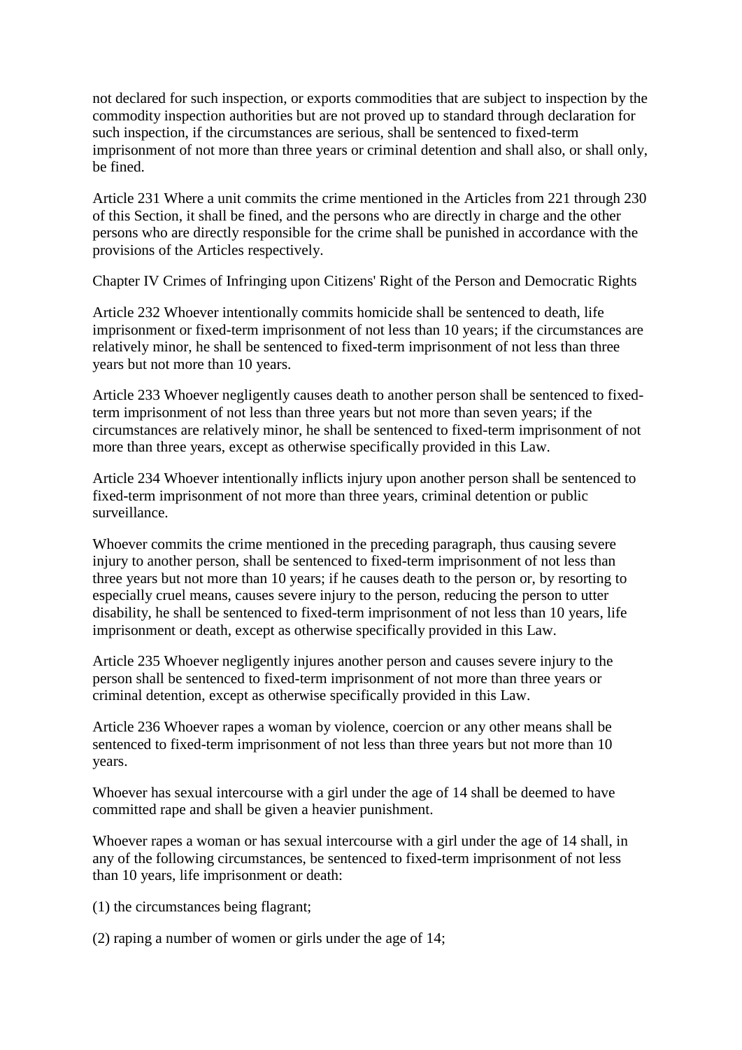not declared for such inspection, or exports commodities that are subject to inspection by the commodity inspection authorities but are not proved up to standard through declaration for such inspection, if the circumstances are serious, shall be sentenced to fixed-term imprisonment of not more than three years or criminal detention and shall also, or shall only, be fined.

Article 231 Where a unit commits the crime mentioned in the Articles from 221 through 230 of this Section, it shall be fined, and the persons who are directly in charge and the other persons who are directly responsible for the crime shall be punished in accordance with the provisions of the Articles respectively.

Chapter IV Crimes of Infringing upon Citizens' Right of the Person and Democratic Rights

Article 232 Whoever intentionally commits homicide shall be sentenced to death, life imprisonment or fixed-term imprisonment of not less than 10 years; if the circumstances are relatively minor, he shall be sentenced to fixed-term imprisonment of not less than three years but not more than 10 years.

Article 233 Whoever negligently causes death to another person shall be sentenced to fixed-term imprisonment of not less than three years but not more than seven years; if the circumstances are relatively minor, he shall be sentenced to fixed-term imprisonment of not more than three years, except as otherwise specifically provided in this Law.

Article 234 Whoever intentionally inflicts injury upon another person shall be sentenced to fixed-term imprisonment of not more than three years, criminal detention or public surveillance.

Whoever commits the crime mentioned in the preceding paragraph, thus causing severe injury to another person, shall be sentenced to fixed-term imprisonment of not less than three years but not more than 10 years; if he causes death to the person or, by resorting to especially cruel means, causes severe injury to the person, reducing the person to utter disability, he shall be sentenced to fixed-term imprisonment of not less than 10 years, life imprisonment or death, except as otherwise specifically provided in this Law.

Article 235 Whoever negligently injures another person and causes severe injury to the person shall be sentenced to fixed-term imprisonment of not more than three years or criminal detention, except as otherwise specifically provided in this Law.

Article 236 Whoever rapes a woman by violence, coercion or any other means shall be sentenced to fixed-term imprisonment of not less than three years but not more than 10 years.

Whoever has sexual intercourse with a girl under the age of 14 shall be deemed to have committed rape and shall be given a heavier punishment.

Whoever rapes a woman or has sexual intercourse with a girl under the age of 14 shall, in any of the following circumstances, be sentenced to fixed-term imprisonment of not less than 10 years, life imprisonment or death:

(1) the circumstances being flagrant;

(2) raping a number of women or girls under the age of 14;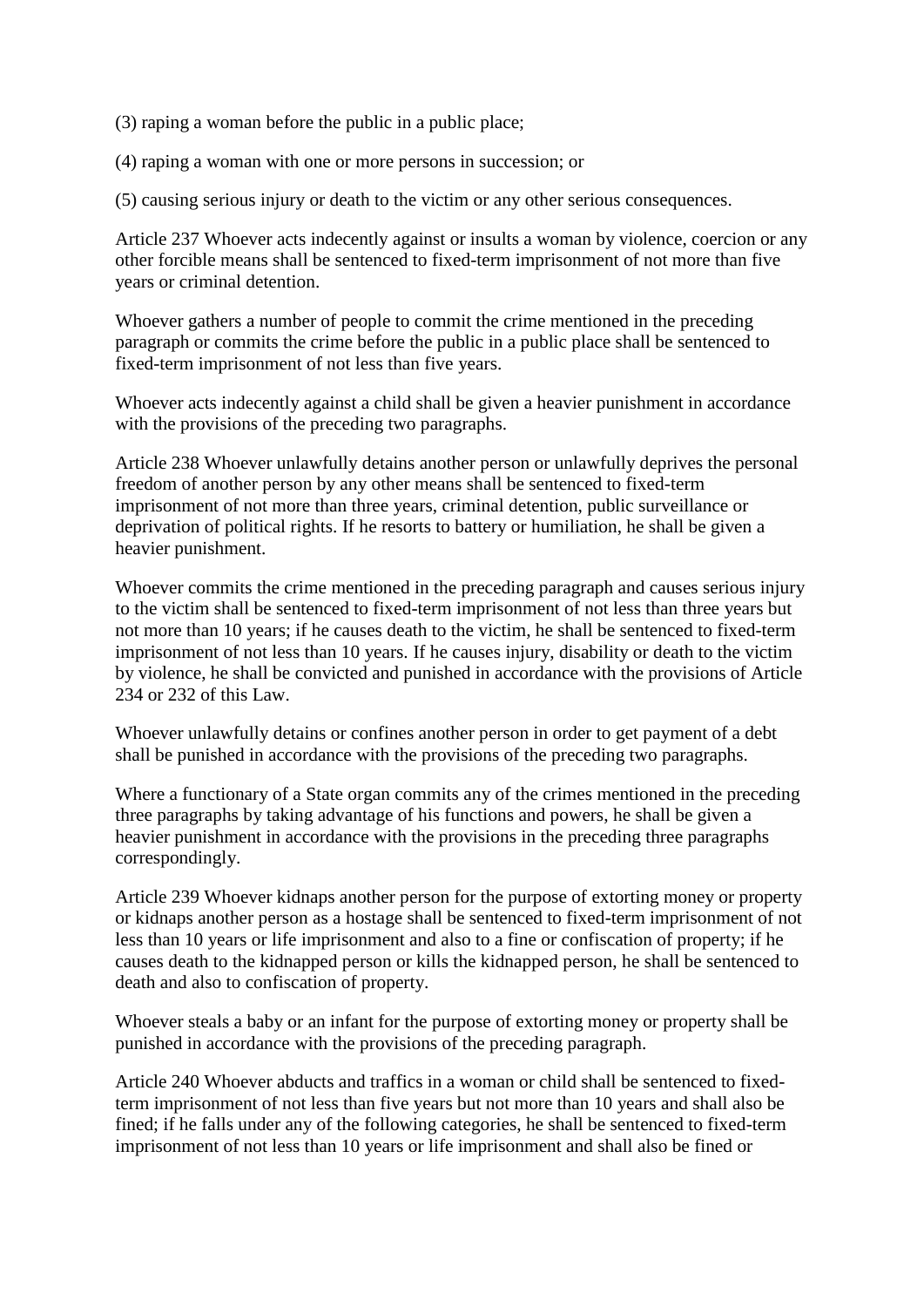(3) raping a woman before the public in a public place;

(4) raping a woman with one or more persons in succession; or

(5) causing serious injury or death to the victim or any other serious consequences.

Article 237 Whoever acts indecently against or insults a woman by violence, coercion or any other forcible means shall be sentenced to fixed-term imprisonment of not more than five years or criminal detention.

Whoever gathers a number of people to commit the crime mentioned in the preceding paragraph or commits the crime before the public in a public place shall be sentenced to fixed-term imprisonment of not less than five years.

Whoever acts indecently against a child shall be given a heavier punishment in accordance with the provisions of the preceding two paragraphs.

Article 238 Whoever unlawfully detains another person or unlawfully deprives the personal freedom of another person by any other means shall be sentenced to fixed-term imprisonment of not more than three years, criminal detention, public surveillance or deprivation of political rights. If he resorts to battery or humiliation, he shall be given a heavier punishment.

Whoever commits the crime mentioned in the preceding paragraph and causes serious injury to the victim shall be sentenced to fixed-term imprisonment of not less than three years but not more than 10 years; if he causes death to the victim, he shall be sentenced to fixed-term imprisonment of not less than 10 years. If he causes injury, disability or death to the victim by violence, he shall be convicted and punished in accordance with the provisions of Article 234 or 232 of this Law.

Whoever unlawfully detains or confines another person in order to get payment of a debt shall be punished in accordance with the provisions of the preceding two paragraphs.

Where a functionary of a State organ commits any of the crimes mentioned in the preceding three paragraphs by taking advantage of his functions and powers, he shall be given a heavier punishment in accordance with the provisions in the preceding three paragraphs correspondingly.

Article 239 Whoever kidnaps another person for the purpose of extorting money or property or kidnaps another person as a hostage shall be sentenced to fixed-term imprisonment of not less than 10 years or life imprisonment and also to a fine or confiscation of property; if he causes death to the kidnapped person or kills the kidnapped person, he shall be sentenced to death and also to confiscation of property.

Whoever steals a baby or an infant for the purpose of extorting money or property shall be punished in accordance with the provisions of the preceding paragraph.

Article 240 Whoever abducts and traffics in a woman or child shall be sentenced to fixed-term imprisonment of not less than five years but not more than 10 years and shall also be fined; if he falls under any of the following categories, he shall be sentenced to fixed-term imprisonment of not less than 10 years or life imprisonment and shall also be fined or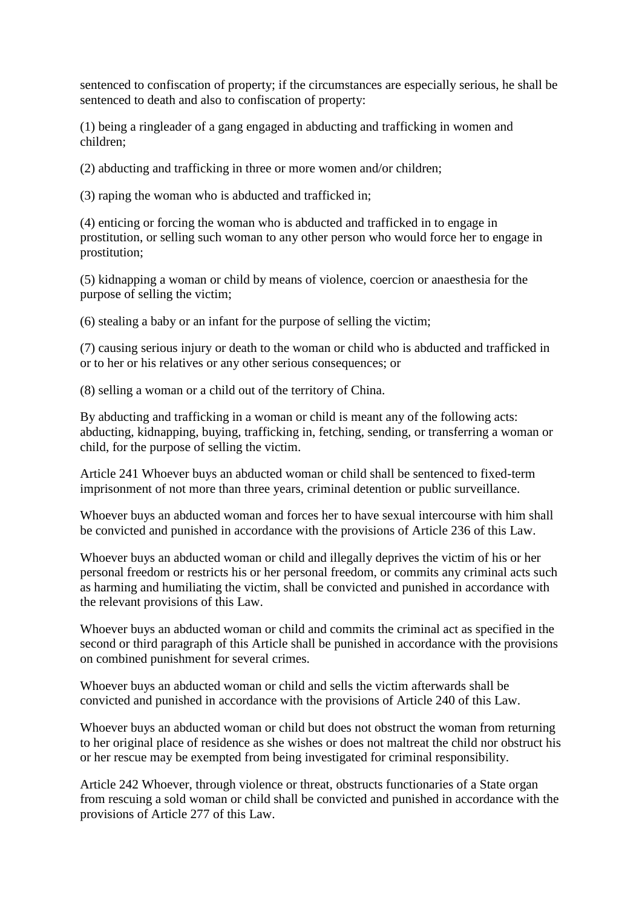sentenced to confiscation of property; if the circumstances are especially serious, he shall be sentenced to death and also to confiscation of property:

(1) being a ringleader of a gang engaged in abducting and trafficking in women and children;

(2) abducting and trafficking in three or more women and/or children;

(3) raping the woman who is abducted and trafficked in;

(4) enticing or forcing the woman who is abducted and trafficked in to engage in prostitution, or selling such woman to any other person who would force her to engage in prostitution;

(5) kidnapping a woman or child by means of violence, coercion or anaesthesia for the purpose of selling the victim;

(6) stealing a baby or an infant for the purpose of selling the victim;

(7) causing serious injury or death to the woman or child who is abducted and trafficked in or to her or his relatives or any other serious consequences; or

(8) selling a woman or a child out of the territory of China.

By abducting and trafficking in a woman or child is meant any of the following acts: abducting, kidnapping, buying, trafficking in, fetching, sending, or transferring a woman or child, for the purpose of selling the victim.

Article 241 Whoever buys an abducted woman or child shall be sentenced to fixed-term imprisonment of not more than three years, criminal detention or public surveillance.

Whoever buys an abducted woman and forces her to have sexual intercourse with him shall be convicted and punished in accordance with the provisions of Article 236 of this Law.

Whoever buys an abducted woman or child and illegally deprives the victim of his or her personal freedom or restricts his or her personal freedom, or commits any criminal acts such as harming and humiliating the victim, shall be convicted and punished in accordance with the relevant provisions of this Law.

Whoever buys an abducted woman or child and commits the criminal act as specified in the second or third paragraph of this Article shall be punished in accordance with the provisions on combined punishment for several crimes.

Whoever buys an abducted woman or child and sells the victim afterwards shall be convicted and punished in accordance with the provisions of Article 240 of this Law.

Whoever buys an abducted woman or child but does not obstruct the woman from returning to her original place of residence as she wishes or does not maltreat the child nor obstruct his or her rescue may be exempted from being investigated for criminal responsibility.

Article 242 Whoever, through violence or threat, obstructs functionaries of a State organ from rescuing a sold woman or child shall be convicted and punished in accordance with the provisions of Article 277 of this Law.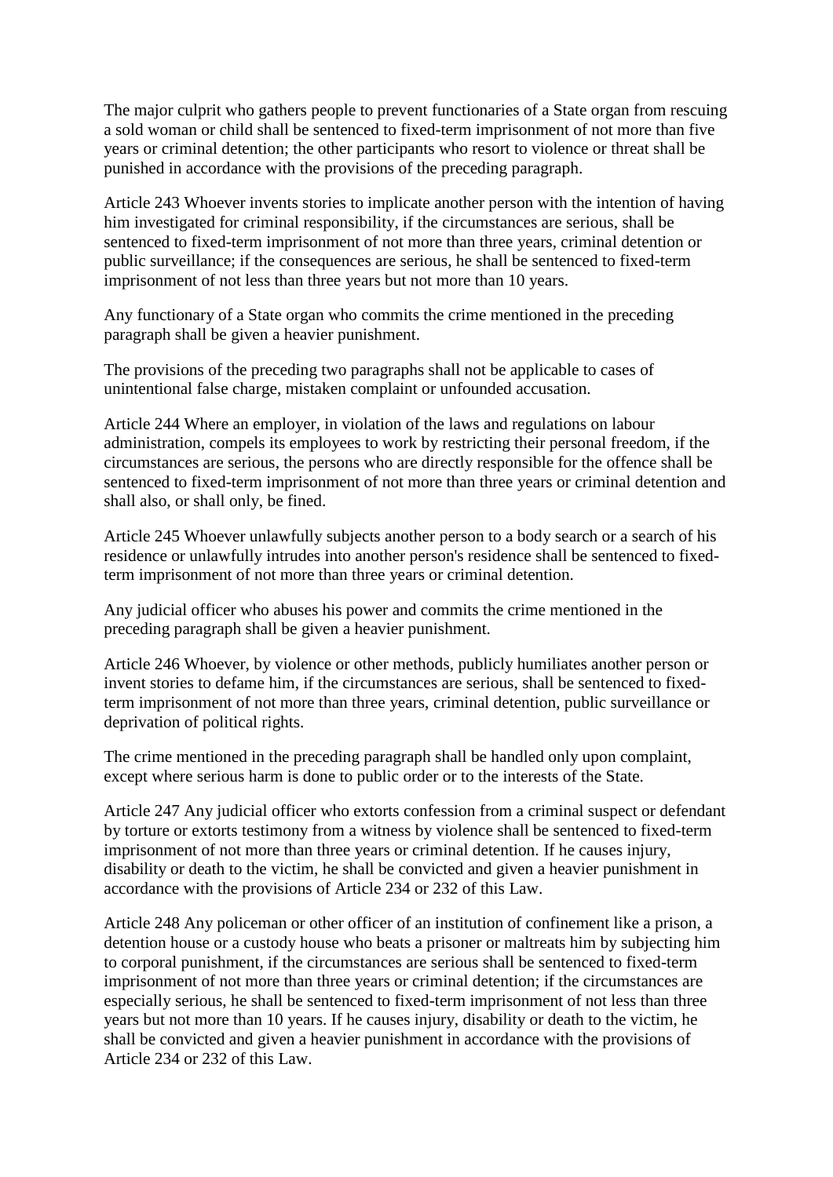The major culprit who gathers people to prevent functionaries of a State organ from rescuing a sold woman or child shall be sentenced to fixed-term imprisonment of not more than five years or criminal detention; the other participants who resort to violence or threat shall be punished in accordance with the provisions of the preceding paragraph.

Article 243 Whoever invents stories to implicate another person with the intention of having him investigated for criminal responsibility, if the circumstances are serious, shall be sentenced to fixed-term imprisonment of not more than three years, criminal detention or public surveillance; if the consequences are serious, he shall be sentenced to fixed-term imprisonment of not less than three years but not more than 10 years.

Any functionary of a State organ who commits the crime mentioned in the preceding paragraph shall be given a heavier punishment.

The provisions of the preceding two paragraphs shall not be applicable to cases of unintentional false charge, mistaken complaint or unfounded accusation.

Article 244 Where an employer, in violation of the laws and regulations on labour administration, compels its employees to work by restricting their personal freedom, if the circumstances are serious, the persons who are directly responsible for the offence shall be sentenced to fixed-term imprisonment of not more than three years or criminal detention and shall also, or shall only, be fined.

Article 245 Whoever unlawfully subjects another person to a body search or a search of his residence or unlawfully intrudes into another person's residence shall be sentenced to fixed-term imprisonment of not more than three years or criminal detention.

Any judicial officer who abuses his power and commits the crime mentioned in the preceding paragraph shall be given a heavier punishment.

Article 246 Whoever, by violence or other methods, publicly humiliates another person or invent stories to defame him, if the circumstances are serious, shall be sentenced to fixed-term imprisonment of not more than three years, criminal detention, public surveillance or deprivation of political rights.

The crime mentioned in the preceding paragraph shall be handled only upon complaint, except where serious harm is done to public order or to the interests of the State.

Article 247 Any judicial officer who extorts confession from a criminal suspect or defendant by torture or extorts testimony from a witness by violence shall be sentenced to fixed-term imprisonment of not more than three years or criminal detention. If he causes injury, disability or death to the victim, he shall be convicted and given a heavier punishment in accordance with the provisions of Article 234 or 232 of this Law.

Article 248 Any policeman or other officer of an institution of confinement like a prison, a detention house or a custody house who beats a prisoner or maltreats him by subjecting him to corporal punishment, if the circumstances are serious shall be sentenced to fixed-term imprisonment of not more than three years or criminal detention; if the circumstances are especially serious, he shall be sentenced to fixed-term imprisonment of not less than three years but not more than 10 years. If he causes injury, disability or death to the victim, he shall be convicted and given a heavier punishment in accordance with the provisions of Article 234 or 232 of this Law.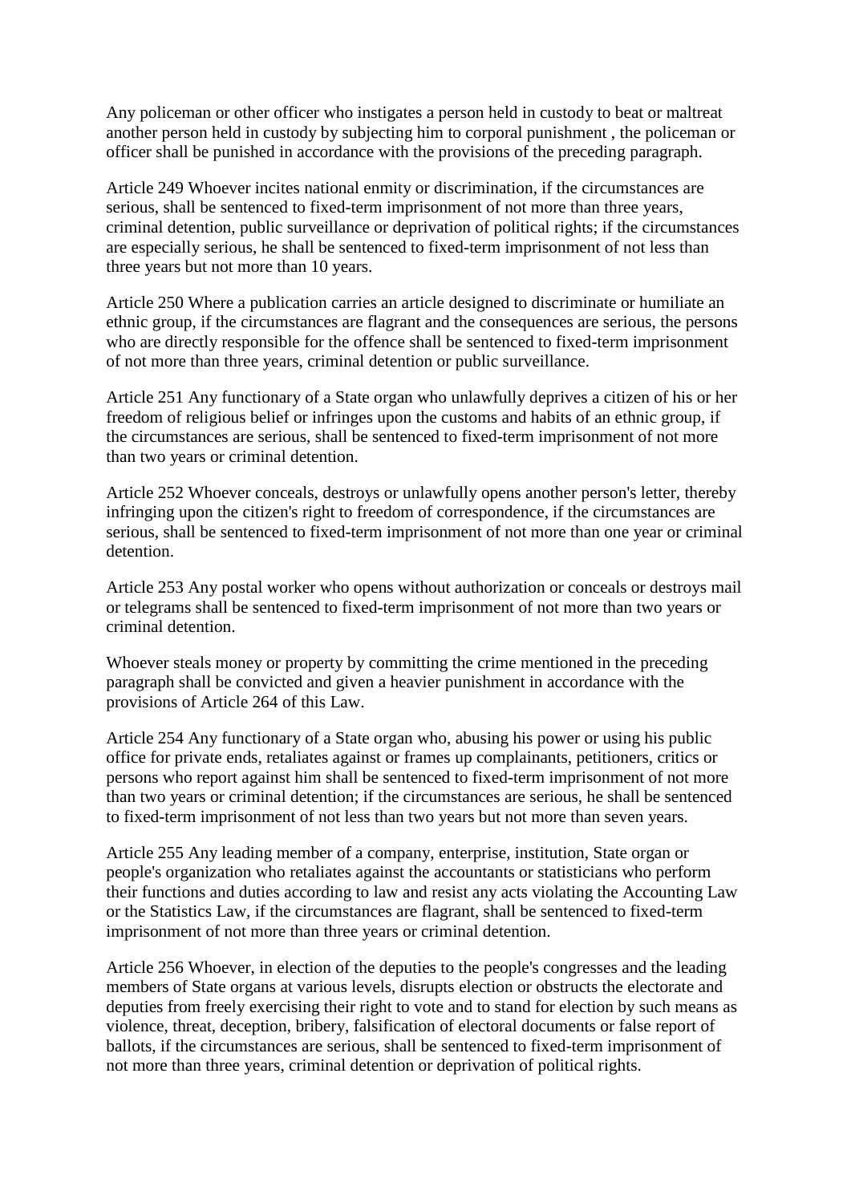Any policeman or other officer who instigates a person held in custody to beat or maltreat another person held in custody by subjecting him to corporal punishment , the policeman or officer shall be punished in accordance with the provisions of the preceding paragraph.

Article 249 Whoever incites national enmity or discrimination, if the circumstances are serious, shall be sentenced to fixed-term imprisonment of not more than three years, criminal detention, public surveillance or deprivation of political rights; if the circumstances are especially serious, he shall be sentenced to fixed-term imprisonment of not less than three years but not more than 10 years.

Article 250 Where a publication carries an article designed to discriminate or humiliate an ethnic group, if the circumstances are flagrant and the consequences are serious, the persons who are directly responsible for the offence shall be sentenced to fixed-term imprisonment of not more than three years, criminal detention or public surveillance.

Article 251 Any functionary of a State organ who unlawfully deprives a citizen of his or her freedom of religious belief or infringes upon the customs and habits of an ethnic group, if the circumstances are serious, shall be sentenced to fixed-term imprisonment of not more than two years or criminal detention.

Article 252 Whoever conceals, destroys or unlawfully opens another person's letter, thereby infringing upon the citizen's right to freedom of correspondence, if the circumstances are serious, shall be sentenced to fixed-term imprisonment of not more than one year or criminal detention.

Article 253 Any postal worker who opens without authorization or conceals or destroys mail or telegrams shall be sentenced to fixed-term imprisonment of not more than two years or criminal detention.

Whoever steals money or property by committing the crime mentioned in the preceding paragraph shall be convicted and given a heavier punishment in accordance with the provisions of Article 264 of this Law.

Article 254 Any functionary of a State organ who, abusing his power or using his public office for private ends, retaliates against or frames up complainants, petitioners, critics or persons who report against him shall be sentenced to fixed-term imprisonment of not more than two years or criminal detention; if the circumstances are serious, he shall be sentenced to fixed-term imprisonment of not less than two years but not more than seven years.

Article 255 Any leading member of a company, enterprise, institution, State organ or people's organization who retaliates against the accountants or statisticians who perform their functions and duties according to law and resist any acts violating the Accounting Law or the Statistics Law, if the circumstances are flagrant, shall be sentenced to fixed-term imprisonment of not more than three years or criminal detention.

Article 256 Whoever, in election of the deputies to the people's congresses and the leading members of State organs at various levels, disrupts election or obstructs the electorate and deputies from freely exercising their right to vote and to stand for election by such means as violence, threat, deception, bribery, falsification of electoral documents or false report of ballots, if the circumstances are serious, shall be sentenced to fixed-term imprisonment of not more than three years, criminal detention or deprivation of political rights.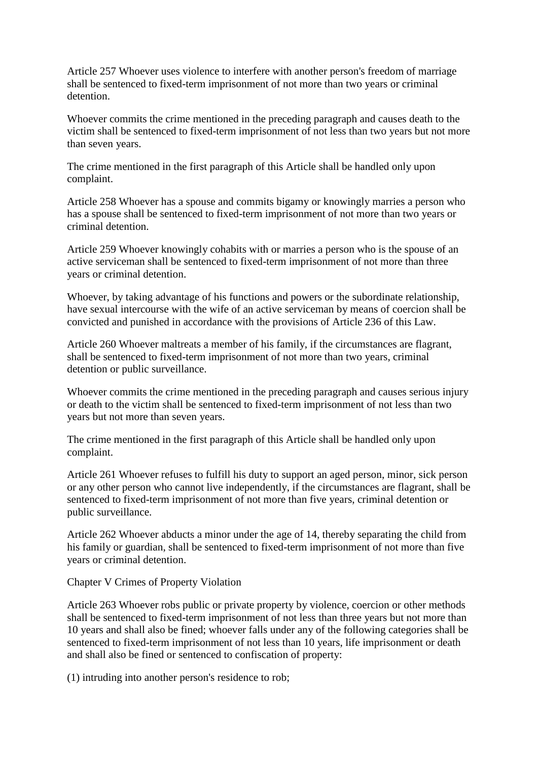Article 257 Whoever uses violence to interfere with another person's freedom of marriage shall be sentenced to fixed-term imprisonment of not more than two years or criminal detention.

Whoever commits the crime mentioned in the preceding paragraph and causes death to the victim shall be sentenced to fixed-term imprisonment of not less than two years but not more than seven years.

The crime mentioned in the first paragraph of this Article shall be handled only upon complaint.

Article 258 Whoever has a spouse and commits bigamy or knowingly marries a person who has a spouse shall be sentenced to fixed-term imprisonment of not more than two years or criminal detention.

Article 259 Whoever knowingly cohabits with or marries a person who is the spouse of an active serviceman shall be sentenced to fixed-term imprisonment of not more than three years or criminal detention.

Whoever, by taking advantage of his functions and powers or the subordinate relationship, have sexual intercourse with the wife of an active serviceman by means of coercion shall be convicted and punished in accordance with the provisions of Article 236 of this Law.

Article 260 Whoever maltreats a member of his family, if the circumstances are flagrant, shall be sentenced to fixed-term imprisonment of not more than two years, criminal detention or public surveillance.

Whoever commits the crime mentioned in the preceding paragraph and causes serious injury or death to the victim shall be sentenced to fixed-term imprisonment of not less than two years but not more than seven years.

The crime mentioned in the first paragraph of this Article shall be handled only upon complaint.

Article 261 Whoever refuses to fulfill his duty to support an aged person, minor, sick person or any other person who cannot live independently, if the circumstances are flagrant, shall be sentenced to fixed-term imprisonment of not more than five years, criminal detention or public surveillance.

Article 262 Whoever abducts a minor under the age of 14, thereby separating the child from his family or guardian, shall be sentenced to fixed-term imprisonment of not more than five years or criminal detention.

Chapter V Crimes of Property Violation

Article 263 Whoever robs public or private property by violence, coercion or other methods shall be sentenced to fixed-term imprisonment of not less than three years but not more than 10 years and shall also be fined; whoever falls under any of the following categories shall be sentenced to fixed-term imprisonment of not less than 10 years, life imprisonment or death and shall also be fined or sentenced to confiscation of property:

(1) intruding into another person's residence to rob;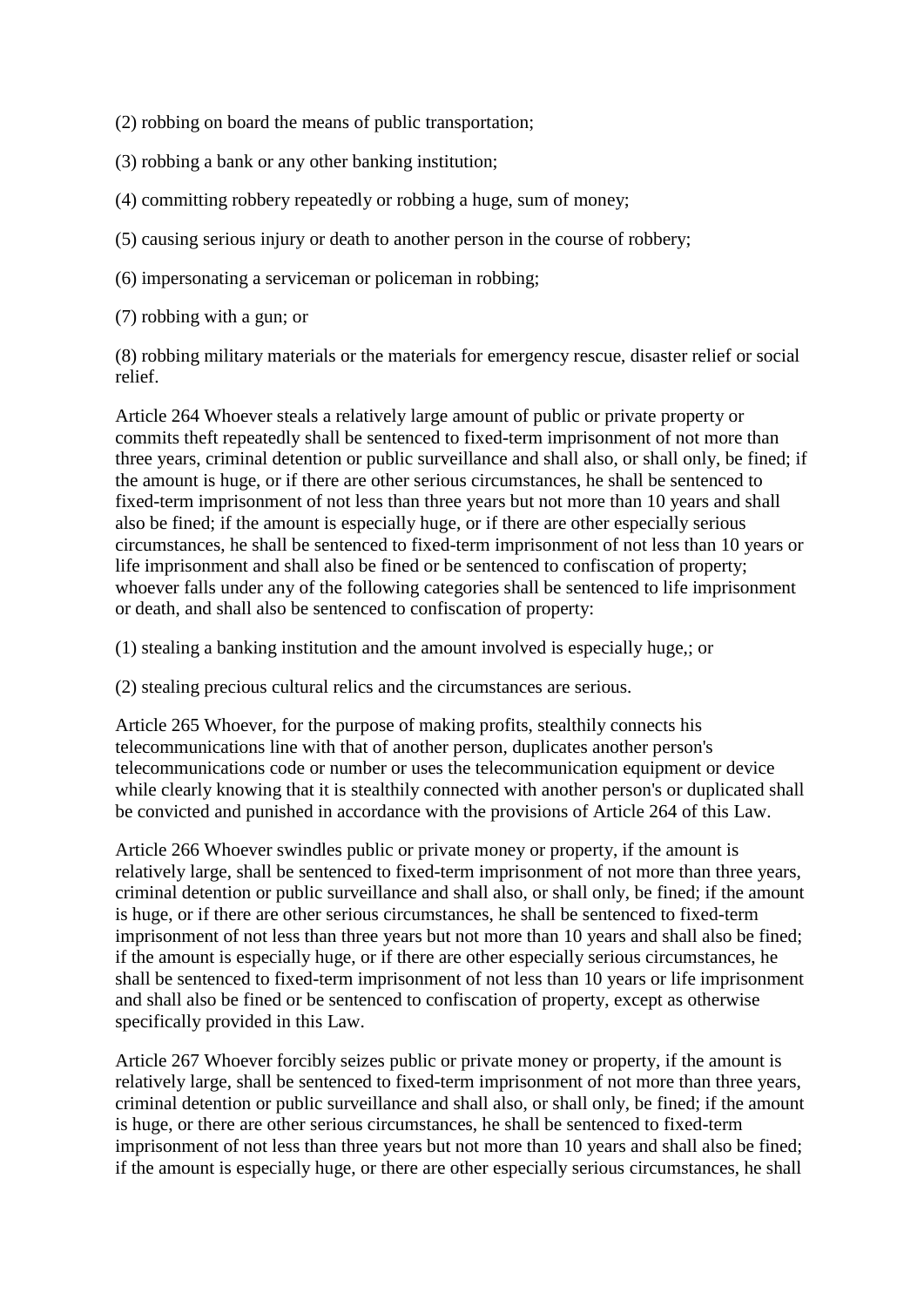(2) robbing on board the means of public transportation;

(3) robbing a bank or any other banking institution;

(4) committing robbery repeatedly or robbing a huge, sum of money;

(5) causing serious injury or death to another person in the course of robbery;

(6) impersonating a serviceman or policeman in robbing;

(7) robbing with a gun; or

(8) robbing military materials or the materials for emergency rescue, disaster relief or social relief.

Article 264 Whoever steals a relatively large amount of public or private property or commits theft repeatedly shall be sentenced to fixed-term imprisonment of not more than three years, criminal detention or public surveillance and shall also, or shall only, be fined; if the amount is huge, or if there are other serious circumstances, he shall be sentenced to fixed-term imprisonment of not less than three years but not more than 10 years and shall also be fined; if the amount is especially huge, or if there are other especially serious circumstances, he shall be sentenced to fixed-term imprisonment of not less than 10 years or life imprisonment and shall also be fined or be sentenced to confiscation of property; whoever falls under any of the following categories shall be sentenced to life imprisonment or death, and shall also be sentenced to confiscation of property:

(1) stealing a banking institution and the amount involved is especially huge,; or

(2) stealing precious cultural relics and the circumstances are serious.

Article 265 Whoever, for the purpose of making profits, stealthily connects his telecommunications line with that of another person, duplicates another person's telecommunications code or number or uses the telecommunication equipment or device while clearly knowing that it is stealthily connected with another person's or duplicated shall be convicted and punished in accordance with the provisions of Article 264 of this Law.

Article 266 Whoever swindles public or private money or property, if the amount is relatively large, shall be sentenced to fixed-term imprisonment of not more than three years, criminal detention or public surveillance and shall also, or shall only, be fined; if the amount is huge, or if there are other serious circumstances, he shall be sentenced to fixed-term imprisonment of not less than three years but not more than 10 years and shall also be fined; if the amount is especially huge, or if there are other especially serious circumstances, he shall be sentenced to fixed-term imprisonment of not less than 10 years or life imprisonment and shall also be fined or be sentenced to confiscation of property, except as otherwise specifically provided in this Law.

Article 267 Whoever forcibly seizes public or private money or property, if the amount is relatively large, shall be sentenced to fixed-term imprisonment of not more than three years, criminal detention or public surveillance and shall also, or shall only, be fined; if the amount is huge, or there are other serious circumstances, he shall be sentenced to fixed-term imprisonment of not less than three years but not more than 10 years and shall also be fined; if the amount is especially huge, or there are other especially serious circumstances, he shall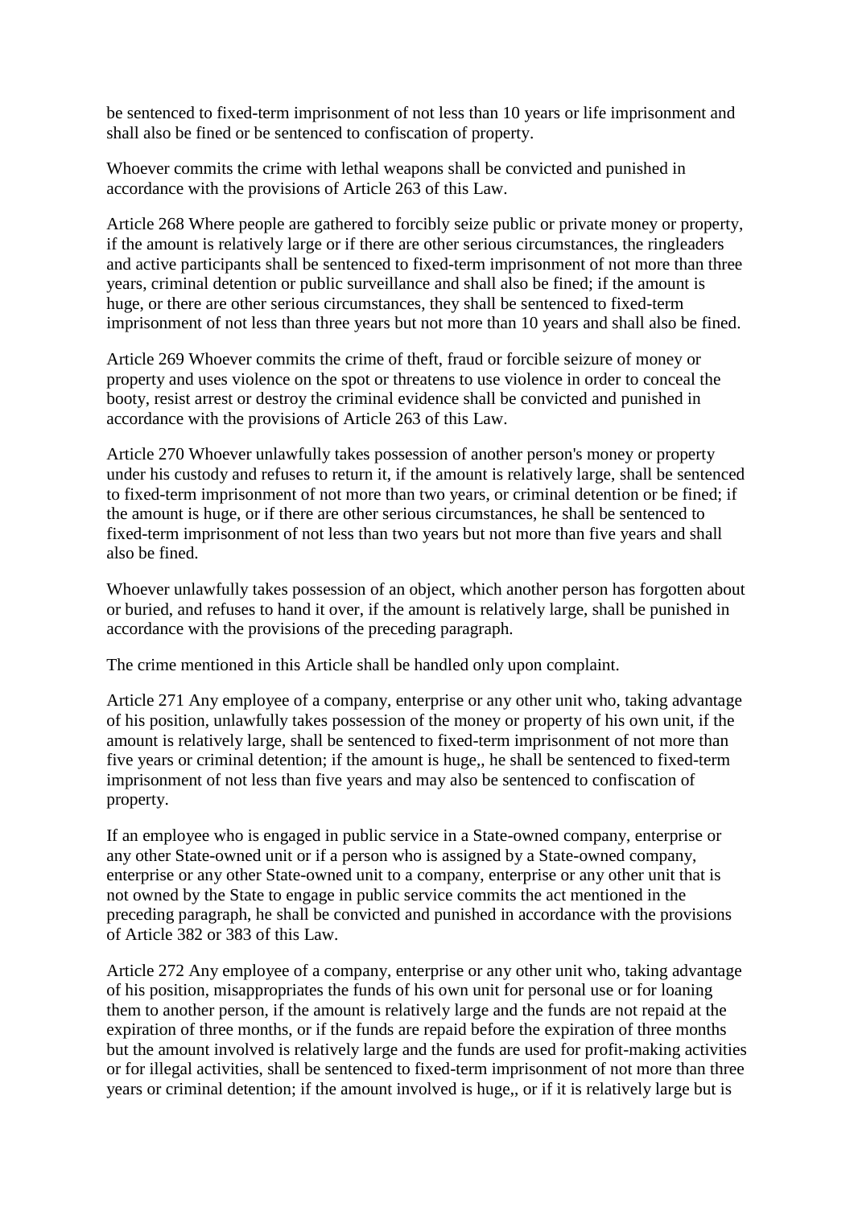be sentenced to fixed-term imprisonment of not less than 10 years or life imprisonment and shall also be fined or be sentenced to confiscation of property.

Whoever commits the crime with lethal weapons shall be convicted and punished in accordance with the provisions of Article 263 of this Law.

Article 268 Where people are gathered to forcibly seize public or private money or property, if the amount is relatively large or if there are other serious circumstances, the ringleaders and active participants shall be sentenced to fixed-term imprisonment of not more than three years, criminal detention or public surveillance and shall also be fined; if the amount is huge, or there are other serious circumstances, they shall be sentenced to fixed-term imprisonment of not less than three years but not more than 10 years and shall also be fined.

Article 269 Whoever commits the crime of theft, fraud or forcible seizure of money or property and uses violence on the spot or threatens to use violence in order to conceal the booty, resist arrest or destroy the criminal evidence shall be convicted and punished in accordance with the provisions of Article 263 of this Law.

Article 270 Whoever unlawfully takes possession of another person's money or property under his custody and refuses to return it, if the amount is relatively large, shall be sentenced to fixed-term imprisonment of not more than two years, or criminal detention or be fined; if the amount is huge, or if there are other serious circumstances, he shall be sentenced to fixed-term imprisonment of not less than two years but not more than five years and shall also be fined.

Whoever unlawfully takes possession of an object, which another person has forgotten about or buried, and refuses to hand it over, if the amount is relatively large, shall be punished in accordance with the provisions of the preceding paragraph.

The crime mentioned in this Article shall be handled only upon complaint.

Article 271 Any employee of a company, enterprise or any other unit who, taking advantage of his position, unlawfully takes possession of the money or property of his own unit, if the amount is relatively large, shall be sentenced to fixed-term imprisonment of not more than five years or criminal detention; if the amount is huge,, he shall be sentenced to fixed-term imprisonment of not less than five years and may also be sentenced to confiscation of property.

If an employee who is engaged in public service in a State-owned company, enterprise or any other State-owned unit or if a person who is assigned by a State-owned company, enterprise or any other State-owned unit to a company, enterprise or any other unit that is not owned by the State to engage in public service commits the act mentioned in the preceding paragraph, he shall be convicted and punished in accordance with the provisions of Article 382 or 383 of this Law.

Article 272 Any employee of a company, enterprise or any other unit who, taking advantage of his position, misappropriates the funds of his own unit for personal use or for loaning them to another person, if the amount is relatively large and the funds are not repaid at the expiration of three months, or if the funds are repaid before the expiration of three months but the amount involved is relatively large and the funds are used for profit-making activities or for illegal activities, shall be sentenced to fixed-term imprisonment of not more than three years or criminal detention; if the amount involved is huge,, or if it is relatively large but is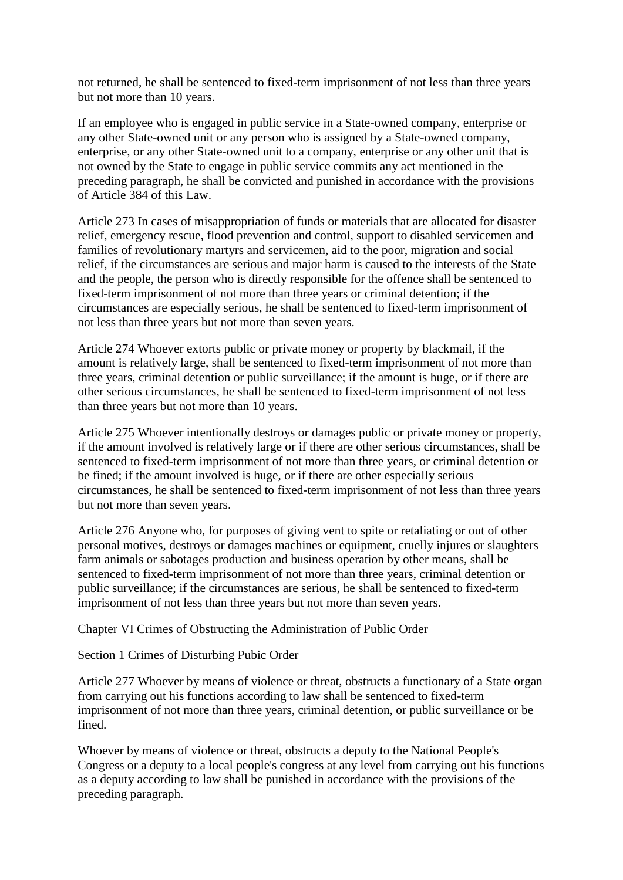not returned, he shall be sentenced to fixed-term imprisonment of not less than three years but not more than 10 years.

If an employee who is engaged in public service in a State-owned company, enterprise or any other State-owned unit or any person who is assigned by a State-owned company, enterprise, or any other State-owned unit to a company, enterprise or any other unit that is not owned by the State to engage in public service commits any act mentioned in the preceding paragraph, he shall be convicted and punished in accordance with the provisions of Article 384 of this Law.

Article 273 In cases of misappropriation of funds or materials that are allocated for disaster relief, emergency rescue, flood prevention and control, support to disabled servicemen and families of revolutionary martyrs and servicemen, aid to the poor, migration and social relief, if the circumstances are serious and major harm is caused to the interests of the State and the people, the person who is directly responsible for the offence shall be sentenced to fixed-term imprisonment of not more than three years or criminal detention; if the circumstances are especially serious, he shall be sentenced to fixed-term imprisonment of not less than three years but not more than seven years.

Article 274 Whoever extorts public or private money or property by blackmail, if the amount is relatively large, shall be sentenced to fixed-term imprisonment of not more than three years, criminal detention or public surveillance; if the amount is huge, or if there are other serious circumstances, he shall be sentenced to fixed-term imprisonment of not less than three years but not more than 10 years.

Article 275 Whoever intentionally destroys or damages public or private money or property, if the amount involved is relatively large or if there are other serious circumstances, shall be sentenced to fixed-term imprisonment of not more than three years, or criminal detention or be fined; if the amount involved is huge, or if there are other especially serious circumstances, he shall be sentenced to fixed-term imprisonment of not less than three years but not more than seven years.

Article 276 Anyone who, for purposes of giving vent to spite or retaliating or out of other personal motives, destroys or damages machines or equipment, cruelly injures or slaughters farm animals or sabotages production and business operation by other means, shall be sentenced to fixed-term imprisonment of not more than three years, criminal detention or public surveillance; if the circumstances are serious, he shall be sentenced to fixed-term imprisonment of not less than three years but not more than seven years.

## Chapter VI Crimes of Obstructing the Administration of Public Order

### Section 1 Crimes of Disturbing Pubic Order

Article 277 Whoever by means of violence or threat, obstructs a functionary of a State organ from carrying out his functions according to law shall be sentenced to fixed-term imprisonment of not more than three years, criminal detention, or public surveillance or be fined.

Whoever by means of violence or threat, obstructs a deputy to the National People's Congress or a deputy to a local people's congress at any level from carrying out his functions as a deputy according to law shall be punished in accordance with the provisions of the preceding paragraph.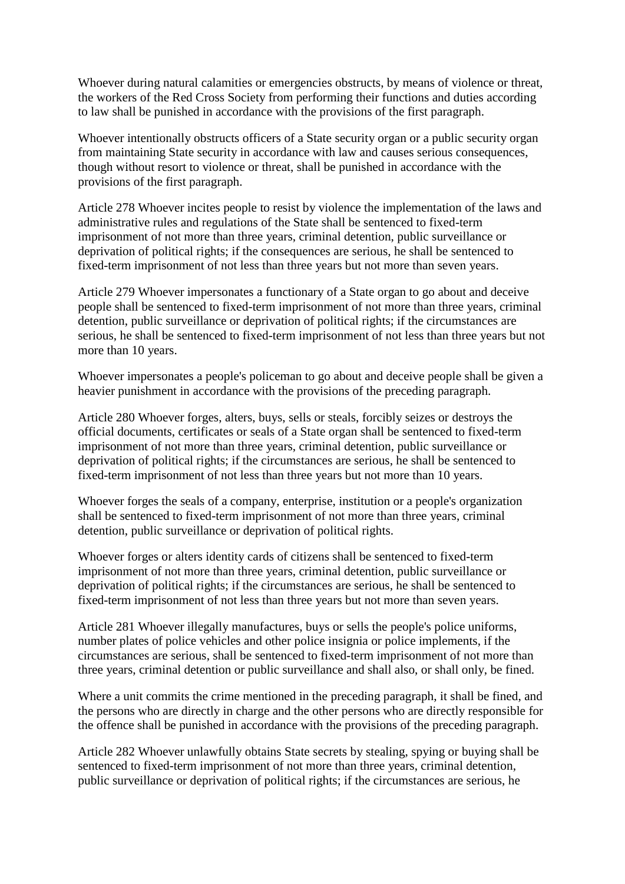Whoever during natural calamities or emergencies obstructs, by means of violence or threat, the workers of the Red Cross Society from performing their functions and duties according to law shall be punished in accordance with the provisions of the first paragraph.

Whoever intentionally obstructs officers of a State security organ or a public security organ from maintaining State security in accordance with law and causes serious consequences, though without resort to violence or threat, shall be punished in accordance with the provisions of the first paragraph.

Article 278 Whoever incites people to resist by violence the implementation of the laws and administrative rules and regulations of the State shall be sentenced to fixed-term imprisonment of not more than three years, criminal detention, public surveillance or deprivation of political rights; if the consequences are serious, he shall be sentenced to fixed-term imprisonment of not less than three years but not more than seven years.

Article 279 Whoever impersonates a functionary of a State organ to go about and deceive people shall be sentenced to fixed-term imprisonment of not more than three years, criminal detention, public surveillance or deprivation of political rights; if the circumstances are serious, he shall be sentenced to fixed-term imprisonment of not less than three years but not more than 10 years.

Whoever impersonates a people's policeman to go about and deceive people shall be given a heavier punishment in accordance with the provisions of the preceding paragraph.

Article 280 Whoever forges, alters, buys, sells or steals, forcibly seizes or destroys the official documents, certificates or seals of a State organ shall be sentenced to fixed-term imprisonment of not more than three years, criminal detention, public surveillance or deprivation of political rights; if the circumstances are serious, he shall be sentenced to fixed-term imprisonment of not less than three years but not more than 10 years.

Whoever forges the seals of a company, enterprise, institution or a people's organization shall be sentenced to fixed-term imprisonment of not more than three years, criminal detention, public surveillance or deprivation of political rights.

Whoever forges or alters identity cards of citizens shall be sentenced to fixed-term imprisonment of not more than three years, criminal detention, public surveillance or deprivation of political rights; if the circumstances are serious, he shall be sentenced to fixed-term imprisonment of not less than three years but not more than seven years.

Article 281 Whoever illegally manufactures, buys or sells the people's police uniforms, number plates of police vehicles and other police insignia or police implements, if the circumstances are serious, shall be sentenced to fixed-term imprisonment of not more than three years, criminal detention or public surveillance and shall also, or shall only, be fined.

Where a unit commits the crime mentioned in the preceding paragraph, it shall be fined, and the persons who are directly in charge and the other persons who are directly responsible for the offence shall be punished in accordance with the provisions of the preceding paragraph.

Article 282 Whoever unlawfully obtains State secrets by stealing, spying or buying shall be sentenced to fixed-term imprisonment of not more than three years, criminal detention, public surveillance or deprivation of political rights; if the circumstances are serious, he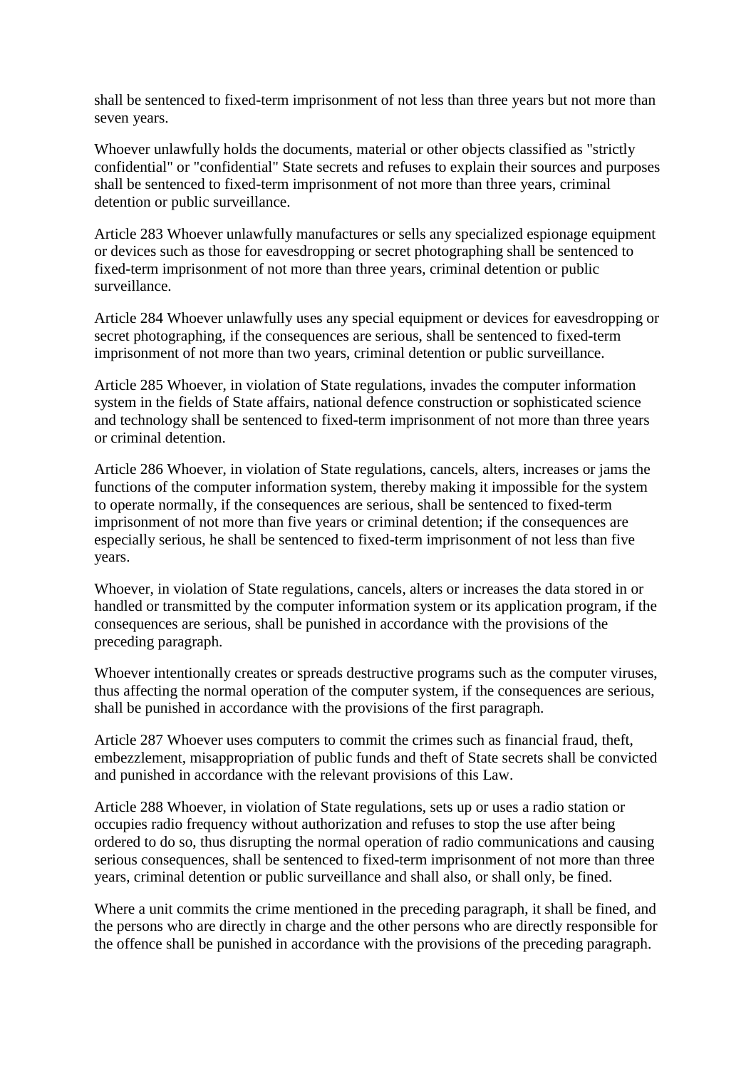shall be sentenced to fixed-term imprisonment of not less than three years but not more than seven years.

Whoever unlawfully holds the documents, material or other objects classified as "strictly confidential" or "confidential" State secrets and refuses to explain their sources and purposes shall be sentenced to fixed-term imprisonment of not more than three years, criminal detention or public surveillance.

Article 283 Whoever unlawfully manufactures or sells any specialized espionage equipment or devices such as those for eavesdropping or secret photographing shall be sentenced to fixed-term imprisonment of not more than three years, criminal detention or public surveillance.

Article 284 Whoever unlawfully uses any special equipment or devices for eavesdropping or secret photographing, if the consequences are serious, shall be sentenced to fixed-term imprisonment of not more than two years, criminal detention or public surveillance.

Article 285 Whoever, in violation of State regulations, invades the computer information system in the fields of State affairs, national defence construction or sophisticated science and technology shall be sentenced to fixed-term imprisonment of not more than three years or criminal detention.

Article 286 Whoever, in violation of State regulations, cancels, alters, increases or jams the functions of the computer information system, thereby making it impossible for the system to operate normally, if the consequences are serious, shall be sentenced to fixed-term imprisonment of not more than five years or criminal detention; if the consequences are especially serious, he shall be sentenced to fixed-term imprisonment of not less than five years.

Whoever, in violation of State regulations, cancels, alters or increases the data stored in or handled or transmitted by the computer information system or its application program, if the consequences are serious, shall be punished in accordance with the provisions of the preceding paragraph.

Whoever intentionally creates or spreads destructive programs such as the computer viruses, thus affecting the normal operation of the computer system, if the consequences are serious, shall be punished in accordance with the provisions of the first paragraph.

Article 287 Whoever uses computers to commit the crimes such as financial fraud, theft, embezzlement, misappropriation of public funds and theft of State secrets shall be convicted and punished in accordance with the relevant provisions of this Law.

Article 288 Whoever, in violation of State regulations, sets up or uses a radio station or occupies radio frequency without authorization and refuses to stop the use after being ordered to do so, thus disrupting the normal operation of radio communications and causing serious consequences, shall be sentenced to fixed-term imprisonment of not more than three years, criminal detention or public surveillance and shall also, or shall only, be fined.

Where a unit commits the crime mentioned in the preceding paragraph, it shall be fined, and the persons who are directly in charge and the other persons who are directly responsible for the offence shall be punished in accordance with the provisions of the preceding paragraph.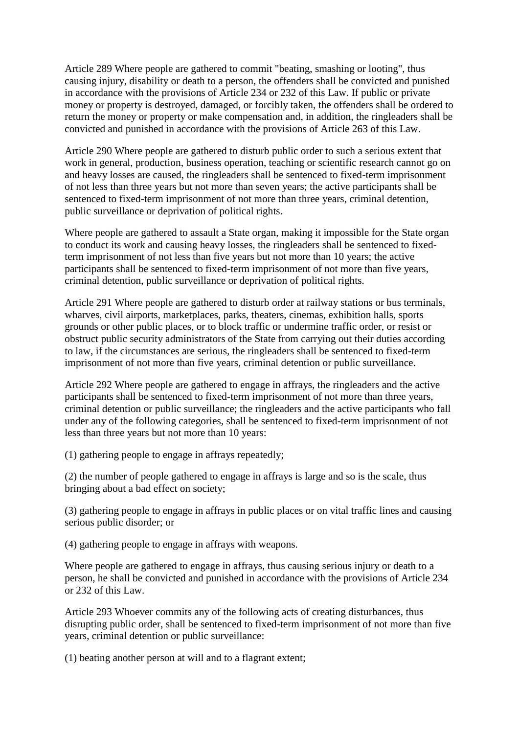Article 289 Where people are gathered to commit "beating, smashing or looting", thus causing injury, disability or death to a person, the offenders shall be convicted and punished in accordance with the provisions of Article 234 or 232 of this Law. If public or private money or property is destroyed, damaged, or forcibly taken, the offenders shall be ordered to return the money or property or make compensation and, in addition, the ringleaders shall be convicted and punished in accordance with the provisions of Article 263 of this Law.

Article 290 Where people are gathered to disturb public order to such a serious extent that work in general, production, business operation, teaching or scientific research cannot go on and heavy losses are caused, the ringleaders shall be sentenced to fixed-term imprisonment of not less than three years but not more than seven years; the active participants shall be sentenced to fixed-term imprisonment of not more than three years, criminal detention, public surveillance or deprivation of political rights.

Where people are gathered to assault a State organ, making it impossible for the State organ to conduct its work and causing heavy losses, the ringleaders shall be sentenced to fixed-term imprisonment of not less than five years but not more than 10 years; the active participants shall be sentenced to fixed-term imprisonment of not more than five years, criminal detention, public surveillance or deprivation of political rights.

Article 291 Where people are gathered to disturb order at railway stations or bus terminals, wharves, civil airports, marketplaces, parks, theaters, cinemas, exhibition halls, sports grounds or other public places, or to block traffic or undermine traffic order, or resist or obstruct public security administrators of the State from carrying out their duties according to law, if the circumstances are serious, the ringleaders shall be sentenced to fixed-term imprisonment of not more than five years, criminal detention or public surveillance.

Article 292 Where people are gathered to engage in affrays, the ringleaders and the active participants shall be sentenced to fixed-term imprisonment of not more than three years, criminal detention or public surveillance; the ringleaders and the active participants who fall under any of the following categories, shall be sentenced to fixed-term imprisonment of not less than three years but not more than 10 years:

(1) gathering people to engage in affrays repeatedly;

(2) the number of people gathered to engage in affrays is large and so is the scale, thus bringing about a bad effect on society;

(3) gathering people to engage in affrays in public places or on vital traffic lines and causing serious public disorder; or

(4) gathering people to engage in affrays with weapons.

Where people are gathered to engage in affrays, thus causing serious injury or death to a person, he shall be convicted and punished in accordance with the provisions of Article 234 or 232 of this Law.

Article 293 Whoever commits any of the following acts of creating disturbances, thus disrupting public order, shall be sentenced to fixed-term imprisonment of not more than five years, criminal detention or public surveillance:

(1) beating another person at will and to a flagrant extent;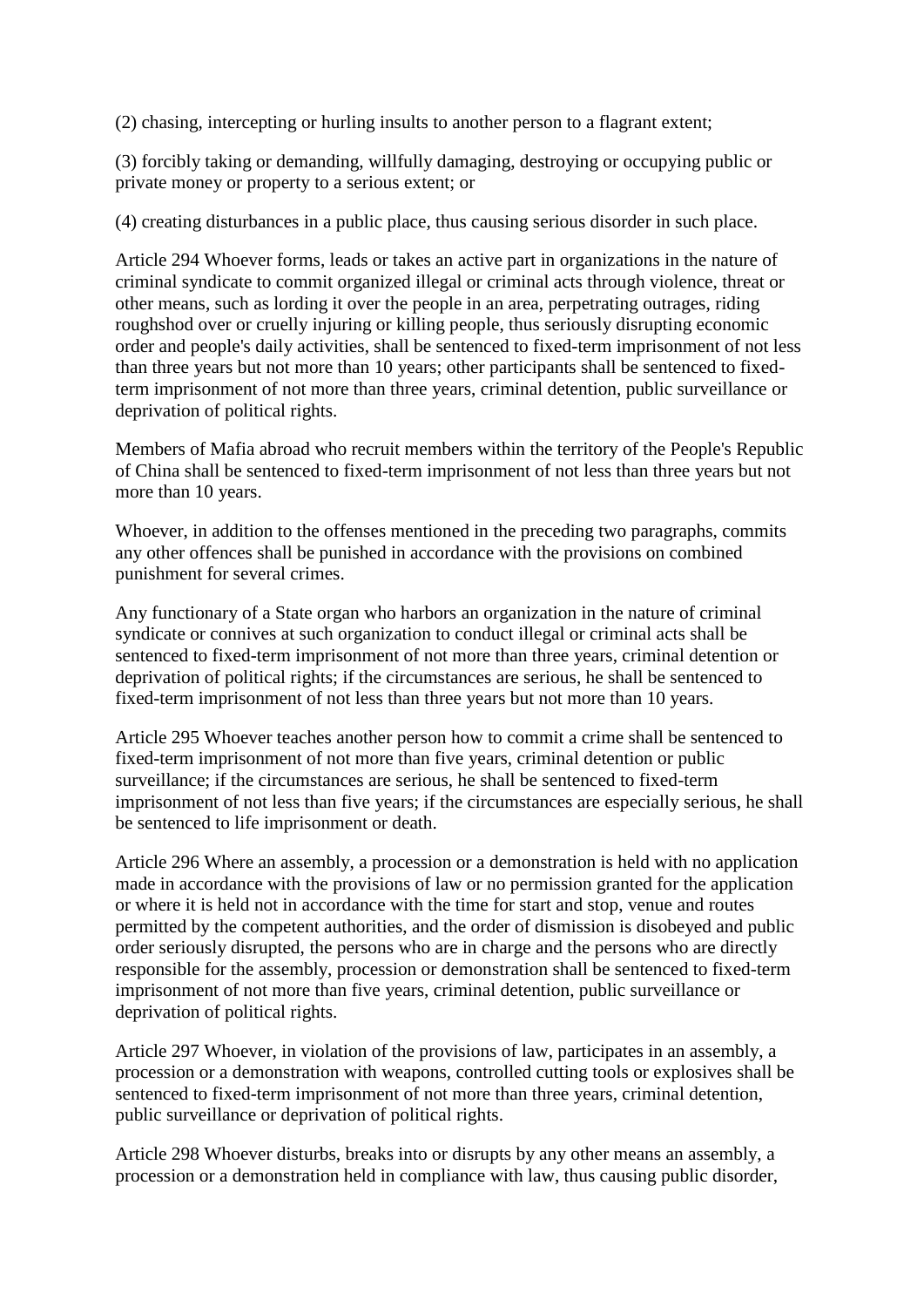(2) chasing, intercepting or hurling insults to another person to a flagrant extent;

(3) forcibly taking or demanding, willfully damaging, destroying or occupying public or private money or property to a serious extent; or

(4) creating disturbances in a public place, thus causing serious disorder in such place.

Article 294 Whoever forms, leads or takes an active part in organizations in the nature of criminal syndicate to commit organized illegal or criminal acts through violence, threat or other means, such as lording it over the people in an area, perpetrating outrages, riding roughshod over or cruelly injuring or killing people, thus seriously disrupting economic order and people's daily activities, shall be sentenced to fixed-term imprisonment of not less than three years but not more than 10 years; other participants shall be sentenced to fixed-term imprisonment of not more than three years, criminal detention, public surveillance or deprivation of political rights.

Members of Mafia abroad who recruit members within the territory of the People's Republic of China shall be sentenced to fixed-term imprisonment of not less than three years but not more than 10 years.

Whoever, in addition to the offenses mentioned in the preceding two paragraphs, commits any other offences shall be punished in accordance with the provisions on combined punishment for several crimes.

Any functionary of a State organ who harbors an organization in the nature of criminal syndicate or connives at such organization to conduct illegal or criminal acts shall be sentenced to fixed-term imprisonment of not more than three years, criminal detention or deprivation of political rights; if the circumstances are serious, he shall be sentenced to fixed-term imprisonment of not less than three years but not more than 10 years.

Article 295 Whoever teaches another person how to commit a crime shall be sentenced to fixed-term imprisonment of not more than five years, criminal detention or public surveillance; if the circumstances are serious, he shall be sentenced to fixed-term imprisonment of not less than five years; if the circumstances are especially serious, he shall be sentenced to life imprisonment or death.

Article 296 Where an assembly, a procession or a demonstration is held with no application made in accordance with the provisions of law or no permission granted for the application or where it is held not in accordance with the time for start and stop, venue and routes permitted by the competent authorities, and the order of dismission is disobeyed and public order seriously disrupted, the persons who are in charge and the persons who are directly responsible for the assembly, procession or demonstration shall be sentenced to fixed-term imprisonment of not more than five years, criminal detention, public surveillance or deprivation of political rights.

Article 297 Whoever, in violation of the provisions of law, participates in an assembly, a procession or a demonstration with weapons, controlled cutting tools or explosives shall be sentenced to fixed-term imprisonment of not more than three years, criminal detention, public surveillance or deprivation of political rights.

Article 298 Whoever disturbs, breaks into or disrupts by any other means an assembly, a procession or a demonstration held in compliance with law, thus causing public disorder,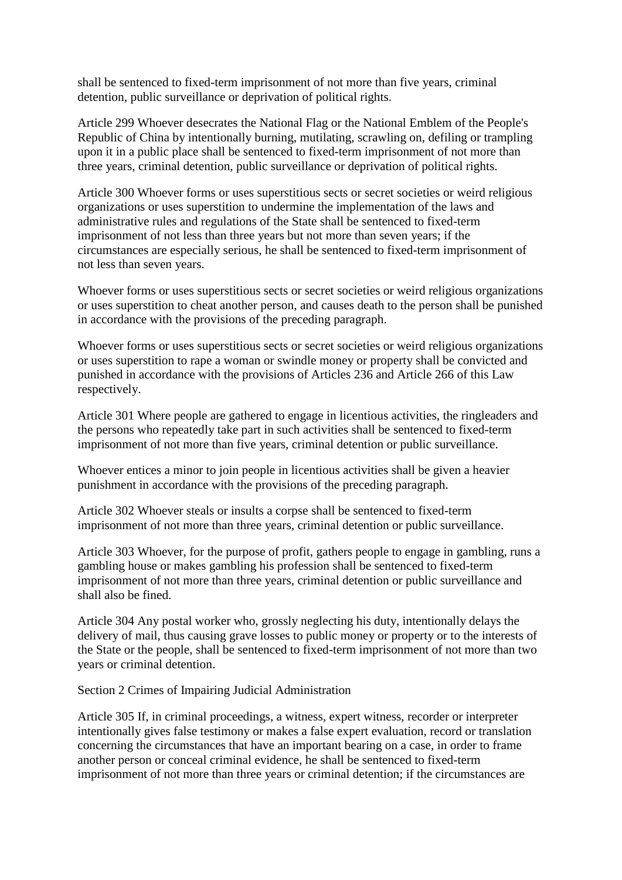shall be sentenced to fixed-term imprisonment of not more than five years, criminal detention, public surveillance or deprivation of political rights.

Article 299 Whoever desecrates the National Flag or the National Emblem of the People's Republic of China by intentionally burning, mutilating, scrawling on, defiling or trampling upon it in a public place shall be sentenced to fixed-term imprisonment of not more than three years, criminal detention, public surveillance or deprivation of political rights.

Article 300 Whoever forms or uses superstitious sects or secret societies or weird religious organizations or uses superstition to undermine the implementation of the laws and administrative rules and regulations of the State shall be sentenced to fixed-term imprisonment of not less than three years but not more than seven years; if the circumstances are especially serious, he shall be sentenced to fixed-term imprisonment of not less than seven years.

Whoever forms or uses superstitious sects or secret societies or weird religious organizations or uses superstition to cheat another person, and causes death to the person shall be punished in accordance with the provisions of the preceding paragraph.

Whoever forms or uses superstitious sects or secret societies or weird religious organizations or uses superstition to rape a woman or swindle money or property shall be convicted and punished in accordance with the provisions of Articles 236 and Article 266 of this Law respectively.

Article 301 Where people are gathered to engage in licentious activities, the ringleaders and the persons who repeatedly take part in such activities shall be sentenced to fixed-term imprisonment of not more than five years, criminal detention or public surveillance.

Whoever entices a minor to join people in licentious activities shall be given a heavier punishment in accordance with the provisions of the preceding paragraph.

Article 302 Whoever steals or insults a corpse shall be sentenced to fixed-term imprisonment of not more than three years, criminal detention or public surveillance.

Article 303 Whoever, for the purpose of profit, gathers people to engage in gambling, runs a gambling house or makes gambling his profession shall be sentenced to fixed-term imprisonment of not more than three years, criminal detention or public surveillance and shall also be fined.

Article 304 Any postal worker who, grossly neglecting his duty, intentionally delays the delivery of mail, thus causing grave losses to public money or property or to the interests of the State or the people, shall be sentenced to fixed-term imprisonment of not more than two years or criminal detention.

Section 2 Crimes of Impairing Judicial Administration

Article 305 If, in criminal proceedings, a witness, expert witness, recorder or interpreter intentionally gives false testimony or makes a false expert evaluation, record or translation concerning the circumstances that have an important bearing on a case, in order to frame another person or conceal criminal evidence, he shall be sentenced to fixed-term imprisonment of not more than three years or criminal detention; if the circumstances are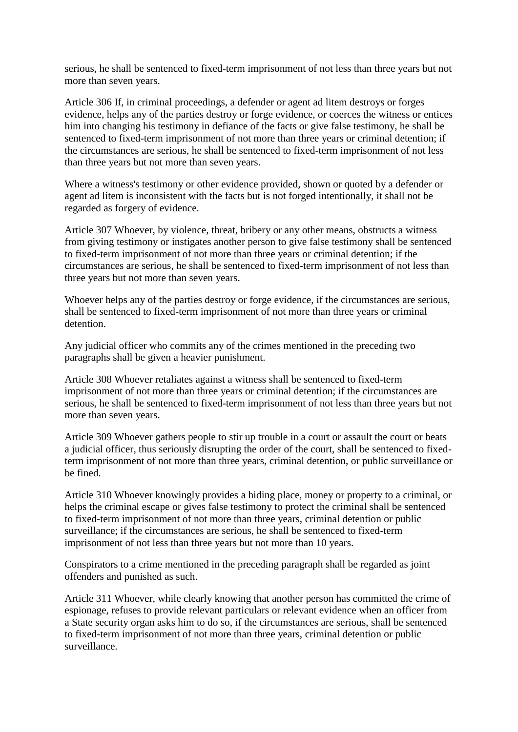serious, he shall be sentenced to fixed-term imprisonment of not less than three years but not more than seven years.

Article 306 If, in criminal proceedings, a defender or agent ad litem destroys or forges evidence, helps any of the parties destroy or forge evidence, or coerces the witness or entices him into changing his testimony in defiance of the facts or give false testimony, he shall be sentenced to fixed-term imprisonment of not more than three years or criminal detention; if the circumstances are serious, he shall be sentenced to fixed-term imprisonment of not less than three years but not more than seven years.

Where a witness's testimony or other evidence provided, shown or quoted by a defender or agent ad litem is inconsistent with the facts but is not forged intentionally, it shall not be regarded as forgery of evidence.

Article 307 Whoever, by violence, threat, bribery or any other means, obstructs a witness from giving testimony or instigates another person to give false testimony shall be sentenced to fixed-term imprisonment of not more than three years or criminal detention; if the circumstances are serious, he shall be sentenced to fixed-term imprisonment of not less than three years but not more than seven years.

Whoever helps any of the parties destroy or forge evidence, if the circumstances are serious, shall be sentenced to fixed-term imprisonment of not more than three years or criminal detention.

Any judicial officer who commits any of the crimes mentioned in the preceding two paragraphs shall be given a heavier punishment.

Article 308 Whoever retaliates against a witness shall be sentenced to fixed-term imprisonment of not more than three years or criminal detention; if the circumstances are serious, he shall be sentenced to fixed-term imprisonment of not less than three years but not more than seven years.

Article 309 Whoever gathers people to stir up trouble in a court or assault the court or beats a judicial officer, thus seriously disrupting the order of the court, shall be sentenced to fixed-term imprisonment of not more than three years, criminal detention, or public surveillance or be fined.

Article 310 Whoever knowingly provides a hiding place, money or property to a criminal, or helps the criminal escape or gives false testimony to protect the criminal shall be sentenced to fixed-term imprisonment of not more than three years, criminal detention or public surveillance; if the circumstances are serious, he shall be sentenced to fixed-term imprisonment of not less than three years but not more than 10 years.

Conspirators to a crime mentioned in the preceding paragraph shall be regarded as joint offenders and punished as such.

Article 311 Whoever, while clearly knowing that another person has committed the crime of espionage, refuses to provide relevant particulars or relevant evidence when an officer from a State security organ asks him to do so, if the circumstances are serious, shall be sentenced to fixed-term imprisonment of not more than three years, criminal detention or public surveillance.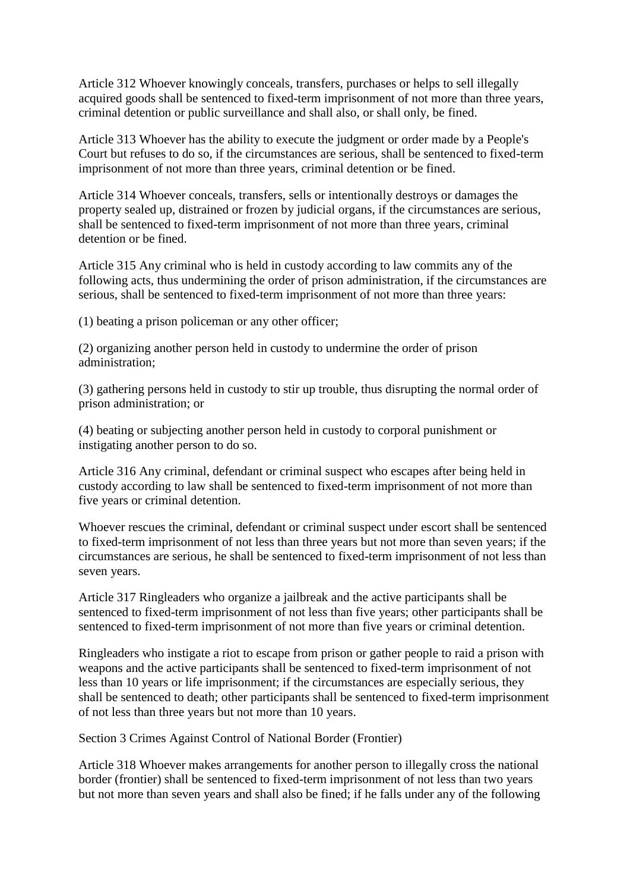Article 312 Whoever knowingly conceals, transfers, purchases or helps to sell illegally acquired goods shall be sentenced to fixed-term imprisonment of not more than three years, criminal detention or public surveillance and shall also, or shall only, be fined.

Article 313 Whoever has the ability to execute the judgment or order made by a People's Court but refuses to do so, if the circumstances are serious, shall be sentenced to fixed-term imprisonment of not more than three years, criminal detention or be fined.

Article 314 Whoever conceals, transfers, sells or intentionally destroys or damages the property sealed up, distrained or frozen by judicial organs, if the circumstances are serious, shall be sentenced to fixed-term imprisonment of not more than three years, criminal detention or be fined.

Article 315 Any criminal who is held in custody according to law commits any of the following acts, thus undermining the order of prison administration, if the circumstances are serious, shall be sentenced to fixed-term imprisonment of not more than three years:

(1) beating a prison policeman or any other officer;

(2) organizing another person held in custody to undermine the order of prison administration;

(3) gathering persons held in custody to stir up trouble, thus disrupting the normal order of prison administration; or

(4) beating or subjecting another person held in custody to corporal punishment or instigating another person to do so.

Article 316 Any criminal, defendant or criminal suspect who escapes after being held in custody according to law shall be sentenced to fixed-term imprisonment of not more than five years or criminal detention.

Whoever rescues the criminal, defendant or criminal suspect under escort shall be sentenced to fixed-term imprisonment of not less than three years but not more than seven years; if the circumstances are serious, he shall be sentenced to fixed-term imprisonment of not less than seven years.

Article 317 Ringleaders who organize a jailbreak and the active participants shall be sentenced to fixed-term imprisonment of not less than five years; other participants shall be sentenced to fixed-term imprisonment of not more than five years or criminal detention.

Ringleaders who instigate a riot to escape from prison or gather people to raid a prison with weapons and the active participants shall be sentenced to fixed-term imprisonment of not less than 10 years or life imprisonment; if the circumstances are especially serious, they shall be sentenced to death; other participants shall be sentenced to fixed-term imprisonment of not less than three years but not more than 10 years.

Section 3 Crimes Against Control of National Border (Frontier)

Article 318 Whoever makes arrangements for another person to illegally cross the national border (frontier) shall be sentenced to fixed-term imprisonment of not less than two years but not more than seven years and shall also be fined; if he falls under any of the following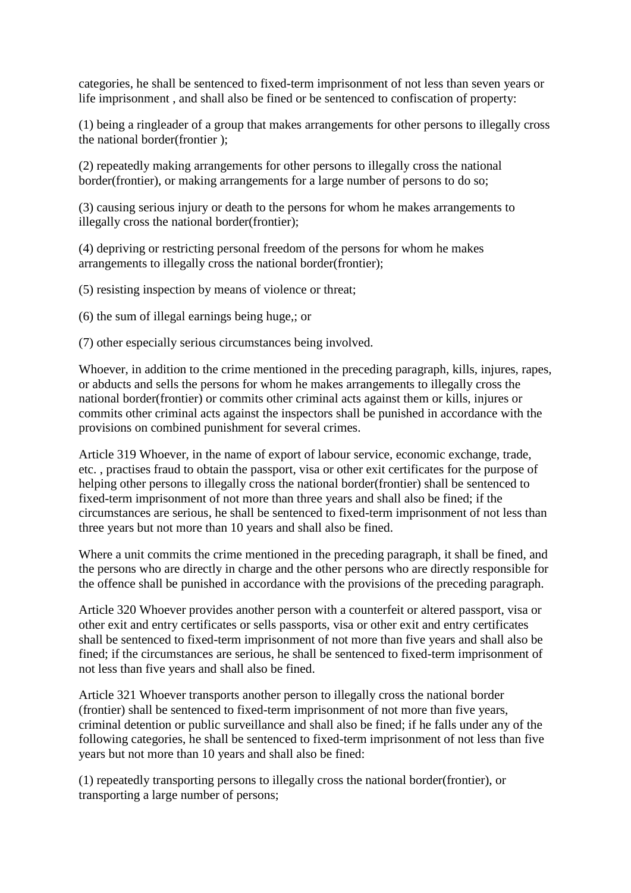categories, he shall be sentenced to fixed-term imprisonment of not less than seven years or life imprisonment , and shall also be fined or be sentenced to confiscation of property:

(1) being a ringleader of a group that makes arrangements for other persons to illegally cross the national border(frontier );

(2) repeatedly making arrangements for other persons to illegally cross the national border(frontier), or making arrangements for a large number of persons to do so;

(3) causing serious injury or death to the persons for whom he makes arrangements to illegally cross the national border(frontier);

(4) depriving or restricting personal freedom of the persons for whom he makes arrangements to illegally cross the national border(frontier);

(5) resisting inspection by means of violence or threat;

(6) the sum of illegal earnings being huge,; or

(7) other especially serious circumstances being involved.

Whoever, in addition to the crime mentioned in the preceding paragraph, kills, injures, rapes, or abducts and sells the persons for whom he makes arrangements to illegally cross the national border(frontier) or commits other criminal acts against them or kills, injures or commits other criminal acts against the inspectors shall be punished in accordance with the provisions on combined punishment for several crimes.

Article 319 Whoever, in the name of export of labour service, economic exchange, trade, etc. , practises fraud to obtain the passport, visa or other exit certificates for the purpose of helping other persons to illegally cross the national border(frontier) shall be sentenced to fixed-term imprisonment of not more than three years and shall also be fined; if the circumstances are serious, he shall be sentenced to fixed-term imprisonment of not less than three years but not more than 10 years and shall also be fined.

Where a unit commits the crime mentioned in the preceding paragraph, it shall be fined, and the persons who are directly in charge and the other persons who are directly responsible for the offence shall be punished in accordance with the provisions of the preceding paragraph.

Article 320 Whoever provides another person with a counterfeit or altered passport, visa or other exit and entry certificates or sells passports, visa or other exit and entry certificates shall be sentenced to fixed-term imprisonment of not more than five years and shall also be fined; if the circumstances are serious, he shall be sentenced to fixed-term imprisonment of not less than five years and shall also be fined.

Article 321 Whoever transports another person to illegally cross the national border (frontier) shall be sentenced to fixed-term imprisonment of not more than five years, criminal detention or public surveillance and shall also be fined; if he falls under any of the following categories, he shall be sentenced to fixed-term imprisonment of not less than five years but not more than 10 years and shall also be fined:

(1) repeatedly transporting persons to illegally cross the national border(frontier), or transporting a large number of persons;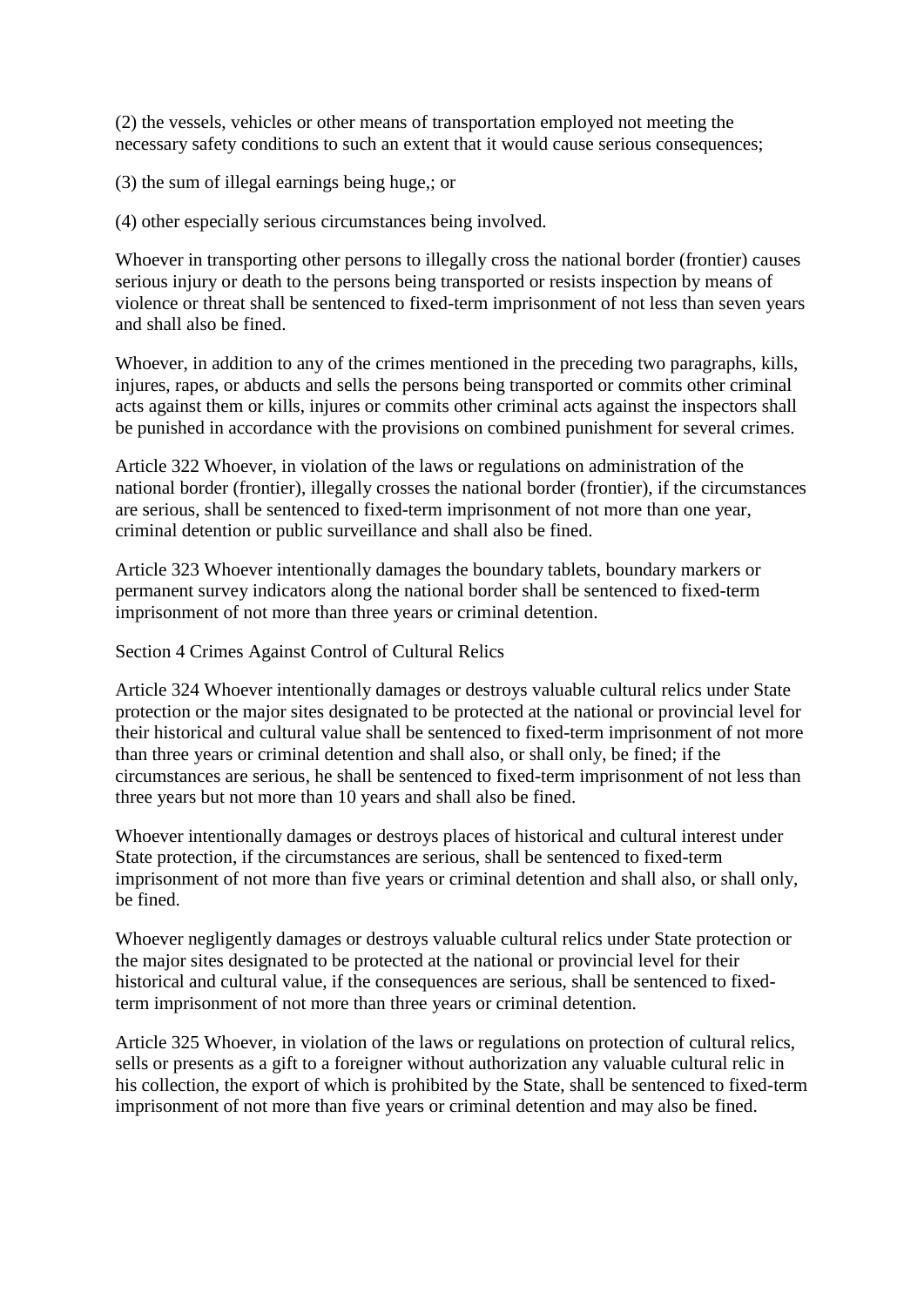(2) the vessels, vehicles or other means of transportation employed not meeting the necessary safety conditions to such an extent that it would cause serious consequences;

(3) the sum of illegal earnings being huge,; or

(4) other especially serious circumstances being involved.

Whoever in transporting other persons to illegally cross the national border (frontier) causes serious injury or death to the persons being transported or resists inspection by means of violence or threat shall be sentenced to fixed-term imprisonment of not less than seven years and shall also be fined.

Whoever, in addition to any of the crimes mentioned in the preceding two paragraphs, kills, injures, rapes, or abducts and sells the persons being transported or commits other criminal acts against them or kills, injures or commits other criminal acts against the inspectors shall be punished in accordance with the provisions on combined punishment for several crimes.

Article 322 Whoever, in violation of the laws or regulations on administration of the national border (frontier), illegally crosses the national border (frontier), if the circumstances are serious, shall be sentenced to fixed-term imprisonment of not more than one year, criminal detention or public surveillance and shall also be fined.

Article 323 Whoever intentionally damages the boundary tablets, boundary markers or permanent survey indicators along the national border shall be sentenced to fixed-term imprisonment of not more than three years or criminal detention.

Section 4 Crimes Against Control of Cultural Relics

Article 324 Whoever intentionally damages or destroys valuable cultural relics under State protection or the major sites designated to be protected at the national or provincial level for their historical and cultural value shall be sentenced to fixed-term imprisonment of not more than three years or criminal detention and shall also, or shall only, be fined; if the circumstances are serious, he shall be sentenced to fixed-term imprisonment of not less than three years but not more than 10 years and shall also be fined.

Whoever intentionally damages or destroys places of historical and cultural interest under State protection, if the circumstances are serious, shall be sentenced to fixed-term imprisonment of not more than five years or criminal detention and shall also, or shall only, be fined.

Whoever negligently damages or destroys valuable cultural relics under State protection or the major sites designated to be protected at the national or provincial level for their historical and cultural value, if the consequences are serious, shall be sentenced to fixed-term imprisonment of not more than three years or criminal detention.

Article 325 Whoever, in violation of the laws or regulations on protection of cultural relics, sells or presents as a gift to a foreigner without authorization any valuable cultural relic in his collection, the export of which is prohibited by the State, shall be sentenced to fixed-term imprisonment of not more than five years or criminal detention and may also be fined.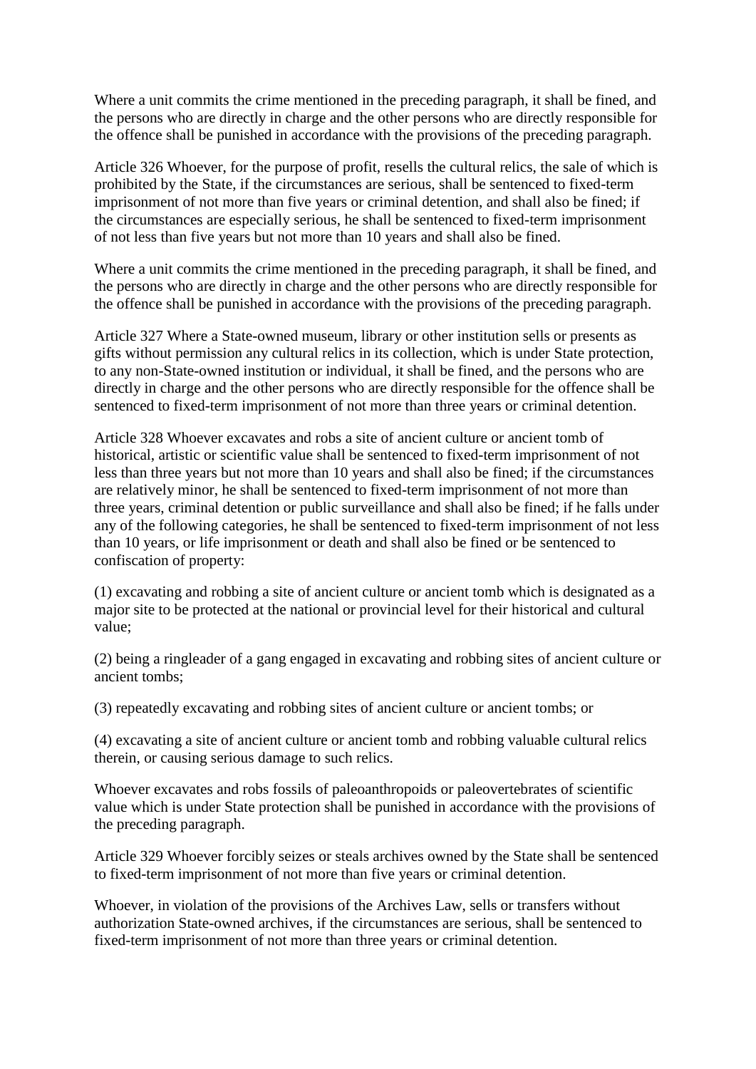Where a unit commits the crime mentioned in the preceding paragraph, it shall be fined, and the persons who are directly in charge and the other persons who are directly responsible for the offence shall be punished in accordance with the provisions of the preceding paragraph.

Article 326 Whoever, for the purpose of profit, resells the cultural relics, the sale of which is prohibited by the State, if the circumstances are serious, shall be sentenced to fixed-term imprisonment of not more than five years or criminal detention, and shall also be fined; if the circumstances are especially serious, he shall be sentenced to fixed-term imprisonment of not less than five years but not more than 10 years and shall also be fined.

Where a unit commits the crime mentioned in the preceding paragraph, it shall be fined, and the persons who are directly in charge and the other persons who are directly responsible for the offence shall be punished in accordance with the provisions of the preceding paragraph.

Article 327 Where a State-owned museum, library or other institution sells or presents as gifts without permission any cultural relics in its collection, which is under State protection, to any non-State-owned institution or individual, it shall be fined, and the persons who are directly in charge and the other persons who are directly responsible for the offence shall be sentenced to fixed-term imprisonment of not more than three years or criminal detention.

Article 328 Whoever excavates and robs a site of ancient culture or ancient tomb of historical, artistic or scientific value shall be sentenced to fixed-term imprisonment of not less than three years but not more than 10 years and shall also be fined; if the circumstances are relatively minor, he shall be sentenced to fixed-term imprisonment of not more than three years, criminal detention or public surveillance and shall also be fined; if he falls under any of the following categories, he shall be sentenced to fixed-term imprisonment of not less than 10 years, or life imprisonment or death and shall also be fined or be sentenced to confiscation of property:

(1) excavating and robbing a site of ancient culture or ancient tomb which is designated as a major site to be protected at the national or provincial level for their historical and cultural value;

(2) being a ringleader of a gang engaged in excavating and robbing sites of ancient culture or ancient tombs;

(3) repeatedly excavating and robbing sites of ancient culture or ancient tombs; or

(4) excavating a site of ancient culture or ancient tomb and robbing valuable cultural relics therein, or causing serious damage to such relics.

Whoever excavates and robs fossils of paleoanthropoids or paleovertebrates of scientific value which is under State protection shall be punished in accordance with the provisions of the preceding paragraph.

Article 329 Whoever forcibly seizes or steals archives owned by the State shall be sentenced to fixed-term imprisonment of not more than five years or criminal detention.

Whoever, in violation of the provisions of the Archives Law, sells or transfers without authorization State-owned archives, if the circumstances are serious, shall be sentenced to fixed-term imprisonment of not more than three years or criminal detention.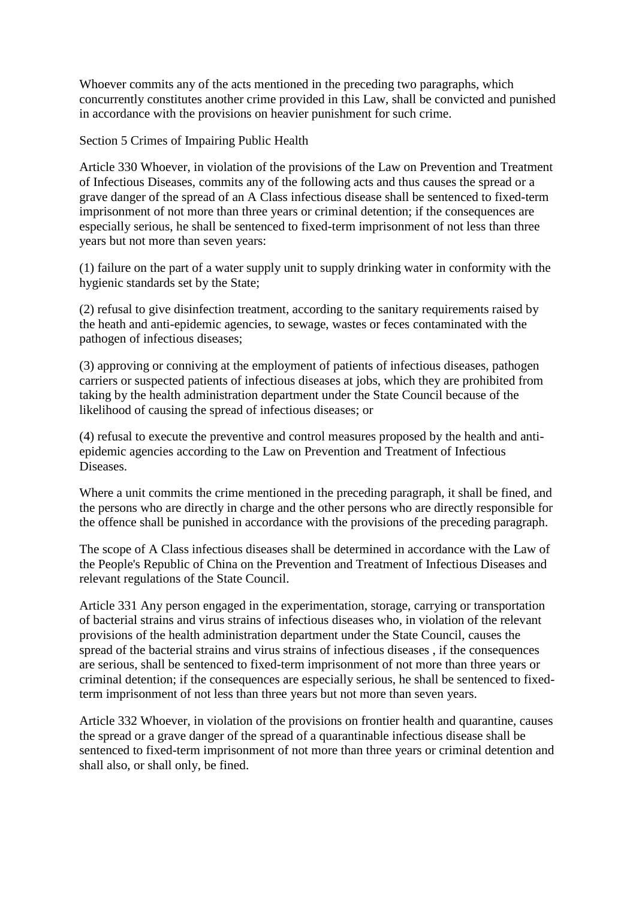Whoever commits any of the acts mentioned in the preceding two paragraphs, which concurrently constitutes another crime provided in this Law, shall be convicted and punished in accordance with the provisions on heavier punishment for such crime.

Section 5 Crimes of Impairing Public Health

Article 330 Whoever, in violation of the provisions of the Law on Prevention and Treatment of Infectious Diseases, commits any of the following acts and thus causes the spread or a grave danger of the spread of an A Class infectious disease shall be sentenced to fixed-term imprisonment of not more than three years or criminal detention; if the consequences are especially serious, he shall be sentenced to fixed-term imprisonment of not less than three years but not more than seven years:

(1) failure on the part of a water supply unit to supply drinking water in conformity with the hygienic standards set by the State;

(2) refusal to give disinfection treatment, according to the sanitary requirements raised by the heath and anti-epidemic agencies, to sewage, wastes or feces contaminated with the pathogen of infectious diseases;

(3) approving or conniving at the employment of patients of infectious diseases, pathogen carriers or suspected patients of infectious diseases at jobs, which they are prohibited from taking by the health administration department under the State Council because of the likelihood of causing the spread of infectious diseases; or

(4) refusal to execute the preventive and control measures proposed by the health and anti-epidemic agencies according to the Law on Prevention and Treatment of Infectious Diseases.

Where a unit commits the crime mentioned in the preceding paragraph, it shall be fined, and the persons who are directly in charge and the other persons who are directly responsible for the offence shall be punished in accordance with the provisions of the preceding paragraph.

The scope of A Class infectious diseases shall be determined in accordance with the Law of the People's Republic of China on the Prevention and Treatment of Infectious Diseases and relevant regulations of the State Council.

Article 331 Any person engaged in the experimentation, storage, carrying or transportation of bacterial strains and virus strains of infectious diseases who, in violation of the relevant provisions of the health administration department under the State Council, causes the spread of the bacterial strains and virus strains of infectious diseases , if the consequences are serious, shall be sentenced to fixed-term imprisonment of not more than three years or criminal detention; if the consequences are especially serious, he shall be sentenced to fixed-term imprisonment of not less than three years but not more than seven years.

Article 332 Whoever, in violation of the provisions on frontier health and quarantine, causes the spread or a grave danger of the spread of a quarantinable infectious disease shall be sentenced to fixed-term imprisonment of not more than three years or criminal detention and shall also, or shall only, be fined.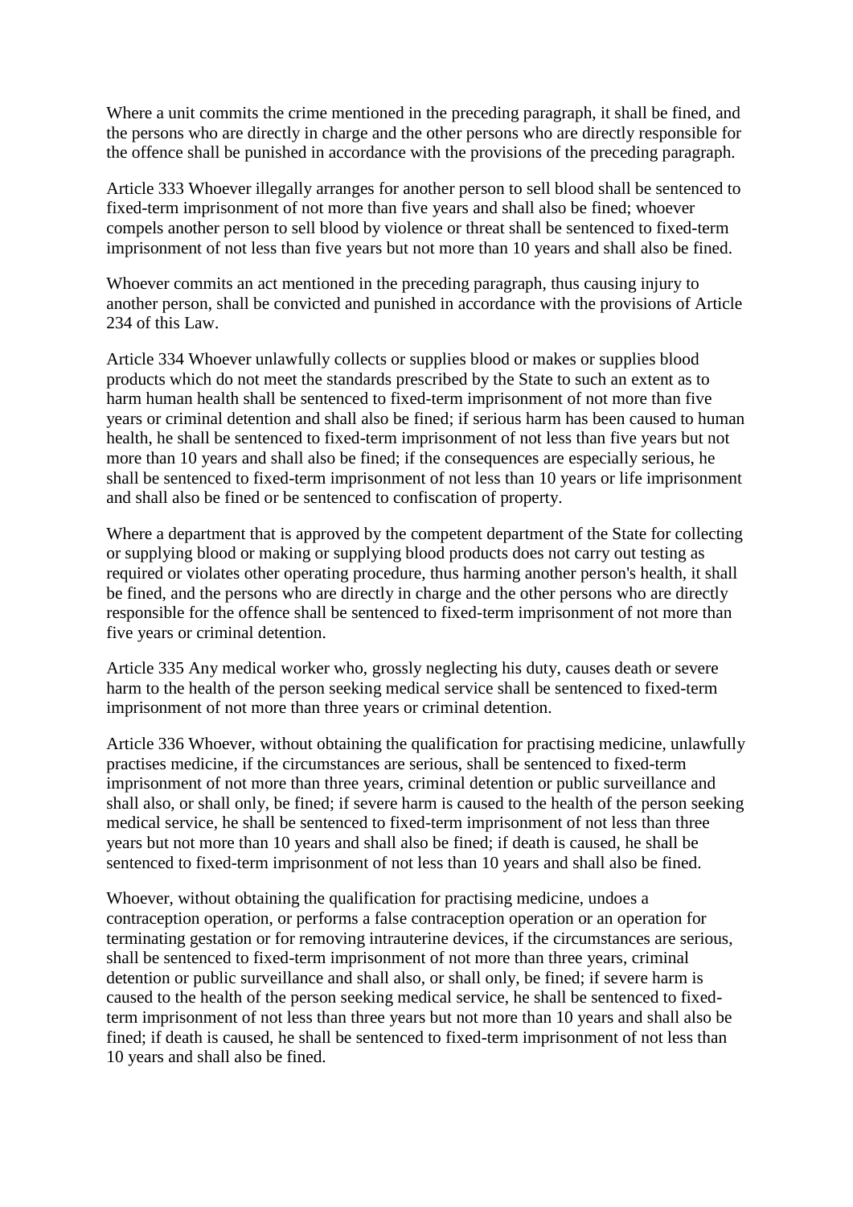Where a unit commits the crime mentioned in the preceding paragraph, it shall be fined, and the persons who are directly in charge and the other persons who are directly responsible for the offence shall be punished in accordance with the provisions of the preceding paragraph.

Article 333 Whoever illegally arranges for another person to sell blood shall be sentenced to fixed-term imprisonment of not more than five years and shall also be fined; whoever compels another person to sell blood by violence or threat shall be sentenced to fixed-term imprisonment of not less than five years but not more than 10 years and shall also be fined.

Whoever commits an act mentioned in the preceding paragraph, thus causing injury to another person, shall be convicted and punished in accordance with the provisions of Article 234 of this Law.

Article 334 Whoever unlawfully collects or supplies blood or makes or supplies blood products which do not meet the standards prescribed by the State to such an extent as to harm human health shall be sentenced to fixed-term imprisonment of not more than five years or criminal detention and shall also be fined; if serious harm has been caused to human health, he shall be sentenced to fixed-term imprisonment of not less than five years but not more than 10 years and shall also be fined; if the consequences are especially serious, he shall be sentenced to fixed-term imprisonment of not less than 10 years or life imprisonment and shall also be fined or be sentenced to confiscation of property.

Where a department that is approved by the competent department of the State for collecting or supplying blood or making or supplying blood products does not carry out testing as required or violates other operating procedure, thus harming another person's health, it shall be fined, and the persons who are directly in charge and the other persons who are directly responsible for the offence shall be sentenced to fixed-term imprisonment of not more than five years or criminal detention.

Article 335 Any medical worker who, grossly neglecting his duty, causes death or severe harm to the health of the person seeking medical service shall be sentenced to fixed-term imprisonment of not more than three years or criminal detention.

Article 336 Whoever, without obtaining the qualification for practising medicine, unlawfully practises medicine, if the circumstances are serious, shall be sentenced to fixed-term imprisonment of not more than three years, criminal detention or public surveillance and shall also, or shall only, be fined; if severe harm is caused to the health of the person seeking medical service, he shall be sentenced to fixed-term imprisonment of not less than three years but not more than 10 years and shall also be fined; if death is caused, he shall be sentenced to fixed-term imprisonment of not less than 10 years and shall also be fined.

Whoever, without obtaining the qualification for practising medicine, undoes a contraception operation, or performs a false contraception operation or an operation for terminating gestation or for removing intrauterine devices, if the circumstances are serious, shall be sentenced to fixed-term imprisonment of not more than three years, criminal detention or public surveillance and shall also, or shall only, be fined; if severe harm is caused to the health of the person seeking medical service, he shall be sentenced to fixed-term imprisonment of not less than three years but not more than 10 years and shall also be fined; if death is caused, he shall be sentenced to fixed-term imprisonment of not less than 10 years and shall also be fined.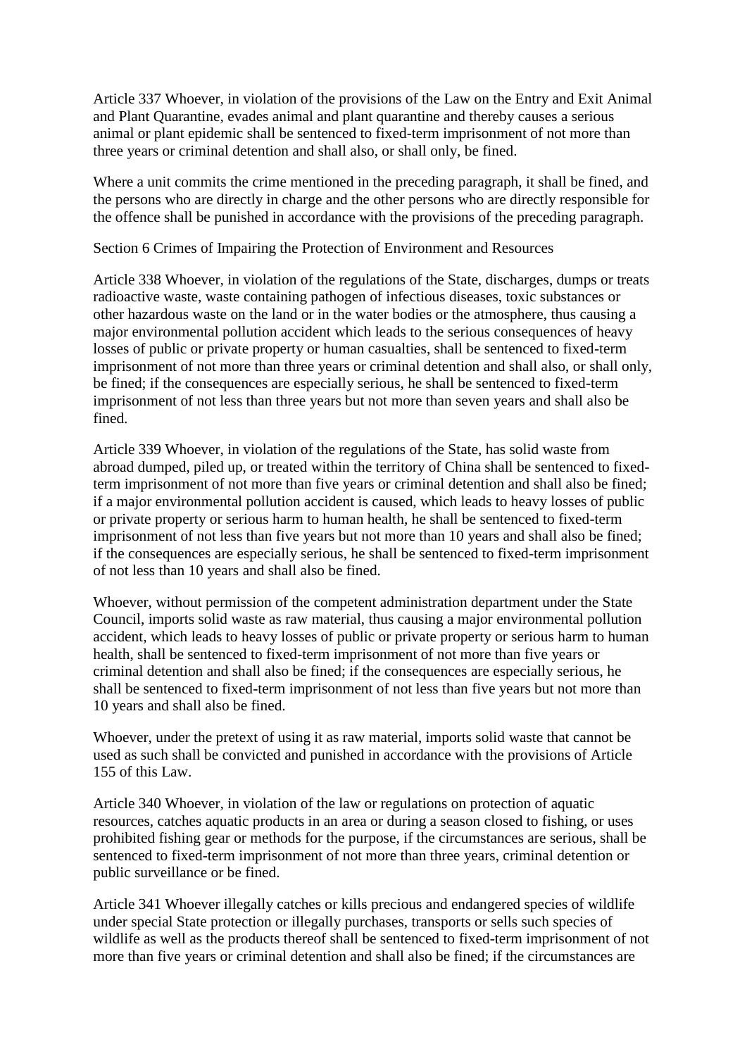Article 337 Whoever, in violation of the provisions of the Law on the Entry and Exit Animal and Plant Quarantine, evades animal and plant quarantine and thereby causes a serious animal or plant epidemic shall be sentenced to fixed-term imprisonment of not more than three years or criminal detention and shall also, or shall only, be fined.

Where a unit commits the crime mentioned in the preceding paragraph, it shall be fined, and the persons who are directly in charge and the other persons who are directly responsible for the offence shall be punished in accordance with the provisions of the preceding paragraph.

Section 6 Crimes of Impairing the Protection of Environment and Resources

Article 338 Whoever, in violation of the regulations of the State, discharges, dumps or treats radioactive waste, waste containing pathogen of infectious diseases, toxic substances or other hazardous waste on the land or in the water bodies or the atmosphere, thus causing a major environmental pollution accident which leads to the serious consequences of heavy losses of public or private property or human casualties, shall be sentenced to fixed-term imprisonment of not more than three years or criminal detention and shall also, or shall only, be fined; if the consequences are especially serious, he shall be sentenced to fixed-term imprisonment of not less than three years but not more than seven years and shall also be fined.

Article 339 Whoever, in violation of the regulations of the State, has solid waste from abroad dumped, piled up, or treated within the territory of China shall be sentenced to fixed-term imprisonment of not more than five years or criminal detention and shall also be fined; if a major environmental pollution accident is caused, which leads to heavy losses of public or private property or serious harm to human health, he shall be sentenced to fixed-term imprisonment of not less than five years but not more than 10 years and shall also be fined; if the consequences are especially serious, he shall be sentenced to fixed-term imprisonment of not less than 10 years and shall also be fined.

Whoever, without permission of the competent administration department under the State Council, imports solid waste as raw material, thus causing a major environmental pollution accident, which leads to heavy losses of public or private property or serious harm to human health, shall be sentenced to fixed-term imprisonment of not more than five years or criminal detention and shall also be fined; if the consequences are especially serious, he shall be sentenced to fixed-term imprisonment of not less than five years but not more than 10 years and shall also be fined.

Whoever, under the pretext of using it as raw material, imports solid waste that cannot be used as such shall be convicted and punished in accordance with the provisions of Article 155 of this Law.

Article 340 Whoever, in violation of the law or regulations on protection of aquatic resources, catches aquatic products in an area or during a season closed to fishing, or uses prohibited fishing gear or methods for the purpose, if the circumstances are serious, shall be sentenced to fixed-term imprisonment of not more than three years, criminal detention or public surveillance or be fined.

Article 341 Whoever illegally catches or kills precious and endangered species of wildlife under special State protection or illegally purchases, transports or sells such species of wildlife as well as the products thereof shall be sentenced to fixed-term imprisonment of not more than five years or criminal detention and shall also be fined; if the circumstances are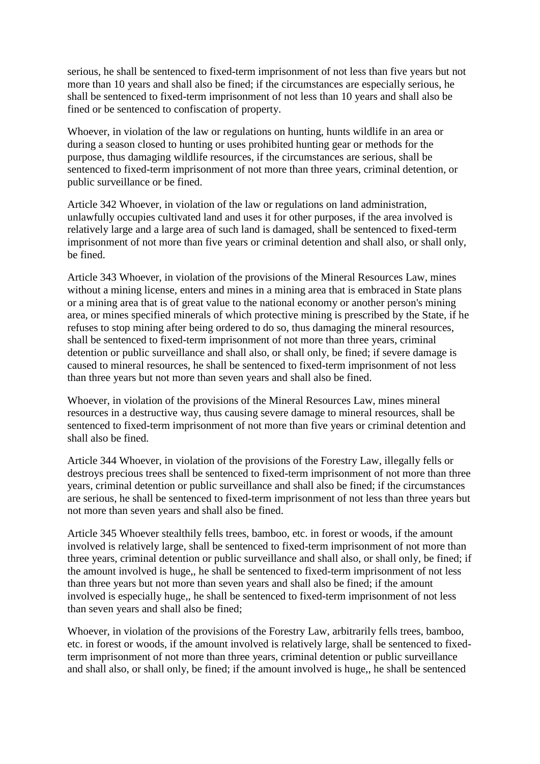serious, he shall be sentenced to fixed-term imprisonment of not less than five years but not more than 10 years and shall also be fined; if the circumstances are especially serious, he shall be sentenced to fixed-term imprisonment of not less than 10 years and shall also be fined or be sentenced to confiscation of property.

Whoever, in violation of the law or regulations on hunting, hunts wildlife in an area or during a season closed to hunting or uses prohibited hunting gear or methods for the purpose, thus damaging wildlife resources, if the circumstances are serious, shall be sentenced to fixed-term imprisonment of not more than three years, criminal detention, or public surveillance or be fined.

Article 342 Whoever, in violation of the law or regulations on land administration, unlawfully occupies cultivated land and uses it for other purposes, if the area involved is relatively large and a large area of such land is damaged, shall be sentenced to fixed-term imprisonment of not more than five years or criminal detention and shall also, or shall only, be fined.

Article 343 Whoever, in violation of the provisions of the Mineral Resources Law, mines without a mining license, enters and mines in a mining area that is embraced in State plans or a mining area that is of great value to the national economy or another person's mining area, or mines specified minerals of which protective mining is prescribed by the State, if he refuses to stop mining after being ordered to do so, thus damaging the mineral resources, shall be sentenced to fixed-term imprisonment of not more than three years, criminal detention or public surveillance and shall also, or shall only, be fined; if severe damage is caused to mineral resources, he shall be sentenced to fixed-term imprisonment of not less than three years but not more than seven years and shall also be fined.

Whoever, in violation of the provisions of the Mineral Resources Law, mines mineral resources in a destructive way, thus causing severe damage to mineral resources, shall be sentenced to fixed-term imprisonment of not more than five years or criminal detention and shall also be fined.

Article 344 Whoever, in violation of the provisions of the Forestry Law, illegally fells or destroys precious trees shall be sentenced to fixed-term imprisonment of not more than three years, criminal detention or public surveillance and shall also be fined; if the circumstances are serious, he shall be sentenced to fixed-term imprisonment of not less than three years but not more than seven years and shall also be fined.

Article 345 Whoever stealthily fells trees, bamboo, etc. in forest or woods, if the amount involved is relatively large, shall be sentenced to fixed-term imprisonment of not more than three years, criminal detention or public surveillance and shall also, or shall only, be fined; if the amount involved is huge,, he shall be sentenced to fixed-term imprisonment of not less than three years but not more than seven years and shall also be fined; if the amount involved is especially huge,, he shall be sentenced to fixed-term imprisonment of not less than seven years and shall also be fined;

Whoever, in violation of the provisions of the Forestry Law, arbitrarily fells trees, bamboo, etc. in forest or woods, if the amount involved is relatively large, shall be sentenced to fixed-term imprisonment of not more than three years, criminal detention or public surveillance and shall also, or shall only, be fined; if the amount involved is huge,, he shall be sentenced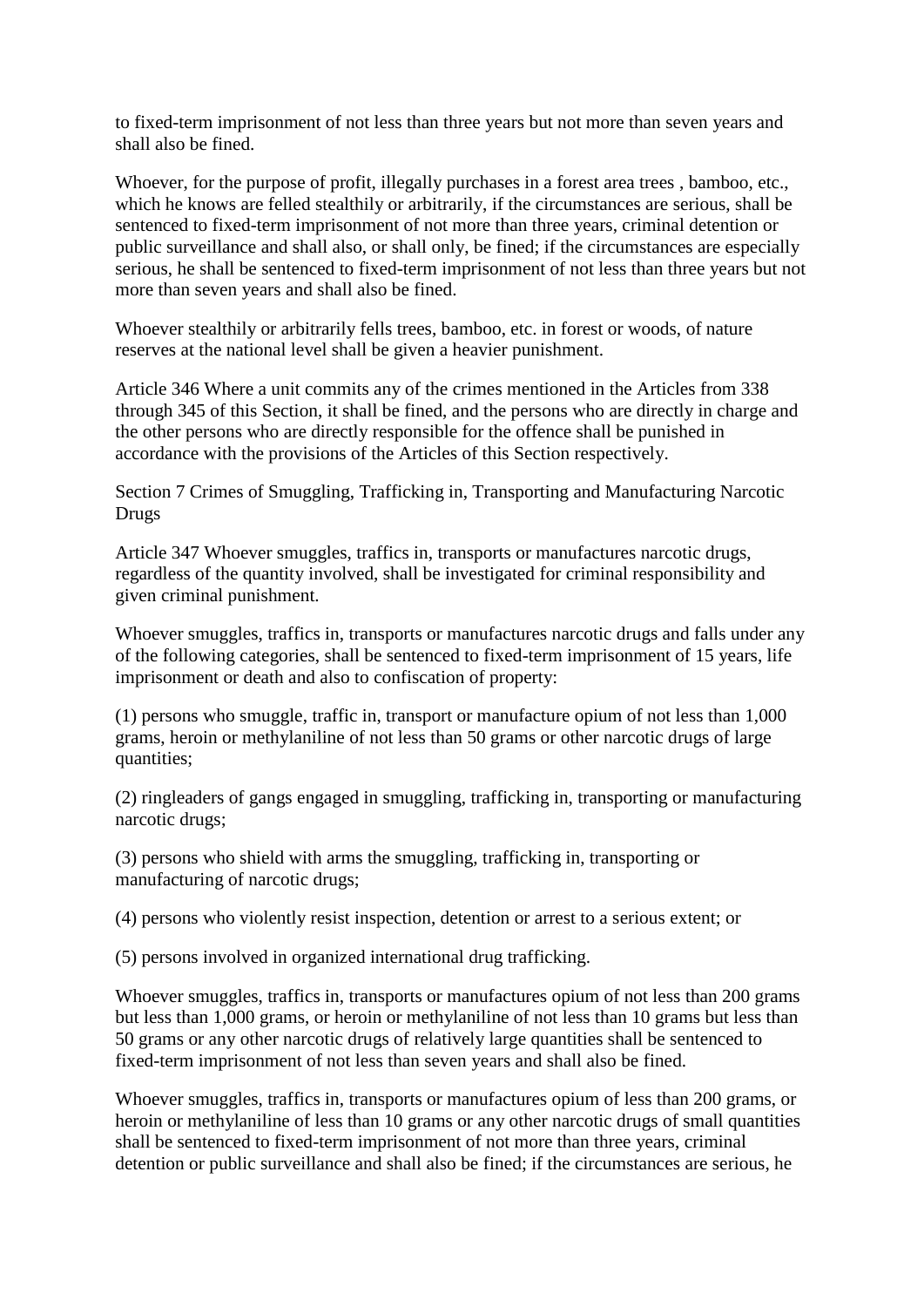to fixed-term imprisonment of not less than three years but not more than seven years and shall also be fined.

Whoever, for the purpose of profit, illegally purchases in a forest area trees , bamboo, etc., which he knows are felled stealthily or arbitrarily, if the circumstances are serious, shall be sentenced to fixed-term imprisonment of not more than three years, criminal detention or public surveillance and shall also, or shall only, be fined; if the circumstances are especially serious, he shall be sentenced to fixed-term imprisonment of not less than three years but not more than seven years and shall also be fined.

Whoever stealthily or arbitrarily fells trees, bamboo, etc. in forest or woods, of nature reserves at the national level shall be given a heavier punishment.

Article 346 Where a unit commits any of the crimes mentioned in the Articles from 338 through 345 of this Section, it shall be fined, and the persons who are directly in charge and the other persons who are directly responsible for the offence shall be punished in accordance with the provisions of the Articles of this Section respectively.

Section 7 Crimes of Smuggling, Trafficking in, Transporting and Manufacturing Narcotic Drugs

Article 347 Whoever smuggles, traffics in, transports or manufactures narcotic drugs, regardless of the quantity involved, shall be investigated for criminal responsibility and given criminal punishment.

Whoever smuggles, traffics in, transports or manufactures narcotic drugs and falls under any of the following categories, shall be sentenced to fixed-term imprisonment of 15 years, life imprisonment or death and also to confiscation of property:

(1) persons who smuggle, traffic in, transport or manufacture opium of not less than 1,000 grams, heroin or methylaniline of not less than 50 grams or other narcotic drugs of large quantities;

(2) ringleaders of gangs engaged in smuggling, trafficking in, transporting or manufacturing narcotic drugs;

(3) persons who shield with arms the smuggling, trafficking in, transporting or manufacturing of narcotic drugs;

(4) persons who violently resist inspection, detention or arrest to a serious extent; or

(5) persons involved in organized international drug trafficking.

Whoever smuggles, traffics in, transports or manufactures opium of not less than 200 grams but less than 1,000 grams, or heroin or methylaniline of not less than 10 grams but less than 50 grams or any other narcotic drugs of relatively large quantities shall be sentenced to fixed-term imprisonment of not less than seven years and shall also be fined.

Whoever smuggles, traffics in, transports or manufactures opium of less than 200 grams, or heroin or methylaniline of less than 10 grams or any other narcotic drugs of small quantities shall be sentenced to fixed-term imprisonment of not more than three years, criminal detention or public surveillance and shall also be fined; if the circumstances are serious, he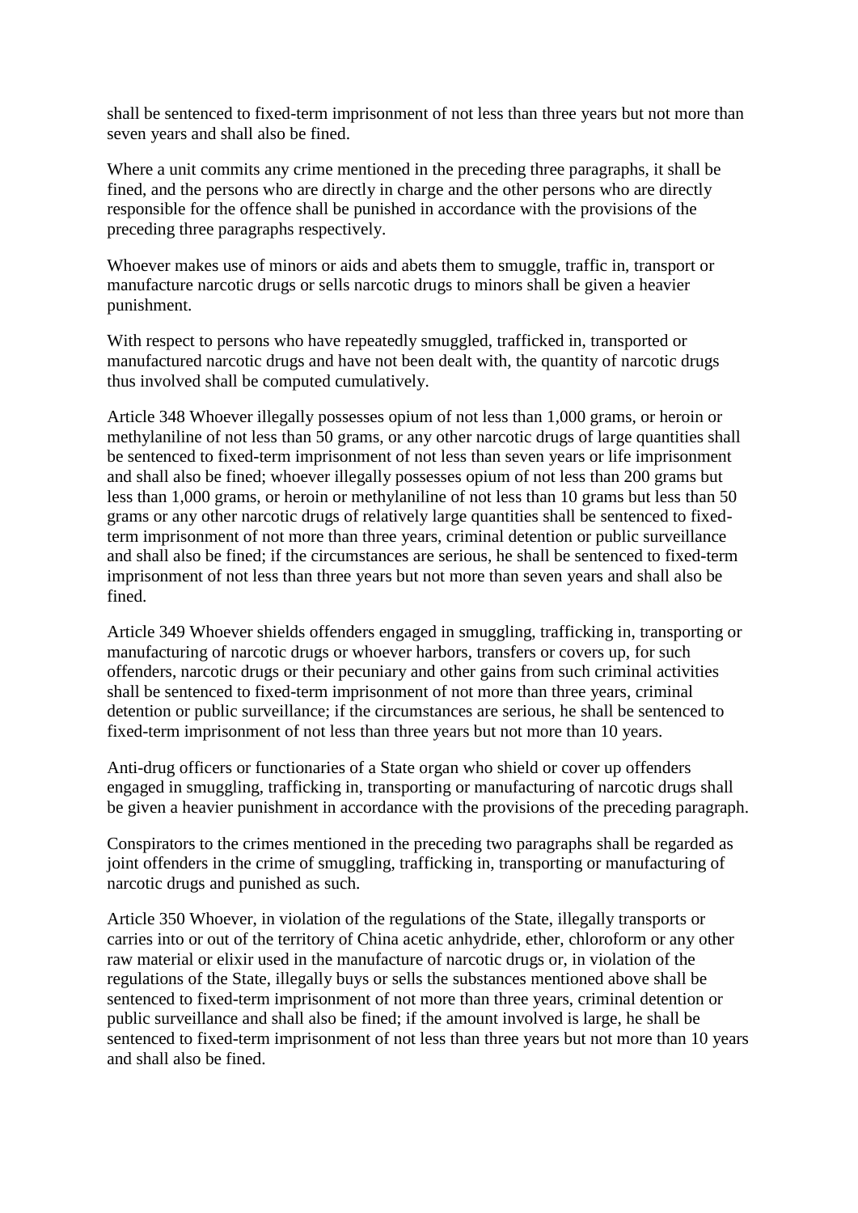shall be sentenced to fixed-term imprisonment of not less than three years but not more than seven years and shall also be fined.

Where a unit commits any crime mentioned in the preceding three paragraphs, it shall be fined, and the persons who are directly in charge and the other persons who are directly responsible for the offence shall be punished in accordance with the provisions of the preceding three paragraphs respectively.

Whoever makes use of minors or aids and abets them to smuggle, traffic in, transport or manufacture narcotic drugs or sells narcotic drugs to minors shall be given a heavier punishment.

With respect to persons who have repeatedly smuggled, trafficked in, transported or manufactured narcotic drugs and have not been dealt with, the quantity of narcotic drugs thus involved shall be computed cumulatively.

Article 348 Whoever illegally possesses opium of not less than 1,000 grams, or heroin or methylaniline of not less than 50 grams, or any other narcotic drugs of large quantities shall be sentenced to fixed-term imprisonment of not less than seven years or life imprisonment and shall also be fined; whoever illegally possesses opium of not less than 200 grams but less than 1,000 grams, or heroin or methylaniline of not less than 10 grams but less than 50 grams or any other narcotic drugs of relatively large quantities shall be sentenced to fixed-term imprisonment of not more than three years, criminal detention or public surveillance and shall also be fined; if the circumstances are serious, he shall be sentenced to fixed-term imprisonment of not less than three years but not more than seven years and shall also be fined.

Article 349 Whoever shields offenders engaged in smuggling, trafficking in, transporting or manufacturing of narcotic drugs or whoever harbors, transfers or covers up, for such offenders, narcotic drugs or their pecuniary and other gains from such criminal activities shall be sentenced to fixed-term imprisonment of not more than three years, criminal detention or public surveillance; if the circumstances are serious, he shall be sentenced to fixed-term imprisonment of not less than three years but not more than 10 years.

Anti-drug officers or functionaries of a State organ who shield or cover up offenders engaged in smuggling, trafficking in, transporting or manufacturing of narcotic drugs shall be given a heavier punishment in accordance with the provisions of the preceding paragraph.

Conspirators to the crimes mentioned in the preceding two paragraphs shall be regarded as joint offenders in the crime of smuggling, trafficking in, transporting or manufacturing of narcotic drugs and punished as such.

Article 350 Whoever, in violation of the regulations of the State, illegally transports or carries into or out of the territory of China acetic anhydride, ether, chloroform or any other raw material or elixir used in the manufacture of narcotic drugs or, in violation of the regulations of the State, illegally buys or sells the substances mentioned above shall be sentenced to fixed-term imprisonment of not more than three years, criminal detention or public surveillance and shall also be fined; if the amount involved is large, he shall be sentenced to fixed-term imprisonment of not less than three years but not more than 10 years and shall also be fined.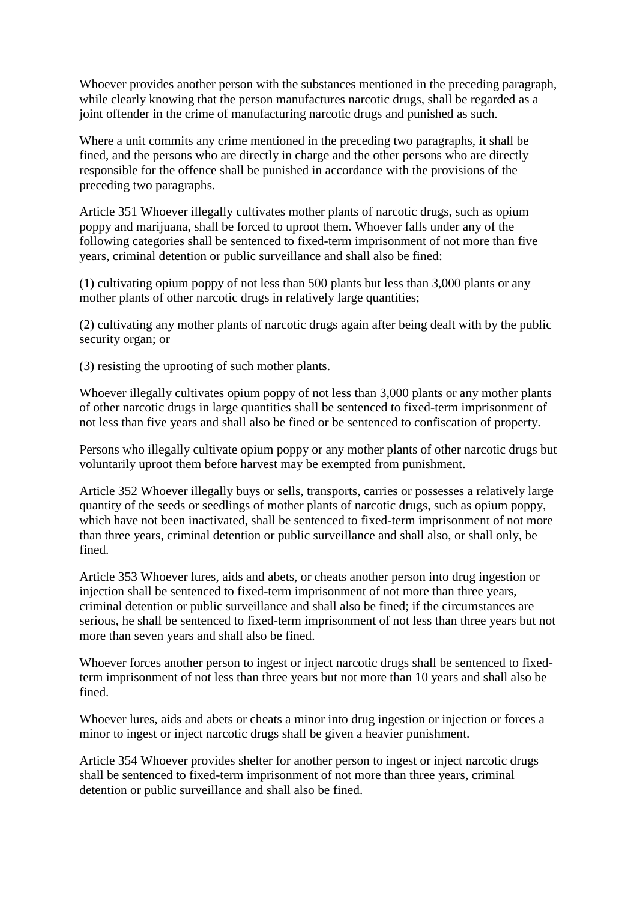Whoever provides another person with the substances mentioned in the preceding paragraph, while clearly knowing that the person manufactures narcotic drugs, shall be regarded as a joint offender in the crime of manufacturing narcotic drugs and punished as such.

Where a unit commits any crime mentioned in the preceding two paragraphs, it shall be fined, and the persons who are directly in charge and the other persons who are directly responsible for the offence shall be punished in accordance with the provisions of the preceding two paragraphs.

Article 351 Whoever illegally cultivates mother plants of narcotic drugs, such as opium poppy and marijuana, shall be forced to uproot them. Whoever falls under any of the following categories shall be sentenced to fixed-term imprisonment of not more than five years, criminal detention or public surveillance and shall also be fined:

(1) cultivating opium poppy of not less than 500 plants but less than 3,000 plants or any mother plants of other narcotic drugs in relatively large quantities;

(2) cultivating any mother plants of narcotic drugs again after being dealt with by the public security organ; or

(3) resisting the uprooting of such mother plants.

Whoever illegally cultivates opium poppy of not less than 3,000 plants or any mother plants of other narcotic drugs in large quantities shall be sentenced to fixed-term imprisonment of not less than five years and shall also be fined or be sentenced to confiscation of property.

Persons who illegally cultivate opium poppy or any mother plants of other narcotic drugs but voluntarily uproot them before harvest may be exempted from punishment.

Article 352 Whoever illegally buys or sells, transports, carries or possesses a relatively large quantity of the seeds or seedlings of mother plants of narcotic drugs, such as opium poppy, which have not been inactivated, shall be sentenced to fixed-term imprisonment of not more than three years, criminal detention or public surveillance and shall also, or shall only, be fined.

Article 353 Whoever lures, aids and abets, or cheats another person into drug ingestion or injection shall be sentenced to fixed-term imprisonment of not more than three years, criminal detention or public surveillance and shall also be fined; if the circumstances are serious, he shall be sentenced to fixed-term imprisonment of not less than three years but not more than seven years and shall also be fined.

Whoever forces another person to ingest or inject narcotic drugs shall be sentenced to fixed-term imprisonment of not less than three years but not more than 10 years and shall also be fined.

Whoever lures, aids and abets or cheats a minor into drug ingestion or injection or forces a minor to ingest or inject narcotic drugs shall be given a heavier punishment.

Article 354 Whoever provides shelter for another person to ingest or inject narcotic drugs shall be sentenced to fixed-term imprisonment of not more than three years, criminal detention or public surveillance and shall also be fined.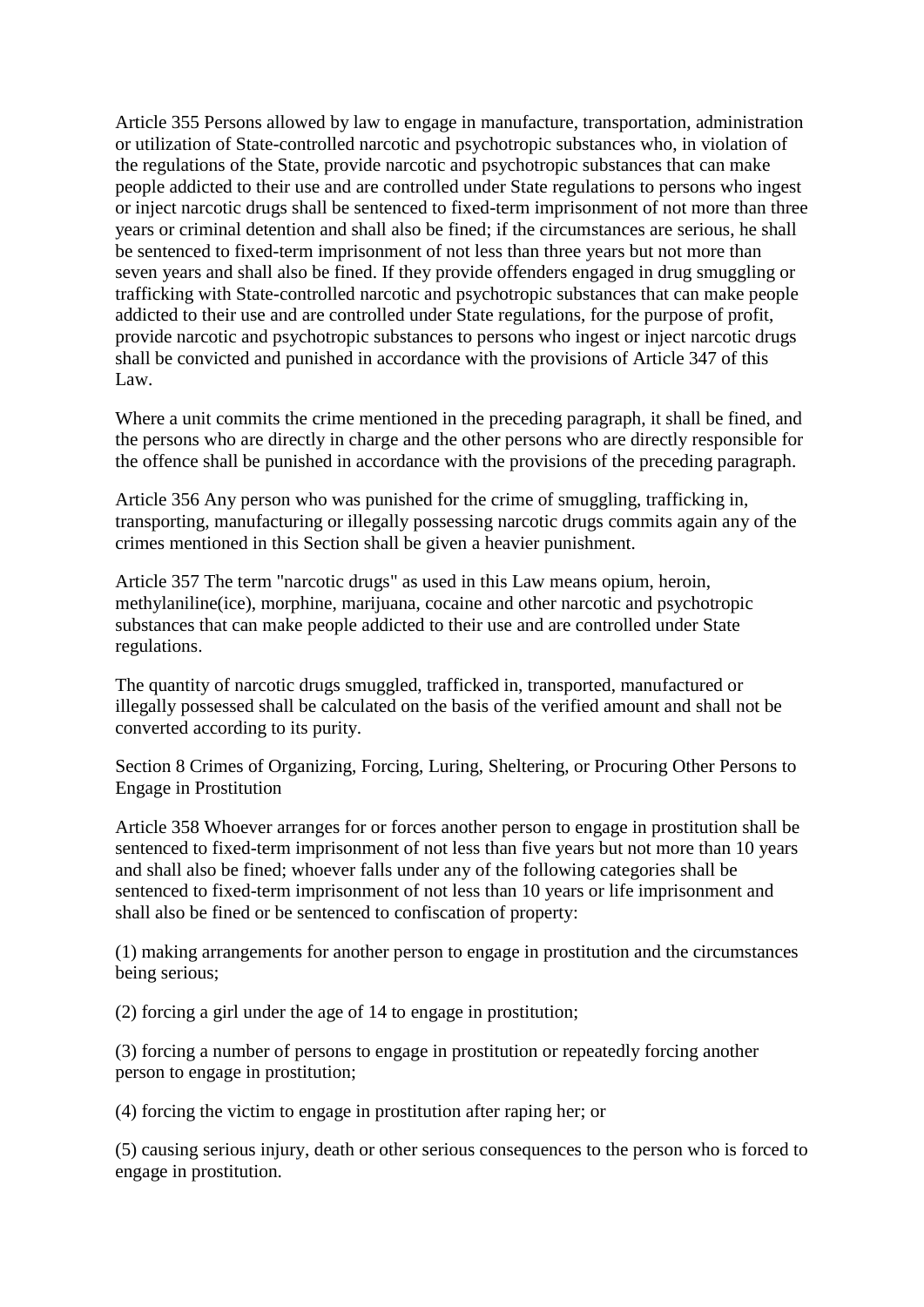Article 355 Persons allowed by law to engage in manufacture, transportation, administration or utilization of State-controlled narcotic and psychotropic substances who, in violation of the regulations of the State, provide narcotic and psychotropic substances that can make people addicted to their use and are controlled under State regulations to persons who ingest or inject narcotic drugs shall be sentenced to fixed-term imprisonment of not more than three years or criminal detention and shall also be fined; if the circumstances are serious, he shall be sentenced to fixed-term imprisonment of not less than three years but not more than seven years and shall also be fined. If they provide offenders engaged in drug smuggling or trafficking with State-controlled narcotic and psychotropic substances that can make people addicted to their use and are controlled under State regulations, for the purpose of profit, provide narcotic and psychotropic substances to persons who ingest or inject narcotic drugs shall be convicted and punished in accordance with the provisions of Article 347 of this Law.

Where a unit commits the crime mentioned in the preceding paragraph, it shall be fined, and the persons who are directly in charge and the other persons who are directly responsible for the offence shall be punished in accordance with the provisions of the preceding paragraph.

Article 356 Any person who was punished for the crime of smuggling, trafficking in, transporting, manufacturing or illegally possessing narcotic drugs commits again any of the crimes mentioned in this Section shall be given a heavier punishment.

Article 357 The term "narcotic drugs" as used in this Law means opium, heroin, methylaniline(ice), morphine, marijuana, cocaine and other narcotic and psychotropic substances that can make people addicted to their use and are controlled under State regulations.

The quantity of narcotic drugs smuggled, trafficked in, transported, manufactured or illegally possessed shall be calculated on the basis of the verified amount and shall not be converted according to its purity.

## Section 8 Crimes of Organizing, Forcing, Luring, Sheltering, or Procuring Other Persons to Engage in Prostitution

Article 358 Whoever arranges for or forces another person to engage in prostitution shall be sentenced to fixed-term imprisonment of not less than five years but not more than 10 years and shall also be fined; whoever falls under any of the following categories shall be sentenced to fixed-term imprisonment of not less than 10 years or life imprisonment and shall also be fined or be sentenced to confiscation of property:

(1) making arrangements for another person to engage in prostitution and the circumstances being serious;

(2) forcing a girl under the age of 14 to engage in prostitution;

(3) forcing a number of persons to engage in prostitution or repeatedly forcing another person to engage in prostitution;

(4) forcing the victim to engage in prostitution after raping her; or

(5) causing serious injury, death or other serious consequences to the person who is forced to engage in prostitution.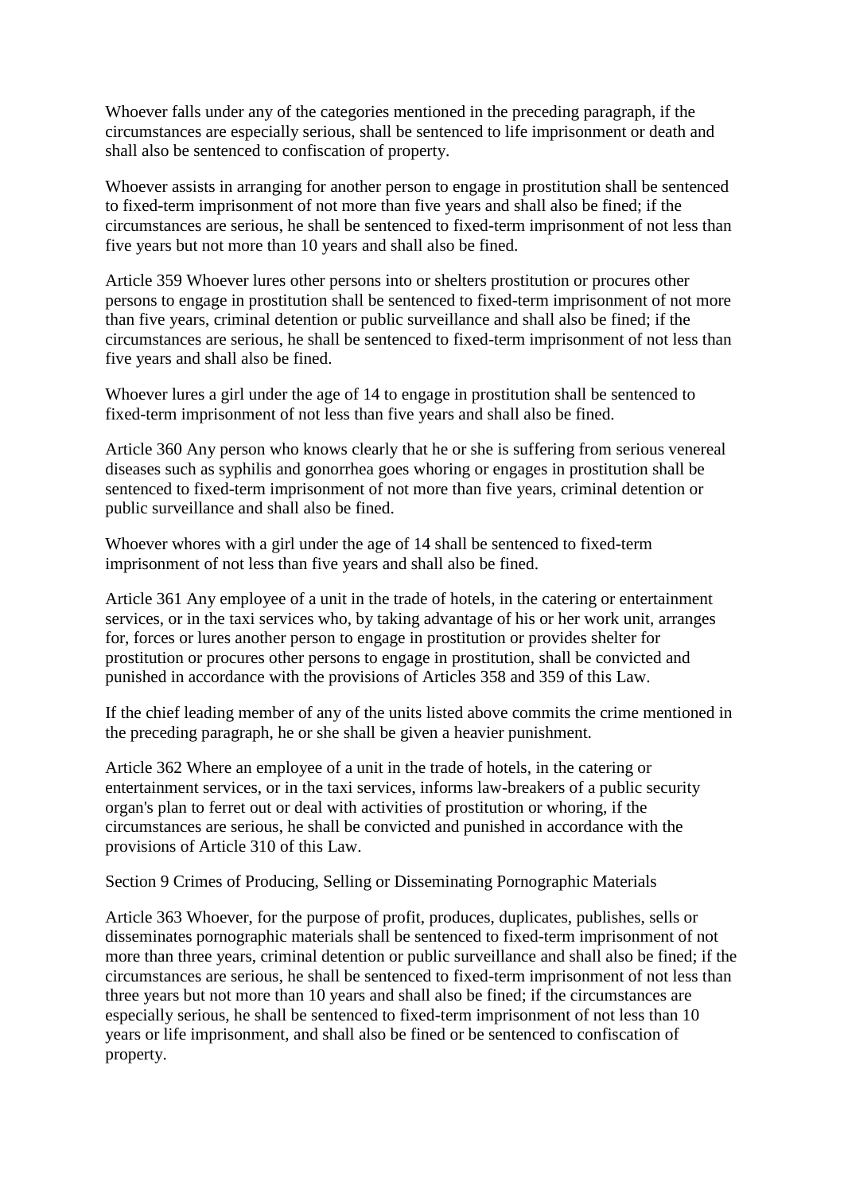Whoever falls under any of the categories mentioned in the preceding paragraph, if the circumstances are especially serious, shall be sentenced to life imprisonment or death and shall also be sentenced to confiscation of property.

Whoever assists in arranging for another person to engage in prostitution shall be sentenced to fixed-term imprisonment of not more than five years and shall also be fined; if the circumstances are serious, he shall be sentenced to fixed-term imprisonment of not less than five years but not more than 10 years and shall also be fined.

Article 359 Whoever lures other persons into or shelters prostitution or procures other persons to engage in prostitution shall be sentenced to fixed-term imprisonment of not more than five years, criminal detention or public surveillance and shall also be fined; if the circumstances are serious, he shall be sentenced to fixed-term imprisonment of not less than five years and shall also be fined.

Whoever lures a girl under the age of 14 to engage in prostitution shall be sentenced to fixed-term imprisonment of not less than five years and shall also be fined.

Article 360 Any person who knows clearly that he or she is suffering from serious venereal diseases such as syphilis and gonorrhea goes whoring or engages in prostitution shall be sentenced to fixed-term imprisonment of not more than five years, criminal detention or public surveillance and shall also be fined.

Whoever whores with a girl under the age of 14 shall be sentenced to fixed-term imprisonment of not less than five years and shall also be fined.

Article 361 Any employee of a unit in the trade of hotels, in the catering or entertainment services, or in the taxi services who, by taking advantage of his or her work unit, arranges for, forces or lures another person to engage in prostitution or provides shelter for prostitution or procures other persons to engage in prostitution, shall be convicted and punished in accordance with the provisions of Articles 358 and 359 of this Law.

If the chief leading member of any of the units listed above commits the crime mentioned in the preceding paragraph, he or she shall be given a heavier punishment.

Article 362 Where an employee of a unit in the trade of hotels, in the catering or entertainment services, or in the taxi services, informs law-breakers of a public security organ's plan to ferret out or deal with activities of prostitution or whoring, if the circumstances are serious, he shall be convicted and punished in accordance with the provisions of Article 310 of this Law.

Section 9 Crimes of Producing, Selling or Disseminating Pornographic Materials

Article 363 Whoever, for the purpose of profit, produces, duplicates, publishes, sells or disseminates pornographic materials shall be sentenced to fixed-term imprisonment of not more than three years, criminal detention or public surveillance and shall also be fined; if the circumstances are serious, he shall be sentenced to fixed-term imprisonment of not less than three years but not more than 10 years and shall also be fined; if the circumstances are especially serious, he shall be sentenced to fixed-term imprisonment of not less than 10 years or life imprisonment, and shall also be fined or be sentenced to confiscation of property.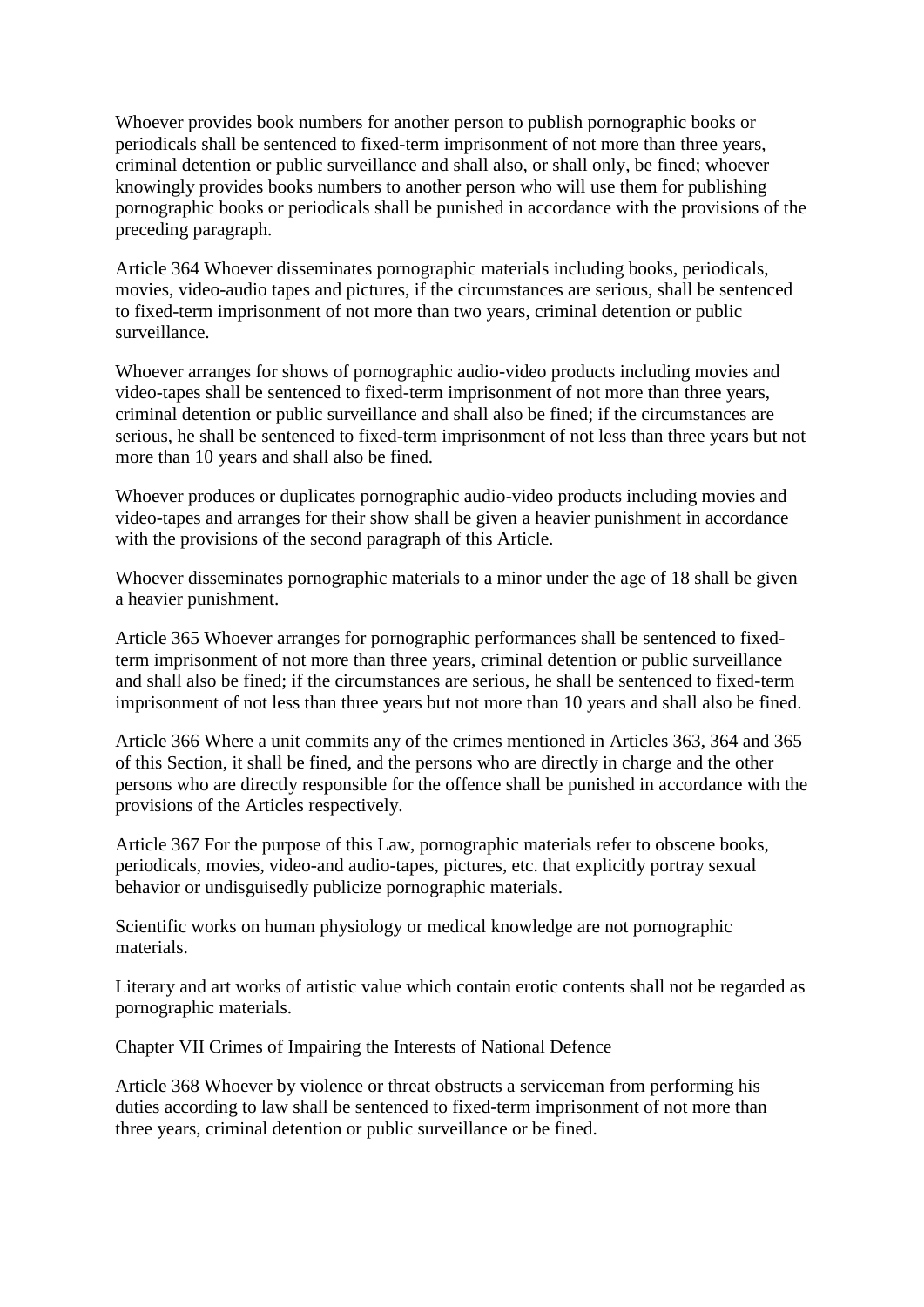Whoever provides book numbers for another person to publish pornographic books or periodicals shall be sentenced to fixed-term imprisonment of not more than three years, criminal detention or public surveillance and shall also, or shall only, be fined; whoever knowingly provides books numbers to another person who will use them for publishing pornographic books or periodicals shall be punished in accordance with the provisions of the preceding paragraph.

Article 364 Whoever disseminates pornographic materials including books, periodicals, movies, video-audio tapes and pictures, if the circumstances are serious, shall be sentenced to fixed-term imprisonment of not more than two years, criminal detention or public surveillance.

Whoever arranges for shows of pornographic audio-video products including movies and video-tapes shall be sentenced to fixed-term imprisonment of not more than three years, criminal detention or public surveillance and shall also be fined; if the circumstances are serious, he shall be sentenced to fixed-term imprisonment of not less than three years but not more than 10 years and shall also be fined.

Whoever produces or duplicates pornographic audio-video products including movies and video-tapes and arranges for their show shall be given a heavier punishment in accordance with the provisions of the second paragraph of this Article.

Whoever disseminates pornographic materials to a minor under the age of 18 shall be given a heavier punishment.

Article 365 Whoever arranges for pornographic performances shall be sentenced to fixed-term imprisonment of not more than three years, criminal detention or public surveillance and shall also be fined; if the circumstances are serious, he shall be sentenced to fixed-term imprisonment of not less than three years but not more than 10 years and shall also be fined.

Article 366 Where a unit commits any of the crimes mentioned in Articles 363, 364 and 365 of this Section, it shall be fined, and the persons who are directly in charge and the other persons who are directly responsible for the offence shall be punished in accordance with the provisions of the Articles respectively.

Article 367 For the purpose of this Law, pornographic materials refer to obscene books, periodicals, movies, video-and audio-tapes, pictures, etc. that explicitly portray sexual behavior or undisguisedly publicize pornographic materials.

Scientific works on human physiology or medical knowledge are not pornographic materials.

Literary and art works of artistic value which contain erotic contents shall not be regarded as pornographic materials.

## Chapter VII Crimes of Impairing the Interests of National Defence

Article 368 Whoever by violence or threat obstructs a serviceman from performing his duties according to law shall be sentenced to fixed-term imprisonment of not more than three years, criminal detention or public surveillance or be fined.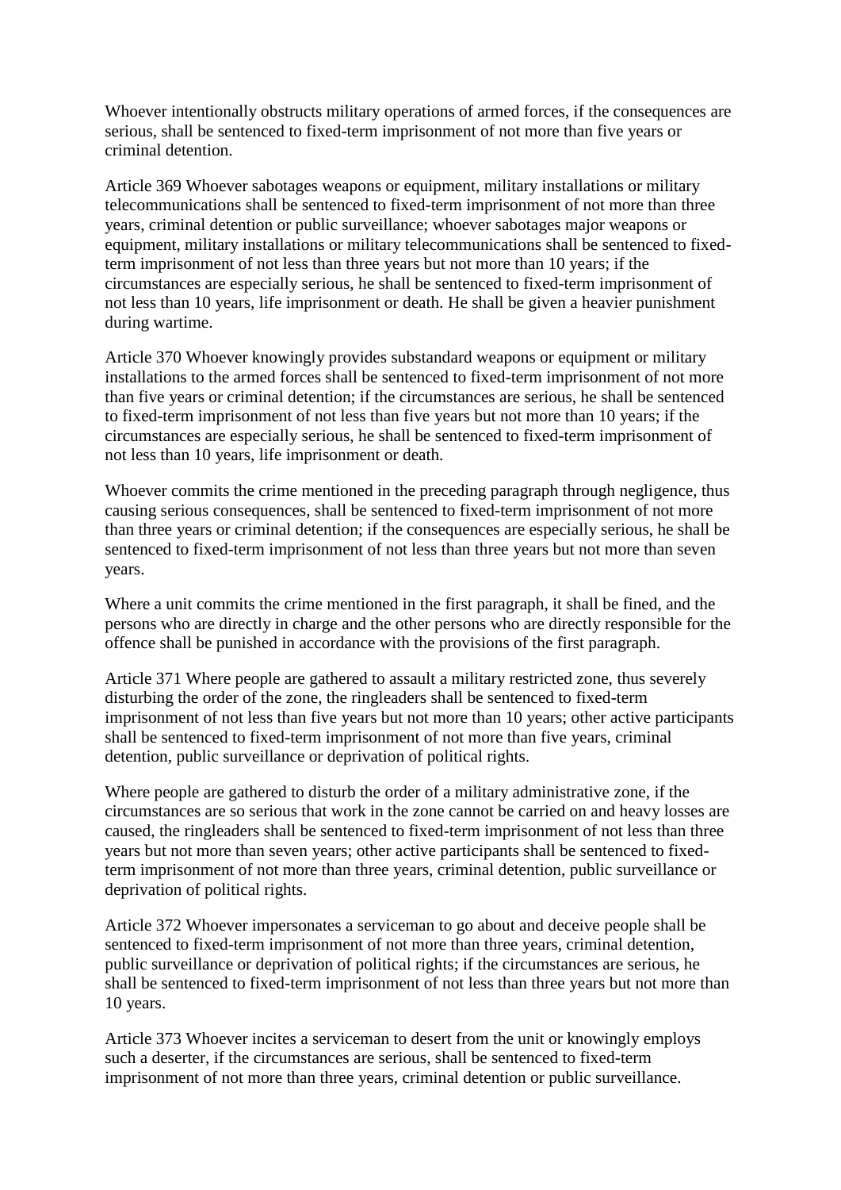Whoever intentionally obstructs military operations of armed forces, if the consequences are serious, shall be sentenced to fixed-term imprisonment of not more than five years or criminal detention.

Article 369 Whoever sabotages weapons or equipment, military installations or military telecommunications shall be sentenced to fixed-term imprisonment of not more than three years, criminal detention or public surveillance; whoever sabotages major weapons or equipment, military installations or military telecommunications shall be sentenced to fixed-term imprisonment of not less than three years but not more than 10 years; if the circumstances are especially serious, he shall be sentenced to fixed-term imprisonment of not less than 10 years, life imprisonment or death. He shall be given a heavier punishment during wartime.

Article 370 Whoever knowingly provides substandard weapons or equipment or military installations to the armed forces shall be sentenced to fixed-term imprisonment of not more than five years or criminal detention; if the circumstances are serious, he shall be sentenced to fixed-term imprisonment of not less than five years but not more than 10 years; if the circumstances are especially serious, he shall be sentenced to fixed-term imprisonment of not less than 10 years, life imprisonment or death.

Whoever commits the crime mentioned in the preceding paragraph through negligence, thus causing serious consequences, shall be sentenced to fixed-term imprisonment of not more than three years or criminal detention; if the consequences are especially serious, he shall be sentenced to fixed-term imprisonment of not less than three years but not more than seven years.

Where a unit commits the crime mentioned in the first paragraph, it shall be fined, and the persons who are directly in charge and the other persons who are directly responsible for the offence shall be punished in accordance with the provisions of the first paragraph.

Article 371 Where people are gathered to assault a military restricted zone, thus severely disturbing the order of the zone, the ringleaders shall be sentenced to fixed-term imprisonment of not less than five years but not more than 10 years; other active participants shall be sentenced to fixed-term imprisonment of not more than five years, criminal detention, public surveillance or deprivation of political rights.

Where people are gathered to disturb the order of a military administrative zone, if the circumstances are so serious that work in the zone cannot be carried on and heavy losses are caused, the ringleaders shall be sentenced to fixed-term imprisonment of not less than three years but not more than seven years; other active participants shall be sentenced to fixed-term imprisonment of not more than three years, criminal detention, public surveillance or deprivation of political rights.

Article 372 Whoever impersonates a serviceman to go about and deceive people shall be sentenced to fixed-term imprisonment of not more than three years, criminal detention, public surveillance or deprivation of political rights; if the circumstances are serious, he shall be sentenced to fixed-term imprisonment of not less than three years but not more than 10 years.

Article 373 Whoever incites a serviceman to desert from the unit or knowingly employs such a deserter, if the circumstances are serious, shall be sentenced to fixed-term imprisonment of not more than three years, criminal detention or public surveillance.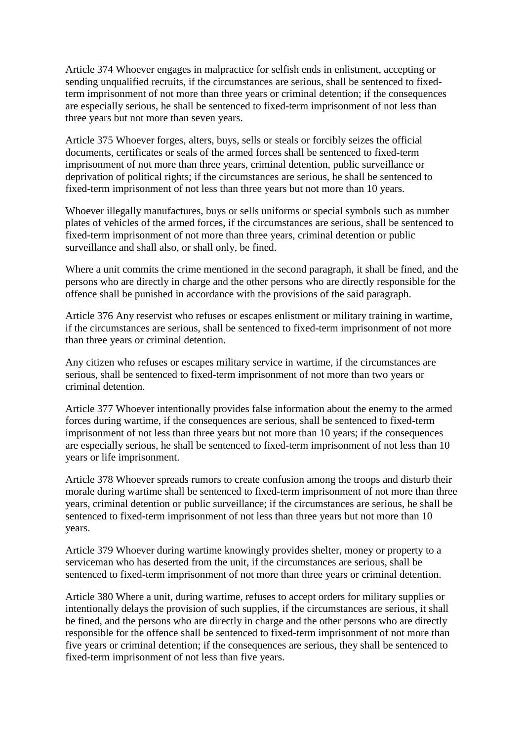Article 374 Whoever engages in malpractice for selfish ends in enlistment, accepting or sending unqualified recruits, if the circumstances are serious, shall be sentenced to fixed-term imprisonment of not more than three years or criminal detention; if the consequences are especially serious, he shall be sentenced to fixed-term imprisonment of not less than three years but not more than seven years.

Article 375 Whoever forges, alters, buys, sells or steals or forcibly seizes the official documents, certificates or seals of the armed forces shall be sentenced to fixed-term imprisonment of not more than three years, criminal detention, public surveillance or deprivation of political rights; if the circumstances are serious, he shall be sentenced to fixed-term imprisonment of not less than three years but not more than 10 years.

Whoever illegally manufactures, buys or sells uniforms or special symbols such as number plates of vehicles of the armed forces, if the circumstances are serious, shall be sentenced to fixed-term imprisonment of not more than three years, criminal detention or public surveillance and shall also, or shall only, be fined.

Where a unit commits the crime mentioned in the second paragraph, it shall be fined, and the persons who are directly in charge and the other persons who are directly responsible for the offence shall be punished in accordance with the provisions of the said paragraph.

Article 376 Any reservist who refuses or escapes enlistment or military training in wartime, if the circumstances are serious, shall be sentenced to fixed-term imprisonment of not more than three years or criminal detention.

Any citizen who refuses or escapes military service in wartime, if the circumstances are serious, shall be sentenced to fixed-term imprisonment of not more than two years or criminal detention.

Article 377 Whoever intentionally provides false information about the enemy to the armed forces during wartime, if the consequences are serious, shall be sentenced to fixed-term imprisonment of not less than three years but not more than 10 years; if the consequences are especially serious, he shall be sentenced to fixed-term imprisonment of not less than 10 years or life imprisonment.

Article 378 Whoever spreads rumors to create confusion among the troops and disturb their morale during wartime shall be sentenced to fixed-term imprisonment of not more than three years, criminal detention or public surveillance; if the circumstances are serious, he shall be sentenced to fixed-term imprisonment of not less than three years but not more than 10 years.

Article 379 Whoever during wartime knowingly provides shelter, money or property to a serviceman who has deserted from the unit, if the circumstances are serious, shall be sentenced to fixed-term imprisonment of not more than three years or criminal detention.

Article 380 Where a unit, during wartime, refuses to accept orders for military supplies or intentionally delays the provision of such supplies, if the circumstances are serious, it shall be fined, and the persons who are directly in charge and the other persons who are directly responsible for the offence shall be sentenced to fixed-term imprisonment of not more than five years or criminal detention; if the consequences are serious, they shall be sentenced to fixed-term imprisonment of not less than five years.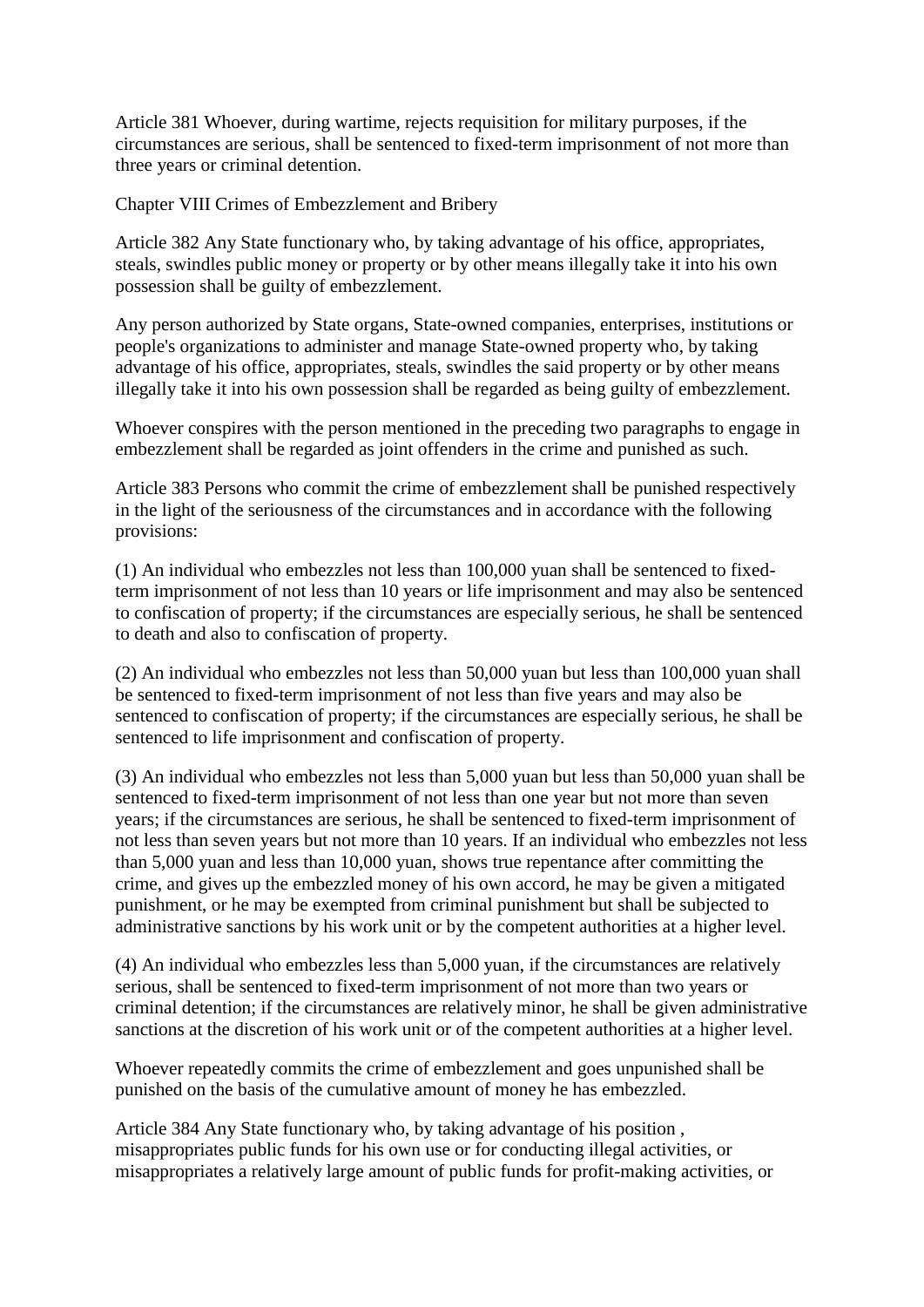Article 381 Whoever, during wartime, rejects requisition for military purposes, if the circumstances are serious, shall be sentenced to fixed-term imprisonment of not more than three years or criminal detention.

## Chapter VIII Crimes of Embezzlement and Bribery

Article 382 Any State functionary who, by taking advantage of his office, appropriates, steals, swindles public money or property or by other means illegally take it into his own possession shall be guilty of embezzlement.

Any person authorized by State organs, State-owned companies, enterprises, institutions or people's organizations to administer and manage State-owned property who, by taking advantage of his office, appropriates, steals, swindles the said property or by other means illegally take it into his own possession shall be regarded as being guilty of embezzlement.

Whoever conspires with the person mentioned in the preceding two paragraphs to engage in embezzlement shall be regarded as joint offenders in the crime and punished as such.

Article 383 Persons who commit the crime of embezzlement shall be punished respectively in the light of the seriousness of the circumstances and in accordance with the following provisions:

(1) An individual who embezzles not less than 100,000 yuan shall be sentenced to fixed-term imprisonment of not less than 10 years or life imprisonment and may also be sentenced to confiscation of property; if the circumstances are especially serious, he shall be sentenced to death and also to confiscation of property.

(2) An individual who embezzles not less than 50,000 yuan but less than 100,000 yuan shall be sentenced to fixed-term imprisonment of not less than five years and may also be sentenced to confiscation of property; if the circumstances are especially serious, he shall be sentenced to life imprisonment and confiscation of property.

(3) An individual who embezzles not less than 5,000 yuan but less than 50,000 yuan shall be sentenced to fixed-term imprisonment of not less than one year but not more than seven years; if the circumstances are serious, he shall be sentenced to fixed-term imprisonment of not less than seven years but not more than 10 years. If an individual who embezzles not less than 5,000 yuan and less than 10,000 yuan, shows true repentance after committing the crime, and gives up the embezzled money of his own accord, he may be given a mitigated punishment, or he may be exempted from criminal punishment but shall be subjected to administrative sanctions by his work unit or by the competent authorities at a higher level.

(4) An individual who embezzles less than 5,000 yuan, if the circumstances are relatively serious, shall be sentenced to fixed-term imprisonment of not more than two years or criminal detention; if the circumstances are relatively minor, he shall be given administrative sanctions at the discretion of his work unit or of the competent authorities at a higher level.

Whoever repeatedly commits the crime of embezzlement and goes unpunished shall be punished on the basis of the cumulative amount of money he has embezzled.

Article 384 Any State functionary who, by taking advantage of his position , misappropriates public funds for his own use or for conducting illegal activities, or misappropriates a relatively large amount of public funds for profit-making activities, or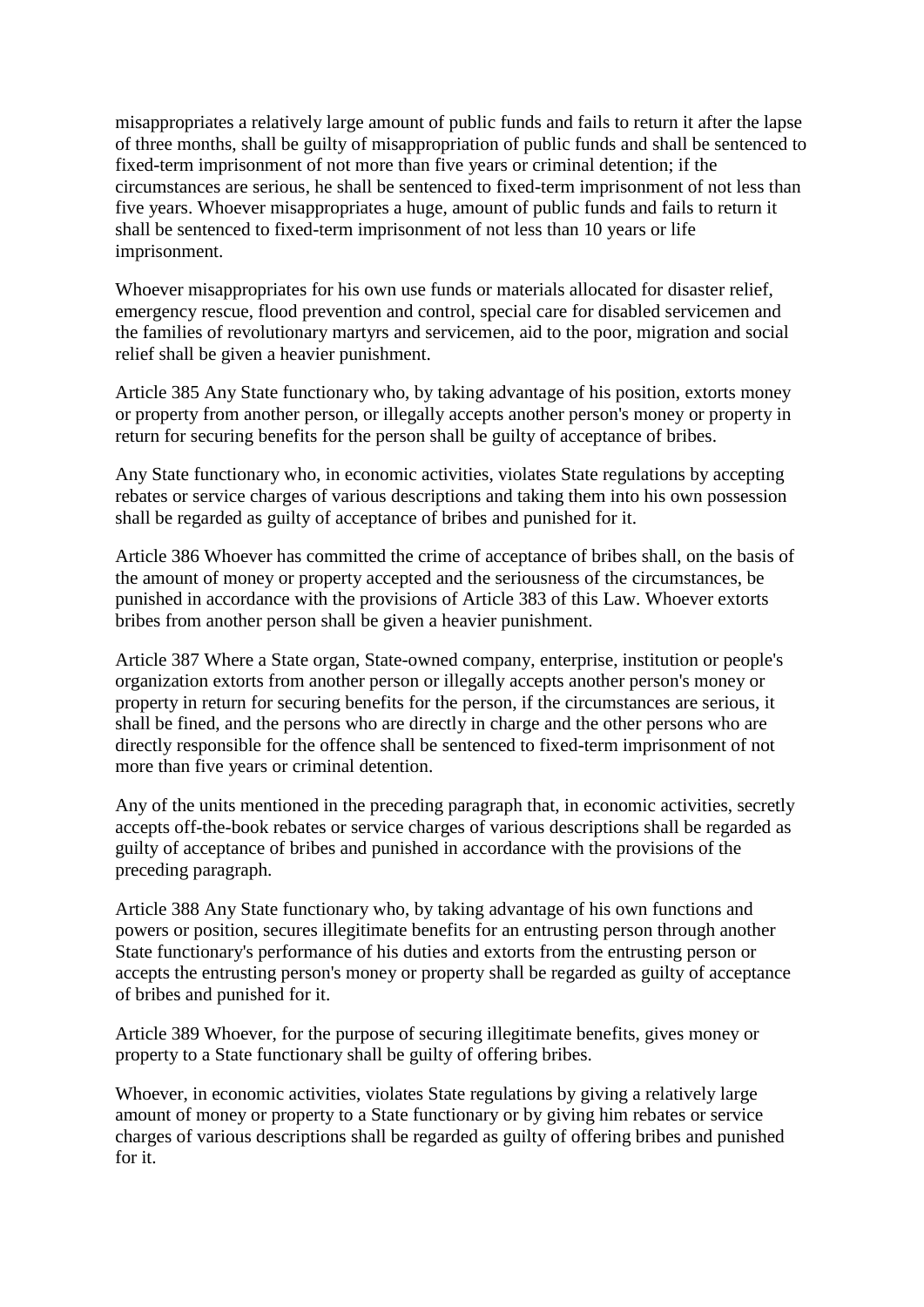misappropriates a relatively large amount of public funds and fails to return it after the lapse of three months, shall be guilty of misappropriation of public funds and shall be sentenced to fixed-term imprisonment of not more than five years or criminal detention; if the circumstances are serious, he shall be sentenced to fixed-term imprisonment of not less than five years. Whoever misappropriates a huge, amount of public funds and fails to return it shall be sentenced to fixed-term imprisonment of not less than 10 years or life imprisonment.

Whoever misappropriates for his own use funds or materials allocated for disaster relief, emergency rescue, flood prevention and control, special care for disabled servicemen and the families of revolutionary martyrs and servicemen, aid to the poor, migration and social relief shall be given a heavier punishment.

Article 385 Any State functionary who, by taking advantage of his position, extorts money or property from another person, or illegally accepts another person's money or property in return for securing benefits for the person shall be guilty of acceptance of bribes.

Any State functionary who, in economic activities, violates State regulations by accepting rebates or service charges of various descriptions and taking them into his own possession shall be regarded as guilty of acceptance of bribes and punished for it.

Article 386 Whoever has committed the crime of acceptance of bribes shall, on the basis of the amount of money or property accepted and the seriousness of the circumstances, be punished in accordance with the provisions of Article 383 of this Law. Whoever extorts bribes from another person shall be given a heavier punishment.

Article 387 Where a State organ, State-owned company, enterprise, institution or people's organization extorts from another person or illegally accepts another person's money or property in return for securing benefits for the person, if the circumstances are serious, it shall be fined, and the persons who are directly in charge and the other persons who are directly responsible for the offence shall be sentenced to fixed-term imprisonment of not more than five years or criminal detention.

Any of the units mentioned in the preceding paragraph that, in economic activities, secretly accepts off-the-book rebates or service charges of various descriptions shall be regarded as guilty of acceptance of bribes and punished in accordance with the provisions of the preceding paragraph.

Article 388 Any State functionary who, by taking advantage of his own functions and powers or position, secures illegitimate benefits for an entrusting person through another State functionary's performance of his duties and extorts from the entrusting person or accepts the entrusting person's money or property shall be regarded as guilty of acceptance of bribes and punished for it.

Article 389 Whoever, for the purpose of securing illegitimate benefits, gives money or property to a State functionary shall be guilty of offering bribes.

Whoever, in economic activities, violates State regulations by giving a relatively large amount of money or property to a State functionary or by giving him rebates or service charges of various descriptions shall be regarded as guilty of offering bribes and punished for it.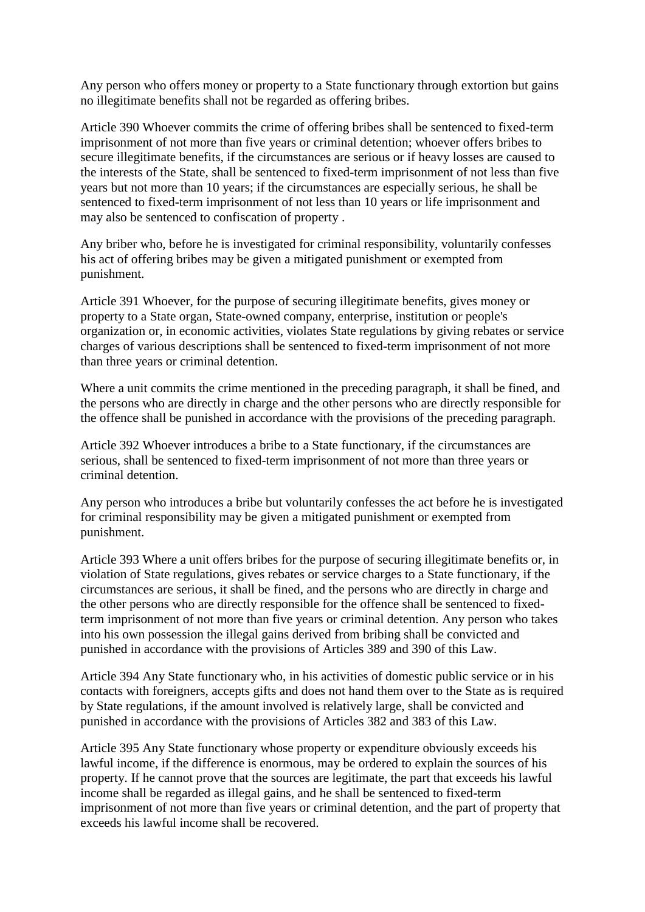Any person who offers money or property to a State functionary through extortion but gains no illegitimate benefits shall not be regarded as offering bribes.

Article 390 Whoever commits the crime of offering bribes shall be sentenced to fixed-term imprisonment of not more than five years or criminal detention; whoever offers bribes to secure illegitimate benefits, if the circumstances are serious or if heavy losses are caused to the interests of the State, shall be sentenced to fixed-term imprisonment of not less than five years but not more than 10 years; if the circumstances are especially serious, he shall be sentenced to fixed-term imprisonment of not less than 10 years or life imprisonment and may also be sentenced to confiscation of property .

Any briber who, before he is investigated for criminal responsibility, voluntarily confesses his act of offering bribes may be given a mitigated punishment or exempted from punishment.

Article 391 Whoever, for the purpose of securing illegitimate benefits, gives money or property to a State organ, State-owned company, enterprise, institution or people's organization or, in economic activities, violates State regulations by giving rebates or service charges of various descriptions shall be sentenced to fixed-term imprisonment of not more than three years or criminal detention.

Where a unit commits the crime mentioned in the preceding paragraph, it shall be fined, and the persons who are directly in charge and the other persons who are directly responsible for the offence shall be punished in accordance with the provisions of the preceding paragraph.

Article 392 Whoever introduces a bribe to a State functionary, if the circumstances are serious, shall be sentenced to fixed-term imprisonment of not more than three years or criminal detention.

Any person who introduces a bribe but voluntarily confesses the act before he is investigated for criminal responsibility may be given a mitigated punishment or exempted from punishment.

Article 393 Where a unit offers bribes for the purpose of securing illegitimate benefits or, in violation of State regulations, gives rebates or service charges to a State functionary, if the circumstances are serious, it shall be fined, and the persons who are directly in charge and the other persons who are directly responsible for the offence shall be sentenced to fixed-term imprisonment of not more than five years or criminal detention. Any person who takes into his own possession the illegal gains derived from bribing shall be convicted and punished in accordance with the provisions of Articles 389 and 390 of this Law.

Article 394 Any State functionary who, in his activities of domestic public service or in his contacts with foreigners, accepts gifts and does not hand them over to the State as is required by State regulations, if the amount involved is relatively large, shall be convicted and punished in accordance with the provisions of Articles 382 and 383 of this Law.

Article 395 Any State functionary whose property or expenditure obviously exceeds his lawful income, if the difference is enormous, may be ordered to explain the sources of his property. If he cannot prove that the sources are legitimate, the part that exceeds his lawful income shall be regarded as illegal gains, and he shall be sentenced to fixed-term imprisonment of not more than five years or criminal detention, and the part of property that exceeds his lawful income shall be recovered.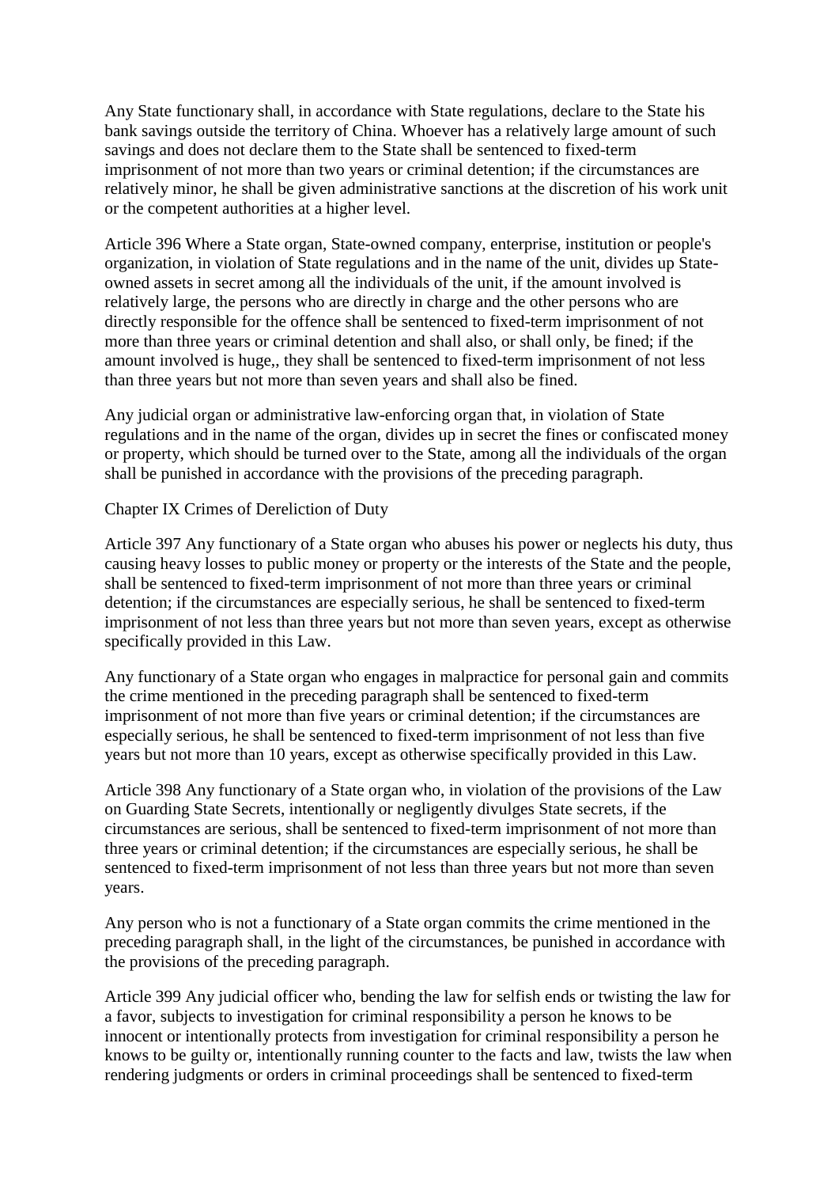Any State functionary shall, in accordance with State regulations, declare to the State his bank savings outside the territory of China. Whoever has a relatively large amount of such savings and does not declare them to the State shall be sentenced to fixed-term imprisonment of not more than two years or criminal detention; if the circumstances are relatively minor, he shall be given administrative sanctions at the discretion of his work unit or the competent authorities at a higher level.

Article 396 Where a State organ, State-owned company, enterprise, institution or people's organization, in violation of State regulations and in the name of the unit, divides up State-owned assets in secret among all the individuals of the unit, if the amount involved is relatively large, the persons who are directly in charge and the other persons who are directly responsible for the offence shall be sentenced to fixed-term imprisonment of not more than three years or criminal detention and shall also, or shall only, be fined; if the amount involved is huge,, they shall be sentenced to fixed-term imprisonment of not less than three years but not more than seven years and shall also be fined.

Any judicial organ or administrative law-enforcing organ that, in violation of State regulations and in the name of the organ, divides up in secret the fines or confiscated money or property, which should be turned over to the State, among all the individuals of the organ shall be punished in accordance with the provisions of the preceding paragraph.

## Chapter IX Crimes of Dereliction of Duty

Article 397 Any functionary of a State organ who abuses his power or neglects his duty, thus causing heavy losses to public money or property or the interests of the State and the people, shall be sentenced to fixed-term imprisonment of not more than three years or criminal detention; if the circumstances are especially serious, he shall be sentenced to fixed-term imprisonment of not less than three years but not more than seven years, except as otherwise specifically provided in this Law.

Any functionary of a State organ who engages in malpractice for personal gain and commits the crime mentioned in the preceding paragraph shall be sentenced to fixed-term imprisonment of not more than five years or criminal detention; if the circumstances are especially serious, he shall be sentenced to fixed-term imprisonment of not less than five years but not more than 10 years, except as otherwise specifically provided in this Law.

Article 398 Any functionary of a State organ who, in violation of the provisions of the Law on Guarding State Secrets, intentionally or negligently divulges State secrets, if the circumstances are serious, shall be sentenced to fixed-term imprisonment of not more than three years or criminal detention; if the circumstances are especially serious, he shall be sentenced to fixed-term imprisonment of not less than three years but not more than seven years.

Any person who is not a functionary of a State organ commits the crime mentioned in the preceding paragraph shall, in the light of the circumstances, be punished in accordance with the provisions of the preceding paragraph.

Article 399 Any judicial officer who, bending the law for selfish ends or twisting the law for a favor, subjects to investigation for criminal responsibility a person he knows to be innocent or intentionally protects from investigation for criminal responsibility a person he knows to be guilty or, intentionally running counter to the facts and law, twists the law when rendering judgments or orders in criminal proceedings shall be sentenced to fixed-term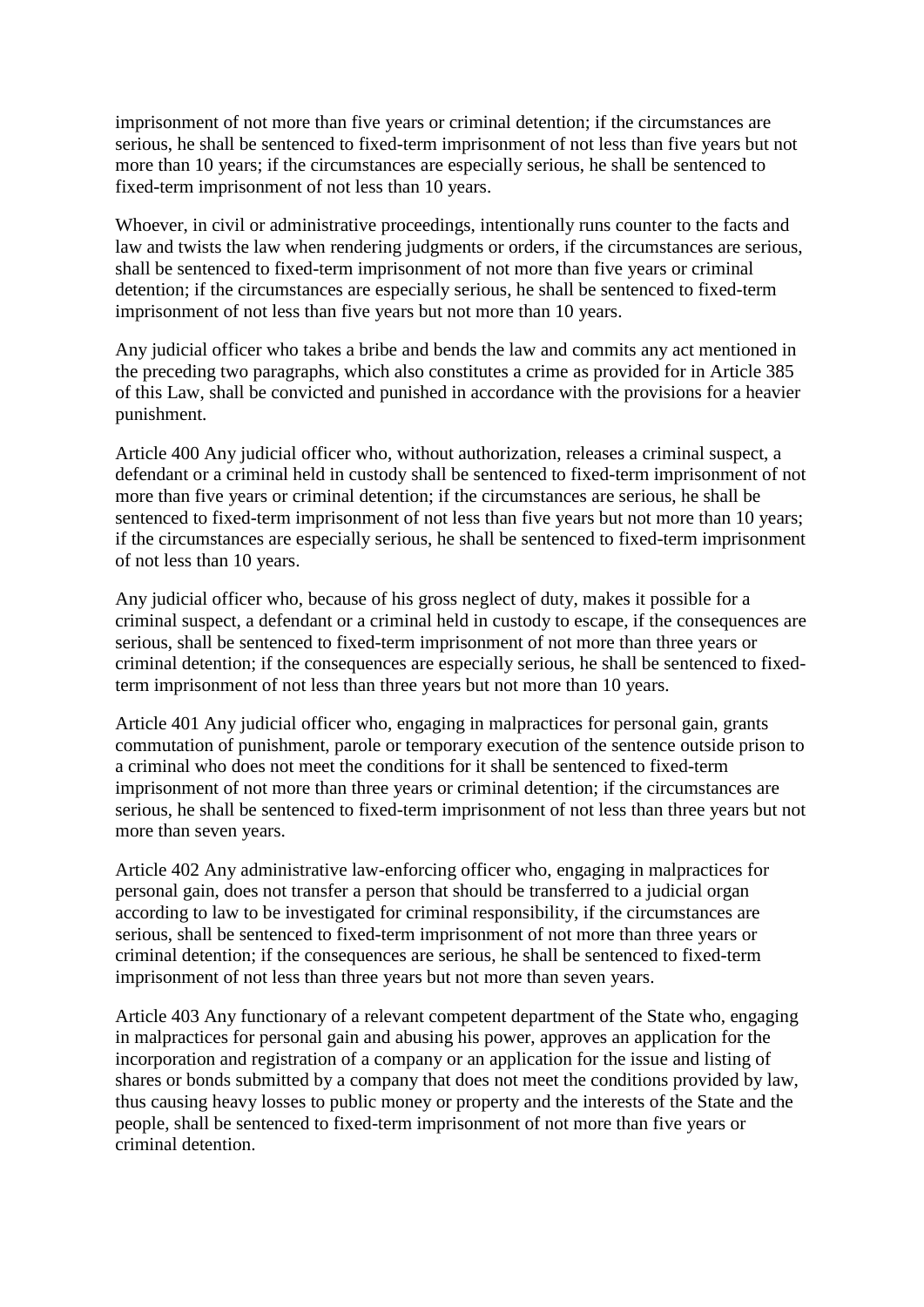imprisonment of not more than five years or criminal detention; if the circumstances are serious, he shall be sentenced to fixed-term imprisonment of not less than five years but not more than 10 years; if the circumstances are especially serious, he shall be sentenced to fixed-term imprisonment of not less than 10 years.

Whoever, in civil or administrative proceedings, intentionally runs counter to the facts and law and twists the law when rendering judgments or orders, if the circumstances are serious, shall be sentenced to fixed-term imprisonment of not more than five years or criminal detention; if the circumstances are especially serious, he shall be sentenced to fixed-term imprisonment of not less than five years but not more than 10 years.

Any judicial officer who takes a bribe and bends the law and commits any act mentioned in the preceding two paragraphs, which also constitutes a crime as provided for in Article 385 of this Law, shall be convicted and punished in accordance with the provisions for a heavier punishment.

Article 400 Any judicial officer who, without authorization, releases a criminal suspect, a defendant or a criminal held in custody shall be sentenced to fixed-term imprisonment of not more than five years or criminal detention; if the circumstances are serious, he shall be sentenced to fixed-term imprisonment of not less than five years but not more than 10 years; if the circumstances are especially serious, he shall be sentenced to fixed-term imprisonment of not less than 10 years.

Any judicial officer who, because of his gross neglect of duty, makes it possible for a criminal suspect, a defendant or a criminal held in custody to escape, if the consequences are serious, shall be sentenced to fixed-term imprisonment of not more than three years or criminal detention; if the consequences are especially serious, he shall be sentenced to fixed-term imprisonment of not less than three years but not more than 10 years.

Article 401 Any judicial officer who, engaging in malpractices for personal gain, grants commutation of punishment, parole or temporary execution of the sentence outside prison to a criminal who does not meet the conditions for it shall be sentenced to fixed-term imprisonment of not more than three years or criminal detention; if the circumstances are serious, he shall be sentenced to fixed-term imprisonment of not less than three years but not more than seven years.

Article 402 Any administrative law-enforcing officer who, engaging in malpractices for personal gain, does not transfer a person that should be transferred to a judicial organ according to law to be investigated for criminal responsibility, if the circumstances are serious, shall be sentenced to fixed-term imprisonment of not more than three years or criminal detention; if the consequences are serious, he shall be sentenced to fixed-term imprisonment of not less than three years but not more than seven years.

Article 403 Any functionary of a relevant competent department of the State who, engaging in malpractices for personal gain and abusing his power, approves an application for the incorporation and registration of a company or an application for the issue and listing of shares or bonds submitted by a company that does not meet the conditions provided by law, thus causing heavy losses to public money or property and the interests of the State and the people, shall be sentenced to fixed-term imprisonment of not more than five years or criminal detention.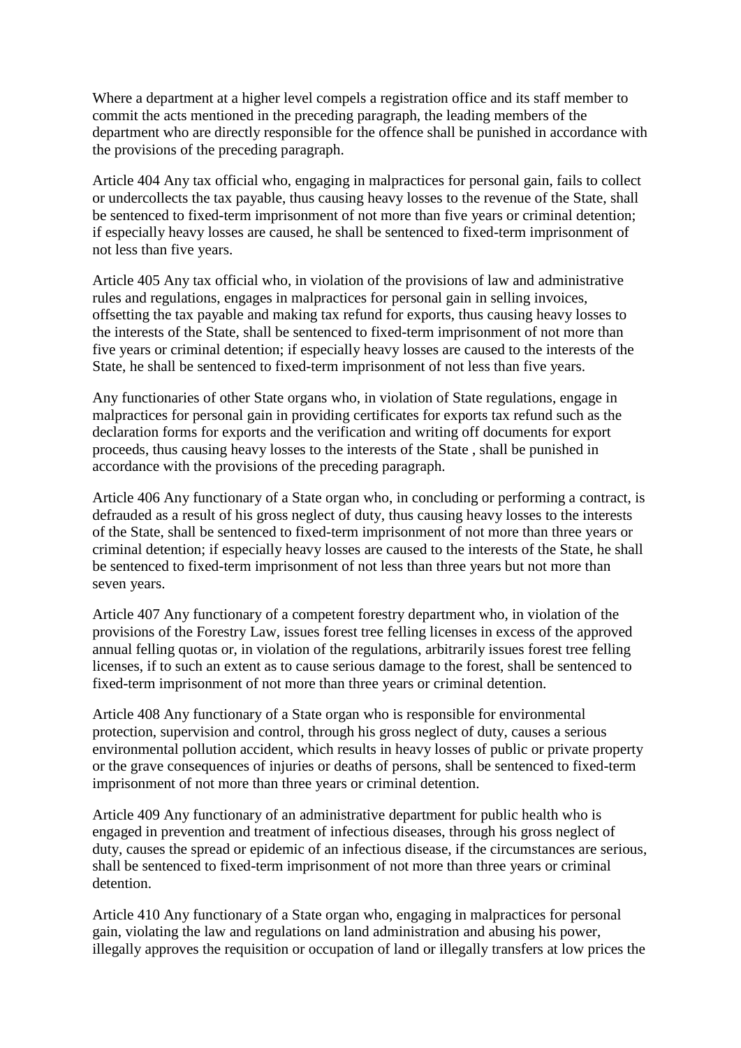Where a department at a higher level compels a registration office and its staff member to commit the acts mentioned in the preceding paragraph, the leading members of the department who are directly responsible for the offence shall be punished in accordance with the provisions of the preceding paragraph.

Article 404 Any tax official who, engaging in malpractices for personal gain, fails to collect or undercollects the tax payable, thus causing heavy losses to the revenue of the State, shall be sentenced to fixed-term imprisonment of not more than five years or criminal detention; if especially heavy losses are caused, he shall be sentenced to fixed-term imprisonment of not less than five years.

Article 405 Any tax official who, in violation of the provisions of law and administrative rules and regulations, engages in malpractices for personal gain in selling invoices, offsetting the tax payable and making tax refund for exports, thus causing heavy losses to the interests of the State, shall be sentenced to fixed-term imprisonment of not more than five years or criminal detention; if especially heavy losses are caused to the interests of the State, he shall be sentenced to fixed-term imprisonment of not less than five years.

Any functionaries of other State organs who, in violation of State regulations, engage in malpractices for personal gain in providing certificates for exports tax refund such as the declaration forms for exports and the verification and writing off documents for export proceeds, thus causing heavy losses to the interests of the State , shall be punished in accordance with the provisions of the preceding paragraph.

Article 406 Any functionary of a State organ who, in concluding or performing a contract, is defrauded as a result of his gross neglect of duty, thus causing heavy losses to the interests of the State, shall be sentenced to fixed-term imprisonment of not more than three years or criminal detention; if especially heavy losses are caused to the interests of the State, he shall be sentenced to fixed-term imprisonment of not less than three years but not more than seven years.

Article 407 Any functionary of a competent forestry department who, in violation of the provisions of the Forestry Law, issues forest tree felling licenses in excess of the approved annual felling quotas or, in violation of the regulations, arbitrarily issues forest tree felling licenses, if to such an extent as to cause serious damage to the forest, shall be sentenced to fixed-term imprisonment of not more than three years or criminal detention.

Article 408 Any functionary of a State organ who is responsible for environmental protection, supervision and control, through his gross neglect of duty, causes a serious environmental pollution accident, which results in heavy losses of public or private property or the grave consequences of injuries or deaths of persons, shall be sentenced to fixed-term imprisonment of not more than three years or criminal detention.

Article 409 Any functionary of an administrative department for public health who is engaged in prevention and treatment of infectious diseases, through his gross neglect of duty, causes the spread or epidemic of an infectious disease, if the circumstances are serious, shall be sentenced to fixed-term imprisonment of not more than three years or criminal detention.

Article 410 Any functionary of a State organ who, engaging in malpractices for personal gain, violating the law and regulations on land administration and abusing his power, illegally approves the requisition or occupation of land or illegally transfers at low prices the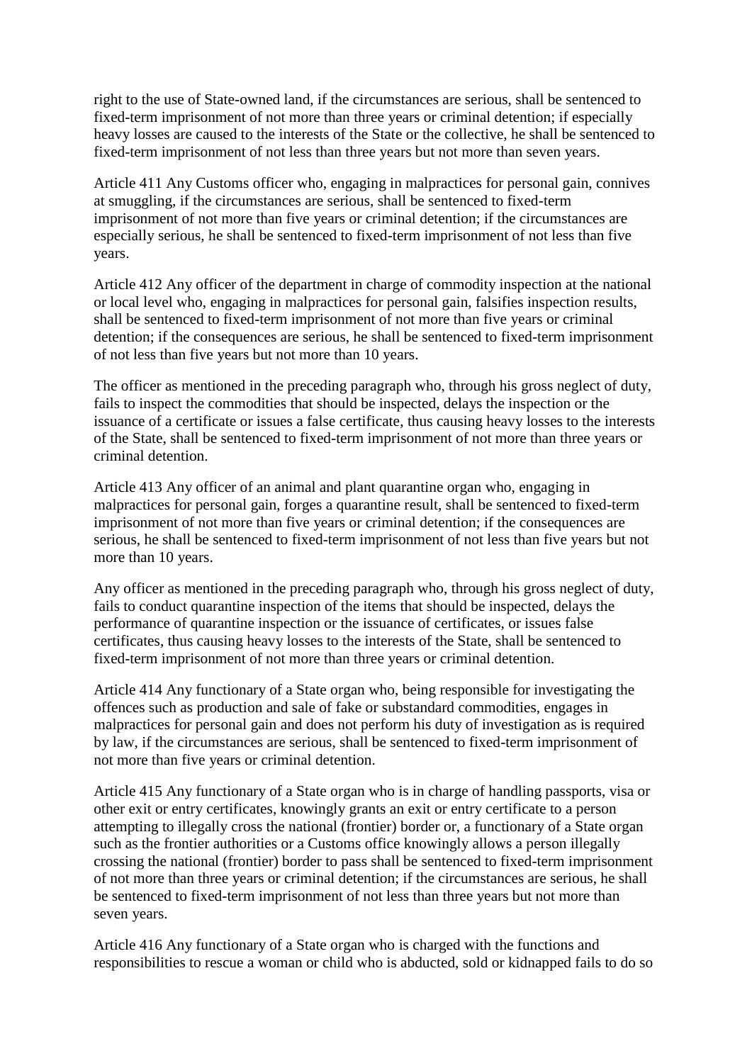right to the use of State-owned land, if the circumstances are serious, shall be sentenced to fixed-term imprisonment of not more than three years or criminal detention; if especially heavy losses are caused to the interests of the State or the collective, he shall be sentenced to fixed-term imprisonment of not less than three years but not more than seven years.

Article 411 Any Customs officer who, engaging in malpractices for personal gain, connives at smuggling, if the circumstances are serious, shall be sentenced to fixed-term imprisonment of not more than five years or criminal detention; if the circumstances are especially serious, he shall be sentenced to fixed-term imprisonment of not less than five years.

Article 412 Any officer of the department in charge of commodity inspection at the national or local level who, engaging in malpractices for personal gain, falsifies inspection results, shall be sentenced to fixed-term imprisonment of not more than five years or criminal detention; if the consequences are serious, he shall be sentenced to fixed-term imprisonment of not less than five years but not more than 10 years.

The officer as mentioned in the preceding paragraph who, through his gross neglect of duty, fails to inspect the commodities that should be inspected, delays the inspection or the issuance of a certificate or issues a false certificate, thus causing heavy losses to the interests of the State, shall be sentenced to fixed-term imprisonment of not more than three years or criminal detention.

Article 413 Any officer of an animal and plant quarantine organ who, engaging in malpractices for personal gain, forges a quarantine result, shall be sentenced to fixed-term imprisonment of not more than five years or criminal detention; if the consequences are serious, he shall be sentenced to fixed-term imprisonment of not less than five years but not more than 10 years.

Any officer as mentioned in the preceding paragraph who, through his gross neglect of duty, fails to conduct quarantine inspection of the items that should be inspected, delays the performance of quarantine inspection or the issuance of certificates, or issues false certificates, thus causing heavy losses to the interests of the State, shall be sentenced to fixed-term imprisonment of not more than three years or criminal detention.

Article 414 Any functionary of a State organ who, being responsible for investigating the offences such as production and sale of fake or substandard commodities, engages in malpractices for personal gain and does not perform his duty of investigation as is required by law, if the circumstances are serious, shall be sentenced to fixed-term imprisonment of not more than five years or criminal detention.

Article 415 Any functionary of a State organ who is in charge of handling passports, visa or other exit or entry certificates, knowingly grants an exit or entry certificate to a person attempting to illegally cross the national (frontier) border or, a functionary of a State organ such as the frontier authorities or a Customs office knowingly allows a person illegally crossing the national (frontier) border to pass shall be sentenced to fixed-term imprisonment of not more than three years or criminal detention; if the circumstances are serious, he shall be sentenced to fixed-term imprisonment of not less than three years but not more than seven years.

Article 416 Any functionary of a State organ who is charged with the functions and responsibilities to rescue a woman or child who is abducted, sold or kidnapped fails to do so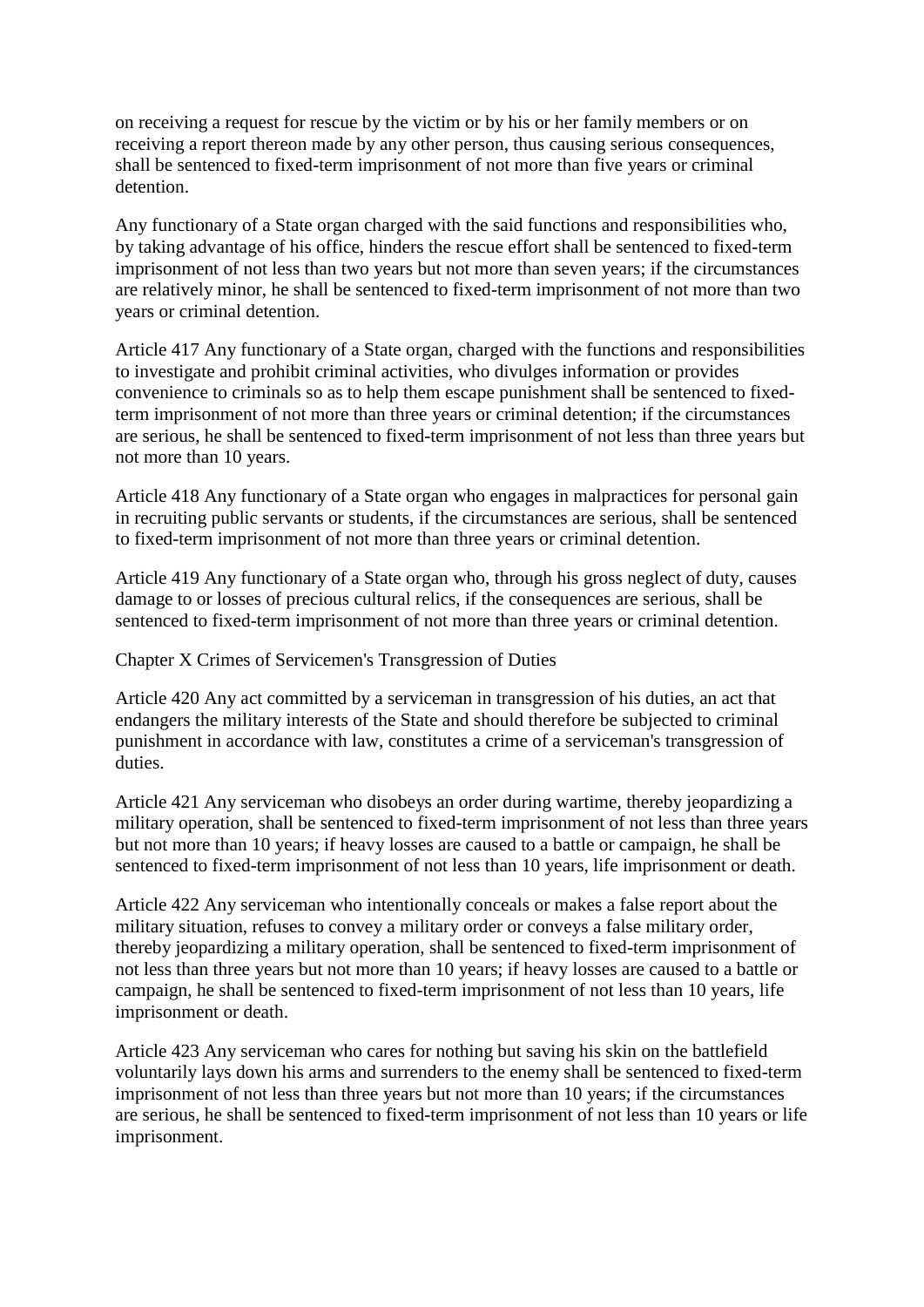on receiving a request for rescue by the victim or by his or her family members or on receiving a report thereon made by any other person, thus causing serious consequences, shall be sentenced to fixed-term imprisonment of not more than five years or criminal detention.

Any functionary of a State organ charged with the said functions and responsibilities who, by taking advantage of his office, hinders the rescue effort shall be sentenced to fixed-term imprisonment of not less than two years but not more than seven years; if the circumstances are relatively minor, he shall be sentenced to fixed-term imprisonment of not more than two years or criminal detention.

Article 417 Any functionary of a State organ, charged with the functions and responsibilities to investigate and prohibit criminal activities, who divulges information or provides convenience to criminals so as to help them escape punishment shall be sentenced to fixed-term imprisonment of not more than three years or criminal detention; if the circumstances are serious, he shall be sentenced to fixed-term imprisonment of not less than three years but not more than 10 years.

Article 418 Any functionary of a State organ who engages in malpractices for personal gain in recruiting public servants or students, if the circumstances are serious, shall be sentenced to fixed-term imprisonment of not more than three years or criminal detention.

Article 419 Any functionary of a State organ who, through his gross neglect of duty, causes damage to or losses of precious cultural relics, if the consequences are serious, shall be sentenced to fixed-term imprisonment of not more than three years or criminal detention.

Chapter X Crimes of Servicemen's Transgression of Duties

Article 420 Any act committed by a serviceman in transgression of his duties, an act that endangers the military interests of the State and should therefore be subjected to criminal punishment in accordance with law, constitutes a crime of a serviceman's transgression of duties.

Article 421 Any serviceman who disobeys an order during wartime, thereby jeopardizing a military operation, shall be sentenced to fixed-term imprisonment of not less than three years but not more than 10 years; if heavy losses are caused to a battle or campaign, he shall be sentenced to fixed-term imprisonment of not less than 10 years, life imprisonment or death.

Article 422 Any serviceman who intentionally conceals or makes a false report about the military situation, refuses to convey a military order or conveys a false military order, thereby jeopardizing a military operation, shall be sentenced to fixed-term imprisonment of not less than three years but not more than 10 years; if heavy losses are caused to a battle or campaign, he shall be sentenced to fixed-term imprisonment of not less than 10 years, life imprisonment or death.

Article 423 Any serviceman who cares for nothing but saving his skin on the battlefield voluntarily lays down his arms and surrenders to the enemy shall be sentenced to fixed-term imprisonment of not less than three years but not more than 10 years; if the circumstances are serious, he shall be sentenced to fixed-term imprisonment of not less than 10 years or life imprisonment.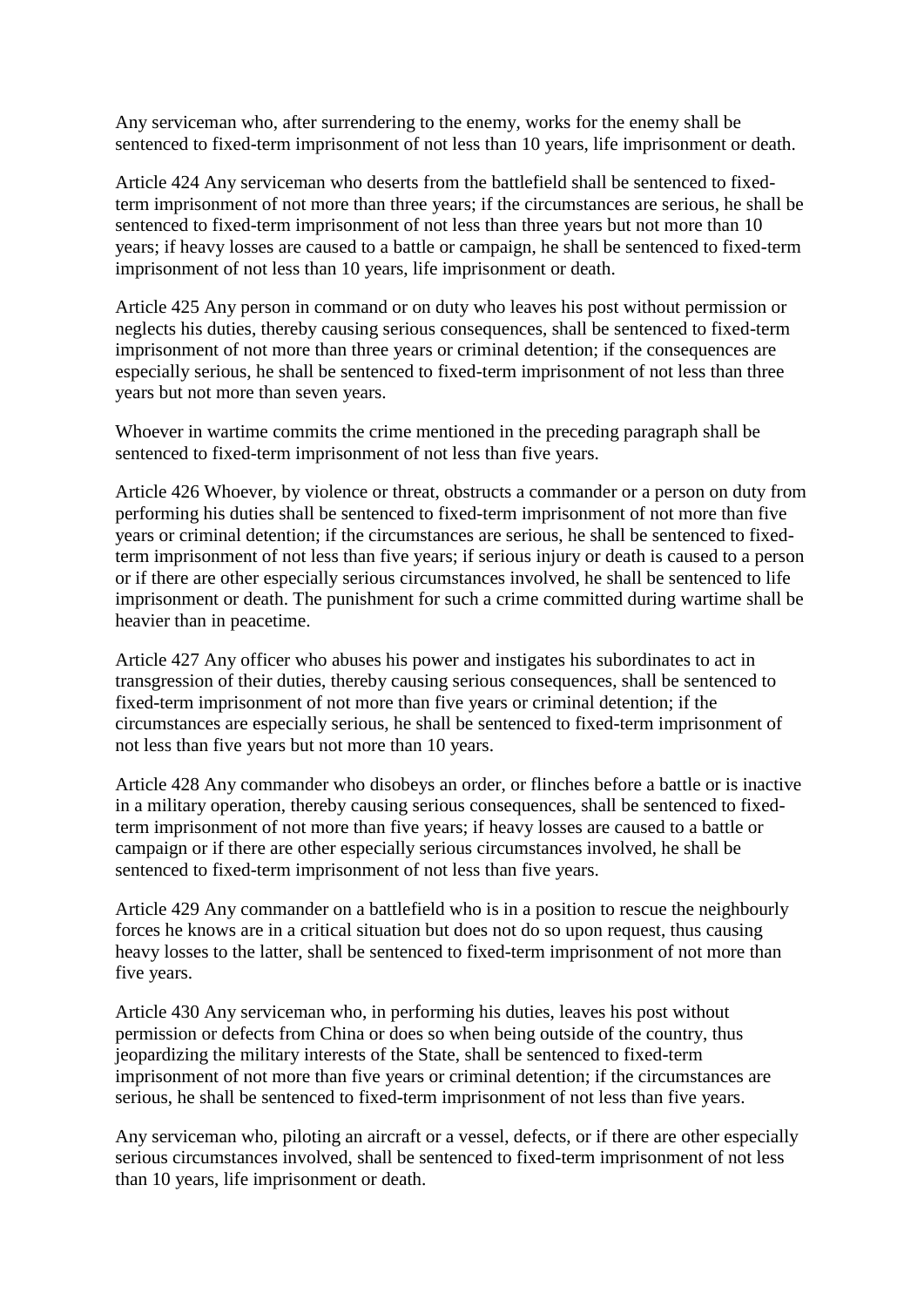Any serviceman who, after surrendering to the enemy, works for the enemy shall be sentenced to fixed-term imprisonment of not less than 10 years, life imprisonment or death.

Article 424 Any serviceman who deserts from the battlefield shall be sentenced to fixed-term imprisonment of not more than three years; if the circumstances are serious, he shall be sentenced to fixed-term imprisonment of not less than three years but not more than 10 years; if heavy losses are caused to a battle or campaign, he shall be sentenced to fixed-term imprisonment of not less than 10 years, life imprisonment or death.

Article 425 Any person in command or on duty who leaves his post without permission or neglects his duties, thereby causing serious consequences, shall be sentenced to fixed-term imprisonment of not more than three years or criminal detention; if the consequences are especially serious, he shall be sentenced to fixed-term imprisonment of not less than three years but not more than seven years.

Whoever in wartime commits the crime mentioned in the preceding paragraph shall be sentenced to fixed-term imprisonment of not less than five years.

Article 426 Whoever, by violence or threat, obstructs a commander or a person on duty from performing his duties shall be sentenced to fixed-term imprisonment of not more than five years or criminal detention; if the circumstances are serious, he shall be sentenced to fixed-term imprisonment of not less than five years; if serious injury or death is caused to a person or if there are other especially serious circumstances involved, he shall be sentenced to life imprisonment or death. The punishment for such a crime committed during wartime shall be heavier than in peacetime.

Article 427 Any officer who abuses his power and instigates his subordinates to act in transgression of their duties, thereby causing serious consequences, shall be sentenced to fixed-term imprisonment of not more than five years or criminal detention; if the circumstances are especially serious, he shall be sentenced to fixed-term imprisonment of not less than five years but not more than 10 years.

Article 428 Any commander who disobeys an order, or flinches before a battle or is inactive in a military operation, thereby causing serious consequences, shall be sentenced to fixed-term imprisonment of not more than five years; if heavy losses are caused to a battle or campaign or if there are other especially serious circumstances involved, he shall be sentenced to fixed-term imprisonment of not less than five years.

Article 429 Any commander on a battlefield who is in a position to rescue the neighbourly forces he knows are in a critical situation but does not do so upon request, thus causing heavy losses to the latter, shall be sentenced to fixed-term imprisonment of not more than five years.

Article 430 Any serviceman who, in performing his duties, leaves his post without permission or defects from China or does so when being outside of the country, thus jeopardizing the military interests of the State, shall be sentenced to fixed-term imprisonment of not more than five years or criminal detention; if the circumstances are serious, he shall be sentenced to fixed-term imprisonment of not less than five years.

Any serviceman who, piloting an aircraft or a vessel, defects, or if there are other especially serious circumstances involved, shall be sentenced to fixed-term imprisonment of not less than 10 years, life imprisonment or death.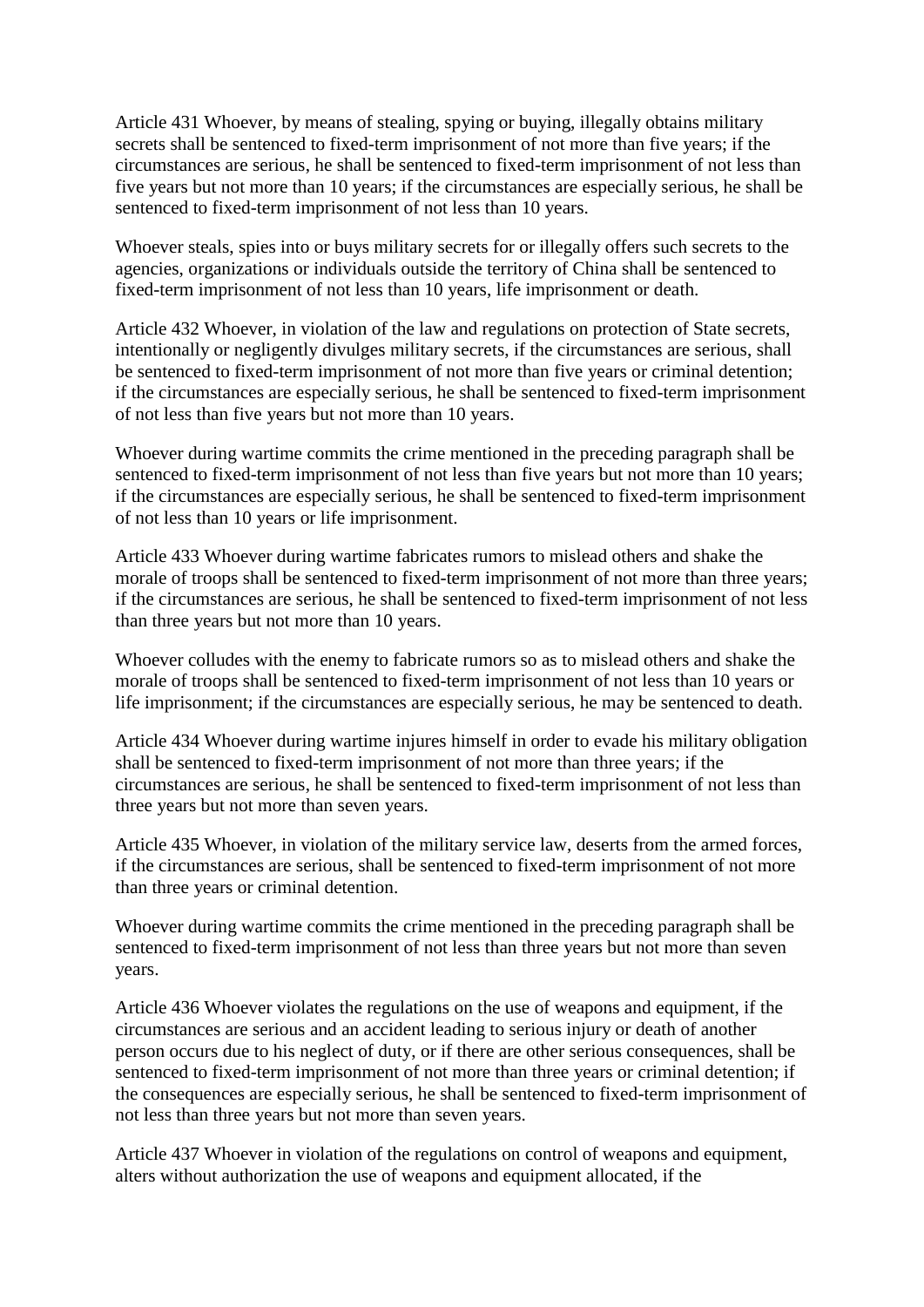Article 431 Whoever, by means of stealing, spying or buying, illegally obtains military secrets shall be sentenced to fixed-term imprisonment of not more than five years; if the circumstances are serious, he shall be sentenced to fixed-term imprisonment of not less than five years but not more than 10 years; if the circumstances are especially serious, he shall be sentenced to fixed-term imprisonment of not less than 10 years.

Whoever steals, spies into or buys military secrets for or illegally offers such secrets to the agencies, organizations or individuals outside the territory of China shall be sentenced to fixed-term imprisonment of not less than 10 years, life imprisonment or death.

Article 432 Whoever, in violation of the law and regulations on protection of State secrets, intentionally or negligently divulges military secrets, if the circumstances are serious, shall be sentenced to fixed-term imprisonment of not more than five years or criminal detention; if the circumstances are especially serious, he shall be sentenced to fixed-term imprisonment of not less than five years but not more than 10 years.

Whoever during wartime commits the crime mentioned in the preceding paragraph shall be sentenced to fixed-term imprisonment of not less than five years but not more than 10 years; if the circumstances are especially serious, he shall be sentenced to fixed-term imprisonment of not less than 10 years or life imprisonment.

Article 433 Whoever during wartime fabricates rumors to mislead others and shake the morale of troops shall be sentenced to fixed-term imprisonment of not more than three years; if the circumstances are serious, he shall be sentenced to fixed-term imprisonment of not less than three years but not more than 10 years.

Whoever colludes with the enemy to fabricate rumors so as to mislead others and shake the morale of troops shall be sentenced to fixed-term imprisonment of not less than 10 years or life imprisonment; if the circumstances are especially serious, he may be sentenced to death.

Article 434 Whoever during wartime injures himself in order to evade his military obligation shall be sentenced to fixed-term imprisonment of not more than three years; if the circumstances are serious, he shall be sentenced to fixed-term imprisonment of not less than three years but not more than seven years.

Article 435 Whoever, in violation of the military service law, deserts from the armed forces, if the circumstances are serious, shall be sentenced to fixed-term imprisonment of not more than three years or criminal detention.

Whoever during wartime commits the crime mentioned in the preceding paragraph shall be sentenced to fixed-term imprisonment of not less than three years but not more than seven years.

Article 436 Whoever violates the regulations on the use of weapons and equipment, if the circumstances are serious and an accident leading to serious injury or death of another person occurs due to his neglect of duty, or if there are other serious consequences, shall be sentenced to fixed-term imprisonment of not more than three years or criminal detention; if the consequences are especially serious, he shall be sentenced to fixed-term imprisonment of not less than three years but not more than seven years.

Article 437 Whoever in violation of the regulations on control of weapons and equipment, alters without authorization the use of weapons and equipment allocated, if the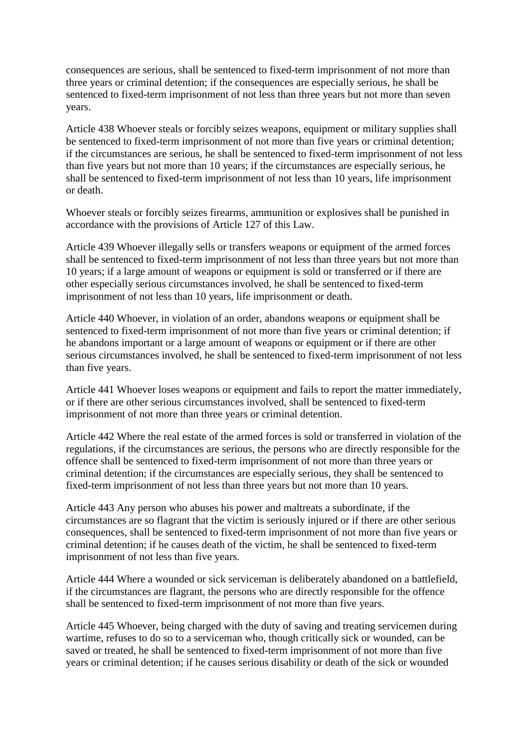consequences are serious, shall be sentenced to fixed-term imprisonment of not more than three years or criminal detention; if the consequences are especially serious, he shall be sentenced to fixed-term imprisonment of not less than three years but not more than seven years.

Article 438 Whoever steals or forcibly seizes weapons, equipment or military supplies shall be sentenced to fixed-term imprisonment of not more than five years or criminal detention; if the circumstances are serious, he shall be sentenced to fixed-term imprisonment of not less than five years but not more than 10 years; if the circumstances are especially serious, he shall be sentenced to fixed-term imprisonment of not less than 10 years, life imprisonment or death.

Whoever steals or forcibly seizes firearms, ammunition or explosives shall be punished in accordance with the provisions of Article 127 of this Law.

Article 439 Whoever illegally sells or transfers weapons or equipment of the armed forces shall be sentenced to fixed-term imprisonment of not less than three years but not more than 10 years; if a large amount of weapons or equipment is sold or transferred or if there are other especially serious circumstances involved, he shall be sentenced to fixed-term imprisonment of not less than 10 years, life imprisonment or death.

Article 440 Whoever, in violation of an order, abandons weapons or equipment shall be sentenced to fixed-term imprisonment of not more than five years or criminal detention; if he abandons important or a large amount of weapons or equipment or if there are other serious circumstances involved, he shall be sentenced to fixed-term imprisonment of not less than five years.

Article 441 Whoever loses weapons or equipment and fails to report the matter immediately, or if there are other serious circumstances involved, shall be sentenced to fixed-term imprisonment of not more than three years or criminal detention.

Article 442 Where the real estate of the armed forces is sold or transferred in violation of the regulations, if the circumstances are serious, the persons who are directly responsible for the offence shall be sentenced to fixed-term imprisonment of not more than three years or criminal detention; if the circumstances are especially serious, they shall be sentenced to fixed-term imprisonment of not less than three years but not more than 10 years.

Article 443 Any person who abuses his power and maltreats a subordinate, if the circumstances are so flagrant that the victim is seriously injured or if there are other serious consequences, shall be sentenced to fixed-term imprisonment of not more than five years or criminal detention; if he causes death of the victim, he shall be sentenced to fixed-term imprisonment of not less than five years.

Article 444 Where a wounded or sick serviceman is deliberately abandoned on a battlefield, if the circumstances are flagrant, the persons who are directly responsible for the offence shall be sentenced to fixed-term imprisonment of not more than five years.

Article 445 Whoever, being charged with the duty of saving and treating servicemen during wartime, refuses to do so to a serviceman who, though critically sick or wounded, can be saved or treated, he shall be sentenced to fixed-term imprisonment of not more than five years or criminal detention; if he causes serious disability or death of the sick or wounded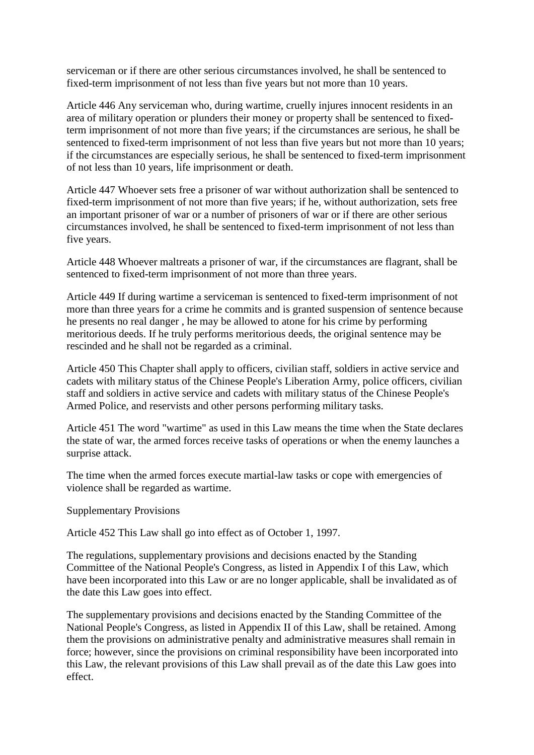serviceman or if there are other serious circumstances involved, he shall be sentenced to fixed-term imprisonment of not less than five years but not more than 10 years.

Article 446 Any serviceman who, during wartime, cruelly injures innocent residents in an area of military operation or plunders their money or property shall be sentenced to fixed-term imprisonment of not more than five years; if the circumstances are serious, he shall be sentenced to fixed-term imprisonment of not less than five years but not more than 10 years; if the circumstances are especially serious, he shall be sentenced to fixed-term imprisonment of not less than 10 years, life imprisonment or death.

Article 447 Whoever sets free a prisoner of war without authorization shall be sentenced to fixed-term imprisonment of not more than five years; if he, without authorization, sets free an important prisoner of war or a number of prisoners of war or if there are other serious circumstances involved, he shall be sentenced to fixed-term imprisonment of not less than five years.

Article 448 Whoever maltreats a prisoner of war, if the circumstances are flagrant, shall be sentenced to fixed-term imprisonment of not more than three years.

Article 449 If during wartime a serviceman is sentenced to fixed-term imprisonment of not more than three years for a crime he commits and is granted suspension of sentence because he presents no real danger , he may be allowed to atone for his crime by performing meritorious deeds. If he truly performs meritorious deeds, the original sentence may be rescinded and he shall not be regarded as a criminal.

Article 450 This Chapter shall apply to officers, civilian staff, soldiers in active service and cadets with military status of the Chinese People's Liberation Army, police officers, civilian staff and soldiers in active service and cadets with military status of the Chinese People's Armed Police, and reservists and other persons performing military tasks.

Article 451 The word "wartime" as used in this Law means the time when the State declares the state of war, the armed forces receive tasks of operations or when the enemy launches a surprise attack.

The time when the armed forces execute martial-law tasks or cope with emergencies of violence shall be regarded as wartime.

Supplementary Provisions

Article 452 This Law shall go into effect as of October 1, 1997.

The regulations, supplementary provisions and decisions enacted by the Standing Committee of the National People's Congress, as listed in Appendix I of this Law, which have been incorporated into this Law or are no longer applicable, shall be invalidated as of the date this Law goes into effect.

The supplementary provisions and decisions enacted by the Standing Committee of the National People's Congress, as listed in Appendix II of this Law, shall be retained. Among them the provisions on administrative penalty and administrative measures shall remain in force; however, since the provisions on criminal responsibility have been incorporated into this Law, the relevant provisions of this Law shall prevail as of the date this Law goes into effect.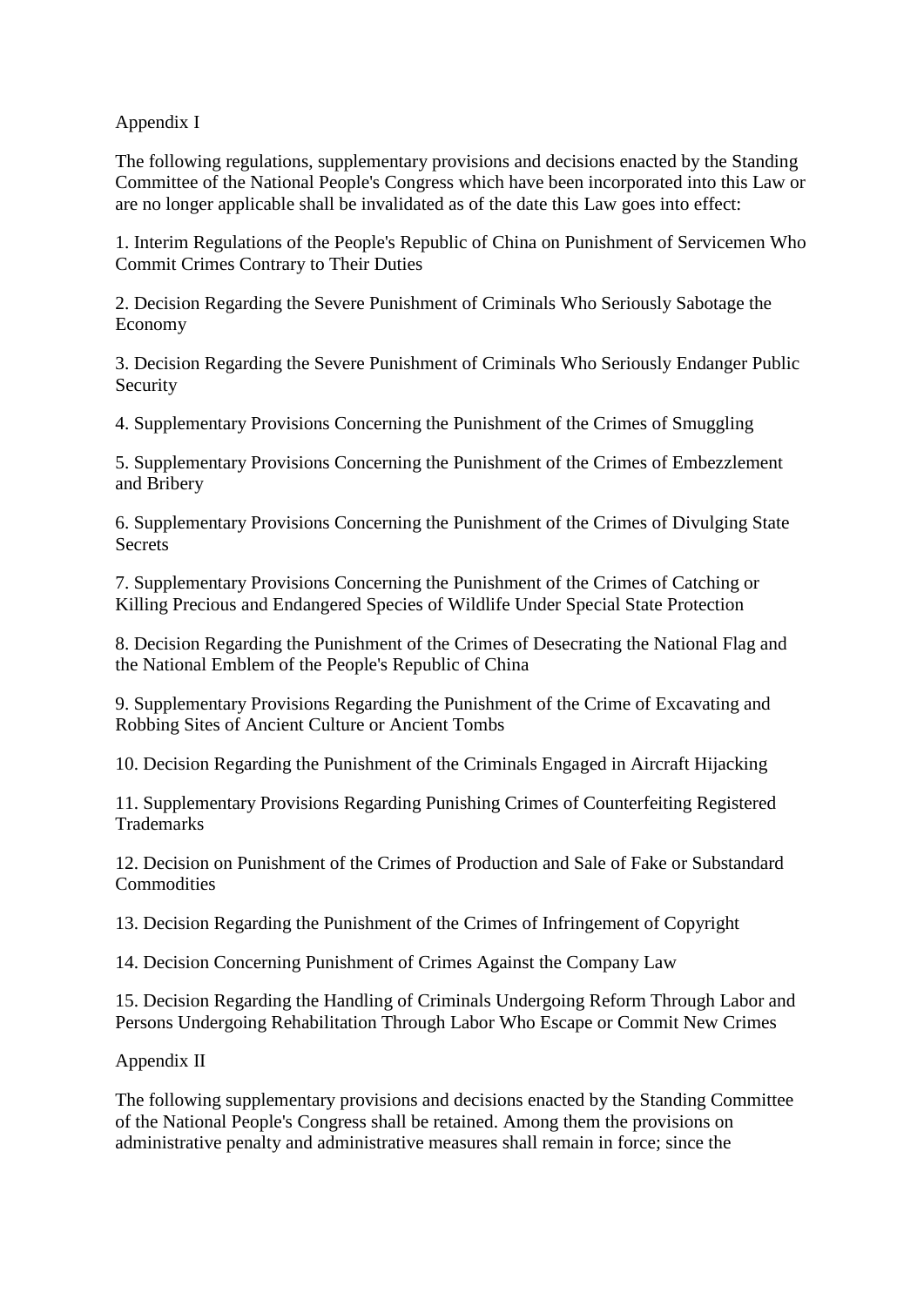## Appendix I

The following regulations, supplementary provisions and decisions enacted by the Standing Committee of the National People's Congress which have been incorporated into this Law or are no longer applicable shall be invalidated as of the date this Law goes into effect:

1. Interim Regulations of the People's Republic of China on Punishment of Servicemen Who Commit Crimes Contrary to Their Duties

2. Decision Regarding the Severe Punishment of Criminals Who Seriously Sabotage the Economy

3. Decision Regarding the Severe Punishment of Criminals Who Seriously Endanger Public Security

4. Supplementary Provisions Concerning the Punishment of the Crimes of Smuggling

5. Supplementary Provisions Concerning the Punishment of the Crimes of Embezzlement and Bribery

6. Supplementary Provisions Concerning the Punishment of the Crimes of Divulging State Secrets

7. Supplementary Provisions Concerning the Punishment of the Crimes of Catching or Killing Precious and Endangered Species of Wildlife Under Special State Protection

8. Decision Regarding the Punishment of the Crimes of Desecrating the National Flag and the National Emblem of the People's Republic of China

9. Supplementary Provisions Regarding the Punishment of the Crime of Excavating and Robbing Sites of Ancient Culture or Ancient Tombs

10. Decision Regarding the Punishment of the Criminals Engaged in Aircraft Hijacking

11. Supplementary Provisions Regarding Punishing Crimes of Counterfeiting Registered Trademarks

12. Decision on Punishment of the Crimes of Production and Sale of Fake or Substandard Commodities

13. Decision Regarding the Punishment of the Crimes of Infringement of Copyright

14. Decision Concerning Punishment of Crimes Against the Company Law

15. Decision Regarding the Handling of Criminals Undergoing Reform Through Labor and Persons Undergoing Rehabilitation Through Labor Who Escape or Commit New Crimes

## Appendix II

The following supplementary provisions and decisions enacted by the Standing Committee of the National People's Congress shall be retained. Among them the provisions on administrative penalty and administrative measures shall remain in force; since the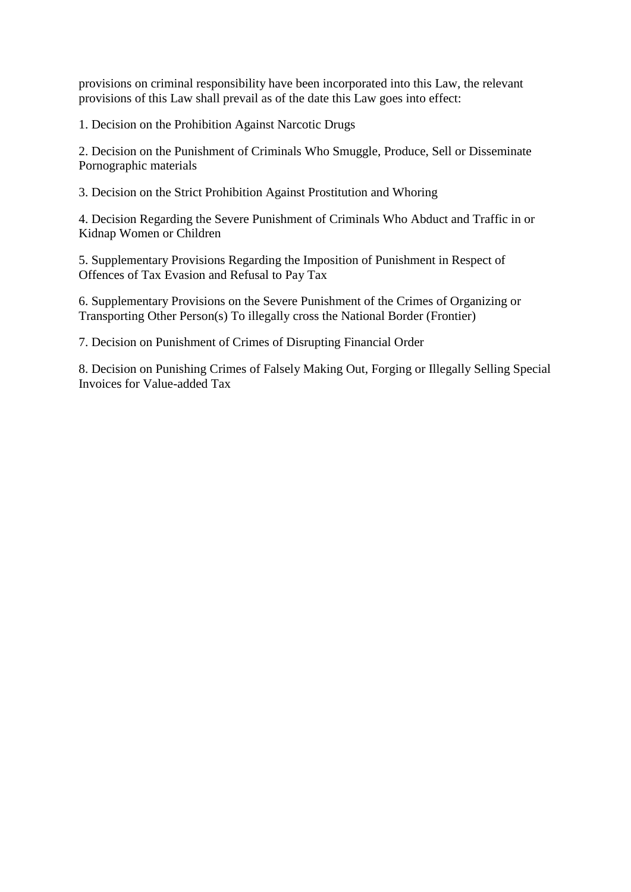provisions on criminal responsibility have been incorporated into this Law, the relevant provisions of this Law shall prevail as of the date this Law goes into effect:

1. Decision on the Prohibition Against Narcotic Drugs

2. Decision on the Punishment of Criminals Who Smuggle, Produce, Sell or Disseminate Pornographic materials

3. Decision on the Strict Prohibition Against Prostitution and Whoring

4. Decision Regarding the Severe Punishment of Criminals Who Abduct and Traffic in or Kidnap Women or Children

5. Supplementary Provisions Regarding the Imposition of Punishment in Respect of Offences of Tax Evasion and Refusal to Pay Tax

6. Supplementary Provisions on the Severe Punishment of the Crimes of Organizing or Transporting Other Person(s) To illegally cross the National Border (Frontier)

7. Decision on Punishment of Crimes of Disrupting Financial Order

8. Decision on Punishing Crimes of Falsely Making Out, Forging or Illegally Selling Special Invoices for Value-added Tax